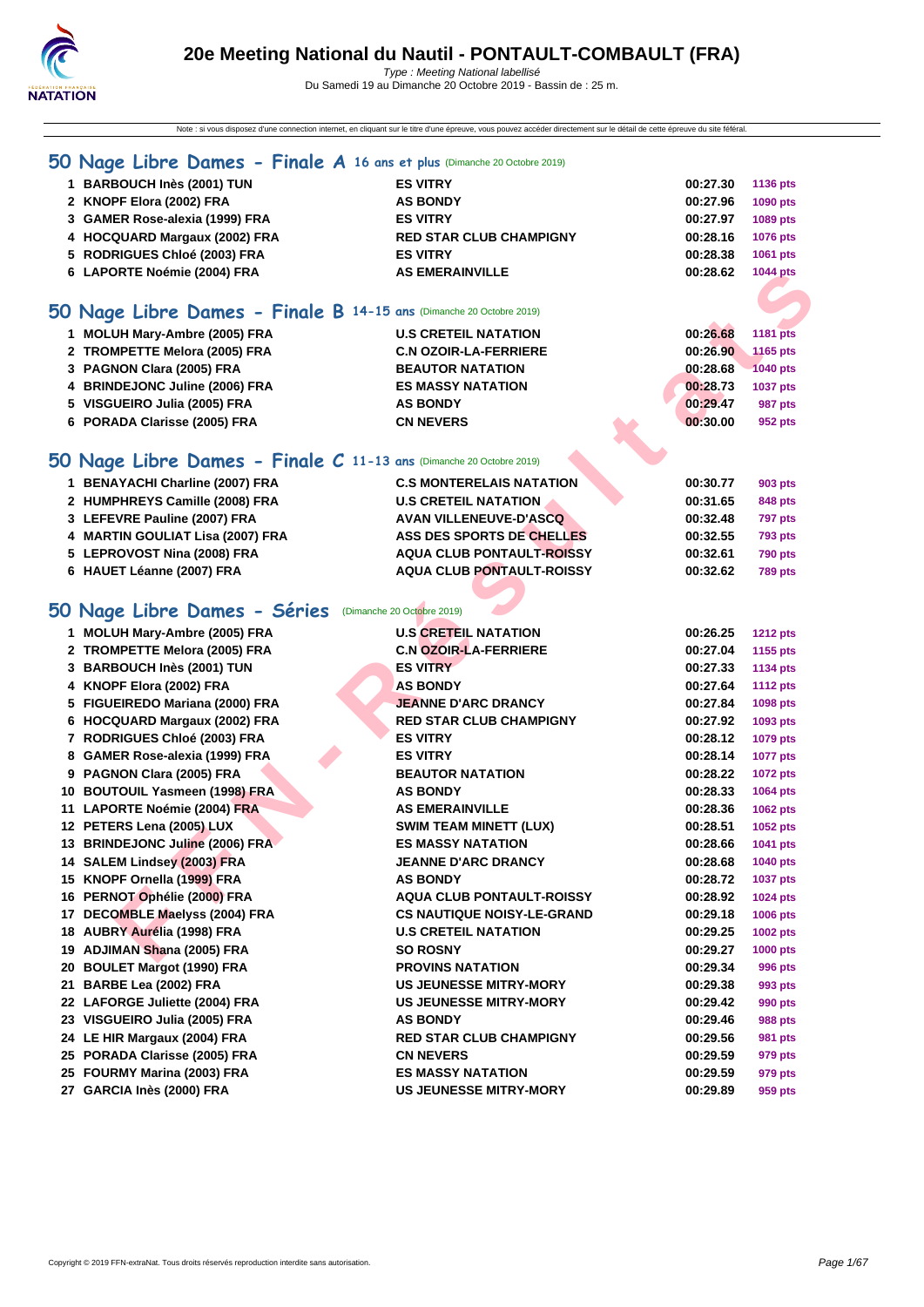# 20e Meeting National du Nautil - PONTAULT-COMBAULT (FRA)

*Type : Meeting National labellisé*

Du Samedi 19 au Dimanche 20 Octobre 2019 - Bassin de : 25 m.

Note : si vous disposez d'une connection internet, en cliquant sur le titre d'une épreuve, vous pouvez accéder directement sur le détail de cette épreuve du site féféral.

## 50 Nage Libre Dames - Finale A 16 ans et plus (Dimanche 20 Octobre 2019)

| | Nom | Club | Temps | Points |
|---|---|---|---|---|
| 1 | BARBOUCH Inès (2001) TUN | ES VITRY | 00:27.30 | 1136 pts |
| 2 | KNOPF Elora (2002) FRA | AS BONDY | 00:27.96 | 1090 pts |
| 3 | GAMER Rose-alexia (1999) FRA | ES VITRY | 00:27.97 | 1089 pts |
| 4 | HOCQUARD Margaux (2002) FRA | RED STAR CLUB CHAMPIGNY | 00:28.16 | 1076 pts |
| 5 | RODRIGUES Chloé (2003) FRA | ES VITRY | 00:28.38 | 1061 pts |
| 6 | LAPORTE Noémie (2004) FRA | AS EMERAINVILLE | 00:28.62 | 1044 pts |

## 50 Nage Libre Dames - Finale B 14-15 ans (Dimanche 20 Octobre 2019)

| | Nom | Club | Temps | Points |
|---|---|---|---|---|
| 1 | MOLUH Mary-Ambre (2005) FRA | U.S CRETEIL NATATION | 00:26.68 | 1181 pts |
| 2 | TROMPETTE Melora (2005) FRA | C.N OZOIR-LA-FERRIERE | 00:26.90 | 1165 pts |
| 3 | PAGNON Clara (2005) FRA | BEAUTOR NATATION | 00:28.68 | 1040 pts |
| 4 | BRINDEJONC Juline (2006) FRA | ES MASSY NATATION | 00:28.73 | 1037 pts |
| 5 | VISGUEIRO Julia (2005) FRA | AS BONDY | 00:29.47 | 987 pts |
| 6 | PORADA Clarisse (2005) FRA | CN NEVERS | 00:30.00 | 952 pts |

## 50 Nage Libre Dames - Finale C 11-13 ans (Dimanche 20 Octobre 2019)

| | Nom | Club | Temps | Points |
|---|---|---|---|---|
| 1 | BENAYACHI Charline (2007) FRA | C.S MONTERELAIS NATATION | 00:30.77 | 903 pts |
| 2 | HUMPHREYS Camille (2008) FRA | U.S CRETEIL NATATION | 00:31.65 | 848 pts |
| 3 | LEFEVRE Pauline (2007) FRA | AVAN VILLENEUVE-D'ASCQ | 00:32.48 | 797 pts |
| 4 | MARTIN GOULIAT Lisa (2007) FRA | ASS DES SPORTS DE CHELLES | 00:32.55 | 793 pts |
| 5 | LEPROVOST Nina (2008) FRA | AQUA CLUB PONTAULT-ROISSY | 00:32.61 | 790 pts |
| 6 | HAUET Léanne (2007) FRA | AQUA CLUB PONTAULT-ROISSY | 00:32.62 | 789 pts |

## 50 Nage Libre Dames - Séries (Dimanche 20 Octobre 2019)

| | Nom | Club | Temps | Points |
|---|---|---|---|---|
| 1 | MOLUH Mary-Ambre (2005) FRA | U.S CRETEIL NATATION | 00:26.25 | 1212 pts |
| 2 | TROMPETTE Melora (2005) FRA | C.N OZOIR-LA-FERRIERE | 00:27.04 | 1155 pts |
| 3 | BARBOUCH Inès (2001) TUN | ES VITRY | 00:27.33 | 1134 pts |
| 4 | KNOPF Elora (2002) FRA | AS BONDY | 00:27.64 | 1112 pts |
| 5 | FIGUEIREDO Mariana (2000) FRA | JEANNE D'ARC DRANCY | 00:27.84 | 1098 pts |
| 6 | HOCQUARD Margaux (2002) FRA | RED STAR CLUB CHAMPIGNY | 00:27.92 | 1093 pts |
| 7 | RODRIGUES Chloé (2003) FRA | ES VITRY | 00:28.12 | 1079 pts |
| 8 | GAMER Rose-alexia (1999) FRA | ES VITRY | 00:28.14 | 1077 pts |
| 9 | PAGNON Clara (2005) FRA | BEAUTOR NATATION | 00:28.22 | 1072 pts |
| 10 | BOUTOUIL Yasmeen (1998) FRA | AS BONDY | 00:28.33 | 1064 pts |
| 11 | LAPORTE Noémie (2004) FRA | AS EMERAINVILLE | 00:28.36 | 1062 pts |
| 12 | PETERS Lena (2005) LUX | SWIM TEAM MINETT (LUX) | 00:28.51 | 1052 pts |
| 13 | BRINDEJONC Juline (2006) FRA | ES MASSY NATATION | 00:28.66 | 1041 pts |
| 14 | SALEM Lindsey (2003) FRA | JEANNE D'ARC DRANCY | 00:28.68 | 1040 pts |
| 15 | KNOPF Ornella (1999) FRA | AS BONDY | 00:28.72 | 1037 pts |
| 16 | PERNOT Ophélie (2000) FRA | AQUA CLUB PONTAULT-ROISSY | 00:28.92 | 1024 pts |
| 17 | DECOMBLE Maelyss (2004) FRA | CS NAUTIQUE NOISY-LE-GRAND | 00:29.18 | 1006 pts |
| 18 | AUBRY Aurélia (1998) FRA | U.S CRETEIL NATATION | 00:29.25 | 1002 pts |
| 19 | ADJIMAN Shana (2005) FRA | SO ROSNY | 00:29.27 | 1000 pts |
| 20 | BOULET Margot (1990) FRA | PROVINS NATATION | 00:29.34 | 996 pts |
| 21 | BARBE Lea (2002) FRA | US JEUNESSE MITRY-MORY | 00:29.38 | 993 pts |
| 22 | LAFORGE Juliette (2004) FRA | US JEUNESSE MITRY-MORY | 00:29.42 | 990 pts |
| 23 | VISGUEIRO Julia (2005) FRA | AS BONDY | 00:29.46 | 988 pts |
| 24 | LE HIR Margaux (2004) FRA | RED STAR CLUB CHAMPIGNY | 00:29.56 | 981 pts |
| 25 | PORADA Clarisse (2005) FRA | CN NEVERS | 00:29.59 | 979 pts |
| 25 | FOURMY Marina (2003) FRA | ES MASSY NATATION | 00:29.59 | 979 pts |
| 27 | GARCIA Inès (2000) FRA | US JEUNESSE MITRY-MORY | 00:29.89 | 959 pts |

Copyright © 2019 FFN-extraNat. Tous droits réservés reproduction interdite sans autorisation.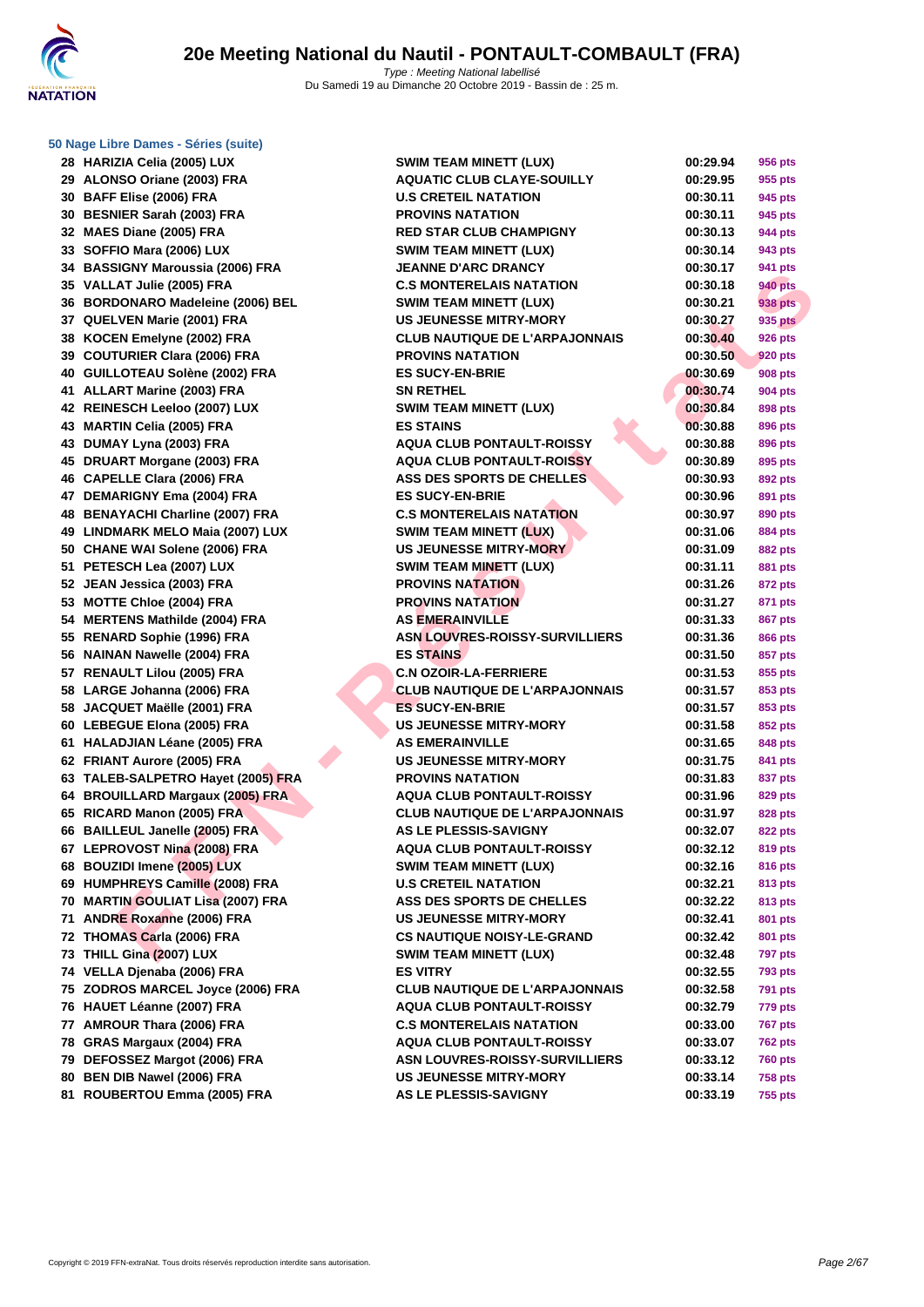### 50 Nage Libre Dames - Séries (suite)

| | | | | |
|---|---|---|---|---|
| 28 | HARIZIA Celia (2005) LUX | SWIM TEAM MINETT (LUX) | 00:29.94 | 956 pts |
| 29 | ALONSO Oriane (2003) FRA | AQUATIC CLUB CLAYE-SOUILLY | 00:29.95 | 955 pts |
| 30 | BAFF Elise (2006) FRA | U.S CRETEIL NATATION | 00:30.11 | 945 pts |
| 30 | BESNIER Sarah (2003) FRA | PROVINS NATATION | 00:30.11 | 945 pts |
| 32 | MAES Diane (2005) FRA | RED STAR CLUB CHAMPIGNY | 00:30.13 | 944 pts |
| 33 | SOFFIO Mara (2006) LUX | SWIM TEAM MINETT (LUX) | 00:30.14 | 943 pts |
| 34 | BASSIGNY Maroussia (2006) FRA | JEANNE D'ARC DRANCY | 00:30.17 | 941 pts |
| 35 | VALLAT Julie (2005) FRA | C.S MONTERELAIS NATATION | 00:30.18 | 940 pts |
| 36 | BORDONARO Madeleine (2006) BEL | SWIM TEAM MINETT (LUX) | 00:30.21 | 938 pts |
| 37 | QUELVEN Marie (2001) FRA | US JEUNESSE MITRY-MORY | 00:30.27 | 935 pts |
| 38 | KOCEN Emelyne (2002) FRA | CLUB NAUTIQUE DE L'ARPAJONNAIS | 00:30.40 | 926 pts |
| 39 | COUTURIER Clara (2006) FRA | PROVINS NATATION | 00:30.50 | 920 pts |
| 40 | GUILLOTEAU Solène (2002) FRA | ES SUCY-EN-BRIE | 00:30.69 | 908 pts |
| 41 | ALLART Marine (2003) FRA | SN RETHEL | 00:30.74 | 904 pts |
| 42 | REINESCH Leeloo (2007) LUX | SWIM TEAM MINETT (LUX) | 00:30.84 | 898 pts |
| 43 | MARTIN Celia (2005) FRA | ES STAINS | 00:30.88 | 896 pts |
| 43 | DUMAY Lyna (2003) FRA | AQUA CLUB PONTAULT-ROISSY | 00:30.88 | 896 pts |
| 45 | DRUART Morgane (2003) FRA | AQUA CLUB PONTAULT-ROISSY | 00:30.89 | 895 pts |
| 46 | CAPELLE Clara (2006) FRA | ASS DES SPORTS DE CHELLES | 00:30.93 | 892 pts |
| 47 | DEMARIGNY Ema (2004) FRA | ES SUCY-EN-BRIE | 00:30.96 | 891 pts |
| 48 | BENAYACHI Charline (2007) FRA | C.S MONTERELAIS NATATION | 00:30.97 | 890 pts |
| 49 | LINDMARK MELO Maia (2007) LUX | SWIM TEAM MINETT (LUX) | 00:31.06 | 884 pts |
| 50 | CHANE WAI Solene (2006) FRA | US JEUNESSE MITRY-MORY | 00:31.09 | 882 pts |
| 51 | PETESCH Lea (2007) LUX | SWIM TEAM MINETT (LUX) | 00:31.11 | 881 pts |
| 52 | JEAN Jessica (2003) FRA | PROVINS NATATION | 00:31.26 | 872 pts |
| 53 | MOTTE Chloe (2004) FRA | PROVINS NATATION | 00:31.27 | 871 pts |
| 54 | MERTENS Mathilde (2004) FRA | AS EMERAINVILLE | 00:31.33 | 867 pts |
| 55 | RENARD Sophie (1996) FRA | ASN LOUVRES-ROISSY-SURVILLIERS | 00:31.36 | 866 pts |
| 56 | NAINAN Nawelle (2004) FRA | ES STAINS | 00:31.50 | 857 pts |
| 57 | RENAULT Lilou (2005) FRA | C.N OZOIR-LA-FERRIERE | 00:31.53 | 855 pts |
| 58 | LARGE Johanna (2006) FRA | CLUB NAUTIQUE DE L'ARPAJONNAIS | 00:31.57 | 853 pts |
| 58 | JACQUET Maëlle (2001) FRA | ES SUCY-EN-BRIE | 00:31.57 | 853 pts |
| 60 | LEBEGUE Elona (2005) FRA | US JEUNESSE MITRY-MORY | 00:31.58 | 852 pts |
| 61 | HALADJIAN Léane (2005) FRA | AS EMERAINVILLE | 00:31.65 | 848 pts |
| 62 | FRIANT Aurore (2005) FRA | US JEUNESSE MITRY-MORY | 00:31.75 | 841 pts |
| 63 | TALEB-SALPETRO Hayet (2005) FRA | PROVINS NATATION | 00:31.83 | 837 pts |
| 64 | BROUILLARD Margaux (2005) FRA | AQUA CLUB PONTAULT-ROISSY | 00:31.96 | 829 pts |
| 65 | RICARD Manon (2005) FRA | CLUB NAUTIQUE DE L'ARPAJONNAIS | 00:31.97 | 828 pts |
| 66 | BAILLEUL Janelle (2005) FRA | AS LE PLESSIS-SAVIGNY | 00:32.07 | 822 pts |
| 67 | LEPROVOST Nina (2008) FRA | AQUA CLUB PONTAULT-ROISSY | 00:32.12 | 819 pts |
| 68 | BOUZIDI Imene (2005) LUX | SWIM TEAM MINETT (LUX) | 00:32.16 | 816 pts |
| 69 | HUMPHREYS Camille (2008) FRA | U.S CRETEIL NATATION | 00:32.21 | 813 pts |
| 70 | MARTIN FOULIAT Lisa (2007) FRA | ASS DES SPORTS DE CHELLES | 00:32.22 | 813 pts |
| 71 | ANDRE Roxanne (2006) FRA | US JEUNESSE MITRY-MORY | 00:32.41 | 801 pts |
| 72 | THOMAS Carla (2006) FRA | CS NAUTIQUE NOISY-LE-GRAND | 00:32.42 | 801 pts |
| 73 | THILL Gina (2007) LUX | SWIM TEAM MINETT (LUX) | 00:32.48 | 797 pts |
| 74 | VELLA Djenaba (2006) FRA | ES VITRY | 00:32.55 | 793 pts |
| 75 | ZODROS MARCEL Joyce (2006) FRA | CLUB NAUTIQUE DE L'ARPAJONNAIS | 00:32.58 | 791 pts |
| 76 | HAUET Léanne (2007) FRA | AQUA CLUB PONTAULT-ROISSY | 00:32.79 | 779 pts |
| 77 | AMROUR Thara (2006) FRA | C.S MONTERELAIS NATATION | 00:33.00 | 767 pts |
| 78 | GRAS Margaux (2004) FRA | AQUA CLUB PONTAULT-ROISSY | 00:33.07 | 762 pts |
| 79 | DEFOSSEZ Margot (2006) FRA | ASN LOUVRES-ROISSY-SURVILLIERS | 00:33.12 | 760 pts |
| 80 | BEN DIB Nawel (2006) FRA | US JEUNESSE MITRY-MORY | 00:33.14 | 758 pts |
| 81 | ROUBERTOU Emma (2005) FRA | AS LE PLESSIS-SAVIGNY | 00:33.19 | 755 pts |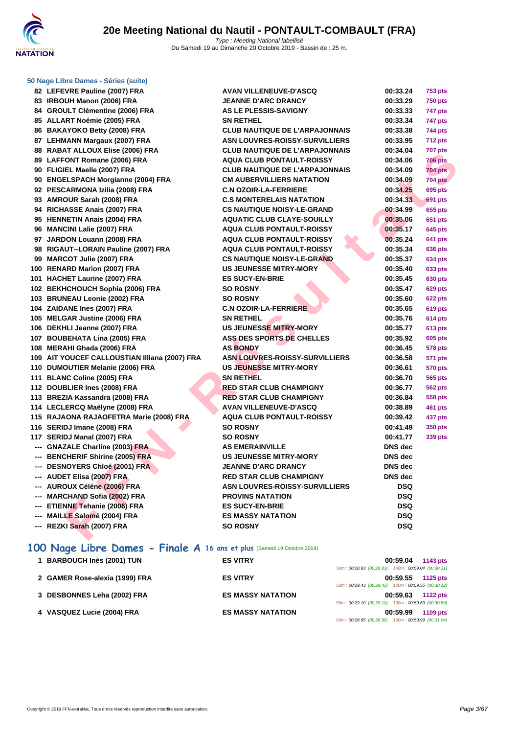### 50 Nage Libre Dames - Séries (suite)

| | | | | |
|---|---|---|---|---|
| 82 | LEFEVRE Pauline (2007) FRA | AVAN VILLENEUVE-D'ASCQ | 00:33.24 | 753 pts |
| 83 | IRBOUH Manon (2006) FRA | JEANNE D'ARC DRANCY | 00:33.29 | 750 pts |
| 84 | GROULT Clémentine (2006) FRA | AS LE PLESSIS-SAVIGNY | 00:33.33 | 747 pts |
| 85 | ALLART Noémie (2005) FRA | SN RETHEL | 00:33.34 | 747 pts |
| 86 | BAKAYOKO Betty (2008) FRA | CLUB NAUTIQUE DE L'ARPAJONNAIS | 00:33.38 | 744 pts |
| 87 | LEHMANN Margaux (2007) FRA | ASN LOUVRES-ROISSY-SURVILLIERS | 00:33.95 | 712 pts |
| 88 | RABAT ALLOUX Elise (2006) FRA | CLUB NAUTIQUE DE L'ARPAJONNAIS | 00:34.04 | 707 pts |
| 89 | LAFFONT Romane (2006) FRA | AQUA CLUB PONTAULT-ROISSY | 00:34.06 | 706 pts |
| 90 | FLIGIEL Maelle (2007) FRA | CLUB NAUTIQUE DE L'ARPAJONNAIS | 00:34.09 | 704 pts |
| 90 | ENGELSPACH Morgianne (2004) FRA | CM AUBERVILLIERS NATATION | 00:34.09 | 704 pts |
| 92 | PESCARMONA Izilia (2008) FRA | C.N OZOIR-LA-FERRIERE | 00:34.25 | 695 pts |
| 93 | AMROUR Sarah (2008) FRA | C.S MONTERELAIS NATATION | 00:34.33 | 691 pts |
| 94 | RICHASSE Anais (2007) FRA | CS NAUTIQUE NOISY-LE-GRAND | 00:34.99 | 655 pts |
| 95 | HENNETIN Anais (2004) FRA | AQUATIC CLUB CLAYE-SOUILLY | 00:35.06 | 651 pts |
| 96 | MANCINI Lalie (2007) FRA | AQUA CLUB PONTAULT-ROISSY | 00:35.17 | 645 pts |
| 97 | JARDON Louann (2008) FRA | AQUA CLUB PONTAULT-ROISSY | 00:35.24 | 641 pts |
| 98 | RIGAUT--LORAIN Pauline (2007) FRA | AQUA CLUB PONTAULT-ROISSY | 00:35.34 | 636 pts |
| 99 | MARCOT Julie (2007) FRA | CS NAUTIQUE NOISY-LE-GRAND | 00:35.37 | 634 pts |
| 100 | RENARD Marion (2007) FRA | US JEUNESSE MITRY-MORY | 00:35.40 | 633 pts |
| 101 | HACHET Laurine (2007) FRA | ES SUCY-EN-BRIE | 00:35.45 | 630 pts |
| 102 | BEKHCHOUCH Sophia (2006) FRA | SO ROSNY | 00:35.47 | 629 pts |
| 103 | BRUNEAU Leonie (2002) FRA | SO ROSNY | 00:35.60 | 622 pts |
| 104 | ZAIDANE Ines (2007) FRA | C.N OZOIR-LA-FERRIERE | 00:35.65 | 619 pts |
| 105 | MELGAR Justine (2006) FRA | SN RETHEL | 00:35.76 | 614 pts |
| 106 | DEKHLI Jeanne (2007) FRA | US JEUNESSE MITRY-MORY | 00:35.77 | 613 pts |
| 107 | BOUBEHATA Lina (2005) FRA | ASS DES SPORTS DE CHELLES | 00:35.92 | 605 pts |
| 108 | MERAHI Ghada (2006) FRA | AS BONDY | 00:36.45 | 578 pts |
| 109 | AIT YOUCEF CALLOUSTIAN Illiana (2007) FRA | ASN LOUVRES-ROISSY-SURVILLIERS | 00:36.58 | 571 pts |
| 110 | DUMOUTIER Melanie (2006) FRA | US JEUNESSE MITRY-MORY | 00:36.61 | 570 pts |
| 111 | BLANC Coline (2005) FRA | SN RETHEL | 00:36.70 | 565 pts |
| 112 | DOUBLIER Ines (2008) FRA | RED STAR CLUB CHAMPIGNY | 00:36.77 | 562 pts |
| 113 | BREZIA Kassandra (2008) FRA | RED STAR CLUB CHAMPIGNY | 00:36.84 | 558 pts |
| 114 | LECLERCQ Maëlyne (2008) FRA | AVAN VILLENEUVE-D'ASCQ | 00:38.89 | 461 pts |
| 115 | RAJAONA RAJAOFETRA Marie (2008) FRA | AQUA CLUB PONTAULT-ROISSY | 00:39.42 | 437 pts |
| 116 | SERIDJ Imane (2008) FRA | SO ROSNY | 00:41.49 | 350 pts |
| 117 | SERIDJ Manal (2007) FRA | SO ROSNY | 00:41.77 | 339 pts |
| --- | GNAZALE Charline (2003) FRA | AS EMERAINVILLE | DNS dec | |
| --- | BENCHERIF Shirine (2005) FRA | US JEUNESSE MITRY-MORY | DNS dec | |
| --- | DESNOYERS Chloé (2001) FRA | JEANNE D'ARC DRANCY | DNS dec | |
| --- | AUDET Elisa (2007) FRA | RED STAR CLUB CHAMPIGNY | DNS dec | |
| --- | AUROUX Céléne (2006) FRA | ASN LOUVRES-ROISSY-SURVILLIERS | DSQ | |
| --- | MARCHAND Sofia (2002) FRA | PROVINS NATATION | DSQ | |
| --- | ETIENNE Tehanie (2006) FRA | ES SUCY-EN-BRIE | DSQ | |
| --- | MAILLE Salomé (2004) FRA | ES MASSY NATATION | DSQ | |
| --- | REZKI Sarah (2007) FRA | SO ROSNY | DSQ | |

## 100 Nage Libre Dames - Finale A 16 ans et plus (Samedi 19 Octobre 2019)

| | | | | |
|---|---|---|---|---|
| 1 | BARBOUCH Inès (2001) TUN | ES VITRY | 00:59.04<br>50m : 00:28.83 (00:28.83) 100m : 00:59.04 (00:30.21) | 1143 pts |
| 2 | GAMER Rose-alexia (1999) FRA | ES VITRY | 00:59.55<br>50m : 00:29.43 (00:29.43) 100m : 00:59.55 (00:30.12) | 1125 pts |
| 3 | DESBONNES Leha (2002) FRA | ES MASSY NATATION | 00:59.63<br>50m : 00:29.10 (00:29.10) 100m : 00:59.63 (00:30.53) | 1122 pts |
| 4 | VASQUEZ Lucie (2004) FRA | ES MASSY NATATION | 00:59.99<br>50m : 00:28.95 (00:28.95) 100m : 00:59.99 (00:31.04) | 1109 pts |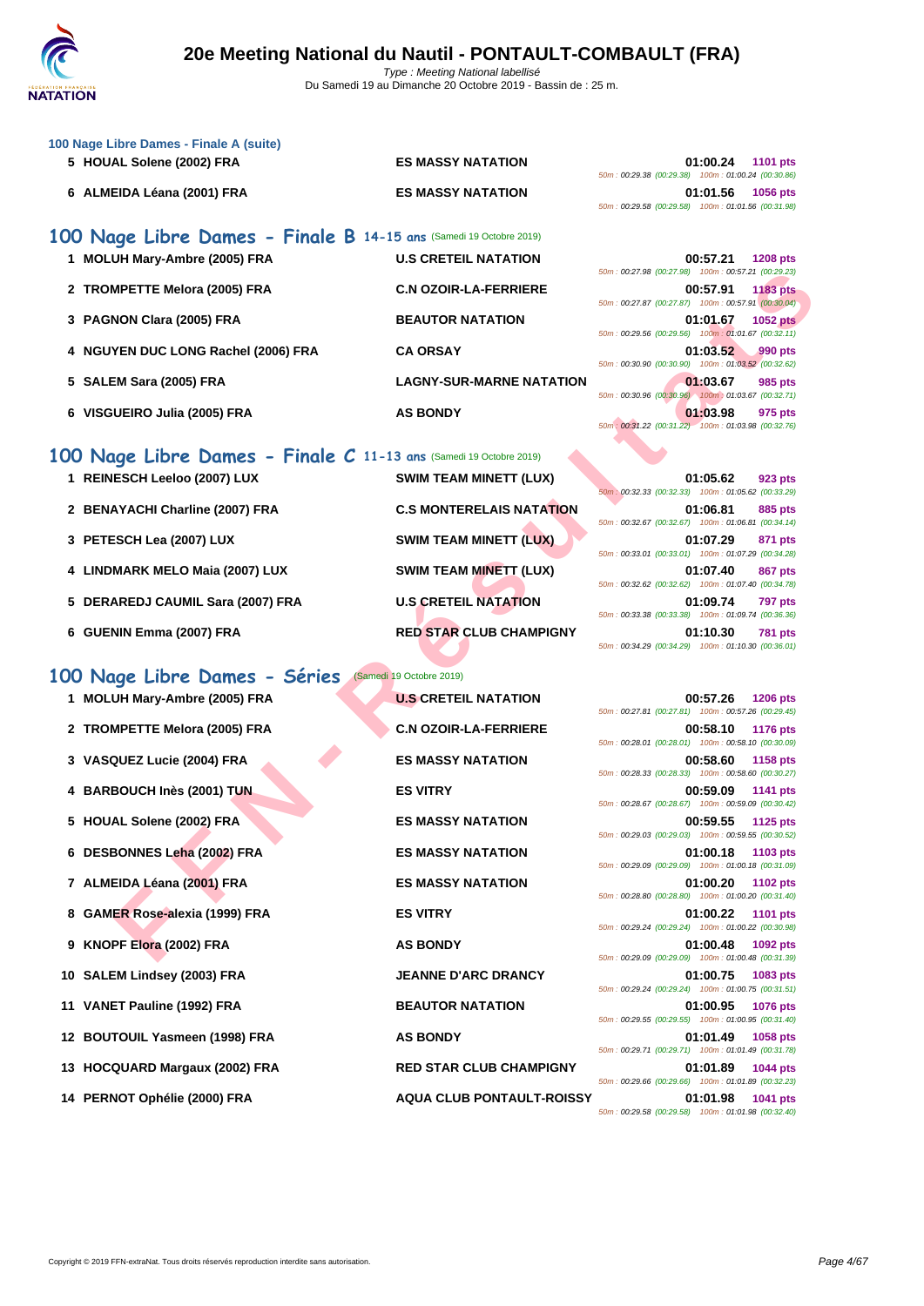### 100 Nage Libre Dames - Finale A (suite)

| Rang | Nom | Club | Temps | Points | Splits |
|---|---|---|---|---|---|
| 5 | HOUAL Solene (2002) FRA | ES MASSY NATATION | 01:00.24 | 1101 pts | 50m : 00:29.38 (00:29.38) 100m : 01:00.24 (00:30.86) |
| 6 | ALMEIDA Léana (2001) FRA | ES MASSY NATATION | 01:01.56 | 1056 pts | 50m : 00:29.58 (00:29.58) 100m : 01:01.56 (00:31.98) |

## 100 Nage Libre Dames - Finale B 14-15 ans (Samedi 19 Octobre 2019)

| Rang | Nom | Club | Temps | Points | Splits |
|---|---|---|---|---|---|
| 1 | MOLUH Mary-Ambre (2005) FRA | U.S CRETEIL NATATION | 00:57.21 | 1208 pts | 50m : 00:27.98 (00:27.98) 100m : 00:57.21 (00:29.23) |
| 2 | TROMPETTE Melora (2005) FRA | C.N OZOIR-LA-FERRIERE | 00:57.91 | 1183 pts | 50m : 00:27.87 (00:27.87) 100m : 00:57.91 (00:30.04) |
| 3 | PAGNON Clara (2005) FRA | BEAUTOR NATATION | 01:01.67 | 1052 pts | 50m : 00:29.56 (00:29.56) 100m : 01:01.67 (00:32.11) |
| 4 | NGUYEN DUC LONG Rachel (2006) FRA | CA ORSAY | 01:03.52 | 990 pts | 50m : 00:30.90 (00:30.90) 100m : 01:03.52 (00:32.62) |
| 5 | SALEM Sara (2005) FRA | LAGNY-SUR-MARNE NATATION | 01:03.67 | 985 pts | 50m : 00:30.96 (00:30.96) 100m : 01:03.67 (00:32.71) |
| 6 | VISGUEIRO Julia (2005) FRA | AS BONDY | 01:03.98 | 975 pts | 50m : 00:31.22 (00:31.22) 100m : 01:03.98 (00:32.76) |

## 100 Nage Libre Dames - Finale C 11-13 ans (Samedi 19 Octobre 2019)

| Rang | Nom | Club | Temps | Points | Splits |
|---|---|---|---|---|---|
| 1 | REINESCH Leeloo (2007) LUX | SWIM TEAM MINETT (LUX) | 01:05.62 | 923 pts | 50m : 00:32.33 (00:32.33) 100m : 01:05.62 (00:33.29) |
| 2 | BENAYACHI Charline (2007) FRA | C.S MONTERELAIS NATATION | 01:06.81 | 885 pts | 50m : 00:32.67 (00:32.67) 100m : 01:06.81 (00:34.14) |
| 3 | PETESCH Lea (2007) LUX | SWIM TEAM MINETT (LUX) | 01:07.29 | 871 pts | 50m : 00:33.01 (00:33.01) 100m : 01:07.29 (00:34.28) |
| 4 | LINDMARK MELO Maia (2007) LUX | SWIM TEAM MINETT (LUX) | 01:07.40 | 867 pts | 50m : 00:32.62 (00:32.62) 100m : 01:07.40 (00:34.78) |
| 5 | DERAREDJ CAUMIL Sara (2007) FRA | U.S CRETEIL NATATION | 01:09.74 | 797 pts | 50m : 00:33.38 (00:33.38) 100m : 01:09.74 (00:36.36) |
| 6 | GUENIN Emma (2007) FRA | RED STAR CLUB CHAMPIGNY | 01:10.30 | 781 pts | 50m : 00:34.29 (00:34.29) 100m : 01:10.30 (00:36.01) |

## 100 Nage Libre Dames - Séries (Samedi 19 Octobre 2019)

| Rang | Nom | Club | Temps | Points | Splits |
|---|---|---|---|---|---|
| 1 | MOLUH Mary-Ambre (2005) FRA | U.S CRETEIL NATATION | 00:57.26 | 1206 pts | 50m : 00:27.81 (00:27.81) 100m : 00:57.26 (00:29.45) |
| 2 | TROMPETTE Melora (2005) FRA | C.N OZOIR-LA-FERRIERE | 00:58.10 | 1176 pts | 50m : 00:28.01 (00:28.01) 100m : 00:58.10 (00:30.09) |
| 3 | VASQUEZ Lucie (2004) FRA | ES MASSY NATATION | 00:58.60 | 1158 pts | 50m : 00:28.33 (00:28.33) 100m : 00:58.60 (00:30.27) |
| 4 | BARBOUCH Inès (2001) TUN | ES VITRY | 00:59.09 | 1141 pts | 50m : 00:28.67 (00:28.67) 100m : 00:59.09 (00:30.42) |
| 5 | HOUAL Solene (2002) FRA | ES MASSY NATATION | 00:59.55 | 1125 pts | 50m : 00:29.03 (00:29.03) 100m : 00:59.55 (00:30.52) |
| 6 | DESBONNES Leha (2002) FRA | ES MASSY NATATION | 01:00.18 | 1103 pts | 50m : 00:29.09 (00:29.09) 100m : 01:00.18 (00:31.09) |
| 7 | ALMEIDA Léana (2001) FRA | ES MASSY NATATION | 01:00.20 | 1102 pts | 50m : 00:28.80 (00:28.80) 100m : 01:00.20 (00:31.40) |
| 8 | GAMER Rose-alexia (1999) FRA | ES VITRY | 01:00.22 | 1101 pts | 50m : 00:29.24 (00:29.24) 100m : 01:00.22 (00:30.98) |
| 9 | KNOPF Elora (2002) FRA | AS BONDY | 01:00.48 | 1092 pts | 50m : 00:29.09 (00:29.09) 100m : 01:00.48 (00:31.39) |
| 10 | SALEM Lindsey (2003) FRA | JEANNE D'ARC DRANCY | 01:00.75 | 1083 pts | 50m : 00:29.24 (00:29.24) 100m : 01:00.75 (00:31.51) |
| 11 | VANET Pauline (1992) FRA | BEAUTOR NATATION | 01:00.95 | 1076 pts | 50m : 00:29.55 (00:29.55) 100m : 01:00.95 (00:31.40) |
| 12 | BOUTOUIL Yasmeen (1998) FRA | AS BONDY | 01:01.49 | 1058 pts | 50m : 00:29.71 (00:29.71) 100m : 01:01.49 (00:31.78) |
| 13 | HOCQUARD Margaux (2002) FRA | RED STAR CLUB CHAMPIGNY | 01:01.89 | 1044 pts | 50m : 00:29.66 (00:29.66) 100m : 01:01.89 (00:32.23) |
| 14 | PERNOT Ophélie (2000) FRA | AQUA CLUB PONTAULT-ROISSY | 01:01.98 | 1041 pts | 50m : 00:29.58 (00:29.58) 100m : 01:01.98 (00:32.40) |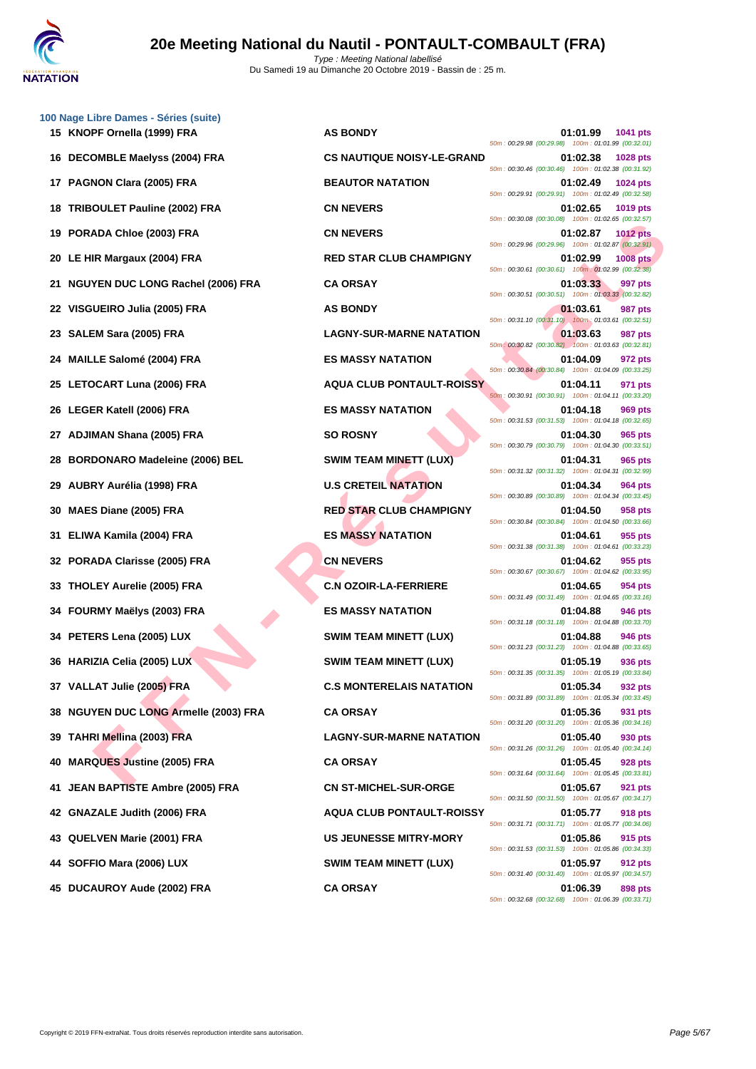# 20e Meeting National du Nautil - PONTAULT-COMBAULT (FRA)

Type : Meeting National labellisé
Du Samedi 19 au Dimanche 20 Octobre 2019 - Bassin de : 25 m.

### 100 Nage Libre Dames - Séries (suite)

| Rang | Nom | Club | Temps | Points | Splits |
|---|---|---|---|---|---|
| 15 | KNOPF Ornella (1999) FRA | AS BONDY | 01:01.99 | 1041 pts | 50m : 00:29.98 (00:29.98) 100m : 01:01.99 (00:32.01) |
| 16 | DECOMBLE Maelyss (2004) FRA | CS NAUTIQUE NOISY-LE-GRAND | 01:02.38 | 1028 pts | 50m : 00:30.46 (00:30.46) 100m : 01:02.38 (00:31.92) |
| 17 | PAGNON Clara (2005) FRA | BEAUTOR NATATION | 01:02.49 | 1024 pts | 50m : 00:29.91 (00:29.91) 100m : 01:02.49 (00:32.58) |
| 18 | TRIBOULET Pauline (2002) FRA | CN NEVERS | 01:02.65 | 1019 pts | 50m : 00:30.08 (00:30.08) 100m : 01:02.65 (00:32.57) |
| 19 | PORADA Chloe (2003) FRA | CN NEVERS | 01:02.87 | 1012 pts | 50m : 00:29.96 (00:29.96) 100m : 01:02.87 (00:32.91) |
| 20 | LE HIR Margaux (2004) FRA | RED STAR CLUB CHAMPIGNY | 01:02.99 | 1008 pts | 50m : 00:30.61 (00:30.61) 100m : 01:02.99 (00:32.38) |
| 21 | NGUYEN DUC LONG Rachel (2006) FRA | CA ORSAY | 01:03.33 | 997 pts | 50m : 00:30.51 (00:30.51) 100m : 01:03.33 (00:32.82) |
| 22 | VISGUEIRO Julia (2005) FRA | AS BONDY | 01:03.61 | 987 pts | 50m : 00:31.10 (00:31.10) 100m : 01:03.61 (00:32.51) |
| 23 | SALEM Sara (2005) FRA | LAGNY-SUR-MARNE NATATION | 01:03.63 | 987 pts | 50m : 00:30.82 (00:30.82) 100m : 01:03.63 (00:32.81) |
| 24 | MAILLE Salomé (2004) FRA | ES MASSY NATATION | 01:04.09 | 972 pts | 50m : 00:30.84 (00:30.84) 100m : 01:04.09 (00:33.25) |
| 25 | LETOCART Luna (2006) FRA | AQUA CLUB PONTAULT-ROISSY | 01:04.11 | 971 pts | 50m : 00:30.91 (00:30.91) 100m : 01:04.11 (00:33.20) |
| 26 | LEGER Katell (2006) FRA | ES MASSY NATATION | 01:04.18 | 969 pts | 50m : 00:31.53 (00:31.53) 100m : 01:04.18 (00:32.65) |
| 27 | ADJIMAN Shana (2005) FRA | SO ROSNY | 01:04.30 | 965 pts | 50m : 00:30.79 (00:30.79) 100m : 01:04.30 (00:33.51) |
| 28 | BORDONARO Madeleine (2006) BEL | SWIM TEAM MINETT (LUX) | 01:04.31 | 965 pts | 50m : 00:31.32 (00:31.32) 100m : 01:04.31 (00:32.99) |
| 29 | AUBRY Aurélia (1998) FRA | U.S CRETEIL NATATION | 01:04.34 | 964 pts | 50m : 00:30.89 (00:30.89) 100m : 01:04.34 (00:33.45) |
| 30 | MAES Diane (2005) FRA | RED STAR CLUB CHAMPIGNY | 01:04.50 | 958 pts | 50m : 00:30.84 (00:30.84) 100m : 01:04.50 (00:33.66) |
| 31 | ELIWA Kamila (2004) FRA | ES MASSY NATATION | 01:04.61 | 955 pts | 50m : 00:31.38 (00:31.38) 100m : 01:04.61 (00:33.23) |
| 32 | PORADA Clarisse (2005) FRA | CN NEVERS | 01:04.62 | 955 pts | 50m : 00:30.67 (00:30.67) 100m : 01:04.62 (00:33.95) |
| 33 | THOLEY Aurelie (2005) FRA | C.N OZOIR-LA-FERRIERE | 01:04.65 | 954 pts | 50m : 00:31.49 (00:31.49) 100m : 01:04.65 (00:33.16) |
| 34 | FOURMY Maëlys (2003) FRA | ES MASSY NATATION | 01:04.88 | 946 pts | 50m : 00:31.18 (00:31.18) 100m : 01:04.88 (00:33.70) |
| 34 | PETERS Lena (2005) LUX | SWIM TEAM MINETT (LUX) | 01:04.88 | 946 pts | 50m : 00:31.23 (00:31.23) 100m : 01:04.88 (00:33.65) |
| 36 | HARIZIA Celia (2005) LUX | SWIM TEAM MINETT (LUX) | 01:05.19 | 936 pts | 50m : 00:31.35 (00:31.35) 100m : 01:05.19 (00:33.84) |
| 37 | VALLAT Julie (2005) FRA | C.S MONTERELAIS NATATION | 01:05.34 | 932 pts | 50m : 00:31.89 (00:31.89) 100m : 01:05.34 (00:33.45) |
| 38 | NGUYEN DUC LONG Armelle (2003) FRA | CA ORSAY | 01:05.36 | 931 pts | 50m : 00:31.20 (00:31.20) 100m : 01:05.36 (00:34.16) |
| 39 | TAHRI Mellina (2003) FRA | LAGNY-SUR-MARNE NATATION | 01:05.40 | 930 pts | 50m : 00:31.26 (00:31.26) 100m : 01:05.40 (00:34.14) |
| 40 | MARQUES Justine (2005) FRA | CA ORSAY | 01:05.45 | 928 pts | 50m : 00:31.64 (00:31.64) 100m : 01:05.45 (00:33.81) |
| 41 | JEAN BAPTISTE Ambre (2005) FRA | CN ST-MICHEL-SUR-ORGE | 01:05.67 | 921 pts | 50m : 00:31.50 (00:31.50) 100m : 01:05.67 (00:34.17) |
| 42 | GNAZALE Judith (2006) FRA | AQUA CLUB PONTAULT-ROISSY | 01:05.77 | 918 pts | 50m : 00:31.71 (00:31.71) 100m : 01:05.77 (00:34.06) |
| 43 | QUELVEN Marie (2001) FRA | US JEUNESSE MITRY-MORY | 01:05.86 | 915 pts | 50m : 00:31.53 (00:31.53) 100m : 01:05.86 (00:34.33) |
| 44 | SOFFIO Mara (2006) LUX | SWIM TEAM MINETT (LUX) | 01:05.97 | 912 pts | 50m : 00:31.40 (00:31.40) 100m : 01:05.97 (00:34.57) |
| 45 | DUCAUROY Aude (2002) FRA | CA ORSAY | 01:06.39 | 898 pts | 50m : 00:32.68 (00:32.68) 100m : 01:06.39 (00:33.71) |

Copyright © 2019 FFN-extraNat. Tous droits réservés reproduction interdite sans autorisation.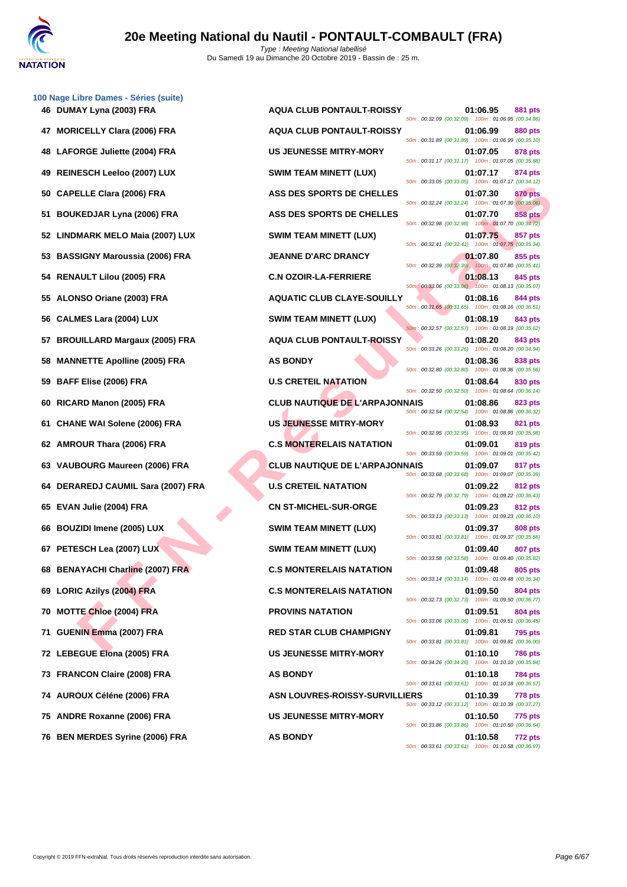# 20e Meeting National du Nautil - PONTAULT-COMBAULT (FRA)

*Type : Meeting National labellisé*
Du Samedi 19 au Dimanche 20 Octobre 2019 - Bassin de : 25 m.

### 100 Nage Libre Dames - Séries (suite)

| Rang | Nom | Club | Temps | Points | Splits |
|---|---|---|---|---|---|
| 46 | DUMAY Lyna (2003) FRA | AQUA CLUB PONTAULT-ROISSY | 01:06.95 | 881 pts | 50m : 00:32.09 (00:32.09) 100m : 01:06.95 (00:34.86) |
| 47 | MORICELLY Clara (2006) FRA | AQUA CLUB PONTAULT-ROISSY | 01:06.99 | 880 pts | 50m : 00:31.89 (00:31.89) 100m : 01:06.99 (00:35.10) |
| 48 | LAFORGE Juliette (2004) FRA | US JEUNESSE MITRY-MORY | 01:07.05 | 878 pts | 50m : 00:31.17 (00:31.17) 100m : 01:07.05 (00:35.88) |
| 49 | REINESCH Leeloo (2007) LUX | SWIM TEAM MINETT (LUX) | 01:07.17 | 874 pts | 50m : 00:33.05 (00:33.05) 100m : 01:07.17 (00:34.12) |
| 50 | CAPELLE Clara (2006) FRA | ASS DES SPORTS DE CHELLES | 01:07.30 | 870 pts | 50m : 00:32.24 (00:32.24) 100m : 01:07.30 (00:35.06) |
| 51 | BOUKEDJAR Lyna (2006) FRA | ASS DES SPORTS DE CHELLES | 01:07.70 | 858 pts | 50m : 00:32.98 (00:32.98) 100m : 01:07.70 (00:34.72) |
| 52 | LINDMARK MELO Maia (2007) LUX | SWIM TEAM MINETT (LUX) | 01:07.75 | 857 pts | 50m : 00:32.41 (00:32.41) 100m : 01:07.75 (00:35.34) |
| 53 | BASSIGNY Maroussia (2006) FRA | JEANNE D'ARC DRANCY | 01:07.80 | 855 pts | 50m : 00:32.39 (00:32.39) 100m : 01:07.80 (00:35.41) |
| 54 | RENAULT Lilou (2005) FRA | C.N OZOIR-LA-FERRIERE | 01:08.13 | 845 pts | 50m : 00:33.06 (00:33.06) 100m : 01:08.13 (00:35.07) |
| 55 | ALONSO Oriane (2003) FRA | AQUATIC CLUB CLAYE-SOUILLY | 01:08.16 | 844 pts | 50m : 00:31.65 (00:31.65) 100m : 01:08.16 (00:36.51) |
| 56 | CALMES Lara (2004) LUX | SWIM TEAM MINETT (LUX) | 01:08.19 | 843 pts | 50m : 00:32.57 (00:32.57) 100m : 01:08.19 (00:35.62) |
| 57 | BROUILLARD Margaux (2005) FRA | AQUA CLUB PONTAULT-ROISSY | 01:08.20 | 843 pts | 50m : 00:33.26 (00:33.26) 100m : 01:08.20 (00:34.94) |
| 58 | MANNETTE Apolline (2005) FRA | AS BONDY | 01:08.36 | 838 pts | 50m : 00:32.80 (00:32.80) 100m : 01:08.36 (00:35.56) |
| 59 | BAFF Elise (2006) FRA | U.S CRETEIL NATATION | 01:08.64 | 830 pts | 50m : 00:32.50 (00:32.50) 100m : 01:08.64 (00:36.14) |
| 60 | RICARD Manon (2005) FRA | CLUB NAUTIQUE DE L'ARPAJONNAIS | 01:08.86 | 823 pts | 50m : 00:32.54 (00:32.54) 100m : 01:08.86 (00:36.32) |
| 61 | CHANE WAI Solene (2006) FRA | US JEUNESSE MITRY-MORY | 01:08.93 | 821 pts | 50m : 00:32.95 (00:32.95) 100m : 01:08.93 (00:35.98) |
| 62 | AMROUR Thara (2006) FRA | C.S MONTERELAIS NATATION | 01:09.01 | 819 pts | 50m : 00:33.59 (00:33.59) 100m : 01:09.01 (00:35.42) |
| 63 | VAUBOURG Maureen (2006) FRA | CLUB NAUTIQUE DE L'ARPAJONNAIS | 01:09.07 | 817 pts | 50m : 00:33.68 (00:33.68) 100m : 01:09.07 (00:35.39) |
| 64 | DERAREDJ CAUMIL Sara (2007) FRA | U.S CRETEIL NATATION | 01:09.22 | 812 pts | 50m : 00:32.79 (00:32.79) 100m : 01:09.22 (00:36.43) |
| 65 | EVAN Julie (2004) FRA | CN ST-MICHEL-SUR-ORGE | 01:09.23 | 812 pts | 50m : 00:33.13 (00:33.13) 100m : 01:09.23 (00:36.10) |
| 66 | BOUZIDI Imene (2005) LUX | SWIM TEAM MINETT (LUX) | 01:09.37 | 808 pts | 50m : 00:33.81 (00:33.81) 100m : 01:09.37 (00:35.56) |
| 67 | PETESCH Lea (2007) LUX | SWIM TEAM MINETT (LUX) | 01:09.40 | 807 pts | 50m : 00:33.58 (00:33.58) 100m : 01:09.40 (00:35.82) |
| 68 | BENAYACHI Charline (2007) FRA | C.S MONTERELAIS NATATION | 01:09.48 | 805 pts | 50m : 00:33.14 (00:33.14) 100m : 01:09.48 (00:36.34) |
| 69 | LORIC Azilys (2004) FRA | C.S MONTERELAIS NATATION | 01:09.50 | 804 pts | 50m : 00:32.73 (00:32.73) 100m : 01:09.50 (00:36.77) |
| 70 | MOTTE Chloe (2004) FRA | PROVINS NATATION | 01:09.51 | 804 pts | 50m : 00:33.06 (00:33.06) 100m : 01:09.51 (00:36.45) |
| 71 | GUENIN Emma (2007) FRA | RED STAR CLUB CHAMPIGNY | 01:09.81 | 795 pts | 50m : 00:33.81 (00:33.81) 100m : 01:09.81 (00:36.00) |
| 72 | LEBEGUE Elona (2005) FRA | US JEUNESSE MITRY-MORY | 01:10.10 | 786 pts | 50m : 00:34.26 (00:34.26) 100m : 01:10.10 (00:35.84) |
| 73 | FRANCON Claire (2008) FRA | AS BONDY | 01:10.18 | 784 pts | 50m : 00:33.61 (00:33.61) 100m : 01:10.18 (00:36.57) |
| 74 | AUROUX Céléne (2006) FRA | ASN LOUVRES-ROISSY-SURVILLIERS | 01:10.39 | 778 pts | 50m : 00:33.12 (00:33.12) 100m : 01:10.39 (00:37.27) |
| 75 | ANDRE Roxanne (2006) FRA | US JEUNESSE MITRY-MORY | 01:10.50 | 775 pts | 50m : 00:33.86 (00:33.86) 100m : 01:10.50 (00:36.64) |
| 76 | BEN MERDES Syrine (2006) FRA | AS BONDY | 01:10.58 | 772 pts | 50m : 00:33.61 (00:33.61) 100m : 01:10.58 (00:36.97) |

Copyright © 2019 FFN-extraNat. Tous droits réservés reproduction interdite sans autorisation.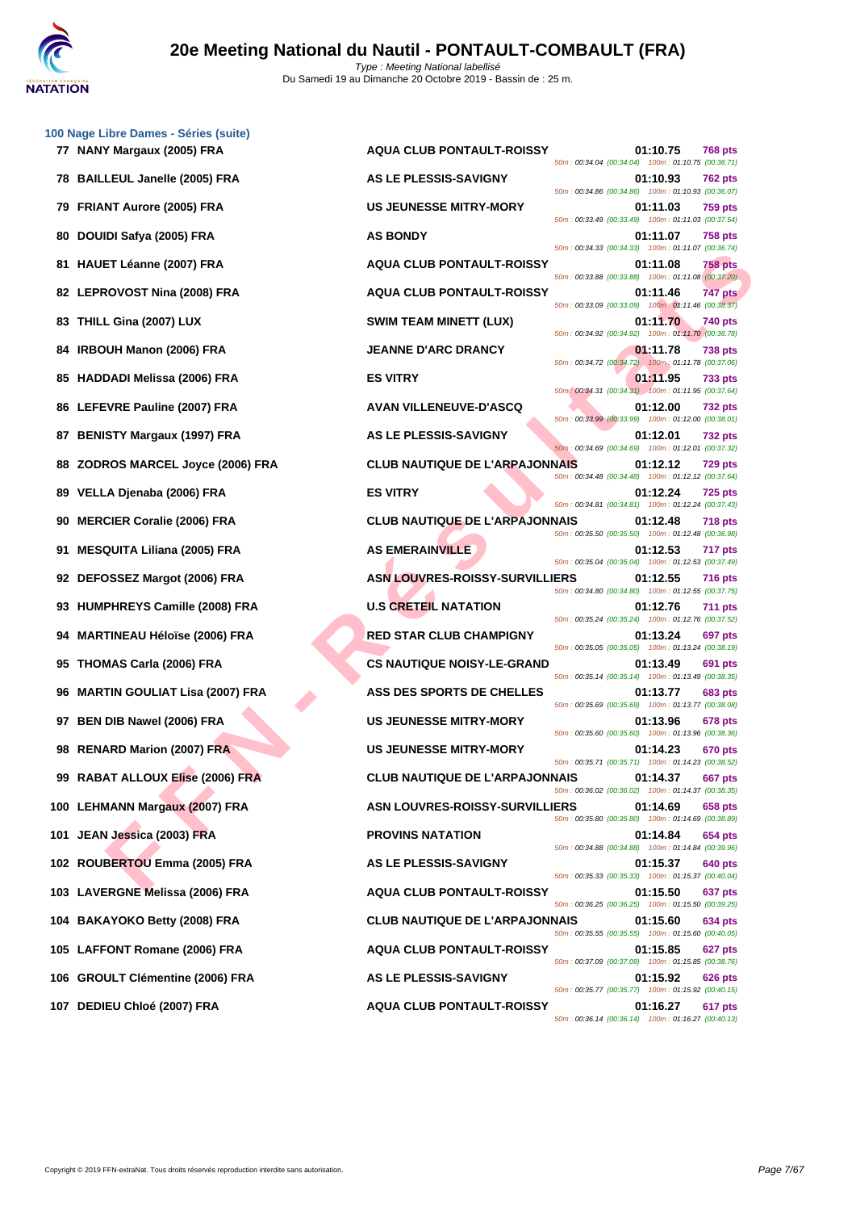# 20e Meeting National du Nautil - PONTAULT-COMBAULT (FRA)

Type : Meeting National labellisé
Du Samedi 19 au Dimanche 20 Octobre 2019 - Bassin de : 25 m.

### 100 Nage Libre Dames - Séries (suite)

| Rang | Nom | Club | Temps | Points | Splits |
|---|---|---|---|---|---|
| 77 | NANY Margaux (2005) FRA | AQUA CLUB PONTAULT-ROISSY | 01:10.75 | 768 pts | 50m : 00:34.04 (00:34.04) 100m : 01:10.75 (00:36.71) |
| 78 | BAILLEUL Janelle (2005) FRA | AS LE PLESSIS-SAVIGNY | 01:10.93 | 762 pts | 50m : 00:34.86 (00:34.86) 100m : 01:10.93 (00:36.07) |
| 79 | FRIANT Aurore (2005) FRA | US JEUNESSE MITRY-MORY | 01:11.03 | 759 pts | 50m : 00:33.49 (00:33.49) 100m : 01:11.03 (00:37.54) |
| 80 | DOUIDI Safya (2005) FRA | AS BONDY | 01:11.07 | 758 pts | 50m : 00:34.33 (00:34.33) 100m : 01:11.07 (00:36.74) |
| 81 | HAUET Léanne (2007) FRA | AQUA CLUB PONTAULT-ROISSY | 01:11.08 | 758 pts | 50m : 00:33.88 (00:33.88) 100m : 01:11.08 (00:37.20) |
| 82 | LEPROVOST Nina (2008) FRA | AQUA CLUB PONTAULT-ROISSY | 01:11.46 | 747 pts | 50m : 00:33.09 (00:33.09) 100m : 01:11.46 (00:38.37) |
| 83 | THILL Gina (2007) LUX | SWIM TEAM MINETT (LUX) | 01:11.70 | 740 pts | 50m : 00:34.92 (00:34.92) 100m : 01:11.70 (00:36.78) |
| 84 | IRBOUH Manon (2006) FRA | JEANNE D'ARC DRANCY | 01:11.78 | 738 pts | 50m : 00:34.72 (00:34.72) 100m : 01:11.78 (00:37.06) |
| 85 | HADDADI Melissa (2006) FRA | ES VITRY | 01:11.95 | 733 pts | 50m : 00:34.31 (00:34.31) 100m : 01:11.95 (00:37.64) |
| 86 | LEFEVRE Pauline (2007) FRA | AVAN VILLENEUVE-D'ASCQ | 01:12.00 | 732 pts | 50m : 00:33.99 (00:33.99) 100m : 01:12.00 (00:38.01) |
| 87 | BENISTY Margaux (1997) FRA | AS LE PLESSIS-SAVIGNY | 01:12.01 | 732 pts | 50m : 00:34.69 (00:34.69) 100m : 01:12.01 (00:37.32) |
| 88 | ZODROS MARCEL Joyce (2006) FRA | CLUB NAUTIQUE DE L'ARPAJONNAIS | 01:12.12 | 729 pts | 50m : 00:34.48 (00:34.48) 100m : 01:12.12 (00:37.64) |
| 89 | VELLA Djenaba (2006) FRA | ES VITRY | 01:12.24 | 725 pts | 50m : 00:34.81 (00:34.81) 100m : 01:12.24 (00:37.43) |
| 90 | MERCIER Coralie (2006) FRA | CLUB NAUTIQUE DE L'ARPAJONNAIS | 01:12.48 | 718 pts | 50m : 00:35.50 (00:35.50) 100m : 01:12.48 (00:36.98) |
| 91 | MESQUITA Liliana (2005) FRA | AS EMERAINVILLE | 01:12.53 | 717 pts | 50m : 00:35.04 (00:35.04) 100m : 01:12.53 (00:37.49) |
| 92 | DEFOSSEZ Margot (2006) FRA | ASN LOUVRES-ROISSY-SURVILLIERS | 01:12.55 | 716 pts | 50m : 00:34.80 (00:34.80) 100m : 01:12.55 (00:37.75) |
| 93 | HUMPHREYS Camille (2008) FRA | U.S CRETEIL NATATION | 01:12.76 | 711 pts | 50m : 00:35.24 (00:35.24) 100m : 01:12.76 (00:37.52) |
| 94 | MARTINEAU Héloïse (2006) FRA | RED STAR CLUB CHAMPIGNY | 01:13.24 | 697 pts | 50m : 00:35.05 (00:35.05) 100m : 01:13.24 (00:38.19) |
| 95 | THOMAS Carla (2006) FRA | CS NAUTIQUE NOISY-LE-GRAND | 01:13.49 | 691 pts | 50m : 00:35.14 (00:35.14) 100m : 01:13.49 (00:38.35) |
| 96 | MARTIN GOULIAT Lisa (2007) FRA | ASS DES SPORTS DE CHELLES | 01:13.77 | 683 pts | 50m : 00:35.69 (00:35.69) 100m : 01:13.77 (00:38.08) |
| 97 | BEN DIB Nawel (2006) FRA | US JEUNESSE MITRY-MORY | 01:13.96 | 678 pts | 50m : 00:35.60 (00:35.60) 100m : 01:13.96 (00:38.36) |
| 98 | RENARD Marion (2007) FRA | US JEUNESSE MITRY-MORY | 01:14.23 | 670 pts | 50m : 00:35.71 (00:35.71) 100m : 01:14.23 (00:38.52) |
| 99 | RABAT ALLOUX Elise (2006) FRA | CLUB NAUTIQUE DE L'ARPAJONNAIS | 01:14.37 | 667 pts | 50m : 00:36.02 (00:36.02) 100m : 01:14.37 (00:38.35) |
| 100 | LEHMANN Margaux (2007) FRA | ASN LOUVRES-ROISSY-SURVILLIERS | 01:14.69 | 658 pts | 50m : 00:35.80 (00:35.80) 100m : 01:14.69 (00:38.89) |
| 101 | JEAN Jessica (2003) FRA | PROVINS NATATION | 01:14.84 | 654 pts | 50m : 00:34.88 (00:34.88) 100m : 01:14.84 (00:39.96) |
| 102 | ROUBERTOU Emma (2005) FRA | AS LE PLESSIS-SAVIGNY | 01:15.37 | 640 pts | 50m : 00:35.33 (00:35.33) 100m : 01:15.37 (00:40.04) |
| 103 | LAVERGNE Melissa (2006) FRA | AQUA CLUB PONTAULT-ROISSY | 01:15.50 | 637 pts | 50m : 00:36.25 (00:36.25) 100m : 01:15.50 (00:39.25) |
| 104 | BAKAYOKO Betty (2008) FRA | CLUB NAUTIQUE DE L'ARPAJONNAIS | 01:15.60 | 634 pts | 50m : 00:35.55 (00:35.55) 100m : 01:15.60 (00:40.05) |
| 105 | LAFFONT Romane (2006) FRA | AQUA CLUB PONTAULT-ROISSY | 01:15.85 | 627 pts | 50m : 00:37.09 (00:37.09) 100m : 01:15.85 (00:38.76) |
| 106 | GROULT Clémentine (2006) FRA | AS LE PLESSIS-SAVIGNY | 01:15.92 | 626 pts | 50m : 00:35.77 (00:35.77) 100m : 01:15.92 (00:40.15) |
| 107 | DEDIEU Chloé (2007) FRA | AQUA CLUB PONTAULT-ROISSY | 01:16.27 | 617 pts | 50m : 00:36.14 (00:36.14) 100m : 01:16.27 (00:40.13) |

Copyright © 2019 FFN-extraNat. Tous droits réservés reproduction interdite sans autorisation.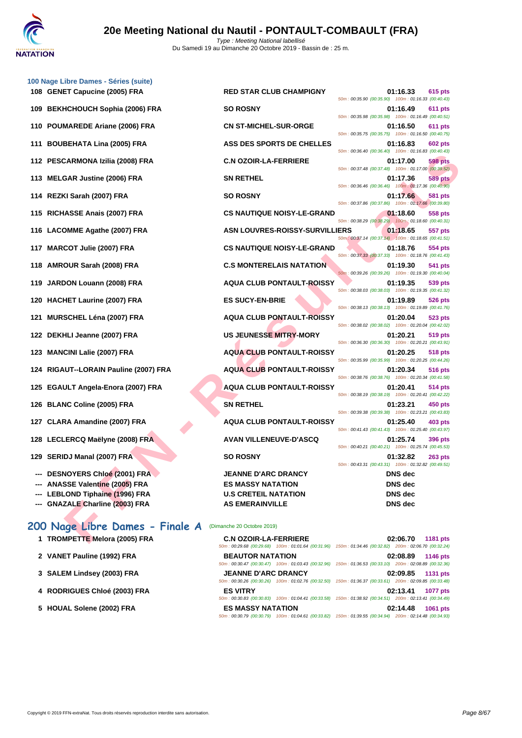### 100 Nage Libre Dames - Séries (suite)

| Rang | Nom | Club | Temps | Points | Splits |
|---|---|---|---|---|---|
| 108 | GENET Capucine (2005) FRA | RED STAR CLUB CHAMPIGNY | 01:16.33 | 615 pts | 50m : 00:35.90 (00:35.90) 100m : 01:16.33 (00:40.43) |
| 109 | BEKHCHOUCH Sophia (2006) FRA | SO ROSNY | 01:16.49 | 611 pts | 50m : 00:35.98 (00:35.98) 100m : 01:16.49 (00:40.51) |
| 110 | POUMAREDE Ariane (2006) FRA | CN ST-MICHEL-SUR-ORGE | 01:16.50 | 611 pts | 50m : 00:35.75 (00:35.75) 100m : 01:16.50 (00:40.75) |
| 111 | BOUBEHATA Lina (2005) FRA | ASS DES SPORTS DE CHELLES | 01:16.83 | 602 pts | 50m : 00:36.40 (00:36.40) 100m : 01:16.83 (00:40.43) |
| 112 | PESCARMONA Izilia (2008) FRA | C.N OZOIR-LA-FERRIERE | 01:17.00 | 598 pts | 50m : 00:37.48 (00:37.48) 100m : 01:17.00 (00:39.52) |
| 113 | MELGAR Justine (2006) FRA | SN RETHEL | 01:17.36 | 589 pts | 50m : 00:36.46 (00:36.46) 100m : 01:17.36 (00:40.90) |
| 114 | REZKI Sarah (2007) FRA | SO ROSNY | 01:17.66 | 581 pts | 50m : 00:37.86 (00:37.86) 100m : 01:17.66 (00:39.80) |
| 115 | RICHASSE Anais (2007) FRA | CS NAUTIQUE NOISY-LE-GRAND | 01:18.60 | 558 pts | 50m : 00:38.29 (00:38.29) 100m : 01:18.60 (00:40.31) |
| 116 | LACOMME Agathe (2007) FRA | ASN LOUVRES-ROISSY-SURVILLIERS | 01:18.65 | 557 pts | 50m : 00:37.14 (00:37.14) 100m : 01:18.65 (00:41.51) |
| 117 | MARCOT Julie (2007) FRA | CS NAUTIQUE NOISY-LE-GRAND | 01:18.76 | 554 pts | 50m : 00:37.33 (00:37.33) 100m : 01:18.76 (00:41.43) |
| 118 | AMROUR Sarah (2008) FRA | C.S MONTERELAIS NATATION | 01:19.30 | 541 pts | 50m : 00:39.26 (00:39.26) 100m : 01:19.30 (00:40.04) |
| 119 | JARDON Louann (2008) FRA | AQUA CLUB PONTAULT-ROISSY | 01:19.35 | 539 pts | 50m : 00:38.03 (00:38.03) 100m : 01:19.35 (00:41.32) |
| 120 | HACHET Laurine (2007) FRA | ES SUCY-EN-BRIE | 01:19.89 | 526 pts | 50m : 00:38.13 (00:38.13) 100m : 01:19.89 (00:41.76) |
| 121 | MURSCHEL Léna (2007) FRA | AQUA CLUB PONTAULT-ROISSY | 01:20.04 | 523 pts | 50m : 00:38.02 (00:38.02) 100m : 01:20.04 (00:42.02) |
| 122 | DEKHLI Jeanne (2007) FRA | US JEUNESSE MITRY-MORY | 01:20.21 | 519 pts | 50m : 00:36.30 (00:36.30) 100m : 01:20.21 (00:43.91) |
| 123 | MANCINI Lalie (2007) FRA | AQUA CLUB PONTAULT-ROISSY | 01:20.25 | 518 pts | 50m : 00:35.99 (00:35.99) 100m : 01:20.25 (00:44.26) |
| 124 | RIGAUT--LORAIN Pauline (2007) FRA | AQUA CLUB PONTAULT-ROISSY | 01:20.34 | 516 pts | 50m : 00:38.76 (00:38.76) 100m : 01:20.34 (00:41.58) |
| 125 | EGAULT Angela-Enora (2007) FRA | AQUA CLUB PONTAULT-ROISSY | 01:20.41 | 514 pts | 50m : 00:38.19 (00:38.19) 100m : 01:20.41 (00:42.22) |
| 126 | BLANC Coline (2005) FRA | SN RETHEL | 01:23.21 | 450 pts | 50m : 00:39.38 (00:39.38) 100m : 01:23.21 (00:43.83) |
| 127 | CLARA Amandine (2007) FRA | AQUA CLUB PONTAULT-ROISSY | 01:25.40 | 403 pts | 50m : 00:41.43 (00:41.43) 100m : 01:25.40 (00:43.97) |
| 128 | LECLERCQ Maëlyne (2008) FRA | AVAN VILLENEUVE-D'ASCQ | 01:25.74 | 396 pts | 50m : 00:40.21 (00:40.21) 100m : 01:25.74 (00:45.53) |
| 129 | SERIDJ Manal (2007) FRA | SO ROSNY | 01:32.82 | 263 pts | 50m : 00:43.31 (00:43.31) 100m : 01:32.82 (00:49.51) |
| --- | DESNOYERS Chloé (2001) FRA | JEANNE D'ARC DRANCY | DNS dec | | |
| --- | ANASSE Valentine (2005) FRA | ES MASSY NATATION | DNS dec | | |
| --- | LEBLOND Tiphaine (1996) FRA | U.S CRETEIL NATATION | DNS dec | | |
| --- | GNAZALE Charline (2003) FRA | AS EMERAINVILLE | DNS dec | | |

## 200 Nage Libre Dames - Finale A (Dimanche 20 Octobre 2019)

| Rang | Nom | Club | Temps | Points | Splits |
|---|---|---|---|---|---|
| 1 | TROMPETTE Melora (2005) FRA | C.N OZOIR-LA-FERRIERE | 02:06.70 | 1181 pts | 50m : 00:29.68 (00:29.68) 100m : 01:01.64 (00:31.96) 150m : 01:34.46 (00:32.82) 200m : 02:06.70 (00:32.24) |
| 2 | VANET Pauline (1992) FRA | BEAUTOR NATATION | 02:08.89 | 1146 pts | 50m : 00:30.47 (00:30.47) 100m : 01:03.43 (00:32.96) 150m : 01:36.53 (00:33.10) 200m : 02:08.89 (00:32.36) |
| 3 | SALEM Lindsey (2003) FRA | JEANNE D'ARC DRANCY | 02:09.85 | 1131 pts | 50m : 00:30.26 (00:30.26) 100m : 01:02.76 (00:32.50) 150m : 01:36.37 (00:33.61) 200m : 02:09.85 (00:33.48) |
| 4 | RODRIGUES Chloé (2003) FRA | ES VITRY | 02:13.41 | 1077 pts | 50m : 00:30.83 (00:30.83) 100m : 01:04.41 (00:33.58) 150m : 01:38.92 (00:34.51) 200m : 02:13.41 (00:34.49) |
| 5 | HOUAL Solene (2002) FRA | ES MASSY NATATION | 02:14.48 | 1061 pts | 50m : 00:30.79 (00:30.79) 100m : 01:04.61 (00:33.82) 150m : 01:39.55 (00:34.94) 200m : 02:14.48 (00:34.93) |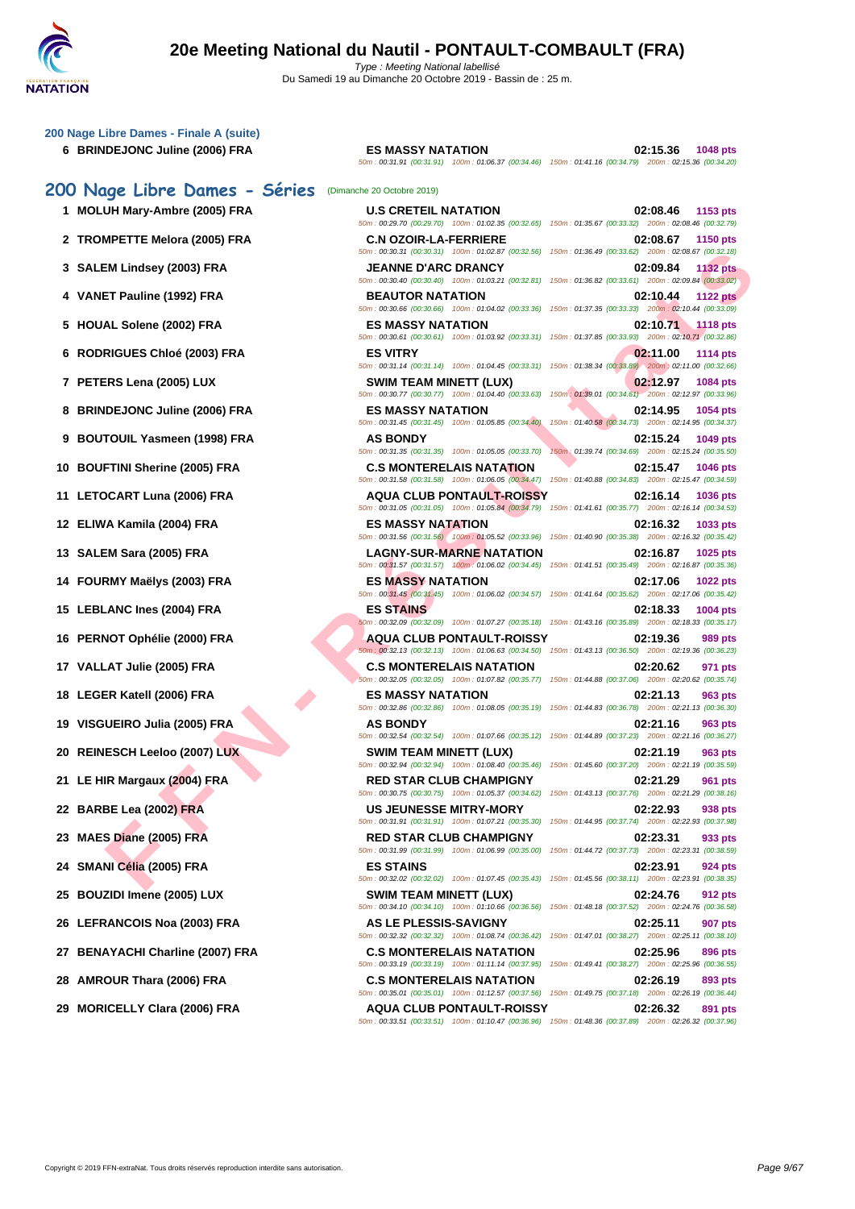# 20e Meeting National du Nautil - PONTAULT-COMBAULT (FRA)

Type : Meeting National labellisé
Du Samedi 19 au Dimanche 20 Octobre 2019 - Bassin de : 25 m.

### 200 Nage Libre Dames - Finale A (suite)

| | Nageur | Club | Temps | Points |
|---|---|---|---|---|
| 6 | BRINDEJONC Juline (2006) FRA | ES MASSY NATATION | 02:15.36 | 1048 pts |
| | | 50m : 00:31.91 (00:31.91) 100m : 01:06.37 (00:34.46) 150m : 01:41.16 (00:34.79) 200m : 02:15.36 (00:34.20) | | |

## 200 Nage Libre Dames - Séries (Dimanche 20 Octobre 2019)

| | Nageur | Club | Temps | Points |
|---|---|---|---|---|
| 1 | MOLUH Mary-Ambre (2005) FRA | U.S CRETEIL NATATION | 02:08.46 | 1153 pts |
| | | 50m : 00:29.70 (00:29.70) 100m : 01:02.35 (00:32.65) 150m : 01:35.67 (00:33.32) 200m : 02:08.46 (00:32.79) | | |
| 2 | TROMPETTE Melora (2005) FRA | C.N OZOIR-LA-FERRIERE | 02:08.67 | 1150 pts |
| | | 50m : 00:30.31 (00:30.31) 100m : 01:02.87 (00:32.56) 150m : 01:36.49 (00:33.62) 200m : 02:08.67 (00:32.18) | | |
| 3 | SALEM Lindsey (2003) FRA | JEANNE D'ARC DRANCY | 02:09.84 | 1132 pts |
| | | 50m : 00:30.40 (00:30.40) 100m : 01:03.21 (00:32.81) 150m : 01:36.82 (00:33.61) 200m : 02:09.84 (00:33.02) | | |
| 4 | VANET Pauline (1992) FRA | BEAUTOR NATATION | 02:10.44 | 1122 pts |
| | | 50m : 00:30.66 (00:30.66) 100m : 01:04.02 (00:33.36) 150m : 01:37.35 (00:33.33) 200m : 02:10.44 (00:33.09) | | |
| 5 | HOUAL Solene (2002) FRA | ES MASSY NATATION | 02:10.71 | 1118 pts |
| | | 50m : 00:30.61 (00:30.61) 100m : 01:03.92 (00:33.31) 150m : 01:37.85 (00:33.93) 200m : 02:10.71 (00:32.86) | | |
| 6 | RODRIGUES Chloé (2003) FRA | ES VITRY | 02:11.00 | 1114 pts |
| | | 50m : 00:31.14 (00:31.14) 100m : 01:04.45 (00:33.31) 150m : 01:38.34 (00:33.89) 200m : 02:11.00 (00:32.66) | | |
| 7 | PETERS Lena (2005) LUX | SWIM TEAM MINETT (LUX) | 02:12.97 | 1084 pts |
| | | 50m : 00:30.77 (00:30.77) 100m : 01:04.40 (00:33.63) 150m : 01:39.01 (00:34.61) 200m : 02:12.97 (00:33.96) | | |
| 8 | BRINDEJONC Juline (2006) FRA | ES MASSY NATATION | 02:14.95 | 1054 pts |
| | | 50m : 00:31.45 (00:31.45) 100m : 01:05.85 (00:34.40) 150m : 01:40.58 (00:34.73) 200m : 02:14.95 (00:34.37) | | |
| 9 | BOUTOUIL Yasmeen (1998) FRA | AS BONDY | 02:15.24 | 1049 pts |
| | | 50m : 00:31.35 (00:31.35) 100m : 01:05.05 (00:33.70) 150m : 01:39.74 (00:34.69) 200m : 02:15.24 (00:35.50) | | |
| 10 | BOUFTINI Sherine (2005) FRA | C.S MONTERELAIS NATATION | 02:15.47 | 1046 pts |
| | | 50m : 00:31.58 (00:31.58) 100m : 01:06.05 (00:34.47) 150m : 01:40.88 (00:34.83) 200m : 02:15.47 (00:34.59) | | |
| 11 | LETOCART Luna (2006) FRA | AQUA CLUB PONTAULT-ROISSY | 02:16.14 | 1036 pts |
| | | 50m : 00:31.05 (00:31.05) 100m : 01:05.84 (00:34.79) 150m : 01:41.61 (00:35.77) 200m : 02:16.14 (00:34.53) | | |
| 12 | ELIWA Kamila (2004) FRA | ES MASSY NATATION | 02:16.32 | 1033 pts |
| | | 50m : 00:31.56 (00:31.56) 100m : 01:05.52 (00:33.96) 150m : 01:40.90 (00:35.38) 200m : 02:16.32 (00:35.42) | | |
| 13 | SALEM Sara (2005) FRA | LAGNY-SUR-MARNE NATATION | 02:16.87 | 1025 pts |
| | | 50m : 00:31.57 (00:31.57) 100m : 01:06.02 (00:34.45) 150m : 01:41.51 (00:35.49) 200m : 02:16.87 (00:35.36) | | |
| 14 | FOURMY Maëlys (2003) FRA | ES MASSY NATATION | 02:17.06 | 1022 pts |
| | | 50m : 00:31.45 (00:31.45) 100m : 01:06.02 (00:34.57) 150m : 01:41.64 (00:35.62) 200m : 02:17.06 (00:35.42) | | |
| 15 | LEBLANC Ines (2004) FRA | ES STAINS | 02:18.33 | 1004 pts |
| | | 50m : 00:32.09 (00:32.09) 100m : 01:07.27 (00:35.18) 150m : 01:43.16 (00:35.89) 200m : 02:18.33 (00:35.17) | | |
| 16 | PERNOT Ophélie (2000) FRA | AQUA CLUB PONTAULT-ROISSY | 02:19.36 | 989 pts |
| | | 50m : 00:32.13 (00:32.13) 100m : 01:06.63 (00:34.50) 150m : 01:43.13 (00:36.50) 200m : 02:19.36 (00:36.23) | | |
| 17 | VALLAT Julie (2005) FRA | C.S MONTERELAIS NATATION | 02:20.62 | 971 pts |
| | | 50m : 00:32.05 (00:32.05) 100m : 01:07.82 (00:35.77) 150m : 01:44.88 (00:37.06) 200m : 02:20.62 (00:35.74) | | |
| 18 | LEGER Katell (2006) FRA | ES MASSY NATATION | 02:21.13 | 963 pts |
| | | 50m : 00:32.86 (00:32.86) 100m : 01:08.05 (00:35.19) 150m : 01:44.83 (00:36.78) 200m : 02:21.13 (00:36.30) | | |
| 19 | VISGUEIRO Julia (2005) FRA | AS BONDY | 02:21.16 | 963 pts |
| | | 50m : 00:32.54 (00:32.54) 100m : 01:07.66 (00:35.12) 150m : 01:44.89 (00:37.23) 200m : 02:21.16 (00:36.27) | | |
| 20 | REINESCH Leeloo (2007) LUX | SWIM TEAM MINETT (LUX) | 02:21.19 | 963 pts |
| | | 50m : 00:32.94 (00:32.94) 100m : 01:08.40 (00:35.46) 150m : 01:45.60 (00:37.20) 200m : 02:21.19 (00:35.59) | | |
| 21 | LE HIR Margaux (2004) FRA | RED STAR CLUB CHAMPIGNY | 02:21.29 | 961 pts |
| | | 50m : 00:30.75 (00:30.75) 100m : 01:05.37 (00:34.62) 150m : 01:43.13 (00:37.76) 200m : 02:21.29 (00:38.16) | | |
| 22 | BARBE Lea (2002) FRA | US JEUNESSE MITRY-MORY | 02:22.93 | 938 pts |
| | | 50m : 00:31.91 (00:31.91) 100m : 01:07.21 (00:35.30) 150m : 01:44.95 (00:37.74) 200m : 02:22.93 (00:37.98) | | |
| 23 | MAES Diane (2005) FRA | RED STAR CLUB CHAMPIGNY | 02:23.31 | 933 pts |
| | | 50m : 00:31.99 (00:31.99) 100m : 01:06.99 (00:35.00) 150m : 01:44.72 (00:37.73) 200m : 02:23.31 (00:38.59) | | |
| 24 | SMANI Célia (2005) FRA | ES STAINS | 02:23.91 | 924 pts |
| | | 50m : 00:32.02 (00:32.02) 100m : 01:07.45 (00:35.43) 150m : 01:45.56 (00:38.11) 200m : 02:23.91 (00:38.35) | | |
| 25 | BOUZIDI Imene (2005) LUX | SWIM TEAM MINETT (LUX) | 02:24.76 | 912 pts |
| | | 50m : 00:34.10 (00:34.10) 100m : 01:10.66 (00:36.56) 150m : 01:48.18 (00:37.52) 200m : 02:24.76 (00:36.58) | | |
| 26 | LEFRANCOIS Noa (2003) FRA | AS LE PLESSIS-SAVIGNY | 02:25.11 | 907 pts |
| | | 50m : 00:32.32 (00:32.32) 100m : 01:08.74 (00:36.42) 150m : 01:47.01 (00:38.27) 200m : 02:25.11 (00:38.10) | | |
| 27 | BENAYACHI Charline (2007) FRA | C.S MONTERELAIS NATATION | 02:25.96 | 896 pts |
| | | 50m : 00:33.19 (00:33.19) 100m : 01:11.14 (00:37.95) 150m : 01:49.41 (00:38.27) 200m : 02:25.96 (00:36.55) | | |
| 28 | AMROUR Thara (2006) FRA | C.S MONTERELAIS NATATION | 02:26.19 | 893 pts |
| | | 50m : 00:35.01 (00:35.01) 100m : 01:12.57 (00:37.56) 150m : 01:49.75 (00:37.18) 200m : 02:26.19 (00:36.44) | | |
| 29 | MORICELLY Clara (2006) FRA | AQUA CLUB PONTAULT-ROISSY | 02:26.32 | 891 pts |
| | | 50m : 00:33.51 (00:33.51) 100m : 01:10.47 (00:36.96) 150m : 01:48.36 (00:37.89) 200m : 02:26.32 (00:37.96) | | |

Copyright © 2019 FFN-extraNat. Tous droits réservés reproduction interdite sans autorisation.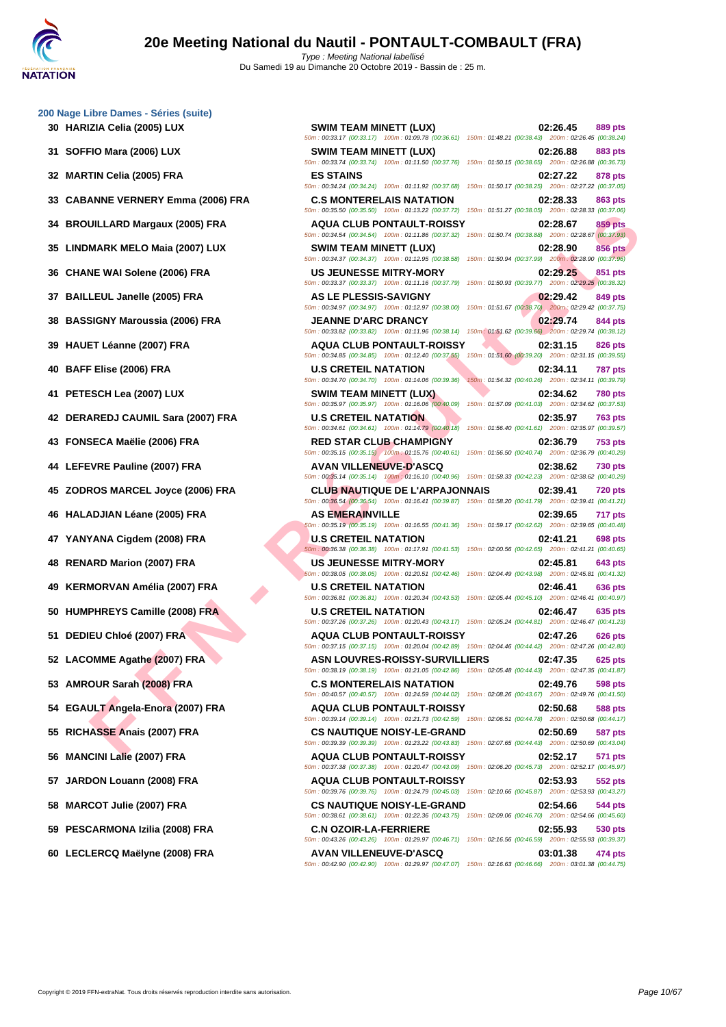# 20e Meeting National du Nautil - PONTAULT-COMBAULT (FRA)

*Type : Meeting National labellisé*
Du Samedi 19 au Dimanche 20 Octobre 2019 - Bassin de : 25 m.

### 200 Nage Libre Dames - Séries (suite)

| Rang | Nom | Club | Temps | Points |
|---|---|---|---|---|
| 30 | HARIZIA Celia (2005) LUX | SWIM TEAM MINETT (LUX) | 02:26.45 | 889 pts |
| | | 50m : 00:33.17 (00:33.17) 100m : 01:09.78 (00:36.61) 150m : 01:48.21 (00:38.43) 200m : 02:26.45 (00:38.24) | | |
| 31 | SOFFIO Mara (2006) LUX | SWIM TEAM MINETT (LUX) | 02:26.88 | 883 pts |
| | | 50m : 00:33.74 (00:33.74) 100m : 01:11.50 (00:37.76) 150m : 01:50.15 (00:38.65) 200m : 02:26.88 (00:36.73) | | |
| 32 | MARTIN Celia (2005) FRA | ES STAINS | 02:27.22 | 878 pts |
| | | 50m : 00:34.24 (00:34.24) 100m : 01:11.92 (00:37.68) 150m : 01:50.17 (00:38.25) 200m : 02:27.22 (00:37.05) | | |
| 33 | CABANNE VERNERY Emma (2006) FRA | C.S MONTERELAIS NATATION | 02:28.33 | 863 pts |
| | | 50m : 00:35.50 (00:35.50) 100m : 01:13.22 (00:37.72) 150m : 01:51.27 (00:38.05) 200m : 02:28.33 (00:37.06) | | |
| 34 | BROUILLARD Margaux (2005) FRA | AQUA CLUB PONTAULT-ROISSY | 02:28.67 | 859 pts |
| | | 50m : 00:34.54 (00:34.54) 100m : 01:11.86 (00:37.32) 150m : 01:50.74 (00:38.88) 200m : 02:28.67 (00:37.93) | | |
| 35 | LINDMARK MELO Maia (2007) LUX | SWIM TEAM MINETT (LUX) | 02:28.90 | 856 pts |
| | | 50m : 00:34.37 (00:34.37) 100m : 01:12.95 (00:38.58) 150m : 01:50.94 (00:37.99) 200m : 02:28.90 (00:37.96) | | |
| 36 | CHANE WAI Solene (2006) FRA | US JEUNESSE MITRY-MORY | 02:29.25 | 851 pts |
| | | 50m : 00:33.37 (00:33.37) 100m : 01:11.16 (00:37.79) 150m : 01:50.93 (00:39.77) 200m : 02:29.25 (00:38.32) | | |
| 37 | BAILLEUL Janelle (2005) FRA | AS LE PLESSIS-SAVIGNY | 02:29.42 | 849 pts |
| | | 50m : 00:34.97 (00:34.97) 100m : 01:12.97 (00:38.00) 150m : 01:51.67 (00:38.70) 200m : 02:29.42 (00:37.75) | | |
| 38 | BASSIGNY Maroussia (2006) FRA | JEANNE D'ARC DRANCY | 02:29.74 | 844 pts |
| | | 50m : 00:33.82 (00:33.82) 100m : 01:11.96 (00:38.14) 150m : 01:51.62 (00:39.66) 200m : 02:29.74 (00:38.12) | | |
| 39 | HAUET Léanne (2007) FRA | AQUA CLUB PONTAULT-ROISSY | 02:31.15 | 826 pts |
| | | 50m : 00:34.85 (00:34.85) 100m : 01:12.40 (00:37.55) 150m : 01:51.60 (00:39.20) 200m : 02:31.15 (00:39.55) | | |
| 40 | BAFF Elise (2006) FRA | U.S CRETEIL NATATION | 02:34.11 | 787 pts |
| | | 50m : 00:34.70 (00:34.70) 100m : 01:14.06 (00:39.36) 150m : 01:54.32 (00:40.26) 200m : 02:34.11 (00:39.79) | | |
| 41 | PETESCH Lea (2007) LUX | SWIM TEAM MINETT (LUX) | 02:34.62 | 780 pts |
| | | 50m : 00:35.97 (00:35.97) 100m : 01:16.06 (00:40.09) 150m : 01:57.09 (00:41.03) 200m : 02:34.62 (00:37.53) | | |
| 42 | DERAREDJ CAUMIL Sara (2007) FRA | U.S CRETEIL NATATION | 02:35.97 | 763 pts |
| | | 50m : 00:34.61 (00:34.61) 100m : 01:14.79 (00:40.18) 150m : 01:56.40 (00:41.61) 200m : 02:35.97 (00:39.57) | | |
| 43 | FONSECA Maëlie (2006) FRA | RED STAR CLUB CHAMPIGNY | 02:36.79 | 753 pts |
| | | 50m : 00:35.15 (00:35.15) 100m : 01:15.76 (00:40.61) 150m : 01:56.50 (00:40.74) 200m : 02:36.79 (00:40.29) | | |
| 44 | LEFEVRE Pauline (2007) FRA | AVAN VILLENEUVE-D'ASCQ | 02:38.62 | 730 pts |
| | | 50m : 00:35.14 (00:35.14) 100m : 01:16.10 (00:40.96) 150m : 01:58.33 (00:42.23) 200m : 02:38.62 (00:40.29) | | |
| 45 | ZODROS MARCEL Joyce (2006) FRA | CLUB NAUTIQUE DE L'ARPAJONNAIS | 02:39.41 | 720 pts |
| | | 50m : 00:36.54 (00:36.54) 100m : 01:16.41 (00:39.87) 150m : 01:58.20 (00:41.79) 200m : 02:39.41 (00:41.21) | | |
| 46 | HALADJIAN Léane (2005) FRA | AS EMERAINVILLE | 02:39.65 | 717 pts |
| | | 50m : 00:35.19 (00:35.19) 100m : 01:16.55 (00:41.36) 150m : 01:59.17 (00:42.62) 200m : 02:39.65 (00:40.48) | | |
| 47 | YANYANA Cigdem (2008) FRA | U.S CRETEIL NATATION | 02:41.21 | 698 pts |
| | | 50m : 00:36.38 (00:36.38) 100m : 01:17.91 (00:41.53) 150m : 02:00.56 (00:42.65) 200m : 02:41.21 (00:40.65) | | |
| 48 | RENARD Marion (2007) FRA | US JEUNESSE MITRY-MORY | 02:45.81 | 643 pts |
| | | 50m : 00:38.05 (00:38.05) 100m : 01:20.51 (00:42.46) 150m : 02:04.49 (00:43.98) 200m : 02:45.81 (00:41.32) | | |
| 49 | KERMORVAN Amélia (2007) FRA | U.S CRETEIL NATATION | 02:46.41 | 636 pts |
| | | 50m : 00:36.81 (00:36.81) 100m : 01:20.34 (00:43.53) 150m : 02:05.44 (00:45.10) 200m : 02:46.41 (00:40.97) | | |
| 50 | HUMPHREYS Camille (2008) FRA | U.S CRETEIL NATATION | 02:46.47 | 635 pts |
| | | 50m : 00:37.26 (00:37.26) 100m : 01:20.43 (00:43.17) 150m : 02:05.24 (00:44.81) 200m : 02:46.47 (00:41.23) | | |
| 51 | DEDIEU Chloé (2007) FRA | AQUA CLUB PONTAULT-ROISSY | 02:47.26 | 626 pts |
| | | 50m : 00:37.15 (00:37.15) 100m : 01:20.04 (00:42.89) 150m : 02:04.46 (00:44.42) 200m : 02:47.26 (00:42.80) | | |
| 52 | LACOMME Agathe (2007) FRA | ASN LOUVRES-ROISSY-SURVILLIERS | 02:47.35 | 625 pts |
| | | 50m : 00:38.19 (00:38.19) 100m : 01:21.05 (00:42.86) 150m : 02:05.48 (00:44.43) 200m : 02:47.35 (00:41.87) | | |
| 53 | AMROUR Sarah (2008) FRA | C.S MONTERELAIS NATATION | 02:49.76 | 598 pts |
| | | 50m : 00:40.57 (00:40.57) 100m : 01:24.59 (00:44.02) 150m : 02:08.26 (00:43.67) 200m : 02:49.76 (00:41.50) | | |
| 54 | EGAULT Angela-Enora (2007) FRA | AQUA CLUB PONTAULT-ROISSY | 02:50.68 | 588 pts |
| | | 50m : 00:39.14 (00:39.14) 100m : 01:21.73 (00:42.59) 150m : 02:06.51 (00:44.78) 200m : 02:50.68 (00:44.17) | | |
| 55 | RICHASSE Anais (2007) FRA | CS NAUTIQUE NOISY-LE-GRAND | 02:50.69 | 587 pts |
| | | 50m : 00:39.39 (00:39.39) 100m : 01:23.22 (00:43.83) 150m : 02:07.65 (00:44.43) 200m : 02:50.69 (00:43.04) | | |
| 56 | MANCINI Lalie (2007) FRA | AQUA CLUB PONTAULT-ROISSY | 02:52.17 | 571 pts |
| | | 50m : 00:37.38 (00:37.38) 100m : 01:20.47 (00:43.09) 150m : 02:06.20 (00:45.73) 200m : 02:52.17 (00:45.97) | | |
| 57 | JARDON Louann (2008) FRA | AQUA CLUB PONTAULT-ROISSY | 02:53.93 | 552 pts |
| | | 50m : 00:39.76 (00:39.76) 100m : 01:24.79 (00:45.03) 150m : 02:10.66 (00:45.87) 200m : 02:53.93 (00:43.27) | | |
| 58 | MARCOT Julie (2007) FRA | CS NAUTIQUE NOISY-LE-GRAND | 02:54.66 | 544 pts |
| | | 50m : 00:38.61 (00:38.61) 100m : 01:22.36 (00:43.75) 150m : 02:09.06 (00:46.70) 200m : 02:54.66 (00:45.60) | | |
| 59 | PESCARMONA Izilia (2008) FRA | C.N OZOIR-LA-FERRIERE | 02:55.93 | 530 pts |
| | | 50m : 00:43.26 (00:43.26) 100m : 01:29.97 (00:46.71) 150m : 02:16.56 (00:46.59) 200m : 02:55.93 (00:39.37) | | |
| 60 | LECLERCQ Maëlyne (2008) FRA | AVAN VILLENEUVE-D'ASCQ | 03:01.38 | 474 pts |
| | | 50m : 00:42.90 (00:42.90) 100m : 01:29.97 (00:47.07) 150m : 02:16.63 (00:46.66) 200m : 03:01.38 (00:44.75) | | |

Copyright © 2019 FFN-extraNat. Tous droits réservés reproduction interdite sans autorisation.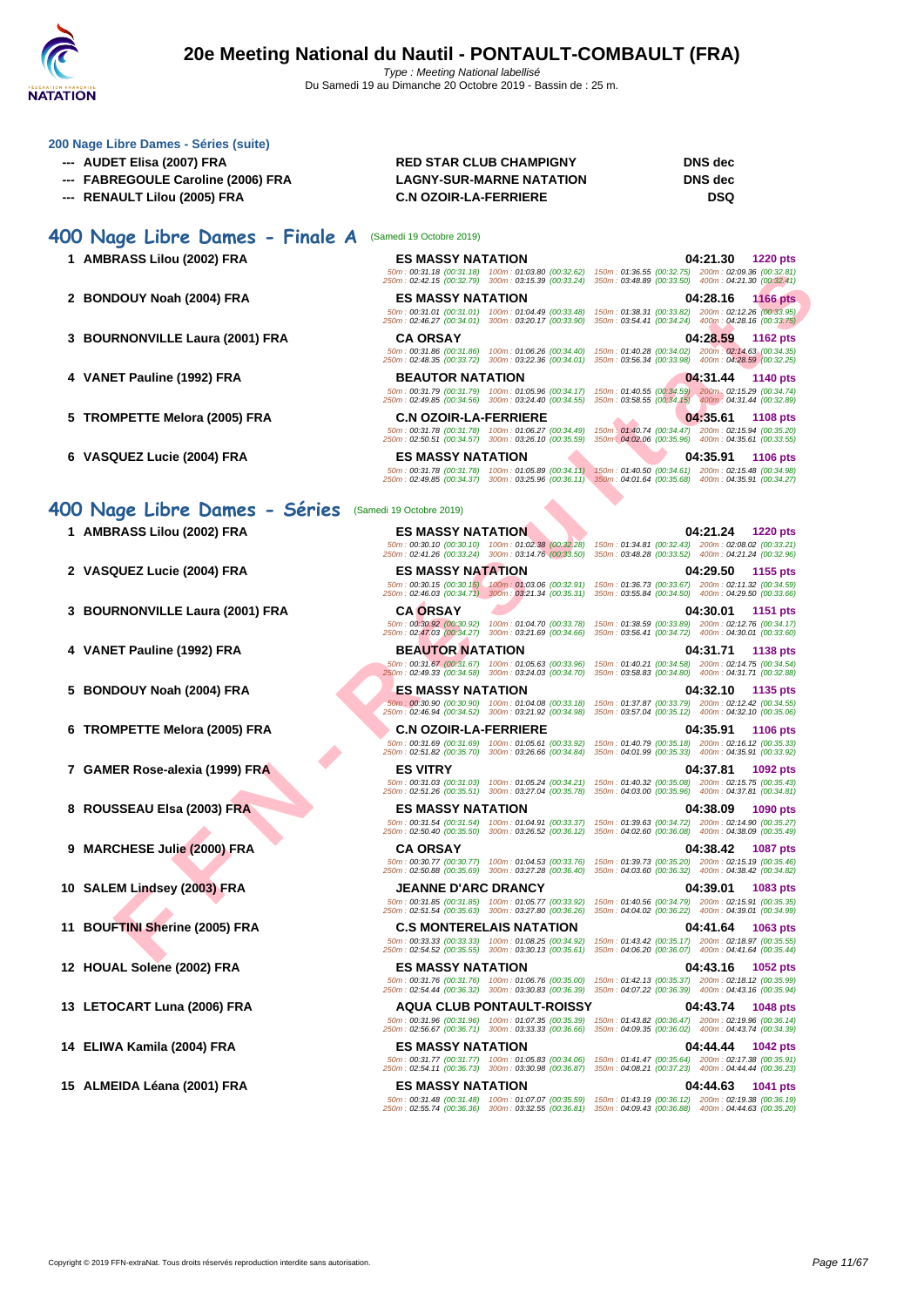# 20e Meeting National du Nautil - PONTAULT-COMBAULT (FRA)

*Type : Meeting National labellisé*

Du Samedi 19 au Dimanche 20 Octobre 2019 - Bassin de : 25 m.

### 200 Nage Libre Dames - Séries (suite)

| | | | |
|---|---|---|---|
| --- | AUDET Elisa (2007) FRA | RED STAR CLUB CHAMPIGNY | DNS dec |
| --- | FABREGOULE Caroline (2006) FRA | LAGNY-SUR-MARNE NATATION | DNS dec |
| --- | RENAULT Lilou (2005) FRA | C.N OZOIR-LA-FERRIERE | DSQ |

## 400 Nage Libre Dames - Finale A (Samedi 19 Octobre 2019)

| Rg | Nom | Club | Temps | Points |
|---|---|---|---|---|
| 1 | AMBRASS Lilou (2002) FRA | ES MASSY NATATION | 04:21.30 | 1220 pts |
| | | 50m : 00:31.18 (00:31.18) 100m : 01:03.80 (00:32.62) 150m : 01:36.55 (00:32.75) 200m : 02:09.36 (00:32.81) 250m : 02:42.15 (00:32.79) 300m : 03:15.39 (00:33.24) 350m : 03:48.89 (00:33.50) 400m : 04:21.30 (00:32.41) | | |
| 2 | BONDOUY Noah (2004) FRA | ES MASSY NATATION | 04:28.16 | 1166 pts |
| | | 50m : 00:31.01 (00:31.01) 100m : 01:04.49 (00:33.48) 150m : 01:38.31 (00:33.82) 200m : 02:12.26 (00:33.95) 250m : 02:46.27 (00:34.01) 300m : 03:20.17 (00:33.90) 350m : 03:54.41 (00:34.24) 400m : 04:28.16 (00:33.75) | | |
| 3 | BOURNONVILLE Laura (2001) FRA | CA ORSAY | 04:28.59 | 1162 pts |
| | | 50m : 00:31.86 (00:31.86) 100m : 01:06.26 (00:34.40) 150m : 01:40.28 (00:34.02) 200m : 02:14.63 (00:34.35) 250m : 02:48.35 (00:33.72) 300m : 03:22.36 (00:34.01) 350m : 03:56.34 (00:33.98) 400m : 04:28.59 (00:32.25) | | |
| 4 | VANET Pauline (1992) FRA | BEAUTOR NATATION | 04:31.44 | 1140 pts |
| | | 50m : 00:31.79 (00:31.79) 100m : 01:05.96 (00:34.17) 150m : 01:40.55 (00:34.59) 200m : 02:15.29 (00:34.74) 250m : 02:49.85 (00:34.56) 300m : 03:24.40 (00:34.55) 350m : 03:58.55 (00:34.15) 400m : 04:31.44 (00:32.89) | | |
| 5 | TROMPETTE Melora (2005) FRA | C.N OZOIR-LA-FERRIERE | 04:35.61 | 1108 pts |
| | | 50m : 00:31.78 (00:31.78) 100m : 01:06.27 (00:34.49) 150m : 01:40.74 (00:34.47) 200m : 02:15.94 (00:35.20) 250m : 02:50.51 (00:34.57) 300m : 03:26.10 (00:35.59) 350m : 04:02.06 (00:35.96) 400m : 04:35.61 (00:33.55) | | |
| 6 | VASQUEZ Lucie (2004) FRA | ES MASSY NATATION | 04:35.91 | 1106 pts |
| | | 50m : 00:31.78 (00:31.78) 100m : 01:05.89 (00:34.11) 150m : 01:40.50 (00:34.61) 200m : 02:15.48 (00:34.98) 250m : 02:49.85 (00:34.37) 300m : 03:25.96 (00:36.11) 350m : 04:01.64 (00:35.68) 400m : 04:35.91 (00:34.27) | | |

## 400 Nage Libre Dames - Séries (Samedi 19 Octobre 2019)

| Rg | Nom | Club | Temps | Points |
|---|---|---|---|---|
| 1 | AMBRASS Lilou (2002) FRA | ES MASSY NATATION | 04:21.24 | 1220 pts |
| | | 50m : 00:30.10 (00:30.10) 100m : 01:02.38 (00:32.28) 150m : 01:34.81 (00:32.43) 200m : 02:08.02 (00:33.21) 250m : 02:41.26 (00:33.24) 300m : 03:14.76 (00:33.50) 350m : 03:48.28 (00:33.52) 400m : 04:21.24 (00:32.96) | | |
| 2 | VASQUEZ Lucie (2004) FRA | ES MASSY NATATION | 04:29.50 | 1155 pts |
| | | 50m : 00:30.15 (00:30.15) 100m : 01:03.06 (00:32.91) 150m : 01:36.73 (00:33.67) 200m : 02:11.32 (00:34.59) 250m : 02:46.03 (00:34.71) 300m : 03:21.34 (00:35.31) 350m : 03:55.84 (00:34.50) 400m : 04:29.50 (00:33.66) | | |
| 3 | BOURNONVILLE Laura (2001) FRA | CA ORSAY | 04:30.01 | 1151 pts |
| | | 50m : 00:30.92 (00:30.92) 100m : 01:04.70 (00:33.78) 150m : 01:38.59 (00:33.89) 200m : 02:12.76 (00:34.17) 250m : 02:47.03 (00:34.27) 300m : 03:21.69 (00:34.66) 350m : 03:56.41 (00:34.72) 400m : 04:30.01 (00:33.60) | | |
| 4 | VANET Pauline (1992) FRA | BEAUTOR NATATION | 04:31.71 | 1138 pts |
| | | 50m : 00:31.67 (00:31.67) 100m : 01:05.63 (00:33.96) 150m : 01:40.21 (00:34.58) 200m : 02:14.75 (00:34.54) 250m : 02:49.33 (00:34.58) 300m : 03:24.03 (00:34.70) 350m : 03:58.83 (00:34.80) 400m : 04:31.71 (00:32.88) | | |
| 5 | BONDOUY Noah (2004) FRA | ES MASSY NATATION | 04:32.10 | 1135 pts |
| | | 50m : 00:30.90 (00:30.90) 100m : 01:04.08 (00:33.18) 150m : 01:37.87 (00:33.79) 200m : 02:12.42 (00:34.55) 250m : 02:46.94 (00:34.52) 300m : 03:21.92 (00:34.98) 350m : 03:57.04 (00:35.12) 400m : 04:32.10 (00:35.06) | | |
| 6 | TROMPETTE Melora (2005) FRA | C.N OZOIR-LA-FERRIERE | 04:35.91 | 1106 pts |
| | | 50m : 00:31.69 (00:31.69) 100m : 01:05.61 (00:33.92) 150m : 01:40.79 (00:35.18) 200m : 02:16.12 (00:35.33) 250m : 02:51.82 (00:35.70) 300m : 03:26.66 (00:34.84) 350m : 04:01.99 (00:35.33) 400m : 04:35.91 (00:33.92) | | |
| 7 | GAMER Rose-alexia (1999) FRA | ES VITRY | 04:37.81 | 1092 pts |
| | | 50m : 00:31.03 (00:31.03) 100m : 01:05.24 (00:34.21) 150m : 01:40.32 (00:35.08) 200m : 02:15.75 (00:35.43) 250m : 02:51.26 (00:35.51) 300m : 03:27.04 (00:35.78) 350m : 04:03.00 (00:35.96) 400m : 04:37.81 (00:34.81) | | |
| 8 | ROUSSEAU Elsa (2003) FRA | ES MASSY NATATION | 04:38.09 | 1090 pts |
| | | 50m : 00:31.54 (00:31.54) 100m : 01:04.91 (00:33.37) 150m : 01:39.63 (00:34.72) 200m : 02:14.90 (00:35.27) 250m : 02:50.40 (00:35.50) 300m : 03:26.52 (00:36.12) 350m : 04:02.60 (00:36.08) 400m : 04:38.09 (00:35.49) | | |
| 9 | MARCHESE Julie (2000) FRA | CA ORSAY | 04:38.42 | 1087 pts |
| | | 50m : 00:30.77 (00:30.77) 100m : 01:04.53 (00:33.76) 150m : 01:39.73 (00:35.20) 200m : 02:15.19 (00:35.46) 250m : 02:50.88 (00:35.69) 300m : 03:27.28 (00:36.40) 350m : 04:03.60 (00:36.32) 400m : 04:38.42 (00:34.82) | | |
| 10 | SALEM Lindsey (2003) FRA | JEANNE D'ARC DRANCY | 04:39.01 | 1083 pts |
| | | 50m : 00:31.85 (00:31.85) 100m : 01:05.77 (00:33.92) 150m : 01:40.56 (00:34.79) 200m : 02:15.91 (00:35.35) 250m : 02:51.54 (00:35.63) 300m : 03:27.80 (00:36.26) 350m : 04:04.02 (00:36.22) 400m : 04:39.01 (00:34.99) | | |
| 11 | BOUFTINI Sherine (2005) FRA | C.S MONTERELAIS NATATION | 04:41.64 | 1063 pts |
| | | 50m : 00:33.33 (00:33.33) 100m : 01:08.25 (00:34.92) 150m : 01:43.42 (00:35.17) 200m : 02:18.97 (00:35.55) 250m : 02:54.52 (00:35.55) 300m : 03:30.13 (00:35.61) 350m : 04:06.20 (00:36.07) 400m : 04:41.64 (00:35.44) | | |
| 12 | HOUAL Solene (2002) FRA | ES MASSY NATATION | 04:43.16 | 1052 pts |
| | | 50m : 00:31.76 (00:31.76) 100m : 01:06.76 (00:35.00) 150m : 01:42.13 (00:35.37) 200m : 02:18.12 (00:35.99) 250m : 02:54.44 (00:36.32) 300m : 03:30.83 (00:36.39) 350m : 04:07.22 (00:36.39) 400m : 04:43.16 (00:35.94) | | |
| 13 | LETOCART Luna (2006) FRA | AQUA CLUB PONTAULT-ROISSY | 04:43.74 | 1048 pts |
| | | 50m : 00:31.96 (00:31.96) 100m : 01:07.35 (00:35.39) 150m : 01:43.82 (00:36.47) 200m : 02:19.96 (00:36.14) 250m : 02:56.67 (00:36.71) 300m : 03:33.33 (00:36.66) 350m : 04:09.35 (00:36.02) 400m : 04:43.74 (00:34.39) | | |
| 14 | ELIWA Kamila (2004) FRA | ES MASSY NATATION | 04:44.44 | 1042 pts |
| | | 50m : 00:31.77 (00:31.77) 100m : 01:05.83 (00:34.06) 150m : 01:41.47 (00:35.64) 200m : 02:17.38 (00:35.91) 250m : 02:54.11 (00:36.73) 300m : 03:30.98 (00:36.87) 350m : 04:08.21 (00:37.23) 400m : 04:44.44 (00:36.23) | | |
| 15 | ALMEIDA Léana (2001) FRA | ES MASSY NATATION | 04:44.63 | 1041 pts |
| | | 50m : 00:31.48 (00:31.48) 100m : 01:07.07 (00:35.59) 150m : 01:43.19 (00:36.12) 200m : 02:19.38 (00:36.19) 250m : 02:55.74 (00:36.36) 300m : 03:32.55 (00:36.81) 350m : 04:09.43 (00:36.88) 400m : 04:44.63 (00:35.20) | | |

Copyright © 2019 FFN-extraNat. Tous droits réservés reproduction interdite sans autorisation.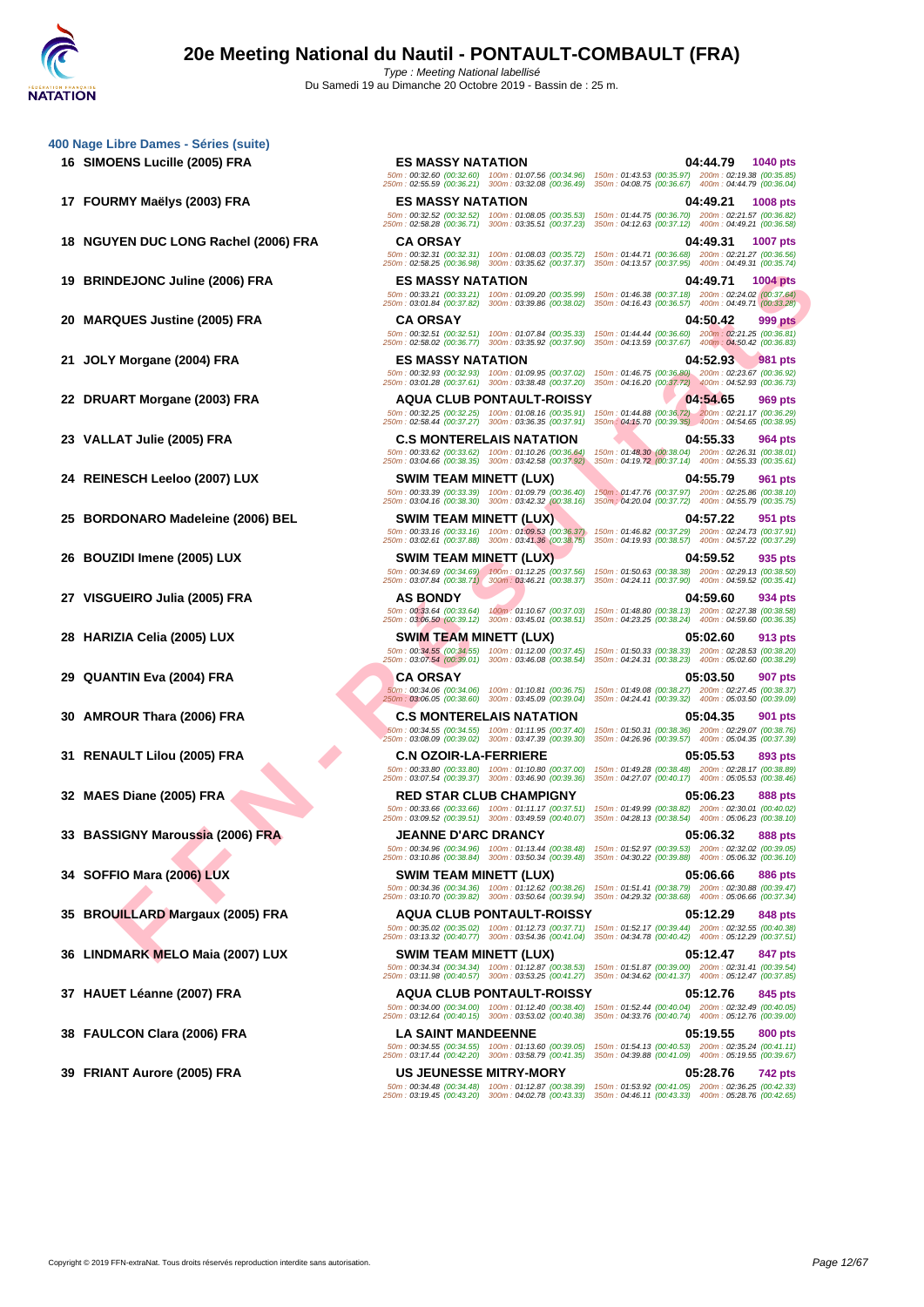# 20e Meeting National du Nautil - PONTAULT-COMBAULT (FRA)

Type : Meeting National labellisé
Du Samedi 19 au Dimanche 20 Octobre 2019 - Bassin de : 25 m.

## 400 Nage Libre Dames - Séries (suite)

| Rang | Nom | Club | Temps | Points |
|---|---|---|---|---|
| 16 | SIMOENS Lucille (2005) FRA | ES MASSY NATATION | 04:44.79 | 1040 pts |
| | | 50m : 00:32.60 (00:32.60) 100m : 01:07.56 (00:34.96) 150m : 01:43.53 (00:35.97) 200m : 02:19.38 (00:35.85) 250m : 02:55.59 (00:36.21) 300m : 03:32.08 (00:36.49) 350m : 04:08.75 (00:36.67) 400m : 04:44.79 (00:36.04) | | |
| 17 | FOURMY Maëlys (2003) FRA | ES MASSY NATATION | 04:49.21 | 1008 pts |
| | | 50m : 00:32.52 (00:32.52) 100m : 01:08.05 (00:35.53) 150m : 01:44.75 (00:36.70) 200m : 02:21.57 (00:36.82) 250m : 02:58.28 (00:36.71) 300m : 03:35.51 (00:37.23) 350m : 04:12.63 (00:37.12) 400m : 04:49.21 (00:36.58) | | |
| 18 | NGUYEN DUC LONG Rachel (2006) FRA | CA ORSAY | 04:49.31 | 1007 pts |
| | | 50m : 00:32.31 (00:32.31) 100m : 01:08.03 (00:35.72) 150m : 01:44.71 (00:36.68) 200m : 02:21.27 (00:36.56) 250m : 02:58.25 (00:36.98) 300m : 03:35.62 (00:37.37) 350m : 04:13.57 (00:37.95) 400m : 04:49.31 (00:35.74) | | |
| 19 | BRINDEJONC Juline (2006) FRA | ES MASSY NATATION | 04:49.71 | 1004 pts |
| | | 50m : 00:33.21 (00:33.21) 100m : 01:09.20 (00:35.99) 150m : 01:46.38 (00:37.18) 200m : 02:24.02 (00:37.64) 250m : 03:01.84 (00:37.82) 300m : 03:39.86 (00:38.02) 350m : 04:16.43 (00:36.57) 400m : 04:49.71 (00:33.28) | | |
| 20 | MARQUES Justine (2005) FRA | CA ORSAY | 04:50.42 | 999 pts |
| | | 50m : 00:32.51 (00:32.51) 100m : 01:07.84 (00:35.33) 150m : 01:44.44 (00:36.60) 200m : 02:21.25 (00:36.81) 250m : 02:58.02 (00:36.77) 300m : 03:35.92 (00:37.90) 350m : 04:13.59 (00:37.67) 400m : 04:50.42 (00:36.83) | | |
| 21 | JOLY Morgane (2004) FRA | ES MASSY NATATION | 04:52.93 | 981 pts |
| | | 50m : 00:32.93 (00:32.93) 100m : 01:09.95 (00:37.02) 150m : 01:46.75 (00:36.80) 200m : 02:23.67 (00:36.92) 250m : 03:01.28 (00:37.61) 300m : 03:38.48 (00:37.20) 350m : 04:16.20 (00:37.72) 400m : 04:52.93 (00:36.73) | | |
| 22 | DRUART Morgane (2003) FRA | AQUA CLUB PONTAULT-ROISSY | 04:54.65 | 969 pts |
| | | 50m : 00:32.25 (00:32.25) 100m : 01:08.16 (00:35.91) 150m : 01:44.88 (00:36.72) 200m : 02:21.17 (00:36.29) 250m : 02:58.44 (00:37.27) 300m : 03:36.35 (00:37.91) 350m : 04:15.70 (00:39.35) 400m : 04:54.65 (00:38.95) | | |
| 23 | VALLAT Julie (2005) FRA | C.S MONTERELAIS NATATION | 04:55.33 | 964 pts |
| | | 50m : 00:33.62 (00:33.62) 100m : 01:10.26 (00:36.64) 150m : 01:48.30 (00:38.04) 200m : 02:26.31 (00:38.01) 250m : 03:04.66 (00:38.35) 300m : 03:42.58 (00:37.92) 350m : 04:19.72 (00:37.14) 400m : 04:55.33 (00:35.61) | | |
| 24 | REINESCH Leeloo (2007) LUX | SWIM TEAM MINETT (LUX) | 04:55.79 | 961 pts |
| | | 50m : 00:33.39 (00:33.39) 100m : 01:09.79 (00:36.40) 150m : 01:47.76 (00:37.97) 200m : 02:25.86 (00:38.10) 250m : 03:04.16 (00:38.30) 300m : 03:42.32 (00:38.16) 350m : 04:20.04 (00:37.72) 400m : 04:55.79 (00:35.75) | | |
| 25 | BORDONARO Madeleine (2006) BEL | SWIM TEAM MINETT (LUX) | 04:57.22 | 951 pts |
| | | 50m : 00:33.16 (00:33.16) 100m : 01:09.53 (00:36.37) 150m : 01:46.82 (00:37.29) 200m : 02:24.73 (00:37.91) 250m : 03:02.61 (00:37.88) 300m : 03:41.36 (00:38.75) 350m : 04:19.93 (00:38.57) 400m : 04:57.22 (00:37.29) | | |
| 26 | BOUZIDI Imene (2005) LUX | SWIM TEAM MINETT (LUX) | 04:59.52 | 935 pts |
| | | 50m : 00:34.69 (00:34.69) 100m : 01:12.25 (00:37.56) 150m : 01:50.63 (00:38.38) 200m : 02:29.13 (00:38.50) 250m : 03:07.84 (00:38.71) 300m : 03:46.21 (00:38.37) 350m : 04:24.11 (00:37.90) 400m : 04:59.52 (00:35.41) | | |
| 27 | VISGUEIRO Julia (2005) FRA | AS BONDY | 04:59.60 | 934 pts |
| | | 50m : 00:33.64 (00:33.64) 100m : 01:10.67 (00:37.03) 150m : 01:48.80 (00:38.13) 200m : 02:27.38 (00:38.58) 250m : 03:06.50 (00:39.12) 300m : 03:45.01 (00:38.51) 350m : 04:23.25 (00:38.24) 400m : 04:59.60 (00:36.35) | | |
| 28 | HARIZIA Celia (2005) LUX | SWIM TEAM MINETT (LUX) | 05:02.60 | 913 pts |
| | | 50m : 00:34.55 (00:34.55) 100m : 01:12.00 (00:37.45) 150m : 01:50.33 (00:38.33) 200m : 02:28.53 (00:38.20) 250m : 03:07.54 (00:39.01) 300m : 03:46.08 (00:38.54) 350m : 04:24.31 (00:38.23) 400m : 05:02.60 (00:38.29) | | |
| 29 | QUANTIN Eva (2004) FRA | CA ORSAY | 05:03.50 | 907 pts |
| | | 50m : 00:34.06 (00:34.06) 100m : 01:10.81 (00:36.75) 150m : 01:49.08 (00:38.27) 200m : 02:27.45 (00:38.37) 250m : 03:06.05 (00:38.60) 300m : 03:45.09 (00:39.04) 350m : 04:24.41 (00:39.32) 400m : 05:03.50 (00:39.09) | | |
| 30 | AMROUR Thara (2006) FRA | C.S MONTERELAIS NATATION | 05:04.35 | 901 pts |
| | | 50m : 00:34.55 (00:34.55) 100m : 01:11.95 (00:37.40) 150m : 01:50.31 (00:38.36) 200m : 02:29.07 (00:38.76) 250m : 03:08.09 (00:39.02) 300m : 03:47.39 (00:39.30) 350m : 04:26.96 (00:39.57) 400m : 05:04.35 (00:37.39) | | |
| 31 | RENAULT Lilou (2005) FRA | C.N OZOIR-LA-FERRIERE | 05:05.53 | 893 pts |
| | | 50m : 00:33.80 (00:33.80) 100m : 01:10.80 (00:37.00) 150m : 01:49.28 (00:38.48) 200m : 02:28.17 (00:38.89) 250m : 03:07.54 (00:39.37) 300m : 03:46.90 (00:39.36) 350m : 04:27.07 (00:40.17) 400m : 05:05.53 (00:38.46) | | |
| 32 | MAES Diane (2005) FRA | RED STAR CLUB CHAMPIGNY | 05:06.23 | 888 pts |
| | | 50m : 00:33.66 (00:33.66) 100m : 01:11.17 (00:37.51) 150m : 01:49.99 (00:38.82) 200m : 02:30.01 (00:40.02) 250m : 03:09.52 (00:39.51) 300m : 03:49.59 (00:40.07) 350m : 04:28.13 (00:38.54) 400m : 05:06.23 (00:38.10) | | |
| 33 | BASSIGNY Maroussia (2006) FRA | JEANNE D'ARC DRANCY | 05:06.32 | 888 pts |
| | | 50m : 00:34.96 (00:34.96) 100m : 01:13.44 (00:38.48) 150m : 01:52.97 (00:39.53) 200m : 02:32.02 (00:39.05) 250m : 03:10.86 (00:38.84) 300m : 03:50.34 (00:39.48) 350m : 04:30.22 (00:39.88) 400m : 05:06.32 (00:36.10) | | |
| 34 | SOFFIO Mara (2006) LUX | SWIM TEAM MINETT (LUX) | 05:06.66 | 886 pts |
| | | 50m : 00:34.36 (00:34.36) 100m : 01:12.62 (00:38.26) 150m : 01:51.41 (00:38.79) 200m : 02:30.88 (00:39.47) 250m : 03:10.70 (00:39.82) 300m : 03:50.64 (00:39.94) 350m : 04:29.32 (00:38.68) 400m : 05:06.66 (00:37.34) | | |
| 35 | BROUILLARD Margaux (2005) FRA | AQUA CLUB PONTAULT-ROISSY | 05:12.29 | 848 pts |
| | | 50m : 00:35.02 (00:35.02) 100m : 01:12.73 (00:37.71) 150m : 01:52.17 (00:39.44) 200m : 02:32.55 (00:40.38) 250m : 03:13.32 (00:40.77) 300m : 03:54.36 (00:41.04) 350m : 04:34.78 (00:40.42) 400m : 05:12.29 (00:37.51) | | |
| 36 | LINDMARK MELO Maia (2007) LUX | SWIM TEAM MINETT (LUX) | 05:12.47 | 847 pts |
| | | 50m : 00:34.34 (00:34.34) 100m : 01:12.87 (00:38.53) 150m : 01:51.87 (00:39.00) 200m : 02:31.41 (00:39.54) 250m : 03:11.98 (00:40.57) 300m : 03:53.25 (00:41.27) 350m : 04:34.62 (00:41.37) 400m : 05:12.47 (00:37.85) | | |
| 37 | HAUET Léanne (2007) FRA | AQUA CLUB PONTAULT-ROISSY | 05:12.76 | 845 pts |
| | | 50m : 00:34.00 (00:34.00) 100m : 01:12.40 (00:38.40) 150m : 01:52.44 (00:40.04) 200m : 02:32.49 (00:40.05) 250m : 03:12.64 (00:40.15) 300m : 03:53.02 (00:40.38) 350m : 04:33.76 (00:40.74) 400m : 05:12.76 (00:39.00) | | |
| 38 | FAULCON Clara (2006) FRA | LA SAINT MANDEENNE | 05:19.55 | 800 pts |
| | | 50m : 00:34.55 (00:34.55) 100m : 01:13.60 (00:39.05) 150m : 01:54.13 (00:40.53) 200m : 02:35.24 (00:41.11) 250m : 03:17.44 (00:42.20) 300m : 03:58.79 (00:41.35) 350m : 04:39.88 (00:41.09) 400m : 05:19.55 (00:39.67) | | |
| 39 | FRIANT Aurore (2005) FRA | US JEUNESSE MITRY-MORY | 05:28.76 | 742 pts |
| | | 50m : 00:34.48 (00:34.48) 100m : 01:12.87 (00:38.39) 150m : 01:53.92 (00:41.05) 200m : 02:36.25 (00:42.33) 250m : 03:19.45 (00:43.20) 300m : 04:02.78 (00:43.33) 350m : 04:46.11 (00:43.33) 400m : 05:28.76 (00:42.65) | | |

Copyright © 2019 FFN-extraNat. Tous droits réservés reproduction interdite sans autorisation.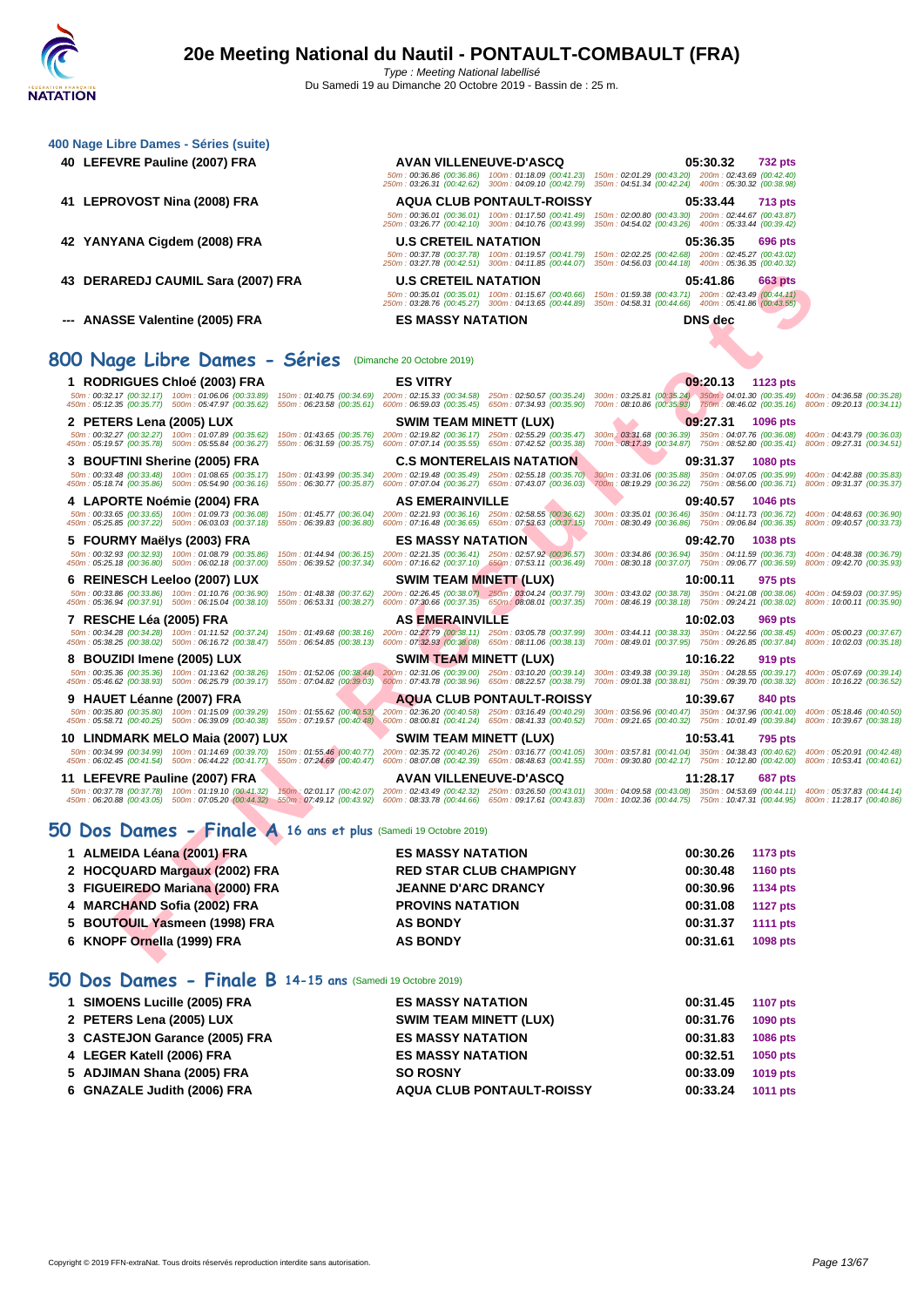# 20e Meeting National du Nautil - PONTAULT-COMBAULT (FRA)

*Type : Meeting National labellisé*
Du Samedi 19 au Dimanche 20 Octobre 2019 - Bassin de : 25 m.

### 400 Nage Libre Dames - Séries (suite)

**40 LEFEVRE Pauline (2007) FRA** — AVAN VILLENEUVE-D'ASCQ — 05:30.32 — 732 pts
50m : 00:36.86 (00:36.86) 100m : 01:18.09 (00:41.23) 150m : 02:01.29 (00:43.20) 200m : 02:43.69 (00:42.40) 250m : 03:26.31 (00:42.62) 300m : 04:09.10 (00:42.79) 350m : 04:51.34 (00:42.24) 400m : 05:30.32 (00:38.98)

**41 LEPROVOST Nina (2008) FRA** — AQUA CLUB PONTAULT-ROISSY — 05:33.44 — 713 pts
50m : 00:36.01 (00:36.01) 100m : 01:17.50 (00:41.49) 150m : 02:00.80 (00:43.30) 200m : 02:44.67 (00:43.87) 250m : 03:26.77 (00:42.10) 300m : 04:10.76 (00:43.99) 350m : 04:54.02 (00:43.26) 400m : 05:33.44 (00:39.42)

**42 YANYANA Cigdem (2008) FRA** — U.S CRETEIL NATATION — 05:36.35 — 696 pts
50m : 00:37.78 (00:37.78) 100m : 01:19.57 (00:41.79) 150m : 02:02.25 (00:42.68) 200m : 02:45.27 (00:43.02) 250m : 03:27.78 (00:42.51) 300m : 04:11.85 (00:44.07) 350m : 04:56.03 (00:44.18) 400m : 05:36.35 (00:40.32)

**43 DERAREDJ CAUMIL Sara (2007) FRA** — U.S CRETEIL NATATION — 05:41.86 — 663 pts
50m : 00:35.01 (00:35.01) 100m : 01:15.67 (00:40.66) 150m : 01:59.38 (00:43.71) 200m : 02:43.49 (00:44.11) 250m : 03:28.76 (00:45.27) 300m : 04:13.65 (00:44.89) 350m : 04:58.31 (00:44.66) 400m : 05:41.86 (00:43.55)

**--- ANASSE Valentine (2005) FRA** — ES MASSY NATATION — DNS dec

## 800 Nage Libre Dames - Séries (Dimanche 20 Octobre 2019)

**1 RODRIGUES Chloé (2003) FRA** — ES VITRY — 09:20.13 — 1123 pts
50m : 00:32.17 (00:32.17) 100m : 01:06.06 (00:33.89) 150m : 01:40.75 (00:34.69) 200m : 02:15.33 (00:34.58) 250m : 02:50.57 (00:35.24) 300m : 03:25.81 (00:35.24) 350m : 04:01.30 (00:35.49) 400m : 04:36.58 (00:35.28) 450m : 05:12.35 (00:35.77) 500m : 05:47.97 (00:35.62) 550m : 06:23.58 (00:35.61) 600m : 06:59.03 (00:35.45) 650m : 07:34.93 (00:35.90) 700m : 08:10.86 (00:35.93) 750m : 08:46.02 (00:35.16) 800m : 09:20.13 (00:34.11)

**2 PETERS Lena (2005) LUX** — SWIM TEAM MINETT (LUX) — 09:27.31 — 1096 pts
50m : 00:32.27 (00:32.27) 100m : 01:07.89 (00:35.62) 150m : 01:43.65 (00:35.76) 200m : 02:19.82 (00:36.17) 250m : 02:55.29 (00:35.47) 300m : 03:31.68 (00:36.39) 350m : 04:07.76 (00:36.08) 400m : 04:43.79 (00:36.03) 450m : 05:19.57 (00:35.78) 500m : 05:55.84 (00:36.27) 550m : 06:31.59 (00:35.75) 600m : 07:07.14 (00:35.55) 650m : 07:42.52 (00:35.38) 700m : 08:17.39 (00:34.87) 750m : 08:52.80 (00:35.41) 800m : 09:27.31 (00:34.51)

**3 BOUFTINI Sherine (2005) FRA** — C.S MONTERELAIS NATATION — 09:31.37 — 1080 pts
50m : 00:33.48 (00:33.48) 100m : 01:08.65 (00:35.17) 150m : 01:43.99 (00:35.34) 200m : 02:19.48 (00:35.49) 250m : 02:55.18 (00:35.70) 300m : 03:31.06 (00:35.88) 350m : 04:07.05 (00:35.99) 400m : 04:42.88 (00:35.83) 450m : 05:18.74 (00:35.86) 500m : 05:54.90 (00:36.16) 550m : 06:30.77 (00:35.87) 600m : 07:07.04 (00:36.27) 650m : 07:43.07 (00:36.03) 700m : 08:19.29 (00:36.22) 750m : 08:56.00 (00:36.71) 800m : 09:31.37 (00:35.37)

**4 LAPORTE Noémie (2004) FRA** — AS EMERAINVILLE — 09:40.57 — 1046 pts
50m : 00:33.65 (00:33.65) 100m : 01:09.73 (00:36.08) 150m : 01:45.77 (00:36.04) 200m : 02:21.93 (00:36.16) 250m : 02:58.55 (00:36.62) 300m : 03:35.01 (00:36.46) 350m : 04:11.73 (00:36.72) 400m : 04:48.63 (00:36.90) 450m : 05:25.85 (00:37.22) 500m : 06:03.03 (00:37.18) 550m : 06:39.83 (00:36.80) 600m : 07:16.48 (00:36.65) 650m : 07:53.63 (00:37.15) 700m : 08:30.49 (00:36.86) 750m : 09:06.84 (00:36.35) 800m : 09:40.57 (00:33.73)

**5 FOURMY Maëlys (2003) FRA** — ES MASSY NATATION — 09:42.70 — 1038 pts
50m : 00:32.93 (00:32.93) 100m : 01:08.79 (00:35.86) 150m : 01:44.94 (00:36.15) 200m : 02:21.35 (00:36.41) 250m : 02:57.92 (00:36.57) 300m : 03:34.86 (00:36.94) 350m : 04:11.59 (00:36.73) 400m : 04:48.38 (00:36.79) 450m : 05:25.18 (00:36.80) 500m : 06:02.18 (00:37.00) 550m : 06:39.52 (00:37.34) 600m : 07:16.62 (00:37.10) 650m : 07:53.11 (00:36.49) 700m : 08:30.18 (00:37.07) 750m : 09:06.77 (00:36.59) 800m : 09:42.70 (00:35.93)

**6 REINESCH Leeloo (2007) LUX** — SWIM TEAM MINETT (LUX) — 10:00.11 — 975 pts
50m : 00:33.86 (00:33.86) 100m : 01:10.76 (00:36.90) 150m : 01:48.38 (00:37.62) 200m : 02:26.45 (00:38.07) 250m : 03:04.24 (00:37.79) 300m : 03:43.02 (00:38.78) 350m : 04:21.08 (00:38.06) 400m : 04:59.03 (00:37.95) 450m : 05:36.94 (00:37.91) 500m : 06:15.04 (00:38.10) 550m : 06:53.31 (00:38.27) 600m : 07:30.66 (00:37.35) 650m : 08:08.01 (00:37.35) 700m : 08:46.19 (00:38.18) 750m : 09:24.21 (00:38.02) 800m : 10:00.11 (00:35.90)

**7 RESCHE Léa (2005) FRA** — AS EMERAINVILLE — 10:02.03 — 969 pts
50m : 00:34.28 (00:34.28) 100m : 01:11.52 (00:37.24) 150m : 01:49.68 (00:38.16) 200m : 02:27.79 (00:38.11) 250m : 03:05.78 (00:37.99) 300m : 03:44.11 (00:38.33) 350m : 04:22.56 (00:38.45) 400m : 05:00.23 (00:37.67) 450m : 05:38.25 (00:38.02) 500m : 06:16.72 (00:38.47) 550m : 06:54.85 (00:38.13) 600m : 07:32.93 (00:38.08) 650m : 08:11.06 (00:38.13) 700m : 08:49.01 (00:37.95) 750m : 09:26.85 (00:37.84) 800m : 10:02.03 (00:35.18)

**8 BOUZIDI Imene (2005) LUX** — SWIM TEAM MINETT (LUX) — 10:16.22 — 919 pts
50m : 00:35.36 (00:35.36) 100m : 01:13.62 (00:38.26) 150m : 01:52.06 (00:38.44) 200m : 02:31.06 (00:39.00) 250m : 03:10.20 (00:39.14) 300m : 03:49.38 (00:39.18) 350m : 04:28.55 (00:39.17) 400m : 05:07.69 (00:39.14) 450m : 05:46.62 (00:38.93) 500m : 06:25.79 (00:39.17) 550m : 07:04.82 (00:39.03) 600m : 07:43.78 (00:38.96) 650m : 08:22.57 (00:38.79) 700m : 09:01.38 (00:38.81) 750m : 09:39.70 (00:38.32) 800m : 10:16.22 (00:36.52)

**9 HAUET Léanne (2007) FRA** — AQUA CLUB PONTAULT-ROISSY — 10:39.67 — 840 pts
50m : 00:35.80 (00:35.80) 100m : 01:15.09 (00:39.29) 150m : 01:55.62 (00:40.53) 200m : 02:36.20 (00:40.58) 250m : 03:16.49 (00:40.29) 300m : 03:56.96 (00:40.47) 350m : 04:37.96 (00:41.00) 400m : 05:18.46 (00:40.50) 450m : 05:58.71 (00:40.25) 500m : 06:39.09 (00:40.38) 550m : 07:19.57 (00:40.48) 600m : 08:00.81 (00:41.24) 650m : 08:41.33 (00:40.52) 700m : 09:21.65 (00:40.32) 750m : 10:01.49 (00:39.84) 800m : 10:39.67 (00:38.18)

**10 LINDMARK MELO Maia (2007) LUX** — SWIM TEAM MINETT (LUX) — 10:53.41 — 795 pts
50m : 00:34.99 (00:34.99) 100m : 01:14.69 (00:39.70) 150m : 01:55.46 (00:40.77) 200m : 02:35.72 (00:40.26) 250m : 03:16.77 (00:41.05) 300m : 03:57.81 (00:41.04) 350m : 04:38.43 (00:40.62) 400m : 05:20.91 (00:42.48) 450m : 06:02.45 (00:41.54) 500m : 06:44.22 (00:41.77) 550m : 07:24.69 (00:40.47) 600m : 08:07.08 (00:42.39) 650m : 08:48.63 (00:41.55) 700m : 09:30.80 (00:42.17) 750m : 10:12.80 (00:42.00) 800m : 10:53.41 (00:40.61)

**11 LEFEVRE Pauline (2007) FRA** — AVAN VILLENEUVE-D'ASCQ — 11:28.17 — 687 pts
50m : 00:37.78 (00:37.78) 100m : 01:19.10 (00:41.32) 150m : 02:01.17 (00:42.07) 200m : 02:43.49 (00:42.32) 250m : 03:26.50 (00:43.01) 300m : 04:09.58 (00:43.08) 350m : 04:53.69 (00:44.11) 400m : 05:37.83 (00:44.14) 450m : 06:20.88 (00:43.05) 500m : 07:05.20 (00:44.32) 550m : 07:49.12 (00:43.92) 600m : 08:33.78 (00:44.66) 650m : 09:17.61 (00:43.83) 700m : 10:02.36 (00:44.75) 750m : 10:47.31 (00:44.95) 800m : 11:28.17 (00:40.86)

## 50 Dos Dames - Finale A 16 ans et plus (Samedi 19 Octobre 2019)

| | Nom | Club | Temps | Points |
|---|---|---|---|---|
| 1 | ALMEIDA Léana (2001) FRA | ES MASSY NATATION | 00:30.26 | 1173 pts |
| 2 | HOCQUARD Margaux (2002) FRA | RED STAR CLUB CHAMPIGNY | 00:30.48 | 1160 pts |
| 3 | FIGUEIREDO Mariana (2000) FRA | JEANNE D'ARC DRANCY | 00:30.96 | 1134 pts |
| 4 | MARCHAND Sofia (2002) FRA | PROVINS NATATION | 00:31.08 | 1127 pts |
| 5 | BOUTOUIL Yasmeen (1998) FRA | AS BONDY | 00:31.37 | 1111 pts |
| 6 | KNOPF Ornella (1999) FRA | AS BONDY | 00:31.61 | 1098 pts |

## 50 Dos Dames - Finale B 14-15 ans (Samedi 19 Octobre 2019)

| | Nom | Club | Temps | Points |
|---|---|---|---|---|
| 1 | SIMOENS Lucille (2005) FRA | ES MASSY NATATION | 00:31.45 | 1107 pts |
| 2 | PETERS Lena (2005) LUX | SWIM TEAM MINETT (LUX) | 00:31.76 | 1090 pts |
| 3 | CASTEJON Garance (2005) FRA | ES MASSY NATATION | 00:31.83 | 1086 pts |
| 4 | LEGER Katell (2006) FRA | ES MASSY NATATION | 00:32.51 | 1050 pts |
| 5 | ADJIMAN Shana (2005) FRA | SO ROSNY | 00:33.09 | 1019 pts |
| 6 | GNAZALE Judith (2006) FRA | AQUA CLUB PONTAULT-ROISSY | 00:33.24 | 1011 pts |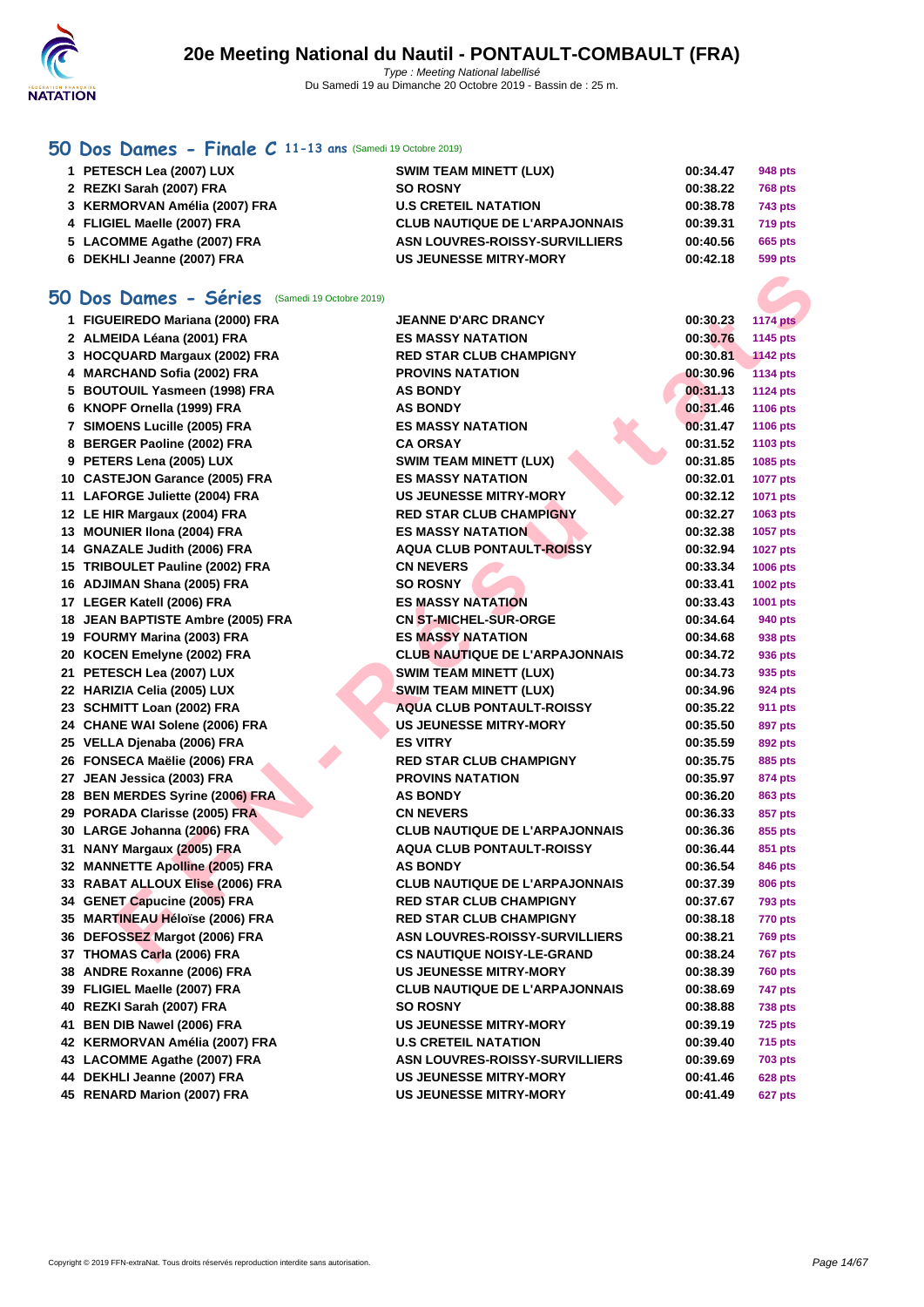# 20e Meeting National du Nautil - PONTAULT-COMBAULT (FRA)

*Type : Meeting National labellisé*
Du Samedi 19 au Dimanche 20 Octobre 2019 - Bassin de : 25 m.

## 50 Dos Dames - Finale C 11-13 ans (Samedi 19 Octobre 2019)

| | | | | |
|---|---|---|---|---|
| 1 | PETESCH Lea (2007) LUX | SWIM TEAM MINETT (LUX) | 00:34.47 | 948 pts |
| 2 | REZKI Sarah (2007) FRA | SO ROSNY | 00:38.22 | 768 pts |
| 3 | KERMORVAN Amélia (2007) FRA | U.S CRETEIL NATATION | 00:38.78 | 743 pts |
| 4 | FLIGIEL Maelle (2007) FRA | CLUB NAUTIQUE DE L'ARPAJONNAIS | 00:39.31 | 719 pts |
| 5 | LACOMME Agathe (2007) FRA | ASN LOUVRES-ROISSY-SURVILLIERS | 00:40.56 | 665 pts |
| 6 | DEKHLI Jeanne (2007) FRA | US JEUNESSE MITRY-MORY | 00:42.18 | 599 pts |

## 50 Dos Dames - Séries (Samedi 19 Octobre 2019)

| | | | | |
|---|---|---|---|---|
| 1 | FIGUEIREDO Mariana (2000) FRA | JEANNE D'ARC DRANCY | 00:30.23 | 1174 pts |
| 2 | ALMEIDA Léana (2001) FRA | ES MASSY NATATION | 00:30.76 | 1145 pts |
| 3 | HOCQUARD Margaux (2002) FRA | RED STAR CLUB CHAMPIGNY | 00:30.81 | 1142 pts |
| 4 | MARCHAND Sofia (2002) FRA | PROVINS NATATION | 00:30.96 | 1134 pts |
| 5 | BOUTOUIL Yasmeen (1998) FRA | AS BONDY | 00:31.13 | 1124 pts |
| 6 | KNOPF Ornella (1999) FRA | AS BONDY | 00:31.46 | 1106 pts |
| 7 | SIMOENS Lucille (2005) FRA | ES MASSY NATATION | 00:31.47 | 1106 pts |
| 8 | BERGER Paoline (2002) FRA | CA ORSAY | 00:31.52 | 1103 pts |
| 9 | PETERS Lena (2005) LUX | SWIM TEAM MINETT (LUX) | 00:31.85 | 1085 pts |
| 10 | CASTEJON Garance (2005) FRA | ES MASSY NATATION | 00:32.01 | 1077 pts |
| 11 | LAFORGE Juliette (2004) FRA | US JEUNESSE MITRY-MORY | 00:32.12 | 1071 pts |
| 12 | LE HIR Margaux (2004) FRA | RED STAR CLUB CHAMPIGNY | 00:32.27 | 1063 pts |
| 13 | MOUNIER Ilona (2004) FRA | ES MASSY NATATION | 00:32.38 | 1057 pts |
| 14 | GNAZALE Judith (2006) FRA | AQUA CLUB PONTAULT-ROISSY | 00:32.94 | 1027 pts |
| 15 | TRIBOULET Pauline (2002) FRA | CN NEVERS | 00:33.34 | 1006 pts |
| 16 | ADJIMAN Shana (2005) FRA | SO ROSNY | 00:33.41 | 1002 pts |
| 17 | LEGER Katell (2006) FRA | ES MASSY NATATION | 00:33.43 | 1001 pts |
| 18 | JEAN BAPTISTE Ambre (2005) FRA | CN ST-MICHEL-SUR-ORGE | 00:34.64 | 940 pts |
| 19 | FOURMY Marina (2003) FRA | ES MASSY NATATION | 00:34.68 | 938 pts |
| 20 | KOCEN Emelyne (2002) FRA | CLUB NAUTIQUE DE L'ARPAJONNAIS | 00:34.72 | 936 pts |
| 21 | PETESCH Lea (2007) LUX | SWIM TEAM MINETT (LUX) | 00:34.73 | 935 pts |
| 22 | HARIZIA Celia (2005) LUX | SWIM TEAM MINETT (LUX) | 00:34.96 | 924 pts |
| 23 | SCHMITT Loan (2002) FRA | AQUA CLUB PONTAULT-ROISSY | 00:35.22 | 911 pts |
| 24 | CHANE WAI Solene (2006) FRA | US JEUNESSE MITRY-MORY | 00:35.50 | 897 pts |
| 25 | VELLA Djenaba (2006) FRA | ES VITRY | 00:35.59 | 892 pts |
| 26 | FONSECA Maëlie (2006) FRA | RED STAR CLUB CHAMPIGNY | 00:35.75 | 885 pts |
| 27 | JEAN Jessica (2003) FRA | PROVINS NATATION | 00:35.97 | 874 pts |
| 28 | BEN MERDES Syrine (2006) FRA | AS BONDY | 00:36.20 | 863 pts |
| 29 | PORADA Clarisse (2005) FRA | CN NEVERS | 00:36.33 | 857 pts |
| 30 | LARGE Johanna (2006) FRA | CLUB NAUTIQUE DE L'ARPAJONNAIS | 00:36.36 | 855 pts |
| 31 | NANY Margaux (2005) FRA | AQUA CLUB PONTAULT-ROISSY | 00:36.44 | 851 pts |
| 32 | MANNETTE Apolline (2005) FRA | AS BONDY | 00:36.54 | 846 pts |
| 33 | RABAT ALLOUX Elise (2006) FRA | CLUB NAUTIQUE DE L'ARPAJONNAIS | 00:37.39 | 806 pts |
| 34 | GENET Capucine (2005) FRA | RED STAR CLUB CHAMPIGNY | 00:37.67 | 793 pts |
| 35 | MARTINEAU Héloïse (2006) FRA | RED STAR CLUB CHAMPIGNY | 00:38.18 | 770 pts |
| 36 | DEFOSSEZ Margot (2006) FRA | ASN LOUVRES-ROISSY-SURVILLIERS | 00:38.21 | 769 pts |
| 37 | THOMAS Carla (2006) FRA | CS NAUTIQUE NOISY-LE-GRAND | 00:38.24 | 767 pts |
| 38 | ANDRE Roxanne (2006) FRA | US JEUNESSE MITRY-MORY | 00:38.39 | 760 pts |
| 39 | FLIGIEL Maelle (2007) FRA | CLUB NAUTIQUE DE L'ARPAJONNAIS | 00:38.69 | 747 pts |
| 40 | REZKI Sarah (2007) FRA | SO ROSNY | 00:38.88 | 738 pts |
| 41 | BEN DIB Nawel (2006) FRA | US JEUNESSE MITRY-MORY | 00:39.19 | 725 pts |
| 42 | KERMORVAN Amélia (2007) FRA | U.S CRETEIL NATATION | 00:39.40 | 715 pts |
| 43 | LACOMME Agathe (2007) FRA | ASN LOUVRES-ROISSY-SURVILLIERS | 00:39.69 | 703 pts |
| 44 | DEKHLI Jeanne (2007) FRA | US JEUNESSE MITRY-MORY | 00:41.46 | 628 pts |
| 45 | RENARD Marion (2007) FRA | US JEUNESSE MITRY-MORY | 00:41.49 | 627 pts |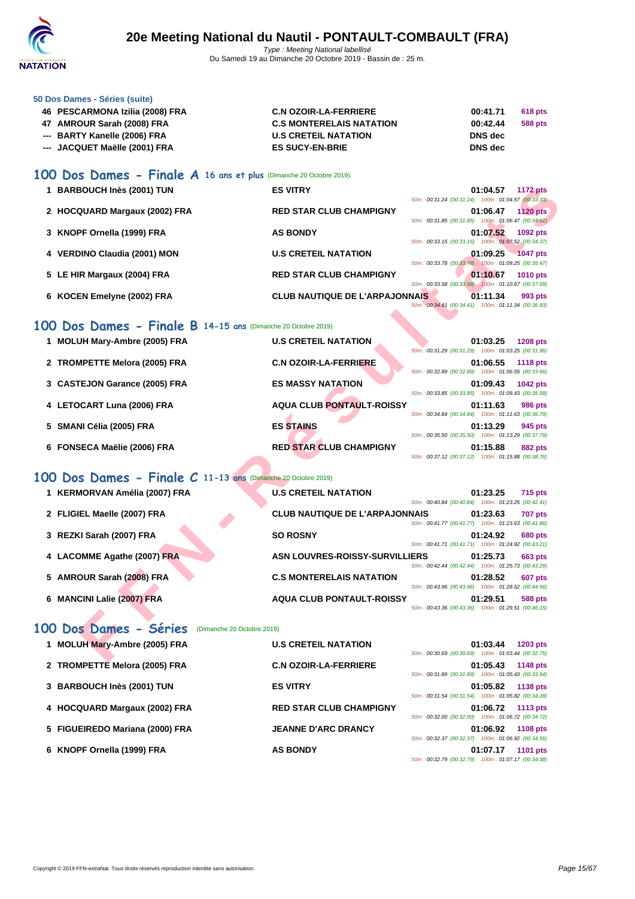# 20e Meeting National du Nautil - PONTAULT-COMBAULT (FRA)

*Type : Meeting National labellisé*

Du Samedi 19 au Dimanche 20 Octobre 2019 - Bassin de : 25 m.

### 50 Dos Dames - Séries (suite)

| | | | | |
|---|---|---|---|---|
| 46 | PESCARMONA Izilia (2008) FRA | C.N OZOIR-LA-FERRIERE | 00:41.71 | 618 pts |
| 47 | AMROUR Sarah (2008) FRA | C.S MONTERELAIS NATATION | 00:42.44 | 588 pts |
| --- | BARTY Kanelle (2006) FRA | U.S CRETEIL NATATION | DNS dec | |
| --- | JACQUET Maëlle (2001) FRA | ES SUCY-EN-BRIE | DNS dec | |

## 100 Dos Dames - Finale A 16 ans et plus (Dimanche 20 Octobre 2019)

| | | | | |
|---|---|---|---|---|
| 1 | BARBOUCH Inès (2001) TUN | ES VITRY | 01:04.57 | 1172 pts |
| | | 50m : 00:31.24 (00:31.24) 100m : 01:04.57 (00:33.33) | | |
| 2 | HOCQUARD Margaux (2002) FRA | RED STAR CLUB CHAMPIGNY | 01:06.47 | 1120 pts |
| | | 50m : 00:31.85 (00:31.85) 100m : 01:06.47 (00:34.62) | | |
| 3 | KNOPF Ornella (1999) FRA | AS BONDY | 01:07.52 | 1092 pts |
| | | 50m : 00:33.15 (00:33.15) 100m : 01:07.52 (00:34.37) | | |
| 4 | VERDINO Claudia (2001) MON | U.S CRETEIL NATATION | 01:09.25 | 1047 pts |
| | | 50m : 00:33.78 (00:33.78) 100m : 01:09.25 (00:35.47) | | |
| 5 | LE HIR Margaux (2004) FRA | RED STAR CLUB CHAMPIGNY | 01:10.67 | 1010 pts |
| | | 50m : 00:33.58 (00:33.58) 100m : 01:10.67 (00:37.09) | | |
| 6 | KOCEN Emelyne (2002) FRA | CLUB NAUTIQUE DE L'ARPAJONNAIS | 01:11.34 | 993 pts |
| | | 50m : 00:34.41 (00:34.41) 100m : 01:11.34 (00:36.93) | | |

## 100 Dos Dames - Finale B 14-15 ans (Dimanche 20 Octobre 2019)

| | | | | |
|---|---|---|---|---|
| 1 | MOLUH Mary-Ambre (2005) FRA | U.S CRETEIL NATATION | 01:03.25 | 1208 pts |
| | | 50m : 00:31.29 (00:31.29) 100m : 01:03.25 (00:31.96) | | |
| 2 | TROMPETTE Melora (2005) FRA | C.N OZOIR-LA-FERRIERE | 01:06.55 | 1118 pts |
| | | 50m : 00:32.89 (00:32.89) 100m : 01:06.55 (00:33.66) | | |
| 3 | CASTEJON Garance (2005) FRA | ES MASSY NATATION | 01:09.43 | 1042 pts |
| | | 50m : 00:33.85 (00:33.85) 100m : 01:09.43 (00:35.58) | | |
| 4 | LETOCART Luna (2006) FRA | AQUA CLUB PONTAULT-ROISSY | 01:11.63 | 986 pts |
| | | 50m : 00:34.84 (00:34.84) 100m : 01:11.63 (00:36.79) | | |
| 5 | SMANI Célia (2005) FRA | ES STAINS | 01:13.29 | 945 pts |
| | | 50m : 00:35.50 (00:35.50) 100m : 01:13.29 (00:37.79) | | |
| 6 | FONSECA Maëlie (2006) FRA | RED STAR CLUB CHAMPIGNY | 01:15.88 | 882 pts |
| | | 50m : 00:37.12 (00:37.12) 100m : 01:15.88 (00:38.76) | | |

## 100 Dos Dames - Finale C 11-13 ans (Dimanche 20 Octobre 2019)

| | | | | |
|---|---|---|---|---|
| 1 | KERMORVAN Amélia (2007) FRA | U.S CRETEIL NATATION | 01:23.25 | 715 pts |
| | | 50m : 00:40.84 (00:40.84) 100m : 01:23.25 (00:42.41) | | |
| 2 | FLIGIEL Maelle (2007) FRA | CLUB NAUTIQUE DE L'ARPAJONNAIS | 01:23.63 | 707 pts |
| | | 50m : 00:41.77 (00:41.77) 100m : 01:23.63 (00:41.86) | | |
| 3 | REZKI Sarah (2007) FRA | SO ROSNY | 01:24.92 | 680 pts |
| | | 50m : 00:41.71 (00:41.71) 100m : 01:24.92 (00:43.21) | | |
| 4 | LACOMME Agathe (2007) FRA | ASN LOUVRES-ROISSY-SURVILLIERS | 01:25.73 | 663 pts |
| | | 50m : 00:42.44 (00:42.44) 100m : 01:25.73 (00:43.29) | | |
| 5 | AMROUR Sarah (2008) FRA | C.S MONTERELAIS NATATION | 01:28.52 | 607 pts |
| | | 50m : 00:43.96 (00:43.96) 100m : 01:28.52 (00:44.56) | | |
| 6 | MANCINI Lalie (2007) FRA | AQUA CLUB PONTAULT-ROISSY | 01:29.51 | 588 pts |
| | | 50m : 00:43.36 (00:43.36) 100m : 01:29.51 (00:46.15) | | |

## 100 Dos Dames - Séries (Dimanche 20 Octobre 2019)

| | | | | |
|---|---|---|---|---|
| 1 | MOLUH Mary-Ambre (2005) FRA | U.S CRETEIL NATATION | 01:03.44 | 1203 pts |
| | | 50m : 00:30.69 (00:30.69) 100m : 01:03.44 (00:32.75) | | |
| 2 | TROMPETTE Melora (2005) FRA | C.N OZOIR-LA-FERRIERE | 01:05.43 | 1148 pts |
| | | 50m : 00:31.89 (00:31.89) 100m : 01:05.43 (00:33.54) | | |
| 3 | BARBOUCH Inès (2001) TUN | ES VITRY | 01:05.82 | 1138 pts |
| | | 50m : 00:31.54 (00:31.54) 100m : 01:05.82 (00:34.28) | | |
| 4 | HOCQUARD Margaux (2002) FRA | RED STAR CLUB CHAMPIGNY | 01:06.72 | 1113 pts |
| | | 50m : 00:32.00 (00:32.00) 100m : 01:06.72 (00:34.72) | | |
| 5 | FIGUEIREDO Mariana (2000) FRA | JEANNE D'ARC DRANCY | 01:06.92 | 1108 pts |
| | | 50m : 00:32.37 (00:32.37) 100m : 01:06.92 (00:34.55) | | |
| 6 | KNOPF Ornella (1999) FRA | AS BONDY | 01:07.17 | 1101 pts |
| | | 50m : 00:32.79 (00:32.79) 100m : 01:07.17 (00:34.38) | | |

Copyright © 2019 FFN-extraNat. Tous droits réservés reproduction interdite sans autorisation.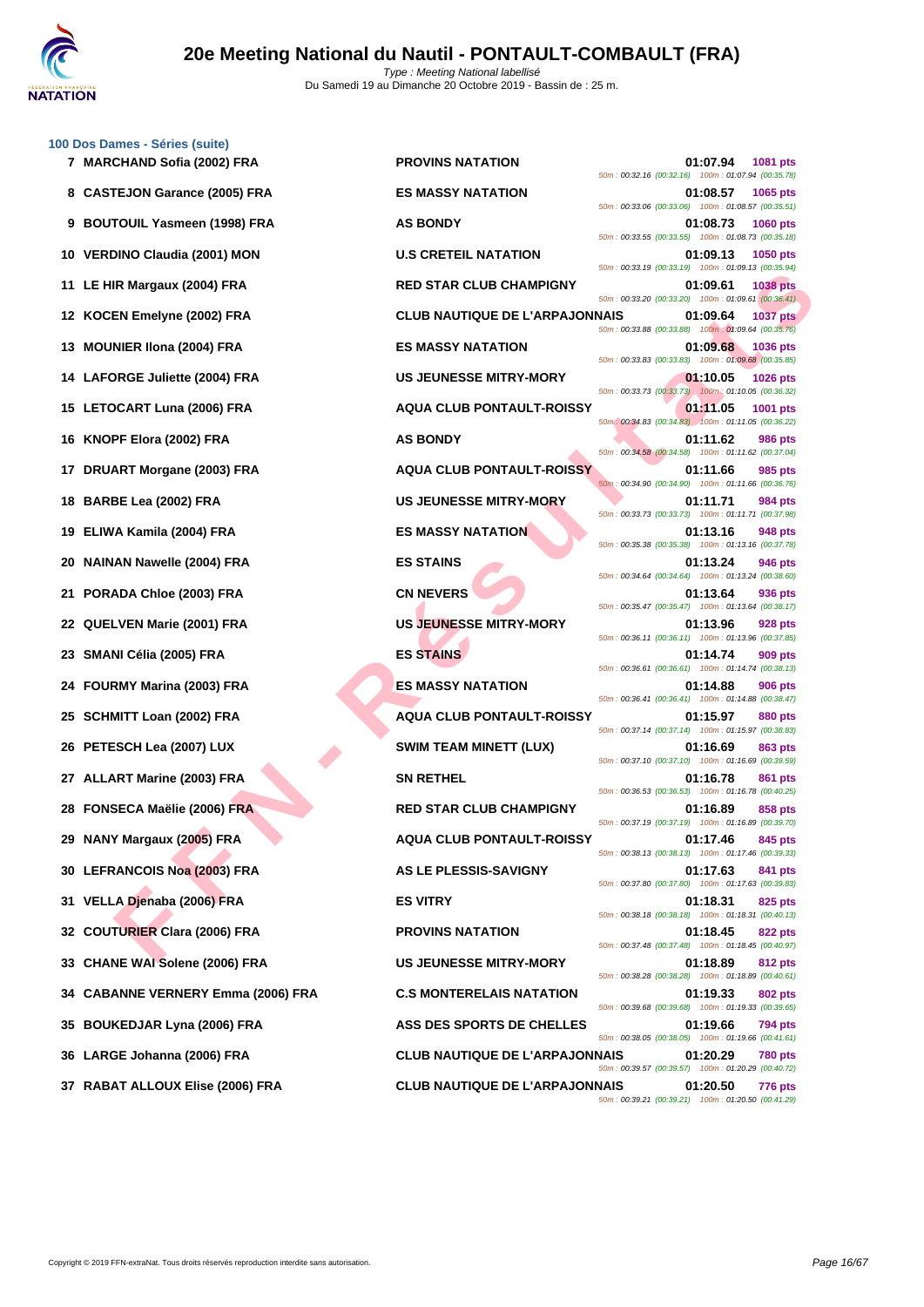## 100 Dos Dames - Séries (suite)

| Rang | Nom | Club | Temps | Points | Splits |
|---|---|---|---|---|---|
| 7 | MARCHAND Sofia (2002) FRA | PROVINS NATATION | 01:07.94 | 1081 pts | 50m : 00:32.16 (00:32.16) 100m : 01:07.94 (00:35.78) |
| 8 | CASTEJON Garance (2005) FRA | ES MASSY NATATION | 01:08.57 | 1065 pts | 50m : 00:33.06 (00:33.06) 100m : 01:08.57 (00:35.51) |
| 9 | BOUTOUIL Yasmeen (1998) FRA | AS BONDY | 01:08.73 | 1060 pts | 50m : 00:33.55 (00:33.55) 100m : 01:08.73 (00:35.18) |
| 10 | VERDINO Claudia (2001) MON | U.S CRETEIL NATATION | 01:09.13 | 1050 pts | 50m : 00:33.19 (00:33.19) 100m : 01:09.13 (00:35.94) |
| 11 | LE HIR Margaux (2004) FRA | RED STAR CLUB CHAMPIGNY | 01:09.61 | 1038 pts | 50m : 00:33.20 (00:33.20) 100m : 01:09.61 (00:36.41) |
| 12 | KOCEN Emelyne (2002) FRA | CLUB NAUTIQUE DE L'ARPAJONNAIS | 01:09.64 | 1037 pts | 50m : 00:33.88 (00:33.88) 100m : 01:09.64 (00:35.76) |
| 13 | MOUNIER Ilona (2004) FRA | ES MASSY NATATION | 01:09.68 | 1036 pts | 50m : 00:33.83 (00:33.83) 100m : 01:09.68 (00:35.85) |
| 14 | LAFORGE Juliette (2004) FRA | US JEUNESSE MITRY-MORY | 01:10.05 | 1026 pts | 50m : 00:33.73 (00:33.73) 100m : 01:10.05 (00:36.32) |
| 15 | LETOCART Luna (2006) FRA | AQUA CLUB PONTAULT-ROISSY | 01:11.05 | 1001 pts | 50m : 00:34.83 (00:34.83) 100m : 01:11.05 (00:36.22) |
| 16 | KNOPF Elora (2002) FRA | AS BONDY | 01:11.62 | 986 pts | 50m : 00:34.58 (00:34.58) 100m : 01:11.62 (00:37.04) |
| 17 | DRUART Morgane (2003) FRA | AQUA CLUB PONTAULT-ROISSY | 01:11.66 | 985 pts | 50m : 00:34.90 (00:34.90) 100m : 01:11.66 (00:36.76) |
| 18 | BARBE Lea (2002) FRA | US JEUNESSE MITRY-MORY | 01:11.71 | 984 pts | 50m : 00:33.73 (00:33.73) 100m : 01:11.71 (00:37.98) |
| 19 | ELIWA Kamila (2004) FRA | ES MASSY NATATION | 01:13.16 | 948 pts | 50m : 00:35.38 (00:35.38) 100m : 01:13.16 (00:37.78) |
| 20 | NAINAN Nawelle (2004) FRA | ES STAINS | 01:13.24 | 946 pts | 50m : 00:34.64 (00:34.64) 100m : 01:13.24 (00:38.60) |
| 21 | PORADA Chloe (2003) FRA | CN NEVERS | 01:13.64 | 936 pts | 50m : 00:35.47 (00:35.47) 100m : 01:13.64 (00:38.17) |
| 22 | QUELVEN Marie (2001) FRA | US JEUNESSE MITRY-MORY | 01:13.96 | 928 pts | 50m : 00:36.11 (00:36.11) 100m : 01:13.96 (00:37.85) |
| 23 | SMANI Célia (2005) FRA | ES STAINS | 01:14.74 | 909 pts | 50m : 00:36.61 (00:36.61) 100m : 01:14.74 (00:38.13) |
| 24 | FOURMY Marina (2003) FRA | ES MASSY NATATION | 01:14.88 | 906 pts | 50m : 00:36.41 (00:36.41) 100m : 01:14.88 (00:38.47) |
| 25 | SCHMITT Loan (2002) FRA | AQUA CLUB PONTAULT-ROISSY | 01:15.97 | 880 pts | 50m : 00:37.14 (00:37.14) 100m : 01:15.97 (00:38.83) |
| 26 | PETESCH Lea (2007) LUX | SWIM TEAM MINETT (LUX) | 01:16.69 | 863 pts | 50m : 00:37.10 (00:37.10) 100m : 01:16.69 (00:39.59) |
| 27 | ALLART Marine (2003) FRA | SN RETHEL | 01:16.78 | 861 pts | 50m : 00:36.53 (00:36.53) 100m : 01:16.78 (00:40.25) |
| 28 | FONSECA Maëlie (2006) FRA | RED STAR CLUB CHAMPIGNY | 01:16.89 | 858 pts | 50m : 00:37.19 (00:37.19) 100m : 01:16.89 (00:39.70) |
| 29 | NANY Margaux (2005) FRA | AQUA CLUB PONTAULT-ROISSY | 01:17.46 | 845 pts | 50m : 00:38.13 (00:38.13) 100m : 01:17.46 (00:39.33) |
| 30 | LEFRANCOIS Noa (2003) FRA | AS LE PLESSIS-SAVIGNY | 01:17.63 | 841 pts | 50m : 00:37.80 (00:37.80) 100m : 01:17.63 (00:39.83) |
| 31 | VELLA Djenaba (2006) FRA | ES VITRY | 01:18.31 | 825 pts | 50m : 00:38.18 (00:38.18) 100m : 01:18.31 (00:40.13) |
| 32 | COUTURIER Clara (2006) FRA | PROVINS NATATION | 01:18.45 | 822 pts | 50m : 00:37.48 (00:37.48) 100m : 01:18.45 (00:40.97) |
| 33 | CHANE WAI Solene (2006) FRA | US JEUNESSE MITRY-MORY | 01:18.89 | 812 pts | 50m : 00:38.28 (00:38.28) 100m : 01:18.89 (00:40.61) |
| 34 | CABANNE VERNERY Emma (2006) FRA | C.S MONTERELAIS NATATION | 01:19.33 | 802 pts | 50m : 00:39.68 (00:39.68) 100m : 01:19.33 (00:39.65) |
| 35 | BOUKEDJAR Lyna (2006) FRA | ASS DES SPORTS DE CHELLES | 01:19.66 | 794 pts | 50m : 00:38.05 (00:38.05) 100m : 01:19.66 (00:41.61) |
| 36 | LARGE Johanna (2006) FRA | CLUB NAUTIQUE DE L'ARPAJONNAIS | 01:20.29 | 780 pts | 50m : 00:39.57 (00:39.57) 100m : 01:20.29 (00:40.72) |
| 37 | RABAT ALLOUX Elise (2006) FRA | CLUB NAUTIQUE DE L'ARPAJONNAIS | 01:20.50 | 776 pts | 50m : 00:39.21 (00:39.21) 100m : 01:20.50 (00:41.29) |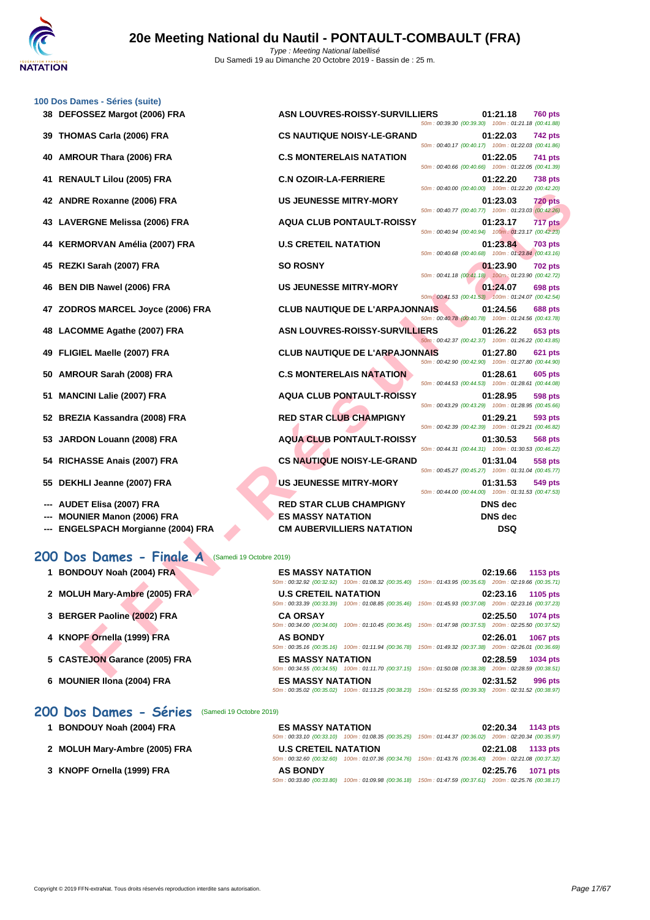# 20e Meeting National du Nautil - PONTAULT-COMBAULT (FRA)

*Type : Meeting National labellisé*
Du Samedi 19 au Dimanche 20 Octobre 2019 - Bassin de : 25 m.

### 100 Dos Dames - Séries (suite)

| Place | Nom | Club | Temps | Points | Splits |
|---|---|---|---|---|---|
| 38 | DEFOSSEZ Margot (2006) FRA | ASN LOUVRES-ROISSY-SURVILLIERS | 01:21.18 | 760 pts | 50m : 00:39.30 (00:39.30) 100m : 01:21.18 (00:41.88) |
| 39 | THOMAS Carla (2006) FRA | CS NAUTIQUE NOISY-LE-GRAND | 01:22.03 | 742 pts | 50m : 00:40.17 (00:40.17) 100m : 01:22.03 (00:41.86) |
| 40 | AMROUR Thara (2006) FRA | C.S MONTERELAIS NATATION | 01:22.05 | 741 pts | 50m : 00:40.66 (00:40.66) 100m : 01:22.05 (00:41.39) |
| 41 | RENAULT Lilou (2005) FRA | C.N OZOIR-LA-FERRIERE | 01:22.20 | 738 pts | 50m : 00:40.00 (00:40.00) 100m : 01:22.20 (00:42.20) |
| 42 | ANDRE Roxanne (2006) FRA | US JEUNESSE MITRY-MORY | 01:23.03 | 720 pts | 50m : 00:40.77 (00:40.77) 100m : 01:23.03 (00:42.26) |
| 43 | LAVERGNE Melissa (2006) FRA | AQUA CLUB PONTAULT-ROISSY | 01:23.17 | 717 pts | 50m : 00:40.94 (00:40.94) 100m : 01:23.17 (00:42.23) |
| 44 | KERMORVAN Amélia (2007) FRA | U.S CRETEIL NATATION | 01:23.84 | 703 pts | 50m : 00:40.68 (00:40.68) 100m : 01:23.84 (00:43.16) |
| 45 | REZKI Sarah (2007) FRA | SO ROSNY | 01:23.90 | 702 pts | 50m : 00:41.18 (00:41.18) 100m : 01:23.90 (00:42.72) |
| 46 | BEN DIB Nawel (2006) FRA | US JEUNESSE MITRY-MORY | 01:24.07 | 698 pts | 50m : 00:41.53 (00:41.53) 100m : 01:24.07 (00:42.54) |
| 47 | ZODROS MARCEL Joyce (2006) FRA | CLUB NAUTIQUE DE L'ARPAJONNAIS | 01:24.56 | 688 pts | 50m : 00:40.78 (00:40.78) 100m : 01:24.56 (00:43.78) |
| 48 | LACOMME Agathe (2007) FRA | ASN LOUVRES-ROISSY-SURVILLIERS | 01:26.22 | 653 pts | 50m : 00:42.37 (00:42.37) 100m : 01:26.22 (00:43.85) |
| 49 | FLIGIEL Maelle (2007) FRA | CLUB NAUTIQUE DE L'ARPAJONNAIS | 01:27.80 | 621 pts | 50m : 00:42.90 (00:42.90) 100m : 01:27.80 (00:44.90) |
| 50 | AMROUR Sarah (2008) FRA | C.S MONTERELAIS NATATION | 01:28.61 | 605 pts | 50m : 00:44.53 (00:44.53) 100m : 01:28.61 (00:44.08) |
| 51 | MANCINI Lalie (2007) FRA | AQUA CLUB PONTAULT-ROISSY | 01:28.95 | 598 pts | 50m : 00:43.29 (00:43.29) 100m : 01:28.95 (00:45.66) |
| 52 | BREZIA Kassandra (2008) FRA | RED STAR CLUB CHAMPIGNY | 01:29.21 | 593 pts | 50m : 00:42.39 (00:42.39) 100m : 01:29.21 (00:46.82) |
| 53 | JARDON Louann (2008) FRA | AQUA CLUB PONTAULT-ROISSY | 01:30.53 | 568 pts | 50m : 00:44.31 (00:44.31) 100m : 01:30.53 (00:46.22) |
| 54 | RICHASSE Anais (2007) FRA | CS NAUTIQUE NOISY-LE-GRAND | 01:31.04 | 558 pts | 50m : 00:45.27 (00:45.27) 100m : 01:31.04 (00:45.77) |
| 55 | DEKHLI Jeanne (2007) FRA | US JEUNESSE MITRY-MORY | 01:31.53 | 549 pts | 50m : 00:44.00 (00:44.00) 100m : 01:31.53 (00:47.53) |
| --- | AUDET Elisa (2007) FRA | RED STAR CLUB CHAMPIGNY | DNS dec | | |
| --- | MOUNIER Manon (2006) FRA | ES MASSY NATATION | DNS dec | | |
| --- | ENGELSPACH Morgianne (2004) FRA | CM AUBERVILLIERS NATATION | DSQ | | |

## 200 Dos Dames - Finale A (Samedi 19 Octobre 2019)

| Place | Nom | Club | Temps | Points | Splits |
|---|---|---|---|---|---|
| 1 | BONDOUY Noah (2004) FRA | ES MASSY NATATION | 02:19.66 | 1153 pts | 50m : 00:32.92 (00:32.92) 100m : 01:08.32 (00:35.40) 150m : 01:43.95 (00:35.63) 200m : 02:19.66 (00:35.71) |
| 2 | MOLUH Mary-Ambre (2005) FRA | U.S CRETEIL NATATION | 02:23.16 | 1105 pts | 50m : 00:33.39 (00:33.39) 100m : 01:08.85 (00:35.46) 150m : 01:45.93 (00:37.08) 200m : 02:23.16 (00:37.23) |
| 3 | BERGER Paoline (2002) FRA | CA ORSAY | 02:25.50 | 1074 pts | 50m : 00:34.00 (00:34.00) 100m : 01:10.45 (00:36.45) 150m : 01:47.98 (00:37.53) 200m : 02:25.50 (00:37.52) |
| 4 | KNOPF Ornella (1999) FRA | AS BONDY | 02:26.01 | 1067 pts | 50m : 00:35.16 (00:35.16) 100m : 01:11.94 (00:36.78) 150m : 01:49.32 (00:37.38) 200m : 02:26.01 (00:36.69) |
| 5 | CASTEJON Garance (2005) FRA | ES MASSY NATATION | 02:28.59 | 1034 pts | 50m : 00:34.55 (00:34.55) 100m : 01:11.70 (00:37.15) 150m : 01:50.08 (00:38.38) 200m : 02:28.59 (00:38.51) |
| 6 | MOUNIER Ilona (2004) FRA | ES MASSY NATATION | 02:31.52 | 996 pts | 50m : 00:35.02 (00:35.02) 100m : 01:13.25 (00:38.23) 150m : 01:52.55 (00:39.30) 200m : 02:31.52 (00:38.97) |

## 200 Dos Dames - Séries (Samedi 19 Octobre 2019)

| Place | Nom | Club | Temps | Points | Splits |
|---|---|---|---|---|---|
| 1 | BONDOUY Noah (2004) FRA | ES MASSY NATATION | 02:20.34 | 1143 pts | 50m : 00:33.10 (00:33.10) 100m : 01:08.35 (00:35.25) 150m : 01:44.37 (00:36.02) 200m : 02:20.34 (00:35.97) |
| 2 | MOLUH Mary-Ambre (2005) FRA | U.S CRETEIL NATATION | 02:21.08 | 1133 pts | 50m : 00:32.60 (00:32.60) 100m : 01:07.36 (00:34.76) 150m : 01:43.76 (00:36.40) 200m : 02:21.08 (00:37.32) |
| 3 | KNOPF Ornella (1999) FRA | AS BONDY | 02:25.76 | 1071 pts | 50m : 00:33.80 (00:33.80) 100m : 01:09.98 (00:36.18) 150m : 01:47.59 (00:37.61) 200m : 02:25.76 (00:38.17) |

Copyright © 2019 FFN-extraNat. Tous droits réservés reproduction interdite sans autorisation.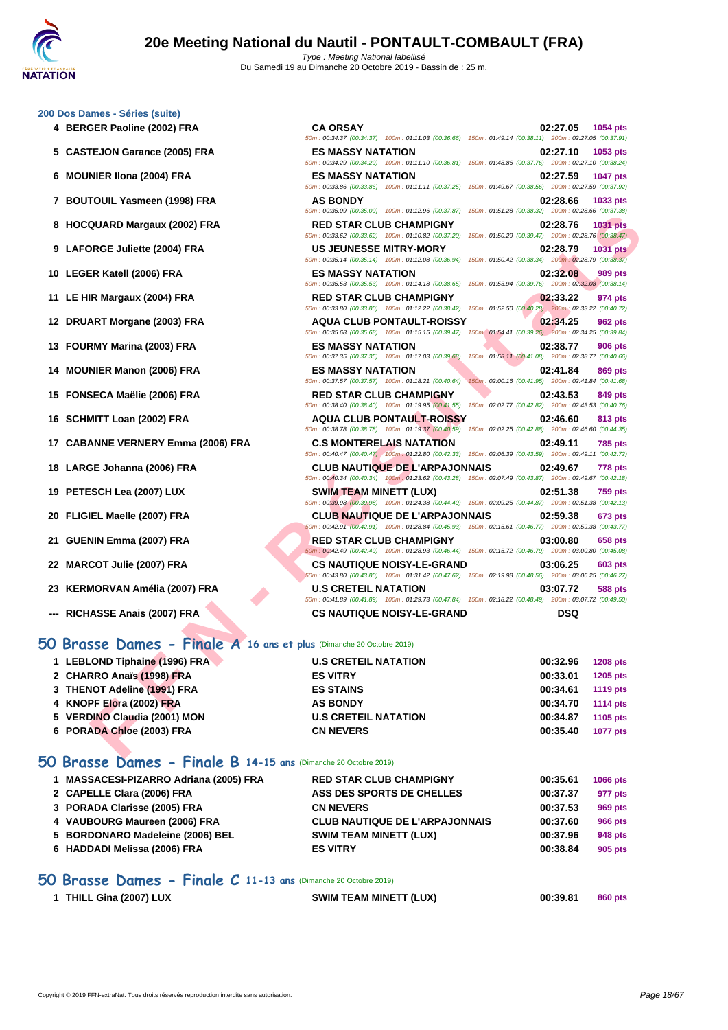## 200 Dos Dames - Séries (suite)

| Rang | Nom | Club | Temps | Points |
|---|---|---|---|---|
| 4 | BERGER Paoline (2002) FRA | CA ORSAY | 02:27.05 | 1054 pts |
| | | 50m : 00:34.37 (00:34.37) 100m : 01:11.03 (00:36.66) 150m : 01:49.14 (00:38.11) 200m : 02:27.05 (00:37.91) | | |
| 5 | CASTEJON Garance (2005) FRA | ES MASSY NATATION | 02:27.10 | 1053 pts |
| | | 50m : 00:34.29 (00:34.29) 100m : 01:11.10 (00:36.81) 150m : 01:48.86 (00:37.76) 200m : 02:27.10 (00:38.24) | | |
| 6 | MOUNIER Ilona (2004) FRA | ES MASSY NATATION | 02:27.59 | 1047 pts |
| | | 50m : 00:33.86 (00:33.86) 100m : 01:11.11 (00:37.25) 150m : 01:49.67 (00:38.56) 200m : 02:27.59 (00:37.92) | | |
| 7 | BOUTOUIL Yasmeen (1998) FRA | AS BONDY | 02:28.66 | 1033 pts |
| | | 50m : 00:35.09 (00:35.09) 100m : 01:12.96 (00:37.87) 150m : 01:51.28 (00:38.32) 200m : 02:28.66 (00:37.38) | | |
| 8 | HOCQUARD Margaux (2002) FRA | RED STAR CLUB CHAMPIGNY | 02:28.76 | 1031 pts |
| | | 50m : 00:33.62 (00:33.62) 100m : 01:10.82 (00:37.20) 150m : 01:50.29 (00:39.47) 200m : 02:28.76 (00:38.47) | | |
| 9 | LAFORGE Juliette (2004) FRA | US JEUNESSE MITRY-MORY | 02:28.79 | 1031 pts |
| | | 50m : 00:35.14 (00:35.14) 100m : 01:12.08 (00:36.94) 150m : 01:50.42 (00:38.34) 200m : 02:28.79 (00:38.37) | | |
| 10 | LEGER Katell (2006) FRA | ES MASSY NATATION | 02:32.08 | 989 pts |
| | | 50m : 00:35.53 (00:35.53) 100m : 01:14.18 (00:38.65) 150m : 01:53.94 (00:39.76) 200m : 02:32.08 (00:38.14) | | |
| 11 | LE HIR Margaux (2004) FRA | RED STAR CLUB CHAMPIGNY | 02:33.22 | 974 pts |
| | | 50m : 00:33.80 (00:33.80) 100m : 01:12.22 (00:38.42) 150m : 01:52.50 (00:40.28) 200m : 02:33.22 (00:40.72) | | |
| 12 | DRUART Morgane (2003) FRA | AQUA CLUB PONTAULT-ROISSY | 02:34.25 | 962 pts |
| | | 50m : 00:35.68 (00:35.68) 100m : 01:15.15 (00:39.47) 150m : 01:54.41 (00:39.26) 200m : 02:34.25 (00:39.84) | | |
| 13 | FOURMY Marina (2003) FRA | ES MASSY NATATION | 02:38.77 | 906 pts |
| | | 50m : 00:37.35 (00:37.35) 100m : 01:17.03 (00:39.68) 150m : 01:58.11 (00:41.08) 200m : 02:38.77 (00:40.66) | | |
| 14 | MOUNIER Manon (2006) FRA | ES MASSY NATATION | 02:41.84 | 869 pts |
| | | 50m : 00:37.57 (00:37.57) 100m : 01:18.21 (00:40.64) 150m : 02:00.16 (00:41.95) 200m : 02:41.84 (00:41.68) | | |
| 15 | FONSECA Maëlie (2006) FRA | RED STAR CLUB CHAMPIGNY | 02:43.53 | 849 pts |
| | | 50m : 00:38.40 (00:38.40) 100m : 01:19.95 (00:41.55) 150m : 02:02.77 (00:42.82) 200m : 02:43.53 (00:40.76) | | |
| 16 | SCHMITT Loan (2002) FRA | AQUA CLUB PONTAULT-ROISSY | 02:46.60 | 813 pts |
| | | 50m : 00:38.78 (00:38.78) 100m : 01:19.37 (00:40.59) 150m : 02:02.25 (00:42.88) 200m : 02:46.60 (00:44.35) | | |
| 17 | CABANNE VERNERY Emma (2006) FRA | C.S MONTERELAIS NATATION | 02:49.11 | 785 pts |
| | | 50m : 00:40.47 (00:40.47) 100m : 01:22.80 (00:42.33) 150m : 02:06.39 (00:43.59) 200m : 02:49.11 (00:42.72) | | |
| 18 | LARGE Johanna (2006) FRA | CLUB NAUTIQUE DE L'ARPAJONNAIS | 02:49.67 | 778 pts |
| | | 50m : 00:40.34 (00:40.34) 100m : 01:23.62 (00:43.28) 150m : 02:07.49 (00:43.87) 200m : 02:49.67 (00:42.18) | | |
| 19 | PETESCH Lea (2007) LUX | SWIM TEAM MINETT (LUX) | 02:51.38 | 759 pts |
| | | 50m : 00:39.98 (00:39.98) 100m : 01:24.38 (00:44.40) 150m : 02:09.25 (00:44.87) 200m : 02:51.38 (00:42.13) | | |
| 20 | FLIGIEL Maelle (2007) FRA | CLUB NAUTIQUE DE L'ARPAJONNAIS | 02:59.38 | 673 pts |
| | | 50m : 00:42.91 (00:42.91) 100m : 01:28.84 (00:45.93) 150m : 02:15.61 (00:46.77) 200m : 02:59.38 (00:43.77) | | |
| 21 | GUENIN Emma (2007) FRA | RED STAR CLUB CHAMPIGNY | 03:00.80 | 658 pts |
| | | 50m : 00:42.49 (00:42.49) 100m : 01:28.93 (00:46.44) 150m : 02:15.72 (00:46.79) 200m : 03:00.80 (00:45.08) | | |
| 22 | MARCOT Julie (2007) FRA | CS NAUTIQUE NOISY-LE-GRAND | 03:06.25 | 603 pts |
| | | 50m : 00:43.80 (00:43.80) 100m : 01:31.42 (00:47.62) 150m : 02:19.98 (00:48.56) 200m : 03:06.25 (00:46.27) | | |
| 23 | KERMORVAN Amélia (2007) FRA | U.S CRETEIL NATATION | 03:07.72 | 588 pts |
| | | 50m : 00:41.89 (00:41.89) 100m : 01:29.73 (00:47.84) 150m : 02:18.22 (00:48.49) 200m : 03:07.72 (00:49.50) | | |
| --- | RICHASSE Anais (2007) FRA | CS NAUTIQUE NOISY-LE-GRAND | DSQ | |

## 50 Brasse Dames - Finale A 16 ans et plus (Dimanche 20 Octobre 2019)

| Rang | Nom | Club | Temps | Points |
|---|---|---|---|---|
| 1 | LEBLOND Tiphaine (1996) FRA | U.S CRETEIL NATATION | 00:32.96 | 1208 pts |
| 2 | CHARRO Anaïs (1998) FRA | ES VITRY | 00:33.01 | 1205 pts |
| 3 | THENOT Adeline (1991) FRA | ES STAINS | 00:34.61 | 1119 pts |
| 4 | KNOPF Elora (2002) FRA | AS BONDY | 00:34.70 | 1114 pts |
| 5 | VERDINO Claudia (2001) MON | U.S CRETEIL NATATION | 00:34.87 | 1105 pts |
| 6 | PORADA Chloe (2003) FRA | CN NEVERS | 00:35.40 | 1077 pts |

## 50 Brasse Dames - Finale B 14-15 ans (Dimanche 20 Octobre 2019)

| Rang | Nom | Club | Temps | Points |
|---|---|---|---|---|
| 1 | MASSACESI-PIZARRO Adriana (2005) FRA | RED STAR CLUB CHAMPIGNY | 00:35.61 | 1066 pts |
| 2 | CAPELLE Clara (2006) FRA | ASS DES SPORTS DE CHELLES | 00:37.37 | 977 pts |
| 3 | PORADA Clarisse (2005) FRA | CN NEVERS | 00:37.53 | 969 pts |
| 4 | VAUBOURG Maureen (2006) FRA | CLUB NAUTIQUE DE L'ARPAJONNAIS | 00:37.60 | 966 pts |
| 5 | BORDONARO Madeleine (2006) BEL | SWIM TEAM MINETT (LUX) | 00:37.96 | 948 pts |
| 6 | HADDADI Melissa (2006) FRA | ES VITRY | 00:38.84 | 905 pts |

## 50 Brasse Dames - Finale C 11-13 ans (Dimanche 20 Octobre 2019)

| Rang | Nom | Club | Temps | Points |
|---|---|---|---|---|
| 1 | THILL Gina (2007) LUX | SWIM TEAM MINETT (LUX) | 00:39.81 | 860 pts |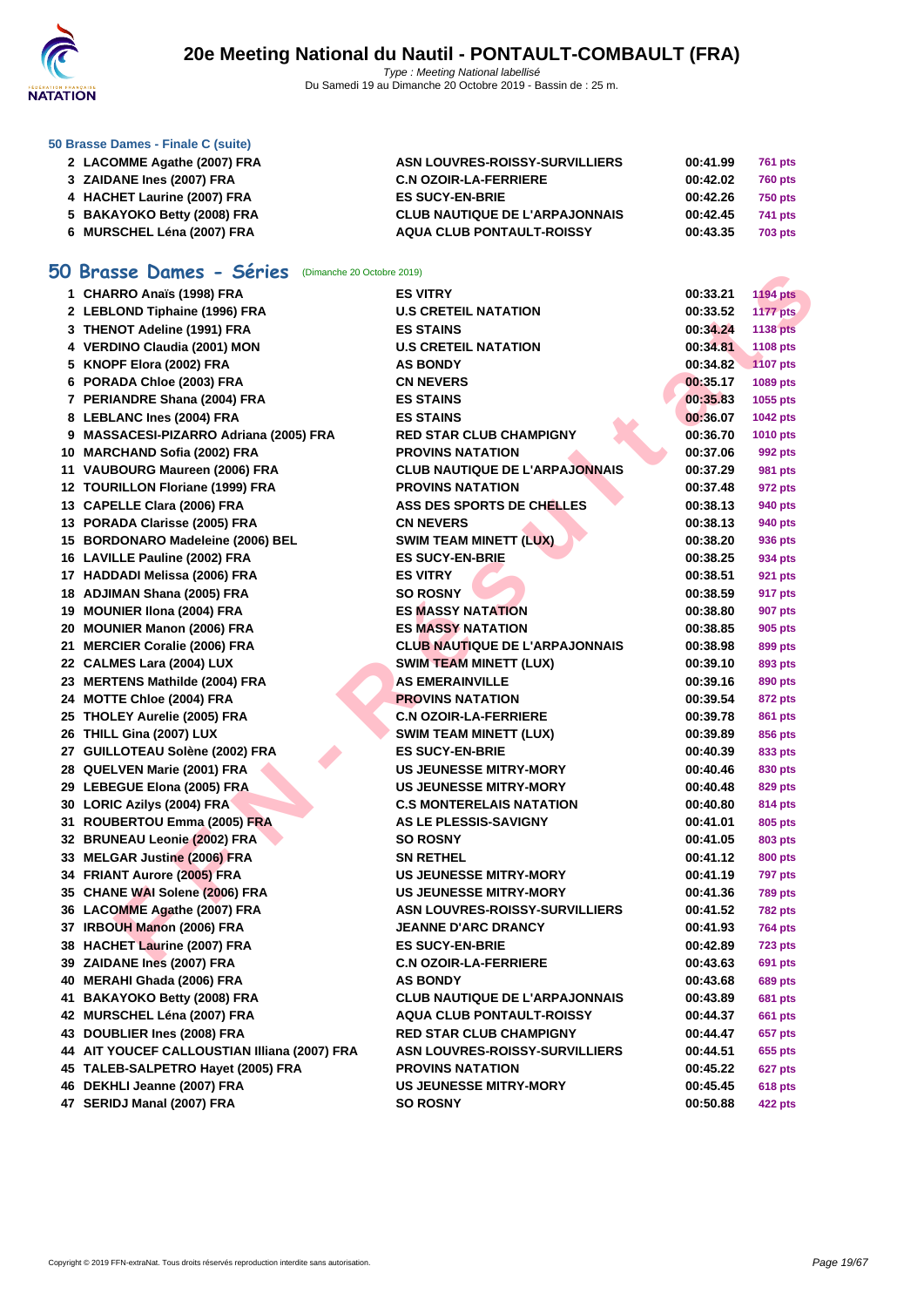### 50 Brasse Dames - Finale C (suite)

| | | | | |
|---|---|---|---|---|
| 2 | LACOMME Agathe (2007) FRA | ASN LOUVRES-ROISSY-SURVILLIERS | 00:41.99 | 761 pts |
| 3 | ZAIDANE Ines (2007) FRA | C.N OZOIR-LA-FERRIERE | 00:42.02 | 760 pts |
| 4 | HACHET Laurine (2007) FRA | ES SUCY-EN-BRIE | 00:42.26 | 750 pts |
| 5 | BAKAYOKO Betty (2008) FRA | CLUB NAUTIQUE DE L'ARPAJONNAIS | 00:42.45 | 741 pts |
| 6 | MURSCHEL Léna (2007) FRA | AQUA CLUB PONTAULT-ROISSY | 00:43.35 | 703 pts |

## 50 Brasse Dames - Séries (Dimanche 20 Octobre 2019)

| | | | | |
|---|---|---|---|---|
| 1 | CHARRO Anaïs (1998) FRA | ES VITRY | 00:33.21 | 1194 pts |
| 2 | LEBLOND Tiphaine (1996) FRA | U.S CRETEIL NATATION | 00:33.52 | 1177 pts |
| 3 | THENOT Adeline (1991) FRA | ES STAINS | 00:34.24 | 1138 pts |
| 4 | VERDINO Claudia (2001) MON | U.S CRETEIL NATATION | 00:34.81 | 1108 pts |
| 5 | KNOPF Elora (2002) FRA | AS BONDY | 00:34.82 | 1107 pts |
| 6 | PORADA Chloe (2003) FRA | CN NEVERS | 00:35.17 | 1089 pts |
| 7 | PERIANDRE Shana (2004) FRA | ES STAINS | 00:35.83 | 1055 pts |
| 8 | LEBLANC Ines (2004) FRA | ES STAINS | 00:36.07 | 1042 pts |
| 9 | MASSACESI-PIZARRO Adriana (2005) FRA | RED STAR CLUB CHAMPIGNY | 00:36.70 | 1010 pts |
| 10 | MARCHAND Sofia (2002) FRA | PROVINS NATATION | 00:37.06 | 992 pts |
| 11 | VAUBOURG Maureen (2006) FRA | CLUB NAUTIQUE DE L'ARPAJONNAIS | 00:37.29 | 981 pts |
| 12 | TOURILLON Floriane (1999) FRA | PROVINS NATATION | 00:37.48 | 972 pts |
| 13 | CAPELLE Clara (2006) FRA | ASS DES SPORTS DE CHELLES | 00:38.13 | 940 pts |
| 13 | PORADA Clarisse (2005) FRA | CN NEVERS | 00:38.13 | 940 pts |
| 15 | BORDONARO Madeleine (2006) BEL | SWIM TEAM MINETT (LUX) | 00:38.20 | 936 pts |
| 16 | LAVILLE Pauline (2002) FRA | ES SUCY-EN-BRIE | 00:38.25 | 934 pts |
| 17 | HADDADI Melissa (2006) FRA | ES VITRY | 00:38.51 | 921 pts |
| 18 | ADJIMAN Shana (2005) FRA | SO ROSNY | 00:38.59 | 917 pts |
| 19 | MOUNIER Ilona (2004) FRA | ES MASSY NATATION | 00:38.80 | 907 pts |
| 20 | MOUNIER Manon (2006) FRA | ES MASSY NATATION | 00:38.85 | 905 pts |
| 21 | MERCIER Coralie (2006) FRA | CLUB NAUTIQUE DE L'ARPAJONNAIS | 00:38.98 | 899 pts |
| 22 | CALMES Lara (2004) LUX | SWIM TEAM MINETT (LUX) | 00:39.10 | 893 pts |
| 23 | MERTENS Mathilde (2004) FRA | AS EMERAINVILLE | 00:39.16 | 890 pts |
| 24 | MOTTE Chloe (2004) FRA | PROVINS NATATION | 00:39.54 | 872 pts |
| 25 | THOLEY Aurelie (2005) FRA | C.N OZOIR-LA-FERRIERE | 00:39.78 | 861 pts |
| 26 | THILL Gina (2007) LUX | SWIM TEAM MINETT (LUX) | 00:39.89 | 856 pts |
| 27 | GUILLOTEAU Solène (2002) FRA | ES SUCY-EN-BRIE | 00:40.39 | 833 pts |
| 28 | QUELVEN Marie (2001) FRA | US JEUNESSE MITRY-MORY | 00:40.46 | 830 pts |
| 29 | LEBEGUE Elona (2005) FRA | US JEUNESSE MITRY-MORY | 00:40.48 | 829 pts |
| 30 | LORIC Azilys (2004) FRA | C.S MONTERELAIS NATATION | 00:40.80 | 814 pts |
| 31 | ROUBERTOU Emma (2005) FRA | AS LE PLESSIS-SAVIGNY | 00:41.01 | 805 pts |
| 32 | BRUNEAU Leonie (2002) FRA | SO ROSNY | 00:41.05 | 803 pts |
| 33 | MELGAR Justine (2006) FRA | SN RETHEL | 00:41.12 | 800 pts |
| 34 | FRIANT Aurore (2005) FRA | US JEUNESSE MITRY-MORY | 00:41.19 | 797 pts |
| 35 | CHANE WAI Solene (2006) FRA | US JEUNESSE MITRY-MORY | 00:41.36 | 789 pts |
| 36 | LACOMME Agathe (2007) FRA | ASN LOUVRES-ROISSY-SURVILLIERS | 00:41.52 | 782 pts |
| 37 | IRBOUH Manon (2006) FRA | JEANNE D'ARC DRANCY | 00:41.93 | 764 pts |
| 38 | HACHET Laurine (2007) FRA | ES SUCY-EN-BRIE | 00:42.89 | 723 pts |
| 39 | ZAIDANE Ines (2007) FRA | C.N OZOIR-LA-FERRIERE | 00:43.63 | 691 pts |
| 40 | MERAHI Ghada (2006) FRA | AS BONDY | 00:43.68 | 689 pts |
| 41 | BAKAYOKO Betty (2008) FRA | CLUB NAUTIQUE DE L'ARPAJONNAIS | 00:43.89 | 681 pts |
| 42 | MURSCHEL Léna (2007) FRA | AQUA CLUB PONTAULT-ROISSY | 00:44.37 | 661 pts |
| 43 | DOUBLIER Ines (2008) FRA | RED STAR CLUB CHAMPIGNY | 00:44.47 | 657 pts |
| 44 | AIT YOUCEF CALLOUSTIAN Illiana (2007) FRA | ASN LOUVRES-ROISSY-SURVILLIERS | 00:44.51 | 655 pts |
| 45 | TALEB-SALPETRO Hayet (2005) FRA | PROVINS NATATION | 00:45.22 | 627 pts |
| 46 | DEKHLI Jeanne (2007) FRA | US JEUNESSE MITRY-MORY | 00:45.45 | 618 pts |
| 47 | SERIDJ Manal (2007) FRA | SO ROSNY | 00:50.88 | 422 pts |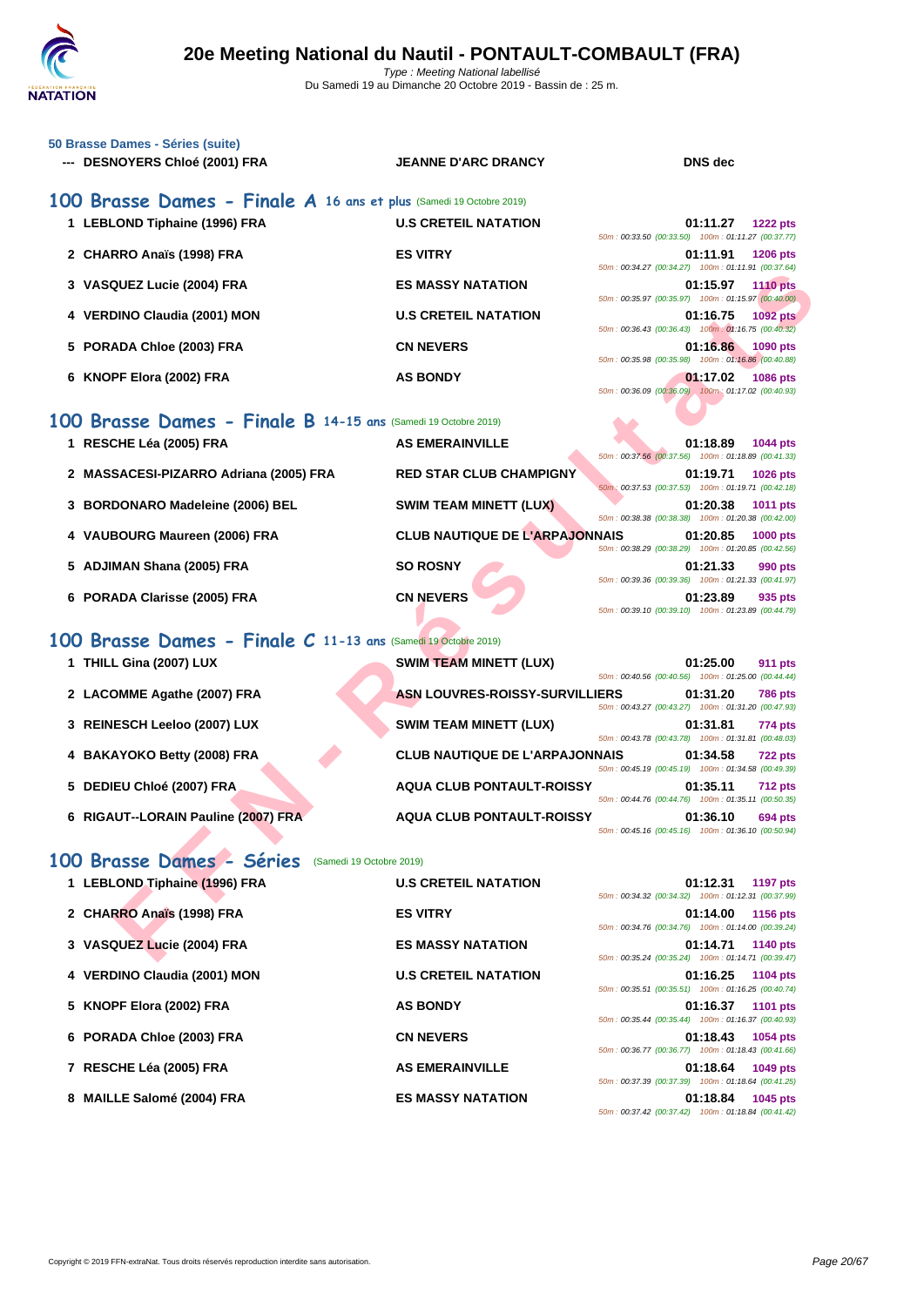# 20e Meeting National du Nautil - PONTAULT-COMBAULT (FRA)

*Type : Meeting National labellisé*
Du Samedi 19 au Dimanche 20 Octobre 2019 - Bassin de : 25 m.

### 50 Brasse Dames - Séries (suite)

| | Nom | Club | Temps |
|---|---|---|---|
| --- | DESNOYERS Chloé (2001) FRA | JEANNE D'ARC DRANCY | DNS dec |

## 100 Brasse Dames - Finale A 16 ans et plus (Samedi 19 Octobre 2019)

| Rg | Nom | Club | Temps | Points | Splits |
|---|---|---|---|---|---|
| 1 | LEBLOND Tiphaine (1996) FRA | U.S CRETEIL NATATION | 01:11.27 | 1222 pts | 50m : 00:33.50 (00:33.50) 100m : 01:11.27 (00:37.77) |
| 2 | CHARRO Anaïs (1998) FRA | ES VITRY | 01:11.91 | 1206 pts | 50m : 00:34.27 (00:34.27) 100m : 01:11.91 (00:37.64) |
| 3 | VASQUEZ Lucie (2004) FRA | ES MASSY NATATION | 01:15.97 | 1110 pts | 50m : 00:35.97 (00:35.97) 100m : 01:15.97 (00:40.00) |
| 4 | VERDINO Claudia (2001) MON | U.S CRETEIL NATATION | 01:16.75 | 1092 pts | 50m : 00:36.43 (00:36.43) 100m : 01:16.75 (00:40.32) |
| 5 | PORADA Chloe (2003) FRA | CN NEVERS | 01:16.86 | 1090 pts | 50m : 00:35.98 (00:35.98) 100m : 01:16.86 (00:40.88) |
| 6 | KNOPF Elora (2002) FRA | AS BONDY | 01:17.02 | 1086 pts | 50m : 00:36.09 (00:36.09) 100m : 01:17.02 (00:40.93) |

## 100 Brasse Dames - Finale B 14-15 ans (Samedi 19 Octobre 2019)

| Rg | Nom | Club | Temps | Points | Splits |
|---|---|---|---|---|---|
| 1 | RESCHE Léa (2005) FRA | AS EMERAINVILLE | 01:18.89 | 1044 pts | 50m : 00:37.56 (00:37.56) 100m : 01:18.89 (00:41.33) |
| 2 | MASSACESI-PIZARRO Adriana (2005) FRA | RED STAR CLUB CHAMPIGNY | 01:19.71 | 1026 pts | 50m : 00:37.53 (00:37.53) 100m : 01:19.71 (00:42.18) |
| 3 | BORDONARO Madeleine (2006) BEL | SWIM TEAM MINETT (LUX) | 01:20.38 | 1011 pts | 50m : 00:38.38 (00:38.38) 100m : 01:20.38 (00:42.00) |
| 4 | VAUBOURG Maureen (2006) FRA | CLUB NAUTIQUE DE L'ARPAJONNAIS | 01:20.85 | 1000 pts | 50m : 00:38.29 (00:38.29) 100m : 01:20.85 (00:42.56) |
| 5 | ADJIMAN Shana (2005) FRA | SO ROSNY | 01:21.33 | 990 pts | 50m : 00:39.36 (00:39.36) 100m : 01:21.33 (00:41.97) |
| 6 | PORADA Clarisse (2005) FRA | CN NEVERS | 01:23.89 | 935 pts | 50m : 00:39.10 (00:39.10) 100m : 01:23.89 (00:44.79) |

## 100 Brasse Dames - Finale C 11-13 ans (Samedi 19 Octobre 2019)

| Rg | Nom | Club | Temps | Points | Splits |
|---|---|---|---|---|---|
| 1 | THILL Gina (2007) LUX | SWIM TEAM MINETT (LUX) | 01:25.00 | 911 pts | 50m : 00:40.56 (00:40.56) 100m : 01:25.00 (00:44.44) |
| 2 | LACOMME Agathe (2007) FRA | ASN LOUVRES-ROISSY-SURVILLIERS | 01:31.20 | 786 pts | 50m : 00:43.27 (00:43.27) 100m : 01:31.20 (00:47.93) |
| 3 | REINESCH Leeloo (2007) LUX | SWIM TEAM MINETT (LUX) | 01:31.81 | 774 pts | 50m : 00:43.78 (00:43.78) 100m : 01:31.81 (00:48.03) |
| 4 | BAKAYOKO Betty (2008) FRA | CLUB NAUTIQUE DE L'ARPAJONNAIS | 01:34.58 | 722 pts | 50m : 00:45.19 (00:45.19) 100m : 01:34.58 (00:49.39) |
| 5 | DEDIEU Chloé (2007) FRA | AQUA CLUB PONTAULT-ROISSY | 01:35.11 | 712 pts | 50m : 00:44.76 (00:44.76) 100m : 01:35.11 (00:50.35) |
| 6 | RIGAUT--LORAIN Pauline (2007) FRA | AQUA CLUB PONTAULT-ROISSY | 01:36.10 | 694 pts | 50m : 00:45.16 (00:45.16) 100m : 01:36.10 (00:50.94) |

## 100 Brasse Dames - Séries (Samedi 19 Octobre 2019)

| Rg | Nom | Club | Temps | Points | Splits |
|---|---|---|---|---|---|
| 1 | LEBLOND Tiphaine (1996) FRA | U.S CRETEIL NATATION | 01:12.31 | 1197 pts | 50m : 00:34.32 (00:34.32) 100m : 01:12.31 (00:37.99) |
| 2 | CHARRO Anaïs (1998) FRA | ES VITRY | 01:14.00 | 1156 pts | 50m : 00:34.76 (00:34.76) 100m : 01:14.00 (00:39.24) |
| 3 | VASQUEZ Lucie (2004) FRA | ES MASSY NATATION | 01:14.71 | 1140 pts | 50m : 00:35.24 (00:35.24) 100m : 01:14.71 (00:39.47) |
| 4 | VERDINO Claudia (2001) MON | U.S CRETEIL NATATION | 01:16.25 | 1104 pts | 50m : 00:35.51 (00:35.51) 100m : 01:16.25 (00:40.74) |
| 5 | KNOPF Elora (2002) FRA | AS BONDY | 01:16.37 | 1101 pts | 50m : 00:35.44 (00:35.44) 100m : 01:16.37 (00:40.93) |
| 6 | PORADA Chloe (2003) FRA | CN NEVERS | 01:18.43 | 1054 pts | 50m : 00:36.77 (00:36.77) 100m : 01:18.43 (00:41.66) |
| 7 | RESCHE Léa (2005) FRA | AS EMERAINVILLE | 01:18.64 | 1049 pts | 50m : 00:37.39 (00:37.39) 100m : 01:18.64 (00:41.25) |
| 8 | MAILLE Salomé (2004) FRA | ES MASSY NATATION | 01:18.84 | 1045 pts | 50m : 00:37.42 (00:37.42) 100m : 01:18.84 (00:41.42) |

Copyright © 2019 FFN-extraNat. Tous droits réservés reproduction interdite sans autorisation.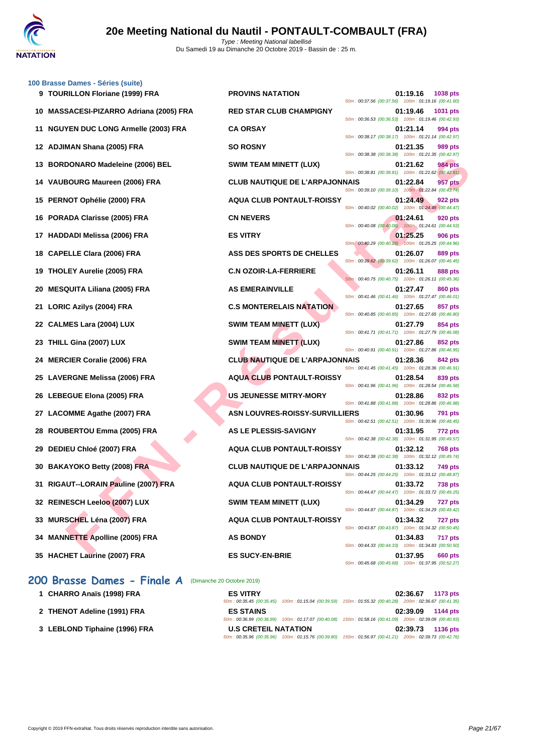### 100 Brasse Dames - Séries (suite)

| Pl. | Nom | Club | Temps | Points | Splits |
|---|---|---|---|---|---|
| 9 | TOURILLON Floriane (1999) FRA | PROVINS NATATION | 01:19.16 | 1038 pts | 50m : 00:37.56 (00:37.56) 100m : 01:19.16 (00:41.60) |
| 10 | MASSACESI-PIZARRO Adriana (2005) FRA | RED STAR CLUB CHAMPIGNY | 01:19.46 | 1031 pts | 50m : 00:36.53 (00:36.53) 100m : 01:19.46 (00:42.93) |
| 11 | NGUYEN DUC LONG Armelle (2003) FRA | CA ORSAY | 01:21.14 | 994 pts | 50m : 00:38.17 (00:38.17) 100m : 01:21.14 (00:42.97) |
| 12 | ADJIMAN Shana (2005) FRA | SO ROSNY | 01:21.35 | 989 pts | 50m : 00:38.38 (00:38.38) 100m : 01:21.35 (00:42.97) |
| 13 | BORDONARO Madeleine (2006) BEL | SWIM TEAM MINETT (LUX) | 01:21.62 | 984 pts | 50m : 00:38.81 (00:38.81) 100m : 01:21.62 (00:42.81) |
| 14 | VAUBOURG Maureen (2006) FRA | CLUB NAUTIQUE DE L'ARPAJONNAIS | 01:22.84 | 957 pts | 50m : 00:39.10 (00:39.10) 100m : 01:22.84 (00:43.74) |
| 15 | PERNOT Ophélie (2000) FRA | AQUA CLUB PONTAULT-ROISSY | 01:24.49 | 922 pts | 50m : 00:40.02 (00:40.02) 100m : 01:24.49 (00:44.47) |
| 16 | PORADA Clarisse (2005) FRA | CN NEVERS | 01:24.61 | 920 pts | 50m : 00:40.08 (00:40.08) 100m : 01:24.61 (00:44.53) |
| 17 | HADDADI Melissa (2006) FRA | ES VITRY | 01:25.25 | 906 pts | 50m : 00:40.29 (00:40.29) 100m : 01:25.25 (00:44.96) |
| 18 | CAPELLE Clara (2006) FRA | ASS DES SPORTS DE CHELLES | 01:26.07 | 889 pts | 50m : 00:39.62 (00:39.62) 100m : 01:26.07 (00:46.45) |
| 19 | THOLEY Aurelie (2005) FRA | C.N OZOIR-LA-FERRIERE | 01:26.11 | 888 pts | 50m : 00:40.75 (00:40.75) 100m : 01:26.11 (00:45.36) |
| 20 | MESQUITA Liliana (2005) FRA | AS EMERAINVILLE | 01:27.47 | 860 pts | 50m : 00:41.46 (00:41.46) 100m : 01:27.47 (00:46.01) |
| 21 | LORIC Azilys (2004) FRA | C.S MONTERELAIS NATATION | 01:27.65 | 857 pts | 50m : 00:40.85 (00:40.85) 100m : 01:27.65 (00:46.80) |
| 22 | CALMES Lara (2004) LUX | SWIM TEAM MINETT (LUX) | 01:27.79 | 854 pts | 50m : 00:41.71 (00:41.71) 100m : 01:27.79 (00:46.08) |
| 23 | THILL Gina (2007) LUX | SWIM TEAM MINETT (LUX) | 01:27.86 | 852 pts | 50m : 00:40.91 (00:40.91) 100m : 01:27.86 (00:46.95) |
| 24 | MERCIER Coralie (2006) FRA | CLUB NAUTIQUE DE L'ARPAJONNAIS | 01:28.36 | 842 pts | 50m : 00:41.45 (00:41.45) 100m : 01:28.36 (00:46.91) |
| 25 | LAVERGNE Melissa (2006) FRA | AQUA CLUB PONTAULT-ROISSY | 01:28.54 | 839 pts | 50m : 00:41.96 (00:41.96) 100m : 01:28.54 (00:46.58) |
| 26 | LEBEGUE Elona (2005) FRA | US JEUNESSE MITRY-MORY | 01:28.86 | 832 pts | 50m : 00:41.88 (00:41.88) 100m : 01:28.86 (00:46.98) |
| 27 | LACOMME Agathe (2007) FRA | ASN LOUVRES-ROISSY-SURVILLIERS | 01:30.96 | 791 pts | 50m : 00:42.51 (00:42.51) 100m : 01:30.96 (00:48.45) |
| 28 | ROUBERTOU Emma (2005) FRA | AS LE PLESSIS-SAVIGNY | 01:31.95 | 772 pts | 50m : 00:42.38 (00:42.38) 100m : 01:31.95 (00:49.57) |
| 29 | DEDIEU Chloé (2007) FRA | AQUA CLUB PONTAULT-ROISSY | 01:32.12 | 768 pts | 50m : 00:42.38 (00:42.38) 100m : 01:32.12 (00:49.74) |
| 30 | BAKAYOKO Betty (2008) FRA | CLUB NAUTIQUE DE L'ARPAJONNAIS | 01:33.12 | 749 pts | 50m : 00:44.25 (00:44.25) 100m : 01:33.12 (00:48.87) |
| 31 | RIGAUT--LORAIN Pauline (2007) FRA | AQUA CLUB PONTAULT-ROISSY | 01:33.72 | 738 pts | 50m : 00:44.47 (00:44.47) 100m : 01:33.72 (00:49.25) |
| 32 | REINESCH Leeloo (2007) LUX | SWIM TEAM MINETT (LUX) | 01:34.29 | 727 pts | 50m : 00:44.87 (00:44.87) 100m : 01:34.29 (00:49.42) |
| 33 | MURSCHEL Léna (2007) FRA | AQUA CLUB PONTAULT-ROISSY | 01:34.32 | 727 pts | 50m : 00:43.87 (00:43.87) 100m : 01:34.32 (00:50.45) |
| 34 | MANNETTE Apolline (2005) FRA | AS BONDY | 01:34.83 | 717 pts | 50m : 00:44.33 (00:44.33) 100m : 01:34.83 (00:50.50) |
| 35 | HACHET Laurine (2007) FRA | ES SUCY-EN-BRIE | 01:37.95 | 660 pts | 50m : 00:45.68 (00:45.68) 100m : 01:37.95 (00:52.27) |

## 200 Brasse Dames - Finale A (Dimanche 20 Octobre 2019)

| Pl. | Nom | Club | Temps | Points | Splits |
|---|---|---|---|---|---|
| 1 | CHARRO Anaïs (1998) FRA | ES VITRY | 02:36.67 | 1173 pts | 50m : 00:35.45 (00:35.45) 100m : 01:15.04 (00:39.59) 150m : 01:55.32 (00:40.28) 200m : 02:36.67 (00:41.35) |
| 2 | THENOT Adeline (1991) FRA | ES STAINS | 02:39.09 | 1144 pts | 50m : 00:36.99 (00:36.99) 100m : 01:17.07 (00:40.08) 150m : 01:58.16 (00:41.09) 200m : 02:39.09 (00:40.93) |
| 3 | LEBLOND Tiphaine (1996) FRA | U.S CRETEIL NATATION | 02:39.73 | 1136 pts | 50m : 00:35.96 (00:35.96) 100m : 01:15.76 (00:39.80) 150m : 01:56.97 (00:41.21) 200m : 02:39.73 (00:42.76) |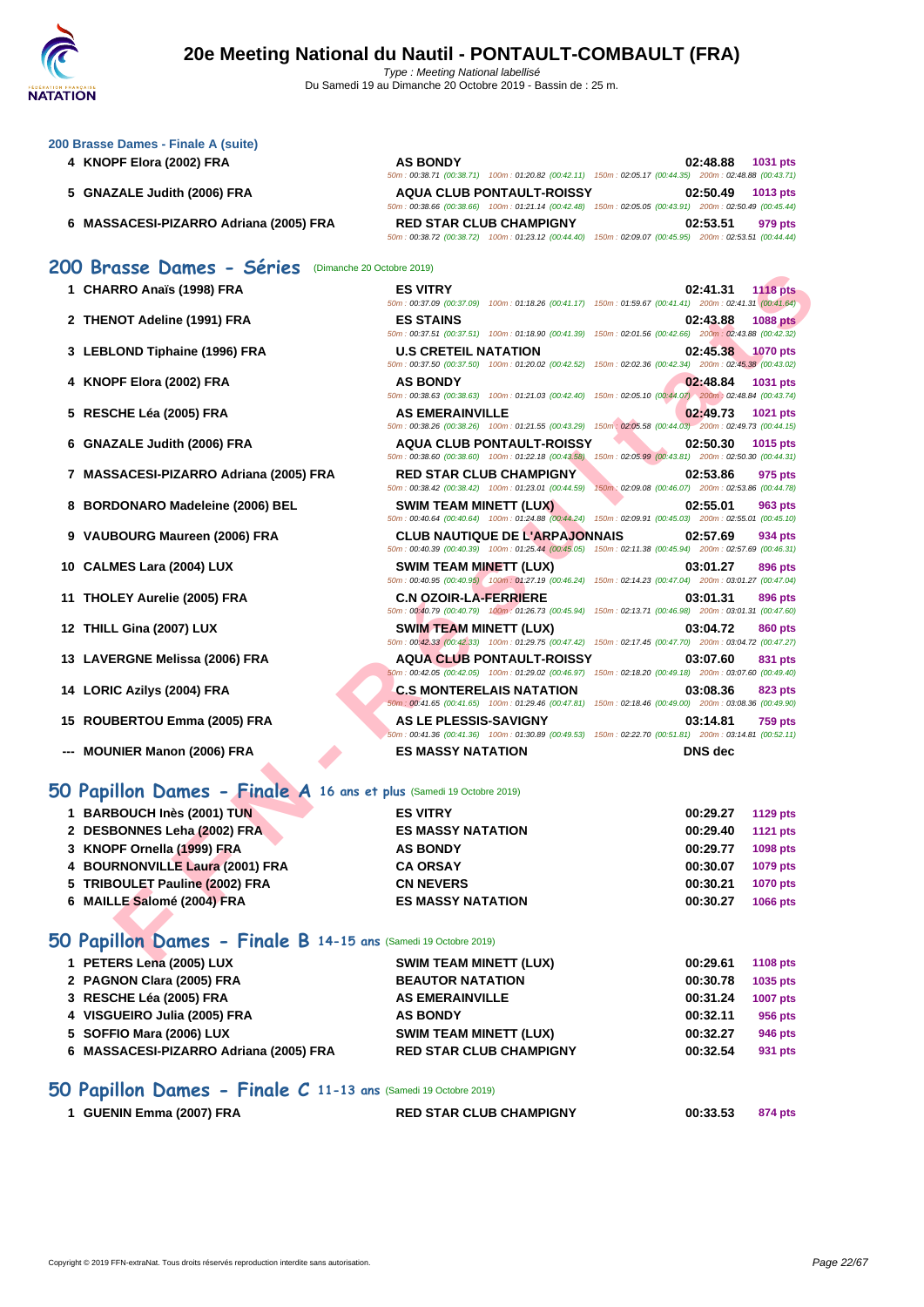### 200 Brasse Dames - Finale A (suite)

| | | | | |
|---|---|---|---|---|
| 4 | KNOPF Elora (2002) FRA | AS BONDY<br>50m : 00:38.71 (00:38.71) 100m : 01:20.82 (00:42.11) 150m : 02:05.17 (00:44.35) 200m : 02:48.88 (00:43.71) | 02:48.88 | 1031 pts |
| 5 | GNAZALE Judith (2006) FRA | AQUA CLUB PONTAULT-ROISSY<br>50m : 00:38.66 (00:38.66) 100m : 01:21.14 (00:42.48) 150m : 02:05.05 (00:43.91) 200m : 02:50.49 (00:45.44) | 02:50.49 | 1013 pts |
| 6 | MASSACESI-PIZARRO Adriana (2005) FRA | RED STAR CLUB CHAMPIGNY<br>50m : 00:38.72 (00:38.72) 100m : 01:23.12 (00:44.40) 150m : 02:09.07 (00:45.95) 200m : 02:53.51 (00:44.44) | 02:53.51 | 979 pts |

## 200 Brasse Dames - Séries (Dimanche 20 Octobre 2019)

| | | | | |
|---|---|---|---|---|
| 1 | CHARRO Anaïs (1998) FRA | ES VITRY<br>50m : 00:37.09 (00:37.09) 100m : 01:18.26 (00:41.17) 150m : 01:59.67 (00:41.41) 200m : 02:41.31 (00:41.64) | 02:41.31 | 1118 pts |
| 2 | THENOT Adeline (1991) FRA | ES STAINS<br>50m : 00:37.51 (00:37.51) 100m : 01:18.90 (00:41.39) 150m : 02:01.56 (00:42.66) 200m : 02:43.88 (00:42.32) | 02:43.88 | 1088 pts |
| 3 | LEBLOND Tiphaine (1996) FRA | U.S CRETEIL NATATION<br>50m : 00:37.50 (00:37.50) 100m : 01:20.02 (00:42.52) 150m : 02:02.36 (00:42.34) 200m : 02:45.38 (00:43.02) | 02:45.38 | 1070 pts |
| 4 | KNOPF Elora (2002) FRA | AS BONDY<br>50m : 00:38.63 (00:38.63) 100m : 01:21.03 (00:42.40) 150m : 02:05.10 (00:44.07) 200m : 02:48.84 (00:43.74) | 02:48.84 | 1031 pts |
| 5 | RESCHE Léa (2005) FRA | AS EMERAINVILLE<br>50m : 00:38.26 (00:38.26) 100m : 01:21.55 (00:43.29) 150m : 02:05.58 (00:44.03) 200m : 02:49.73 (00:44.15) | 02:49.73 | 1021 pts |
| 6 | GNAZALE Judith (2006) FRA | AQUA CLUB PONTAULT-ROISSY<br>50m : 00:38.60 (00:38.60) 100m : 01:22.18 (00:43.58) 150m : 02:05.99 (00:43.81) 200m : 02:50.30 (00:44.31) | 02:50.30 | 1015 pts |
| 7 | MASSACESI-PIZARRO Adriana (2005) FRA | RED STAR CLUB CHAMPIGNY<br>50m : 00:38.42 (00:38.42) 100m : 01:23.01 (00:44.59) 150m : 02:09.08 (00:46.07) 200m : 02:53.86 (00:44.78) | 02:53.86 | 975 pts |
| 8 | BORDONARO Madeleine (2006) BEL | SWIM TEAM MINETT (LUX)<br>50m : 00:40.64 (00:40.64) 100m : 01:24.88 (00:44.24) 150m : 02:09.91 (00:45.03) 200m : 02:55.01 (00:45.10) | 02:55.01 | 963 pts |
| 9 | VAUBOURG Maureen (2006) FRA | CLUB NAUTIQUE DE L'ARPAJONNAIS<br>50m : 00:40.39 (00:40.39) 100m : 01:25.44 (00:45.05) 150m : 02:11.38 (00:45.94) 200m : 02:57.69 (00:46.31) | 02:57.69 | 934 pts |
| 10 | CALMES Lara (2004) LUX | SWIM TEAM MINETT (LUX)<br>50m : 00:40.95 (00:40.95) 100m : 01:27.19 (00:46.24) 150m : 02:14.23 (00:47.04) 200m : 03:01.27 (00:47.04) | 03:01.27 | 896 pts |
| 11 | THOLEY Aurelie (2005) FRA | C.N OZOIR-LA-FERRIERE<br>50m : 00:40.79 (00:40.79) 100m : 01:26.73 (00:45.94) 150m : 02:13.71 (00:46.98) 200m : 03:01.31 (00:47.60) | 03:01.31 | 896 pts |
| 12 | THILL Gina (2007) LUX | SWIM TEAM MINETT (LUX)<br>50m : 00:42.33 (00:42.33) 100m : 01:29.75 (00:47.42) 150m : 02:17.45 (00:47.70) 200m : 03:04.72 (00:47.27) | 03:04.72 | 860 pts |
| 13 | LAVERGNE Melissa (2006) FRA | AQUA CLUB PONTAULT-ROISSY<br>50m : 00:42.05 (00:42.05) 100m : 01:29.02 (00:46.97) 150m : 02:18.20 (00:49.18) 200m : 03:07.60 (00:49.40) | 03:07.60 | 831 pts |
| 14 | LORIC Azilys (2004) FRA | C.S MONTERELAIS NATATION<br>50m : 00:41.65 (00:41.65) 100m : 01:29.46 (00:47.81) 150m : 02:18.46 (00:49.00) 200m : 03:08.36 (00:49.90) | 03:08.36 | 823 pts |
| 15 | ROUBERTOU Emma (2005) FRA | AS LE PLESSIS-SAVIGNY<br>50m : 00:41.36 (00:41.36) 100m : 01:30.89 (00:49.53) 150m : 02:22.70 (00:51.81) 200m : 03:14.81 (00:52.11) | 03:14.81 | 759 pts |
| --- | MOUNIER Manon (2006) FRA | ES MASSY NATATION | DNS dec | |

## 50 Papillon Dames - Finale A 16 ans et plus (Samedi 19 Octobre 2019)

| | | | | |
|---|---|---|---|---|
| 1 | BARBOUCH Inès (2001) TUN | ES VITRY | 00:29.27 | 1129 pts |
| 2 | DESBONNES Leha (2002) FRA | ES MASSY NATATION | 00:29.40 | 1121 pts |
| 3 | KNOPF Ornella (1999) FRA | AS BONDY | 00:29.77 | 1098 pts |
| 4 | BOURNONVILLE Laura (2001) FRA | CA ORSAY | 00:30.07 | 1079 pts |
| 5 | TRIBOULET Pauline (2002) FRA | CN NEVERS | 00:30.21 | 1070 pts |
| 6 | MAILLE Salomé (2004) FRA | ES MASSY NATATION | 00:30.27 | 1066 pts |

## 50 Papillon Dames - Finale B 14-15 ans (Samedi 19 Octobre 2019)

| | | | | |
|---|---|---|---|---|
| 1 | PETERS Lena (2005) LUX | SWIM TEAM MINETT (LUX) | 00:29.61 | 1108 pts |
| 2 | PAGNON Clara (2005) FRA | BEAUTOR NATATION | 00:30.78 | 1035 pts |
| 3 | RESCHE Léa (2005) FRA | AS EMERAINVILLE | 00:31.24 | 1007 pts |
| 4 | VISGUEIRO Julia (2005) FRA | AS BONDY | 00:32.11 | 956 pts |
| 5 | SOFFIO Mara (2006) LUX | SWIM TEAM MINETT (LUX) | 00:32.27 | 946 pts |
| 6 | MASSACESI-PIZARRO Adriana (2005) FRA | RED STAR CLUB CHAMPIGNY | 00:32.54 | 931 pts |

## 50 Papillon Dames - Finale C 11-13 ans (Samedi 19 Octobre 2019)

| | | | | |
|---|---|---|---|---|
| 1 | GUENIN Emma (2007) FRA | RED STAR CLUB CHAMPIGNY | 00:33.53 | 874 pts |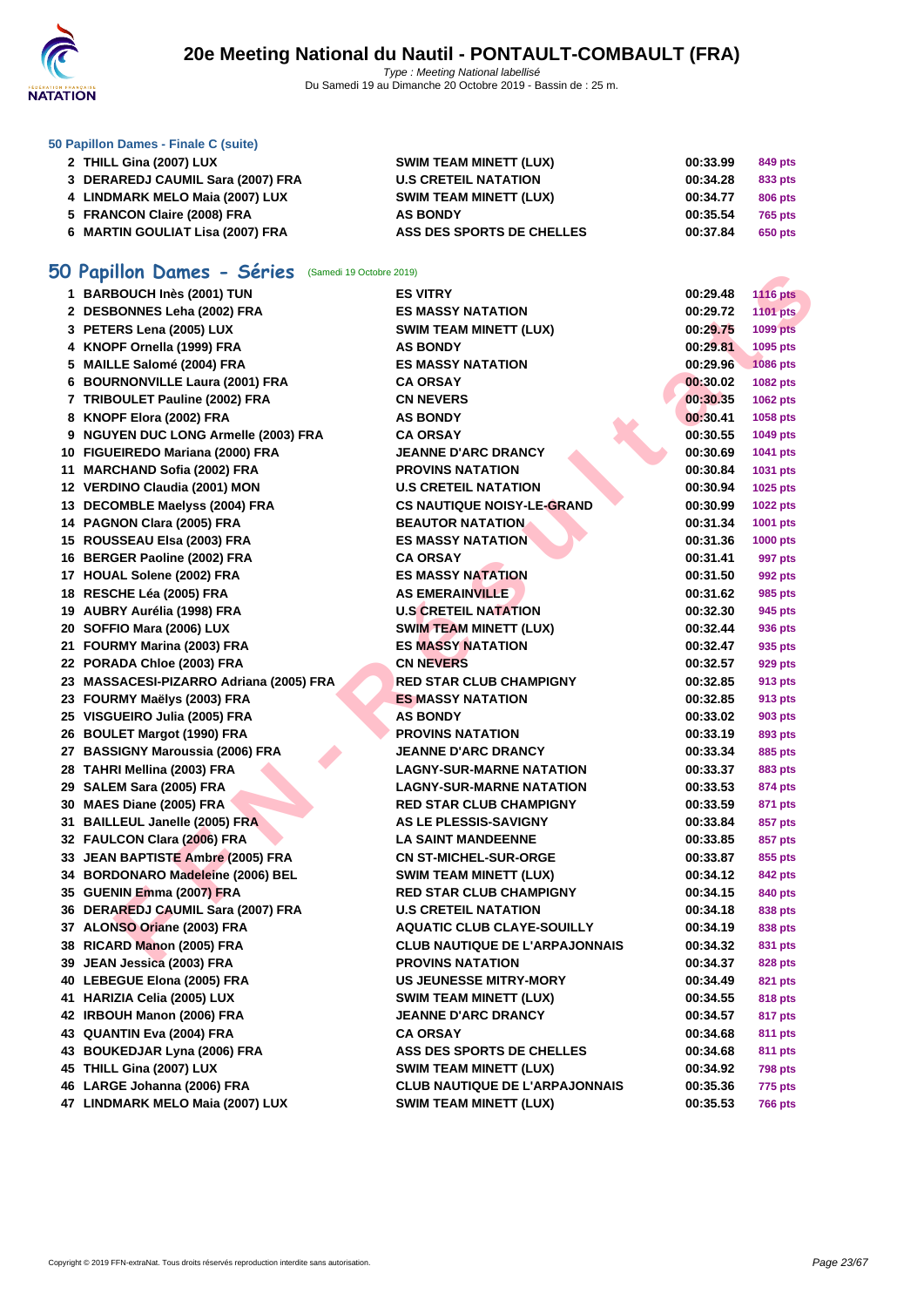### 50 Papillon Dames - Finale C (suite)

| | | | | |
|---|---|---|---|---|
| 2 | THILL Gina (2007) LUX | SWIM TEAM MINETT (LUX) | 00:33.99 | 849 pts |
| 3 | DERAREDJ CAUMIL Sara (2007) FRA | U.S CRETEIL NATATION | 00:34.28 | 833 pts |
| 4 | LINDMARK MELO Maia (2007) LUX | SWIM TEAM MINETT (LUX) | 00:34.77 | 806 pts |
| 5 | FRANCON Claire (2008) FRA | AS BONDY | 00:35.54 | 765 pts |
| 6 | MARTIN GOULIAT Lisa (2007) FRA | ASS DES SPORTS DE CHELLES | 00:37.84 | 650 pts |

## 50 Papillon Dames - Séries (Samedi 19 Octobre 2019)

| | | | | |
|---|---|---|---|---|
| 1 | BARBOUCH Inès (2001) TUN | ES VITRY | 00:29.48 | 1116 pts |
| 2 | DESBONNES Leha (2002) FRA | ES MASSY NATATION | 00:29.72 | 1101 pts |
| 3 | PETERS Lena (2005) LUX | SWIM TEAM MINETT (LUX) | 00:29.75 | 1099 pts |
| 4 | KNOPF Ornella (1999) FRA | AS BONDY | 00:29.81 | 1095 pts |
| 5 | MAILLE Salomé (2004) FRA | ES MASSY NATATION | 00:29.96 | 1086 pts |
| 6 | BOURNONVILLE Laura (2001) FRA | CA ORSAY | 00:30.02 | 1082 pts |
| 7 | TRIBOULET Pauline (2002) FRA | CN NEVERS | 00:30.35 | 1062 pts |
| 8 | KNOPF Elora (2002) FRA | AS BONDY | 00:30.41 | 1058 pts |
| 9 | NGUYEN DUC LONG Armelle (2003) FRA | CA ORSAY | 00:30.55 | 1049 pts |
| 10 | FIGUEIREDO Mariana (2000) FRA | JEANNE D'ARC DRANCY | 00:30.69 | 1041 pts |
| 11 | MARCHAND Sofia (2002) FRA | PROVINS NATATION | 00:30.84 | 1031 pts |
| 12 | VERDINO Claudia (2001) MON | U.S CRETEIL NATATION | 00:30.94 | 1025 pts |
| 13 | DECOMBLE Maelyss (2004) FRA | CS NAUTIQUE NOISY-LE-GRAND | 00:30.99 | 1022 pts |
| 14 | PAGNON Clara (2005) FRA | BEAUTOR NATATION | 00:31.34 | 1001 pts |
| 15 | ROUSSEAU Elsa (2003) FRA | ES MASSY NATATION | 00:31.36 | 1000 pts |
| 16 | BERGER Paoline (2002) FRA | CA ORSAY | 00:31.41 | 997 pts |
| 17 | HOUAL Solene (2002) FRA | ES MASSY NATATION | 00:31.50 | 992 pts |
| 18 | RESCHE Léa (2005) FRA | AS EMERAINVILLE | 00:31.62 | 985 pts |
| 19 | AUBRY Aurélia (1998) FRA | U.S CRETEIL NATATION | 00:32.30 | 945 pts |
| 20 | SOFFIO Mara (2006) LUX | SWIM TEAM MINETT (LUX) | 00:32.44 | 936 pts |
| 21 | FOURMY Marina (2003) FRA | ES MASSY NATATION | 00:32.47 | 935 pts |
| 22 | PORADA Chloe (2003) FRA | CN NEVERS | 00:32.57 | 929 pts |
| 23 | MASSACESI-PIZARRO Adriana (2005) FRA | RED STAR CLUB CHAMPIGNY | 00:32.85 | 913 pts |
| 23 | FOURMY Maëlys (2003) FRA | ES MASSY NATATION | 00:32.85 | 913 pts |
| 25 | VISGUEIRO Julia (2005) FRA | AS BONDY | 00:33.02 | 903 pts |
| 26 | BOULET Margot (1990) FRA | PROVINS NATATION | 00:33.19 | 893 pts |
| 27 | BASSIGNY Maroussia (2006) FRA | JEANNE D'ARC DRANCY | 00:33.34 | 885 pts |
| 28 | TAHRI Mellina (2003) FRA | LAGNY-SUR-MARNE NATATION | 00:33.37 | 883 pts |
| 29 | SALEM Sara (2005) FRA | LAGNY-SUR-MARNE NATATION | 00:33.53 | 874 pts |
| 30 | MAES Diane (2005) FRA | RED STAR CLUB CHAMPIGNY | 00:33.59 | 871 pts |
| 31 | BAILLEUL Janelle (2005) FRA | AS LE PLESSIS-SAVIGNY | 00:33.84 | 857 pts |
| 32 | FAULCON Clara (2006) FRA | LA SAINT MANDEENNE | 00:33.85 | 857 pts |
| 33 | JEAN BAPTISTE Ambre (2005) FRA | CN ST-MICHEL-SUR-ORGE | 00:33.87 | 855 pts |
| 34 | BORDONARO Madeleine (2006) BEL | SWIM TEAM MINETT (LUX) | 00:34.12 | 842 pts |
| 35 | GUENIN Emma (2007) FRA | RED STAR CLUB CHAMPIGNY | 00:34.15 | 840 pts |
| 36 | DERAREDJ CAUMIL Sara (2007) FRA | U.S CRETEIL NATATION | 00:34.18 | 838 pts |
| 37 | ALONSO Oriane (2003) FRA | AQUATIC CLUB CLAYE-SOUILLY | 00:34.19 | 838 pts |
| 38 | RICARD Manon (2005) FRA | CLUB NAUTIQUE DE L'ARPAJONNAIS | 00:34.32 | 831 pts |
| 39 | JEAN Jessica (2003) FRA | PROVINS NATATION | 00:34.37 | 828 pts |
| 40 | LEBEGUE Elona (2005) FRA | US JEUNESSE MITRY-MORY | 00:34.49 | 821 pts |
| 41 | HARIZIA Celia (2005) LUX | SWIM TEAM MINETT (LUX) | 00:34.55 | 818 pts |
| 42 | IRBOUH Manon (2006) FRA | JEANNE D'ARC DRANCY | 00:34.57 | 817 pts |
| 43 | QUANTIN Eva (2004) FRA | CA ORSAY | 00:34.68 | 811 pts |
| 43 | BOUKEDJAR Lyna (2006) FRA | ASS DES SPORTS DE CHELLES | 00:34.68 | 811 pts |
| 45 | THILL Gina (2007) LUX | SWIM TEAM MINETT (LUX) | 00:34.92 | 798 pts |
| 46 | LARGE Johanna (2006) FRA | CLUB NAUTIQUE DE L'ARPAJONNAIS | 00:35.36 | 775 pts |
| 47 | LINDMARK MELO Maia (2007) LUX | SWIM TEAM MINETT (LUX) | 00:35.53 | 766 pts |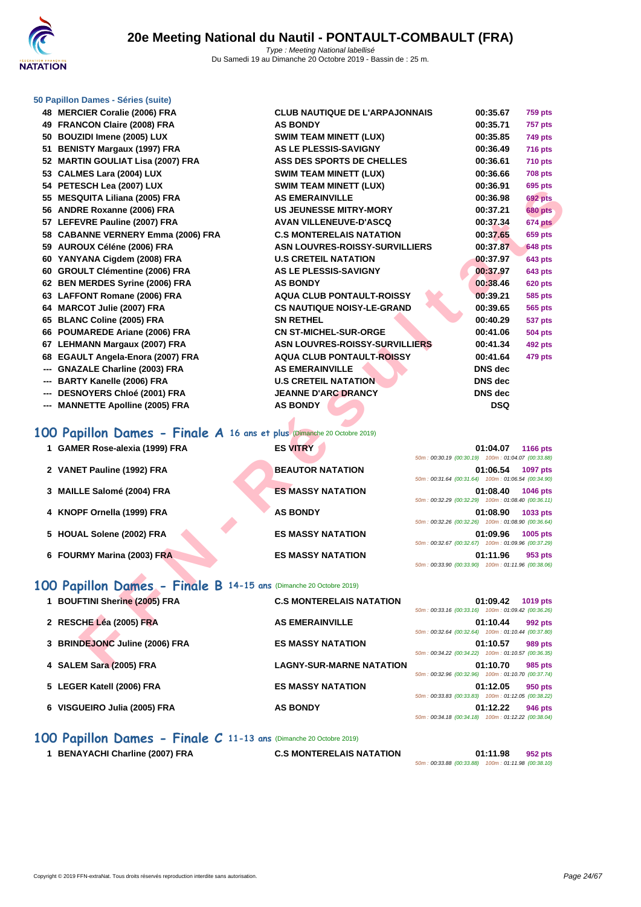# 20e Meeting National du Nautil - PONTAULT-COMBAULT (FRA)

*Type : Meeting National labellisé*
Du Samedi 19 au Dimanche 20 Octobre 2019 - Bassin de : 25 m.

### 50 Papillon Dames - Séries (suite)

| | | | | |
|---|---|---|---|---|
| 48 | MERCIER Coralie (2006) FRA | CLUB NAUTIQUE DE L'ARPAJONNAIS | 00:35.67 | 759 pts |
| 49 | FRANCON Claire (2008) FRA | AS BONDY | 00:35.71 | 757 pts |
| 50 | BOUZIDI Imene (2005) LUX | SWIM TEAM MINETT (LUX) | 00:35.85 | 749 pts |
| 51 | BENISTY Margaux (1997) FRA | AS LE PLESSIS-SAVIGNY | 00:36.49 | 716 pts |
| 52 | MARTIN GOULIAT Lisa (2007) FRA | ASS DES SPORTS DE CHELLES | 00:36.61 | 710 pts |
| 53 | CALMES Lara (2004) LUX | SWIM TEAM MINETT (LUX) | 00:36.66 | 708 pts |
| 54 | PETESCH Lea (2007) LUX | SWIM TEAM MINETT (LUX) | 00:36.91 | 695 pts |
| 55 | MESQUITA Liliana (2005) FRA | AS EMERAINVILLE | 00:36.98 | 692 pts |
| 56 | ANDRE Roxanne (2006) FRA | US JEUNESSE MITRY-MORY | 00:37.21 | 680 pts |
| 57 | LEFEVRE Pauline (2007) FRA | AVAN VILLENEUVE-D'ASCQ | 00:37.34 | 674 pts |
| 58 | CABANNE VERNERY Emma (2006) FRA | C.S MONTERELAIS NATATION | 00:37.65 | 659 pts |
| 59 | AUROUX Céléne (2006) FRA | ASN LOUVRES-ROISSY-SURVILLIERS | 00:37.87 | 648 pts |
| 60 | YANYANA Cigdem (2008) FRA | U.S CRETEIL NATATION | 00:37.97 | 643 pts |
| 60 | GROULT Clémentine (2006) FRA | AS LE PLESSIS-SAVIGNY | 00:37.97 | 643 pts |
| 62 | BEN MERDES Syrine (2006) FRA | AS BONDY | 00:38.46 | 620 pts |
| 63 | LAFFONT Romane (2006) FRA | AQUA CLUB PONTAULT-ROISSY | 00:39.21 | 585 pts |
| 64 | MARCOT Julie (2007) FRA | CS NAUTIQUE NOISY-LE-GRAND | 00:39.65 | 565 pts |
| 65 | BLANC Coline (2005) FRA | SN RETHEL | 00:40.29 | 537 pts |
| 66 | POUMAREDE Ariane (2006) FRA | CN ST-MICHEL-SUR-ORGE | 00:41.06 | 504 pts |
| 67 | LEHMANN Margaux (2007) FRA | ASN LOUVRES-ROISSY-SURVILLIERS | 00:41.34 | 492 pts |
| 68 | EGAULT Angela-Enora (2007) FRA | AQUA CLUB PONTAULT-ROISSY | 00:41.64 | 479 pts |
| --- | GNAZALE Charline (2003) FRA | AS EMERAINVILLE | DNS dec | |
| --- | BARTY Kanelle (2006) FRA | U.S CRETEIL NATATION | DNS dec | |
| --- | DESNOYERS Chloé (2001) FRA | JEANNE D'ARC DRANCY | DNS dec | |
| --- | MANNETTE Apolline (2005) FRA | AS BONDY | DSQ | |

## 100 Papillon Dames - Finale A 16 ans et plus (Dimanche 20 Octobre 2019)

| | | | | | |
|---|---|---|---|---|---|
| 1 | GAMER Rose-alexia (1999) FRA | ES VITRY | 01:04.07 | 1166 pts | 50m : 00:30.19 (00:30.19) 100m : 01:04.07 (00:33.88) |
| 2 | VANET Pauline (1992) FRA | BEAUTOR NATATION | 01:06.54 | 1097 pts | 50m : 00:31.64 (00:31.64) 100m : 01:06.54 (00:34.90) |
| 3 | MAILLE Salomé (2004) FRA | ES MASSY NATATION | 01:08.40 | 1046 pts | 50m : 00:32.29 (00:32.29) 100m : 01:08.40 (00:36.11) |
| 4 | KNOPF Ornella (1999) FRA | AS BONDY | 01:08.90 | 1033 pts | 50m : 00:32.26 (00:32.26) 100m : 01:08.90 (00:36.64) |
| 5 | HOUAL Solene (2002) FRA | ES MASSY NATATION | 01:09.96 | 1005 pts | 50m : 00:32.67 (00:32.67) 100m : 01:09.96 (00:37.29) |
| 6 | FOURMY Marina (2003) FRA | ES MASSY NATATION | 01:11.96 | 953 pts | 50m : 00:33.90 (00:33.90) 100m : 01:11.96 (00:38.06) |

## 100 Papillon Dames - Finale B 14-15 ans (Dimanche 20 Octobre 2019)

| | | | | | |
|---|---|---|---|---|---|
| 1 | BOUFTINI Sherine (2005) FRA | C.S MONTERELAIS NATATION | 01:09.42 | 1019 pts | 50m : 00:33.16 (00:33.16) 100m : 01:09.42 (00:36.26) |
| 2 | RESCHE Léa (2005) FRA | AS EMERAINVILLE | 01:10.44 | 992 pts | 50m : 00:32.64 (00:32.64) 100m : 01:10.44 (00:37.80) |
| 3 | BRINDEJONC Juline (2006) FRA | ES MASSY NATATION | 01:10.57 | 989 pts | 50m : 00:34.22 (00:34.22) 100m : 01:10.57 (00:36.35) |
| 4 | SALEM Sara (2005) FRA | LAGNY-SUR-MARNE NATATION | 01:10.70 | 985 pts | 50m : 00:32.96 (00:32.96) 100m : 01:10.70 (00:37.74) |
| 5 | LEGER Katell (2006) FRA | ES MASSY NATATION | 01:12.05 | 950 pts | 50m : 00:33.83 (00:33.83) 100m : 01:12.05 (00:38.22) |
| 6 | VISGUEIRO Julia (2005) FRA | AS BONDY | 01:12.22 | 946 pts | 50m : 00:34.18 (00:34.18) 100m : 01:12.22 (00:38.04) |

## 100 Papillon Dames - Finale C 11-13 ans (Dimanche 20 Octobre 2019)

| | | | | | |
|---|---|---|---|---|---|
| 1 | BENAYACHI Charline (2007) FRA | C.S MONTERELAIS NATATION | 01:11.98 | 952 pts | 50m : 00:33.88 (00:33.88) 100m : 01:11.98 (00:38.10) |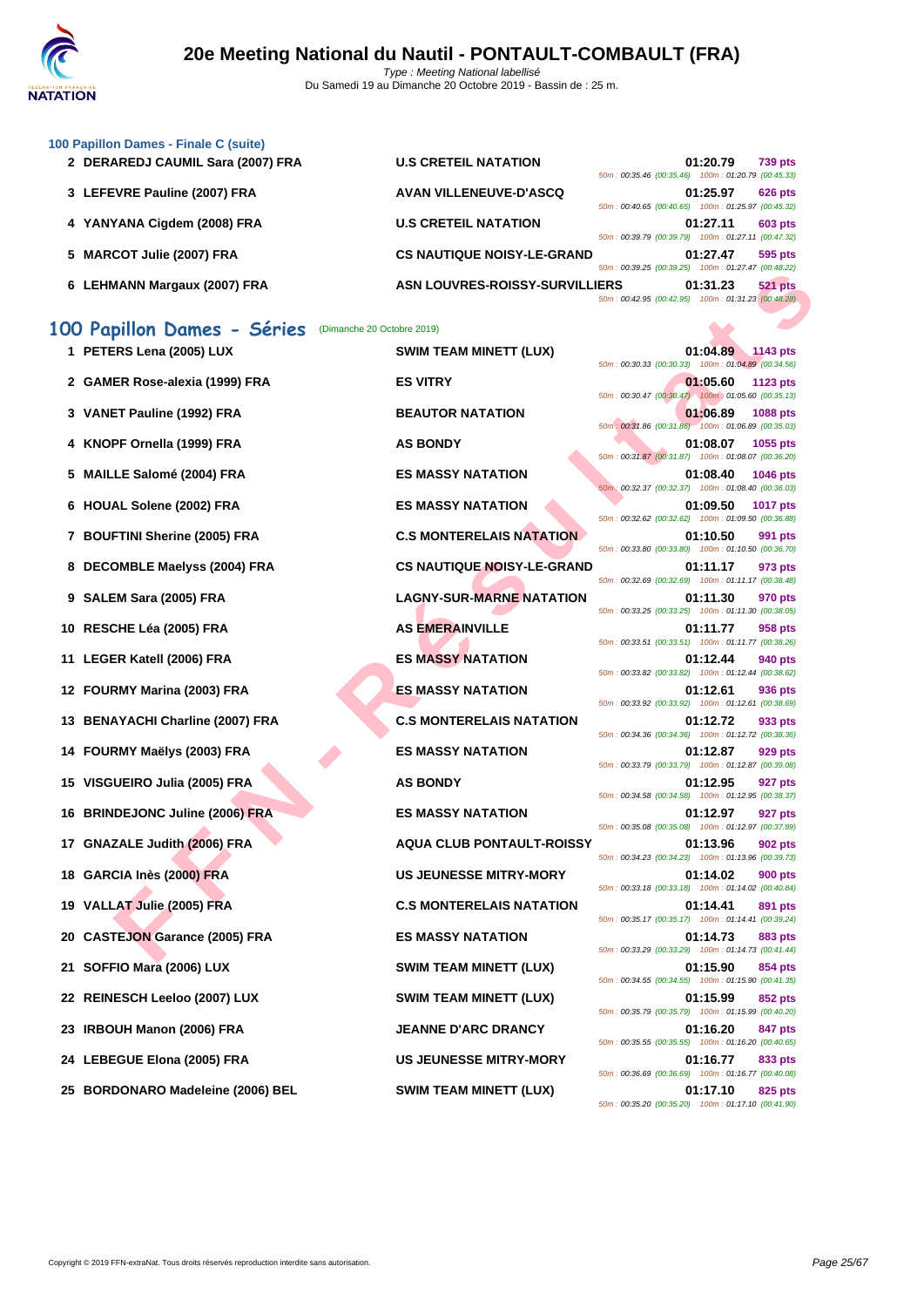### 100 Papillon Dames - Finale C (suite)

| | Nom | Club | Temps | Points | Splits |
|---|---|---|---|---|---|
| 2 | DERAREDJ CAUMIL Sara (2007) FRA | U.S CRETEIL NATATION | 01:20.79 | 739 pts | 50m : 00:35.46 (00:35.46) 100m : 01:20.79 (00:45.33) |
| 3 | LEFEVRE Pauline (2007) FRA | AVAN VILLENEUVE-D'ASCQ | 01:25.97 | 626 pts | 50m : 00:40.65 (00:40.65) 100m : 01:25.97 (00:45.32) |
| 4 | YANYANA Cigdem (2008) FRA | U.S CRETEIL NATATION | 01:27.11 | 603 pts | 50m : 00:39.79 (00:39.79) 100m : 01:27.11 (00:47.32) |
| 5 | MARCOT Julie (2007) FRA | CS NAUTIQUE NOISY-LE-GRAND | 01:27.47 | 595 pts | 50m : 00:39.25 (00:39.25) 100m : 01:27.47 (00:48.22) |
| 6 | LEHMANN Margaux (2007) FRA | ASN LOUVRES-ROISSY-SURVILLIERS | 01:31.23 | 521 pts | 50m : 00:42.95 (00:42.95) 100m : 01:31.23 (00:48.28) |

## 100 Papillon Dames - Séries (Dimanche 20 Octobre 2019)

| | Nom | Club | Temps | Points | Splits |
|---|---|---|---|---|---|
| 1 | PETERS Lena (2005) LUX | SWIM TEAM MINETT (LUX) | 01:04.89 | 1143 pts | 50m : 00:30.33 (00:30.33) 100m : 01:04.89 (00:34.56) |
| 2 | GAMER Rose-alexia (1999) FRA | ES VITRY | 01:05.60 | 1123 pts | 50m : 00:30.47 (00:30.47) 100m : 01:05.60 (00:35.13) |
| 3 | VANET Pauline (1992) FRA | BEAUTOR NATATION | 01:06.89 | 1088 pts | 50m : 00:31.86 (00:31.86) 100m : 01:06.89 (00:35.03) |
| 4 | KNOPF Ornella (1999) FRA | AS BONDY | 01:08.07 | 1055 pts | 50m : 00:31.87 (00:31.87) 100m : 01:08.07 (00:36.20) |
| 5 | MAILLE Salomé (2004) FRA | ES MASSY NATATION | 01:08.40 | 1046 pts | 50m : 00:32.37 (00:32.37) 100m : 01:08.40 (00:36.03) |
| 6 | HOUAL Solene (2002) FRA | ES MASSY NATATION | 01:09.50 | 1017 pts | 50m : 00:32.62 (00:32.62) 100m : 01:09.50 (00:36.88) |
| 7 | BOUFTINI Sherine (2005) FRA | C.S MONTERELAIS NATATION | 01:10.50 | 991 pts | 50m : 00:33.80 (00:33.80) 100m : 01:10.50 (00:36.70) |
| 8 | DECOMBLE Maelyss (2004) FRA | CS NAUTIQUE NOISY-LE-GRAND | 01:11.17 | 973 pts | 50m : 00:32.69 (00:32.69) 100m : 01:11.17 (00:38.48) |
| 9 | SALEM Sara (2005) FRA | LAGNY-SUR-MARNE NATATION | 01:11.30 | 970 pts | 50m : 00:33.25 (00:33.25) 100m : 01:11.30 (00:38.05) |
| 10 | RESCHE Léa (2005) FRA | AS EMERAINVILLE | 01:11.77 | 958 pts | 50m : 00:33.51 (00:33.51) 100m : 01:11.77 (00:38.26) |
| 11 | LEGER Katell (2006) FRA | ES MASSY NATATION | 01:12.44 | 940 pts | 50m : 00:33.82 (00:33.82) 100m : 01:12.44 (00:38.62) |
| 12 | FOURMY Marina (2003) FRA | ES MASSY NATATION | 01:12.61 | 936 pts | 50m : 00:33.92 (00:33.92) 100m : 01:12.61 (00:38.69) |
| 13 | BENAYACHI Charline (2007) FRA | C.S MONTERELAIS NATATION | 01:12.72 | 933 pts | 50m : 00:34.36 (00:34.36) 100m : 01:12.72 (00:38.36) |
| 14 | FOURMY Maëlys (2003) FRA | ES MASSY NATATION | 01:12.87 | 929 pts | 50m : 00:33.79 (00:33.79) 100m : 01:12.87 (00:39.08) |
| 15 | VISGUEIRO Julia (2005) FRA | AS BONDY | 01:12.95 | 927 pts | 50m : 00:34.58 (00:34.58) 100m : 01:12.95 (00:38.37) |
| 16 | BRINDEJONC Juline (2006) FRA | ES MASSY NATATION | 01:12.97 | 927 pts | 50m : 00:35.08 (00:35.08) 100m : 01:12.97 (00:37.89) |
| 17 | GNAZALE Judith (2006) FRA | AQUA CLUB PONTAULT-ROISSY | 01:13.96 | 902 pts | 50m : 00:34.23 (00:34.23) 100m : 01:13.96 (00:39.73) |
| 18 | GARCIA Inès (2000) FRA | US JEUNESSE MITRY-MORY | 01:14.02 | 900 pts | 50m : 00:33.18 (00:33.18) 100m : 01:14.02 (00:40.84) |
| 19 | VALLAT Julie (2005) FRA | C.S MONTERELAIS NATATION | 01:14.41 | 891 pts | 50m : 00:35.17 (00:35.17) 100m : 01:14.41 (00:39.24) |
| 20 | CASTEJON Garance (2005) FRA | ES MASSY NATATION | 01:14.73 | 883 pts | 50m : 00:33.29 (00:33.29) 100m : 01:14.73 (00:41.44) |
| 21 | SOFFIO Mara (2006) LUX | SWIM TEAM MINETT (LUX) | 01:15.90 | 854 pts | 50m : 00:34.55 (00:34.55) 100m : 01:15.90 (00:41.35) |
| 22 | REINESCH Leeloo (2007) LUX | SWIM TEAM MINETT (LUX) | 01:15.99 | 852 pts | 50m : 00:35.79 (00:35.79) 100m : 01:15.99 (00:40.20) |
| 23 | IRBOUH Manon (2006) FRA | JEANNE D'ARC DRANCY | 01:16.20 | 847 pts | 50m : 00:35.55 (00:35.55) 100m : 01:16.20 (00:40.65) |
| 24 | LEBEGUE Elona (2005) FRA | US JEUNESSE MITRY-MORY | 01:16.77 | 833 pts | 50m : 00:36.69 (00:36.69) 100m : 01:16.77 (00:40.08) |
| 25 | BORDONARO Madeleine (2006) BEL | SWIM TEAM MINETT (LUX) | 01:17.10 | 825 pts | 50m : 00:35.20 (00:35.20) 100m : 01:17.10 (00:41.90) |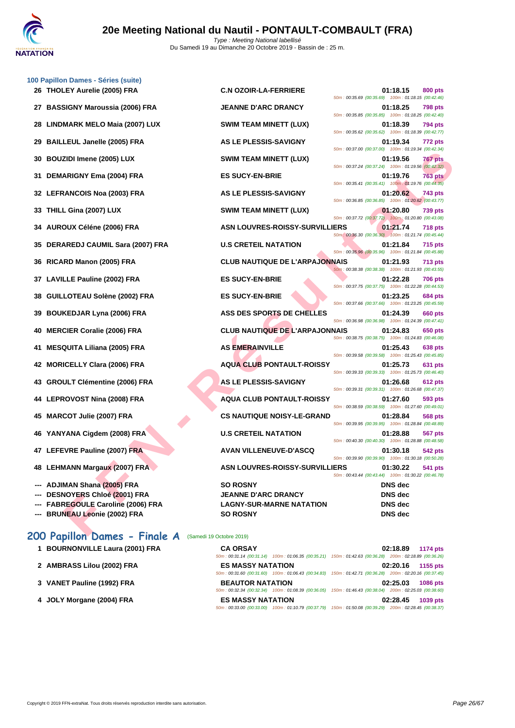# 20e Meeting National du Nautil - PONTAULT-COMBAULT (FRA)

Type : Meeting National labellisé
Du Samedi 19 au Dimanche 20 Octobre 2019 - Bassin de : 25 m.

### 100 Papillon Dames - Séries (suite)

| Rang | Nom | Club | Temps | Points | Splits |
|---|---|---|---|---|---|
| 26 | THOLEY Aurelie (2005) FRA | C.N OZOIR-LA-FERRIERE | 01:18.15 | 800 pts | 50m : 00:35.69 (00:35.69) 100m : 01:18.15 (00:42.46) |
| 27 | BASSIGNY Maroussia (2006) FRA | JEANNE D'ARC DRANCY | 01:18.25 | 798 pts | 50m : 00:35.85 (00:35.85) 100m : 01:18.25 (00:42.40) |
| 28 | LINDMARK MELO Maia (2007) LUX | SWIM TEAM MINETT (LUX) | 01:18.39 | 794 pts | 50m : 00:35.62 (00:35.62) 100m : 01:18.39 (00:42.77) |
| 29 | BAILLEUL Janelle (2005) FRA | AS LE PLESSIS-SAVIGNY | 01:19.34 | 772 pts | 50m : 00:37.00 (00:37.00) 100m : 01:19.34 (00:42.34) |
| 30 | BOUZIDI Imene (2005) LUX | SWIM TEAM MINETT (LUX) | 01:19.56 | 767 pts | 50m : 00:37.24 (00:37.24) 100m : 01:19.56 (00:42.32) |
| 31 | DEMARIGNY Ema (2004) FRA | ES SUCY-EN-BRIE | 01:19.76 | 763 pts | 50m : 00:35.41 (00:35.41) 100m : 01:19.76 (00:44.35) |
| 32 | LEFRANCOIS Noa (2003) FRA | AS LE PLESSIS-SAVIGNY | 01:20.62 | 743 pts | 50m : 00:36.85 (00:36.85) 100m : 01:20.62 (00:43.77) |
| 33 | THILL Gina (2007) LUX | SWIM TEAM MINETT (LUX) | 01:20.80 | 739 pts | 50m : 00:37.72 (00:37.72) 100m : 01:20.80 (00:43.08) |
| 34 | AUROUX Céléne (2006) FRA | ASN LOUVRES-ROISSY-SURVILLIERS | 01:21.74 | 718 pts | 50m : 00:36.30 (00:36.30) 100m : 01:21.74 (00:45.44) |
| 35 | DERAREDJ CAUMIL Sara (2007) FRA | U.S CRETEIL NATATION | 01:21.84 | 715 pts | 50m : 00:35.96 (00:35.96) 100m : 01:21.84 (00:45.88) |
| 36 | RICARD Manon (2005) FRA | CLUB NAUTIQUE DE L'ARPAJONNAIS | 01:21.93 | 713 pts | 50m : 00:38.38 (00:38.38) 100m : 01:21.93 (00:43.55) |
| 37 | LAVILLE Pauline (2002) FRA | ES SUCY-EN-BRIE | 01:22.28 | 706 pts | 50m : 00:37.75 (00:37.75) 100m : 01:22.28 (00:44.53) |
| 38 | GUILLOTEAU Solène (2002) FRA | ES SUCY-EN-BRIE | 01:23.25 | 684 pts | 50m : 00:37.66 (00:37.66) 100m : 01:23.25 (00:45.59) |
| 39 | BOUKEDJAR Lyna (2006) FRA | ASS DES SPORTS DE CHELLES | 01:24.39 | 660 pts | 50m : 00:36.98 (00:36.98) 100m : 01:24.39 (00:47.41) |
| 40 | MERCIER Coralie (2006) FRA | CLUB NAUTIQUE DE L'ARPAJONNAIS | 01:24.83 | 650 pts | 50m : 00:38.75 (00:38.75) 100m : 01:24.83 (00:46.08) |
| 41 | MESQUITA Liliana (2005) FRA | AS EMERAINVILLE | 01:25.43 | 638 pts | 50m : 00:39.58 (00:39.58) 100m : 01:25.43 (00:45.85) |
| 42 | MORICELLY Clara (2006) FRA | AQUA CLUB PONTAULT-ROISSY | 01:25.73 | 631 pts | 50m : 00:39.33 (00:39.33) 100m : 01:25.73 (00:46.40) |
| 43 | GROULT Clémentine (2006) FRA | AS LE PLESSIS-SAVIGNY | 01:26.68 | 612 pts | 50m : 00:39.31 (00:39.31) 100m : 01:26.68 (00:47.37) |
| 44 | LEPROVOST Nina (2008) FRA | AQUA CLUB PONTAULT-ROISSY | 01:27.60 | 593 pts | 50m : 00:38.59 (00:38.59) 100m : 01:27.60 (00:49.01) |
| 45 | MARCOT Julie (2007) FRA | CS NAUTIQUE NOISY-LE-GRAND | 01:28.84 | 568 pts | 50m : 00:39.95 (00:39.95) 100m : 01:28.84 (00:48.89) |
| 46 | YANYANA Cigdem (2008) FRA | U.S CRETEIL NATATION | 01:28.88 | 567 pts | 50m : 00:40.30 (00:40.30) 100m : 01:28.88 (00:48.58) |
| 47 | LEFEVRE Pauline (2007) FRA | AVAN VILLENEUVE-D'ASCQ | 01:30.18 | 542 pts | 50m : 00:39.90 (00:39.90) 100m : 01:30.18 (00:50.28) |
| 48 | LEHMANN Margaux (2007) FRA | ASN LOUVRES-ROISSY-SURVILLIERS | 01:30.22 | 541 pts | 50m : 00:43.44 (00:43.44) 100m : 01:30.22 (00:46.78) |
| --- | ADJIMAN Shana (2005) FRA | SO ROSNY | DNS dec | | |
| --- | DESNOYERS Chloé (2001) FRA | JEANNE D'ARC DRANCY | DNS dec | | |
| --- | FABREGOULE Caroline (2006) FRA | LAGNY-SUR-MARNE NATATION | DNS dec | | |
| --- | BRUNEAU Leonie (2002) FRA | SO ROSNY | DNS dec | | |

## 200 Papillon Dames - Finale A (Samedi 19 Octobre 2019)

| Rang | Nom | Club | Temps | Points | Splits |
|---|---|---|---|---|---|
| 1 | BOURNONVILLE Laura (2001) FRA | CA ORSAY | 02:18.89 | 1174 pts | 50m : 00:31.14 (00:31.14) 100m : 01:06.35 (00:35.21) 150m : 01:42.63 (00:36.28) 200m : 02:18.89 (00:36.26) |
| 2 | AMBRASS Lilou (2002) FRA | ES MASSY NATATION | 02:20.16 | 1155 pts | 50m : 00:31.60 (00:31.60) 100m : 01:06.43 (00:34.83) 150m : 01:42.71 (00:36.28) 200m : 02:20.16 (00:37.45) |
| 3 | VANET Pauline (1992) FRA | BEAUTOR NATATION | 02:25.03 | 1086 pts | 50m : 00:32.34 (00:32.34) 100m : 01:08.39 (00:36.05) 150m : 01:46.43 (00:38.04) 200m : 02:25.03 (00:38.60) |
| 4 | JOLY Morgane (2004) FRA | ES MASSY NATATION | 02:28.45 | 1039 pts | 50m : 00:33.00 (00:33.00) 100m : 01:10.79 (00:37.79) 150m : 01:50.08 (00:39.29) 200m : 02:28.45 (00:38.37) |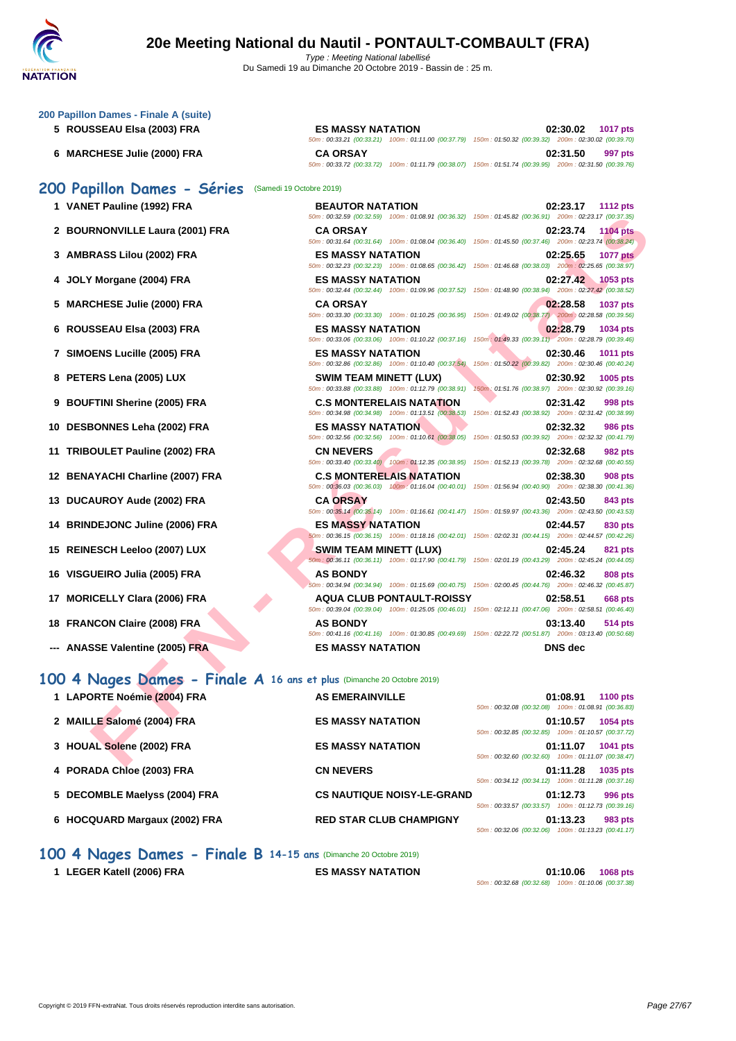# 20e Meeting National du Nautil - PONTAULT-COMBAULT (FRA)

*Type : Meeting National labellisé*
Du Samedi 19 au Dimanche 20 Octobre 2019 - Bassin de : 25 m.

### 200 Papillon Dames - Finale A (suite)

| Pl. | Nom | Club | Temps | Points |
|---|---|---|---|---|
| 5 | ROUSSEAU Elsa (2003) FRA | ES MASSY NATATION | 02:30.02 | 1017 pts |
| | | 50m : 00:33.21 (00:33.21) 100m : 01:11.00 (00:37.79) 150m : 01:50.32 (00:39.32) 200m : 02:30.02 (00:39.70) | | |
| 6 | MARCHESE Julie (2000) FRA | CA ORSAY | 02:31.50 | 997 pts |
| | | 50m : 00:33.72 (00:33.72) 100m : 01:11.79 (00:38.07) 150m : 01:51.74 (00:39.95) 200m : 02:31.50 (00:39.76) | | |

## 200 Papillon Dames - Séries (Samedi 19 Octobre 2019)

| Pl. | Nom | Club | Temps | Points |
|---|---|---|---|---|
| 1 | VANET Pauline (1992) FRA | BEAUTOR NATATION | 02:23.17 | 1112 pts |
| | | 50m : 00:32.59 (00:32.59) 100m : 01:08.91 (00:36.32) 150m : 01:45.82 (00:36.91) 200m : 02:23.17 (00:37.35) | | |
| 2 | BOURNONVILLE Laura (2001) FRA | CA ORSAY | 02:23.74 | 1104 pts |
| | | 50m : 00:31.64 (00:31.64) 100m : 01:08.04 (00:36.40) 150m : 01:45.50 (00:37.46) 200m : 02:23.74 (00:38.24) | | |
| 3 | AMBRASS Lilou (2002) FRA | ES MASSY NATATION | 02:25.65 | 1077 pts |
| | | 50m : 00:32.23 (00:32.23) 100m : 01:08.65 (00:36.42) 150m : 01:46.68 (00:38.03) 200m : 02:25.65 (00:38.97) | | |
| 4 | JOLY Morgane (2004) FRA | ES MASSY NATATION | 02:27.42 | 1053 pts |
| | | 50m : 00:32.44 (00:32.44) 100m : 01:09.96 (00:37.52) 150m : 01:48.90 (00:38.94) 200m : 02:27.42 (00:38.52) | | |
| 5 | MARCHESE Julie (2000) FRA | CA ORSAY | 02:28.58 | 1037 pts |
| | | 50m : 00:33.30 (00:33.30) 100m : 01:10.25 (00:36.95) 150m : 01:49.02 (00:38.77) 200m : 02:28.58 (00:39.56) | | |
| 6 | ROUSSEAU Elsa (2003) FRA | ES MASSY NATATION | 02:28.79 | 1034 pts |
| | | 50m : 00:33.06 (00:33.06) 100m : 01:10.22 (00:37.16) 150m : 01:49.33 (00:39.11) 200m : 02:28.79 (00:39.46) | | |
| 7 | SIMOENS Lucille (2005) FRA | ES MASSY NATATION | 02:30.46 | 1011 pts |
| | | 50m : 00:32.86 (00:32.86) 100m : 01:10.40 (00:37.54) 150m : 01:50.22 (00:39.82) 200m : 02:30.46 (00:40.24) | | |
| 8 | PETERS Lena (2005) LUX | SWIM TEAM MINETT (LUX) | 02:30.92 | 1005 pts |
| | | 50m : 00:33.88 (00:33.88) 100m : 01:12.79 (00:38.91) 150m : 01:51.76 (00:38.97) 200m : 02:30.92 (00:39.16) | | |
| 9 | BOUFTINI Sherine (2005) FRA | C.S MONTERELAIS NATATION | 02:31.42 | 998 pts |
| | | 50m : 00:34.98 (00:34.98) 100m : 01:13.51 (00:38.53) 150m : 01:52.43 (00:38.92) 200m : 02:31.42 (00:38.99) | | |
| 10 | DESBONNES Leha (2002) FRA | ES MASSY NATATION | 02:32.32 | 986 pts |
| | | 50m : 00:32.56 (00:32.56) 100m : 01:10.61 (00:38.05) 150m : 01:50.53 (00:39.92) 200m : 02:32.32 (00:41.79) | | |
| 11 | TRIBOULET Pauline (2002) FRA | CN NEVERS | 02:32.68 | 982 pts |
| | | 50m : 00:33.40 (00:33.40) 100m : 01:12.35 (00:38.95) 150m : 01:52.13 (00:39.78) 200m : 02:32.68 (00:40.55) | | |
| 12 | BENAYACHI Charline (2007) FRA | C.S MONTERELAIS NATATION | 02:38.30 | 908 pts |
| | | 50m : 00:36.03 (00:36.03) 100m : 01:16.04 (00:40.01) 150m : 01:56.94 (00:40.90) 200m : 02:38.30 (00:41.36) | | |
| 13 | DUCAUROY Aude (2002) FRA | CA ORSAY | 02:43.50 | 843 pts |
| | | 50m : 00:35.14 (00:35.14) 100m : 01:16.61 (00:41.47) 150m : 01:59.97 (00:43.36) 200m : 02:43.50 (00:43.53) | | |
| 14 | BRINDEJONC Juline (2006) FRA | ES MASSY NATATION | 02:44.57 | 830 pts |
| | | 50m : 00:36.15 (00:36.15) 100m : 01:18.16 (00:42.01) 150m : 02:02.31 (00:44.15) 200m : 02:44.57 (00:42.26) | | |
| 15 | REINESCH Leeloo (2007) LUX | SWIM TEAM MINETT (LUX) | 02:45.24 | 821 pts |
| | | 50m : 00:36.11 (00:36.11) 100m : 01:17.90 (00:41.79) 150m : 02:01.19 (00:43.29) 200m : 02:45.24 (00:44.05) | | |
| 16 | VISGUEIRO Julia (2005) FRA | AS BONDY | 02:46.32 | 808 pts |
| | | 50m : 00:34.94 (00:34.94) 100m : 01:15.69 (00:40.75) 150m : 02:00.45 (00:44.76) 200m : 02:46.32 (00:45.87) | | |
| 17 | MORICELLY Clara (2006) FRA | AQUA CLUB PONTAULT-ROISSY | 02:58.51 | 668 pts |
| | | 50m : 00:39.04 (00:39.04) 100m : 01:25.05 (00:46.01) 150m : 02:12.11 (00:47.06) 200m : 02:58.51 (00:46.40) | | |
| 18 | FRANCON Claire (2008) FRA | AS BONDY | 03:13.40 | 514 pts |
| | | 50m : 00:41.16 (00:41.16) 100m : 01:30.85 (00:49.69) 150m : 02:22.72 (00:51.87) 200m : 03:13.40 (00:50.68) | | |
| --- | ANASSE Valentine (2005) FRA | ES MASSY NATATION | DNS dec | |

## 100 4 Nages Dames - Finale A 16 ans et plus (Dimanche 20 Octobre 2019)

| Pl. | Nom | Club | Temps | Points |
|---|---|---|---|---|
| 1 | LAPORTE Noémie (2004) FRA | AS EMERAINVILLE | 01:08.91 | 1100 pts |
| | | 50m : 00:32.08 (00:32.08) 100m : 01:08.91 (00:36.83) | | |
| 2 | MAILLE Salomé (2004) FRA | ES MASSY NATATION | 01:10.57 | 1054 pts |
| | | 50m : 00:32.85 (00:32.85) 100m : 01:10.57 (00:37.72) | | |
| 3 | HOUAL Solene (2002) FRA | ES MASSY NATATION | 01:11.07 | 1041 pts |
| | | 50m : 00:32.60 (00:32.60) 100m : 01:11.07 (00:38.47) | | |
| 4 | PORADA Chloe (2003) FRA | CN NEVERS | 01:11.28 | 1035 pts |
| | | 50m : 00:34.12 (00:34.12) 100m : 01:11.28 (00:37.16) | | |
| 5 | DECOMBLE Maelyss (2004) FRA | CS NAUTIQUE NOISY-LE-GRAND | 01:12.73 | 996 pts |
| | | 50m : 00:33.57 (00:33.57) 100m : 01:12.73 (00:39.16) | | |
| 6 | HOCQUARD Margaux (2002) FRA | RED STAR CLUB CHAMPIGNY | 01:13.23 | 983 pts |
| | | 50m : 00:32.06 (00:32.06) 100m : 01:13.23 (00:41.17) | | |

## 100 4 Nages Dames - Finale B 14-15 ans (Dimanche 20 Octobre 2019)

| Pl. | Nom | Club | Temps | Points |
|---|---|---|---|---|
| 1 | LEGER Katell (2006) FRA | ES MASSY NATATION | 01:10.06 | 1068 pts |
| | | 50m : 00:32.68 (00:32.68) 100m : 01:10.06 (00:37.38) | | |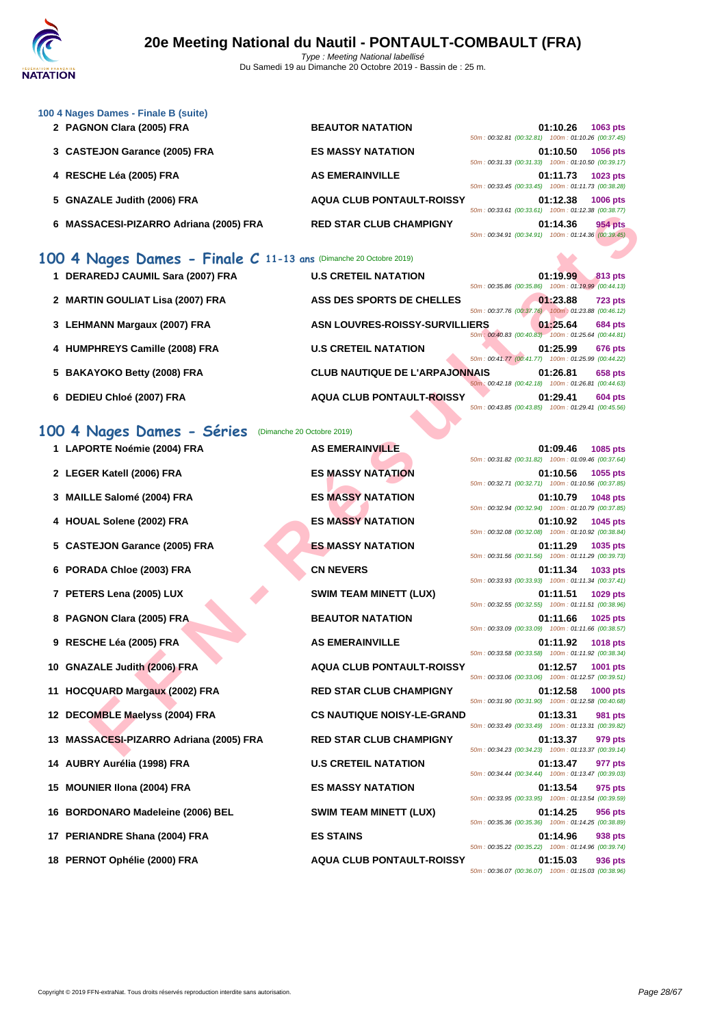### 100 4 Nages Dames - Finale B (suite)

| Place | Nom | Club | Temps | Points | Splits |
|---|---|---|---|---|---|
| 2 | PAGNON Clara (2005) FRA | BEAUTOR NATATION | 01:10.26 | 1063 pts | 50m : 00:32.81 (00:32.81) 100m : 01:10.26 (00:37.45) |
| 3 | CASTEJON Garance (2005) FRA | ES MASSY NATATION | 01:10.50 | 1056 pts | 50m : 00:31.33 (00:31.33) 100m : 01:10.50 (00:39.17) |
| 4 | RESCHE Léa (2005) FRA | AS EMERAINVILLE | 01:11.73 | 1023 pts | 50m : 00:33.45 (00:33.45) 100m : 01:11.73 (00:38.28) |
| 5 | GNAZALE Judith (2006) FRA | AQUA CLUB PONTAULT-ROISSY | 01:12.38 | 1006 pts | 50m : 00:33.61 (00:33.61) 100m : 01:12.38 (00:38.77) |
| 6 | MASSACESI-PIZARRO Adriana (2005) FRA | RED STAR CLUB CHAMPIGNY | 01:14.36 | 954 pts | 50m : 00:34.91 (00:34.91) 100m : 01:14.36 (00:39.45) |

## 100 4 Nages Dames - Finale C 11-13 ans (Dimanche 20 Octobre 2019)

| Place | Nom | Club | Temps | Points | Splits |
|---|---|---|---|---|---|
| 1 | DERAREDJ CAUMIL Sara (2007) FRA | U.S CRETEIL NATATION | 01:19.99 | 813 pts | 50m : 00:35.86 (00:35.86) 100m : 01:19.99 (00:44.13) |
| 2 | MARTIN GOULIAT Lisa (2007) FRA | ASS DES SPORTS DE CHELLES | 01:23.88 | 723 pts | 50m : 00:37.76 (00:37.76) 100m : 01:23.88 (00:46.12) |
| 3 | LEHMANN Margaux (2007) FRA | ASN LOUVRES-ROISSY-SURVILLIERS | 01:25.64 | 684 pts | 50m : 00:40.83 (00:40.83) 100m : 01:25.64 (00:44.81) |
| 4 | HUMPHREYS Camille (2008) FRA | U.S CRETEIL NATATION | 01:25.99 | 676 pts | 50m : 00:41.77 (00:41.77) 100m : 01:25.99 (00:44.22) |
| 5 | BAKAYOKO Betty (2008) FRA | CLUB NAUTIQUE DE L'ARPAJONNAIS | 01:26.81 | 658 pts | 50m : 00:42.18 (00:42.18) 100m : 01:26.81 (00:44.63) |
| 6 | DEDIEU Chloé (2007) FRA | AQUA CLUB PONTAULT-ROISSY | 01:29.41 | 604 pts | 50m : 00:43.85 (00:43.85) 100m : 01:29.41 (00:45.56) |

## 100 4 Nages Dames - Séries (Dimanche 20 Octobre 2019)

| Place | Nom | Club | Temps | Points | Splits |
|---|---|---|---|---|---|
| 1 | LAPORTE Noémie (2004) FRA | AS EMERAINVILLE | 01:09.46 | 1085 pts | 50m : 00:31.82 (00:31.82) 100m : 01:09.46 (00:37.64) |
| 2 | LEGER Katell (2006) FRA | ES MASSY NATATION | 01:10.56 | 1055 pts | 50m : 00:32.71 (00:32.71) 100m : 01:10.56 (00:37.85) |
| 3 | MAILLE Salomé (2004) FRA | ES MASSY NATATION | 01:10.79 | 1048 pts | 50m : 00:32.94 (00:32.94) 100m : 01:10.79 (00:37.85) |
| 4 | HOUAL Solene (2002) FRA | ES MASSY NATATION | 01:10.92 | 1045 pts | 50m : 00:32.08 (00:32.08) 100m : 01:10.92 (00:38.84) |
| 5 | CASTEJON Garance (2005) FRA | ES MASSY NATATION | 01:11.29 | 1035 pts | 50m : 00:31.56 (00:31.56) 100m : 01:11.29 (00:39.73) |
| 6 | PORADA Chloe (2003) FRA | CN NEVERS | 01:11.34 | 1033 pts | 50m : 00:33.93 (00:33.93) 100m : 01:11.34 (00:37.41) |
| 7 | PETERS Lena (2005) LUX | SWIM TEAM MINETT (LUX) | 01:11.51 | 1029 pts | 50m : 00:32.55 (00:32.55) 100m : 01:11.51 (00:38.96) |
| 8 | PAGNON Clara (2005) FRA | BEAUTOR NATATION | 01:11.66 | 1025 pts | 50m : 00:33.09 (00:33.09) 100m : 01:11.66 (00:38.57) |
| 9 | RESCHE Léa (2005) FRA | AS EMERAINVILLE | 01:11.92 | 1018 pts | 50m : 00:33.58 (00:33.58) 100m : 01:11.92 (00:38.34) |
| 10 | GNAZALE Judith (2006) FRA | AQUA CLUB PONTAULT-ROISSY | 01:12.57 | 1001 pts | 50m : 00:33.06 (00:33.06) 100m : 01:12.57 (00:39.51) |
| 11 | HOCQUARD Margaux (2002) FRA | RED STAR CLUB CHAMPIGNY | 01:12.58 | 1000 pts | 50m : 00:31.90 (00:31.90) 100m : 01:12.58 (00:40.68) |
| 12 | DECOMBLE Maelyss (2004) FRA | CS NAUTIQUE NOISY-LE-GRAND | 01:13.31 | 981 pts | 50m : 00:33.49 (00:33.49) 100m : 01:13.31 (00:39.82) |
| 13 | MASSACESI-PIZARRO Adriana (2005) FRA | RED STAR CLUB CHAMPIGNY | 01:13.37 | 979 pts | 50m : 00:34.23 (00:34.23) 100m : 01:13.37 (00:39.14) |
| 14 | AUBRY Aurélia (1998) FRA | U.S CRETEIL NATATION | 01:13.47 | 977 pts | 50m : 00:34.44 (00:34.44) 100m : 01:13.47 (00:39.03) |
| 15 | MOUNIER Ilona (2004) FRA | ES MASSY NATATION | 01:13.54 | 975 pts | 50m : 00:33.95 (00:33.95) 100m : 01:13.54 (00:39.59) |
| 16 | BORDONARO Madeleine (2006) BEL | SWIM TEAM MINETT (LUX) | 01:14.25 | 956 pts | 50m : 00:35.36 (00:35.36) 100m : 01:14.25 (00:38.89) |
| 17 | PERIANDRE Shana (2004) FRA | ES STAINS | 01:14.96 | 938 pts | 50m : 00:35.22 (00:35.22) 100m : 01:14.96 (00:39.74) |
| 18 | PERNOT Ophélie (2000) FRA | AQUA CLUB PONTAULT-ROISSY | 01:15.03 | 936 pts | 50m : 00:36.07 (00:36.07) 100m : 01:15.03 (00:38.96) |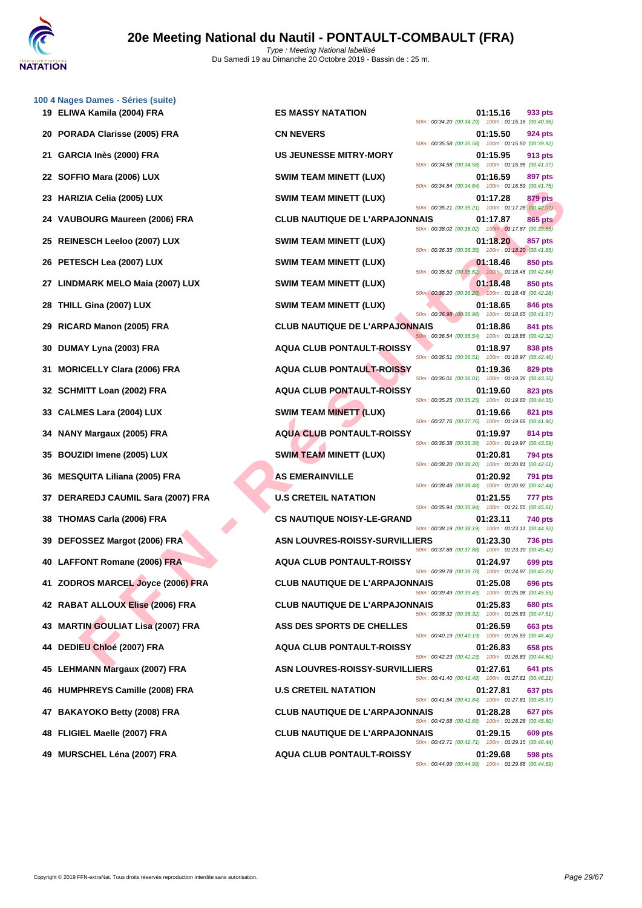# 20e Meeting National du Nautil - PONTAULT-COMBAULT (FRA)

Type : Meeting National labellisé
Du Samedi 19 au Dimanche 20 Octobre 2019 - Bassin de : 25 m.

### 100 4 Nages Dames - Séries (suite)

| Rang | Nom | Club | Temps | Points | Splits |
|---|---|---|---|---|---|
| 19 | ELIWA Kamila (2004) FRA | ES MASSY NATATION | 01:15.16 | 933 pts | 50m : 00:34.20 (00:34.20) 100m : 01:15.16 (00:40.96) |
| 20 | PORADA Clarisse (2005) FRA | CN NEVERS | 01:15.50 | 924 pts | 50m : 00:35.58 (00:35.58) 100m : 01:15.50 (00:39.92) |
| 21 | GARCIA Inès (2000) FRA | US JEUNESSE MITRY-MORY | 01:15.95 | 913 pts | 50m : 00:34.58 (00:34.58) 100m : 01:15.95 (00:41.37) |
| 22 | SOFFIO Mara (2006) LUX | SWIM TEAM MINETT (LUX) | 01:16.59 | 897 pts | 50m : 00:34.84 (00:34.84) 100m : 01:16.59 (00:41.75) |
| 23 | HARIZIA Celia (2005) LUX | SWIM TEAM MINETT (LUX) | 01:17.28 | 879 pts | 50m : 00:35.21 (00:35.21) 100m : 01:17.28 (00:42.07) |
| 24 | VAUBOURG Maureen (2006) FRA | CLUB NAUTIQUE DE L'ARPAJONNAIS | 01:17.87 | 865 pts | 50m : 00:38.02 (00:38.02) 100m : 01:17.87 (00:39.85) |
| 25 | REINESCH Leeloo (2007) LUX | SWIM TEAM MINETT (LUX) | 01:18.20 | 857 pts | 50m : 00:36.35 (00:36.35) 100m : 01:18.20 (00:41.85) |
| 26 | PETESCH Lea (2007) LUX | SWIM TEAM MINETT (LUX) | 01:18.46 | 850 pts | 50m : 00:35.62 (00:35.62) 100m : 01:18.46 (00:42.84) |
| 27 | LINDMARK MELO Maia (2007) LUX | SWIM TEAM MINETT (LUX) | 01:18.48 | 850 pts | 50m : 00:36.20 (00:36.20) 100m : 01:18.48 (00:42.28) |
| 28 | THILL Gina (2007) LUX | SWIM TEAM MINETT (LUX) | 01:18.65 | 846 pts | 50m : 00:36.98 (00:36.98) 100m : 01:18.65 (00:41.67) |
| 29 | RICARD Manon (2005) FRA | CLUB NAUTIQUE DE L'ARPAJONNAIS | 01:18.86 | 841 pts | 50m : 00:36.54 (00:36.54) 100m : 01:18.86 (00:42.32) |
| 30 | DUMAY Lyna (2003) FRA | AQUA CLUB PONTAULT-ROISSY | 01:18.97 | 838 pts | 50m : 00:36.51 (00:36.51) 100m : 01:18.97 (00:42.46) |
| 31 | MORICELLY Clara (2006) FRA | AQUA CLUB PONTAULT-ROISSY | 01:19.36 | 829 pts | 50m : 00:36.01 (00:36.01) 100m : 01:19.36 (00:43.35) |
| 32 | SCHMITT Loan (2002) FRA | AQUA CLUB PONTAULT-ROISSY | 01:19.60 | 823 pts | 50m : 00:35.25 (00:35.25) 100m : 01:19.60 (00:44.35) |
| 33 | CALMES Lara (2004) LUX | SWIM TEAM MINETT (LUX) | 01:19.66 | 821 pts | 50m : 00:37.76 (00:37.76) 100m : 01:19.66 (00:41.90) |
| 34 | NANY Margaux (2005) FRA | AQUA CLUB PONTAULT-ROISSY | 01:19.97 | 814 pts | 50m : 00:36.38 (00:36.38) 100m : 01:19.97 (00:43.59) |
| 35 | BOUZIDI Imene (2005) LUX | SWIM TEAM MINETT (LUX) | 01:20.81 | 794 pts | 50m : 00:38.20 (00:38.20) 100m : 01:20.81 (00:42.61) |
| 36 | MESQUITA Liliana (2005) FRA | AS EMERAINVILLE | 01:20.92 | 791 pts | 50m : 00:38.48 (00:38.48) 100m : 01:20.92 (00:42.44) |
| 37 | DERAREDJ CAUMIL Sara (2007) FRA | U.S CRETEIL NATATION | 01:21.55 | 777 pts | 50m : 00:35.94 (00:35.94) 100m : 01:21.55 (00:45.61) |
| 38 | THOMAS Carla (2006) FRA | CS NAUTIQUE NOISY-LE-GRAND | 01:23.11 | 740 pts | 50m : 00:38.19 (00:38.19) 100m : 01:23.11 (00:44.92) |
| 39 | DEFOSSEZ Margot (2006) FRA | ASN LOUVRES-ROISSY-SURVILLIERS | 01:23.30 | 736 pts | 50m : 00:37.88 (00:37.88) 100m : 01:23.30 (00:45.42) |
| 40 | LAFFONT Romane (2006) FRA | AQUA CLUB PONTAULT-ROISSY | 01:24.97 | 699 pts | 50m : 00:39.78 (00:39.78) 100m : 01:24.97 (00:45.19) |
| 41 | ZODROS MARCEL Joyce (2006) FRA | CLUB NAUTIQUE DE L'ARPAJONNAIS | 01:25.08 | 696 pts | 50m : 00:39.49 (00:39.49) 100m : 01:25.08 (00:45.59) |
| 42 | RABAT ALLOUX Elise (2006) FRA | CLUB NAUTIQUE DE L'ARPAJONNAIS | 01:25.83 | 680 pts | 50m : 00:38.32 (00:38.32) 100m : 01:25.83 (00:47.51) |
| 43 | MARTIN GOULIAT Lisa (2007) FRA | ASS DES SPORTS DE CHELLES | 01:26.59 | 663 pts | 50m : 00:40.19 (00:40.19) 100m : 01:26.59 (00:46.40) |
| 44 | DEDIEU Chloé (2007) FRA | AQUA CLUB PONTAULT-ROISSY | 01:26.83 | 658 pts | 50m : 00:42.23 (00:42.23) 100m : 01:26.83 (00:44.60) |
| 45 | LEHMANN Margaux (2007) FRA | ASN LOUVRES-ROISSY-SURVILLIERS | 01:27.61 | 641 pts | 50m : 00:41.40 (00:41.40) 100m : 01:27.61 (00:46.21) |
| 46 | HUMPHREYS Camille (2008) FRA | U.S CRETEIL NATATION | 01:27.81 | 637 pts | 50m : 00:41.84 (00:41.84) 100m : 01:27.81 (00:45.97) |
| 47 | BAKAYOKO Betty (2008) FRA | CLUB NAUTIQUE DE L'ARPAJONNAIS | 01:28.28 | 627 pts | 50m : 00:42.68 (00:42.68) 100m : 01:28.28 (00:45.60) |
| 48 | FLIGIEL Maelle (2007) FRA | CLUB NAUTIQUE DE L'ARPAJONNAIS | 01:29.15 | 609 pts | 50m : 00:42.71 (00:42.71) 100m : 01:29.15 (00:46.44) |
| 49 | MURSCHEL Léna (2007) FRA | AQUA CLUB PONTAULT-ROISSY | 01:29.68 | 598 pts | 50m : 00:44.99 (00:44.99) 100m : 01:29.68 (00:44.69) |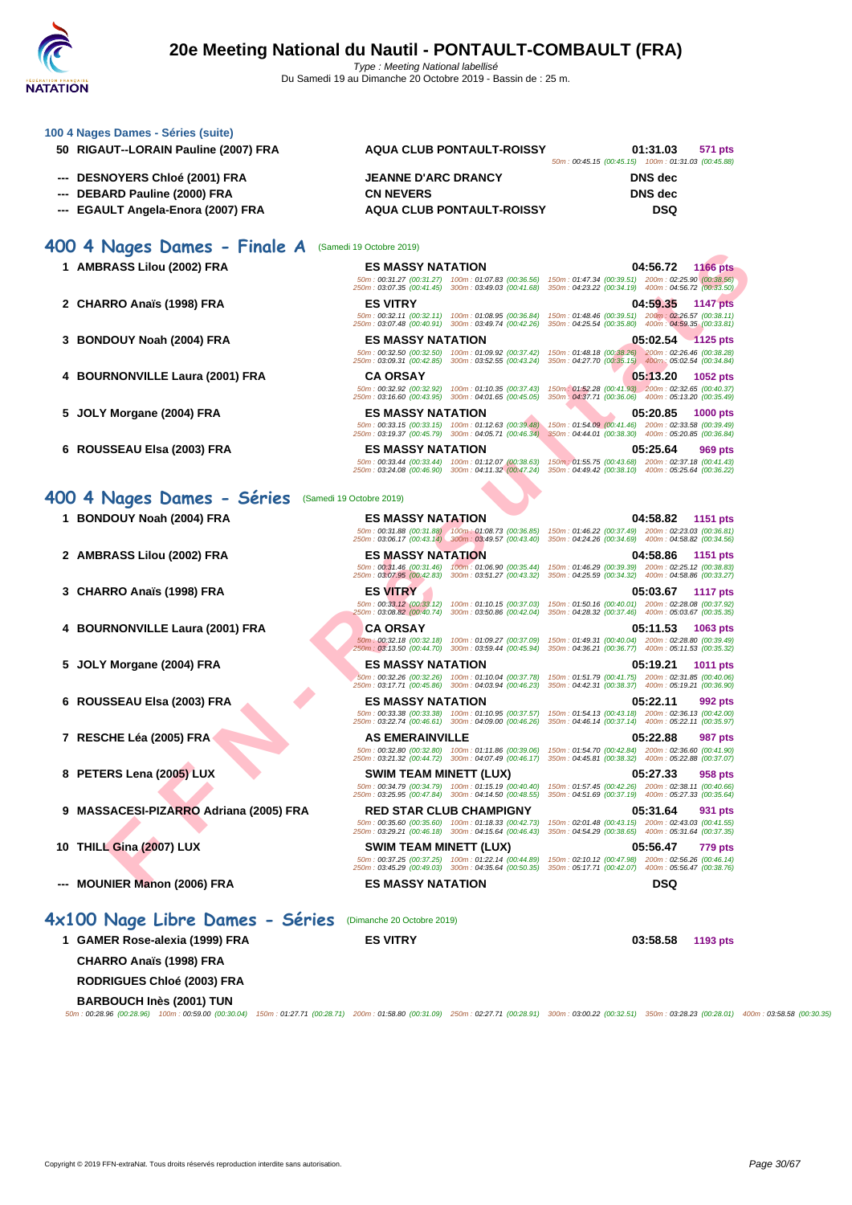# 20e Meeting National du Nautil - PONTAULT-COMBAULT (FRA)

*Type : Meeting National labellisé*
Du Samedi 19 au Dimanche 20 Octobre 2019 - Bassin de : 25 m.

### 100 4 Nages Dames - Séries (suite)

| Rang | Nom | Club | Temps | Points |
|---|---|---|---|---|
| 50 | RIGAUT--LORAIN Pauline (2007) FRA | AQUA CLUB PONTAULT-ROISSY | 01:31.03 | 571 pts |
| | | 50m : 00:45.15 (00:45.15) 100m : 01:31.03 (00:45.88) | | |
| --- | DESNOYERS Chloé (2001) FRA | JEANNE D'ARC DRANCY | DNS dec | |
| --- | DEBARD Pauline (2000) FRA | CN NEVERS | DNS dec | |
| --- | EGAULT Angela-Enora (2007) FRA | AQUA CLUB PONTAULT-ROISSY | DSQ | |

## 400 4 Nages Dames - Finale A (Samedi 19 Octobre 2019)

| Rang | Nom | Club | Temps | Points |
|---|---|---|---|---|
| 1 | AMBRASS Lilou (2002) FRA | ES MASSY NATATION | 04:56.72 | 1166 pts |
| | | 50m : 00:31.27 (00:31.27) 100m : 01:07.83 (00:36.56) 150m : 01:47.34 (00:39.51) 200m : 02:25.90 (00:38.56) 250m : 03:07.35 (00:41.45) 300m : 03:49.03 (00:41.68) 350m : 04:23.22 (00:34.19) 400m : 04:56.72 (00:33.50) | | |
| 2 | CHARRO Anaïs (1998) FRA | ES VITRY | 04:59.35 | 1147 pts |
| | | 50m : 00:32.11 (00:32.11) 100m : 01:08.95 (00:36.84) 150m : 01:48.46 (00:39.51) 200m : 02:26.57 (00:38.11) 250m : 03:07.48 (00:40.91) 300m : 03:49.74 (00:42.26) 350m : 04:25.54 (00:35.80) 400m : 04:59.35 (00:33.81) | | |
| 3 | BONDOUY Noah (2004) FRA | ES MASSY NATATION | 05:02.54 | 1125 pts |
| | | 50m : 00:32.50 (00:32.50) 100m : 01:09.92 (00:37.42) 150m : 01:48.18 (00:38.26) 200m : 02:26.46 (00:38.28) 250m : 03:09.31 (00:42.85) 300m : 03:52.55 (00:43.24) 350m : 04:27.70 (00:35.15) 400m : 05:02.54 (00:34.84) | | |
| 4 | BOURNONVILLE Laura (2001) FRA | CA ORSAY | 05:13.20 | 1052 pts |
| | | 50m : 00:32.92 (00:32.92) 100m : 01:10.35 (00:37.43) 150m : 01:52.28 (00:41.93) 200m : 02:32.65 (00:40.37) 250m : 03:16.60 (00:43.95) 300m : 04:01.65 (00:45.05) 350m : 04:37.71 (00:36.06) 400m : 05:13.20 (00:35.49) | | |
| 5 | JOLY Morgane (2004) FRA | ES MASSY NATATION | 05:20.85 | 1000 pts |
| | | 50m : 00:33.15 (00:33.15) 100m : 01:12.63 (00:39.48) 150m : 01:54.09 (00:41.46) 200m : 02:33.58 (00:39.49) 250m : 03:19.37 (00:45.79) 300m : 04:05.71 (00:46.34) 350m : 04:44.01 (00:38.30) 400m : 05:20.85 (00:36.84) | | |
| 6 | ROUSSEAU Elsa (2003) FRA | ES MASSY NATATION | 05:25.64 | 969 pts |
| | | 50m : 00:33.44 (00:33.44) 100m : 01:12.07 (00:38.63) 150m : 01:55.75 (00:43.68) 200m : 02:37.18 (00:41.43) 250m : 03:24.08 (00:46.90) 300m : 04:11.32 (00:47.24) 350m : 04:49.42 (00:38.10) 400m : 05:25.64 (00:36.22) | | |

## 400 4 Nages Dames - Séries (Samedi 19 Octobre 2019)

| Rang | Nom | Club | Temps | Points |
|---|---|---|---|---|
| 1 | BONDOUY Noah (2004) FRA | ES MASSY NATATION | 04:58.82 | 1151 pts |
| | | 50m : 00:31.88 (00:31.88) 100m : 01:08.73 (00:36.85) 150m : 01:46.22 (00:37.49) 200m : 02:23.03 (00:36.81) 250m : 03:06.17 (00:43.14) 300m : 03:49.57 (00:43.40) 350m : 04:24.26 (00:34.69) 400m : 04:58.82 (00:34.56) | | |
| 2 | AMBRASS Lilou (2002) FRA | ES MASSY NATATION | 04:58.86 | 1151 pts |
| | | 50m : 00:31.46 (00:31.46) 100m : 01:06.90 (00:35.44) 150m : 01:46.29 (00:39.39) 200m : 02:25.12 (00:38.83) 250m : 03:07.95 (00:42.83) 300m : 03:51.27 (00:43.32) 350m : 04:25.59 (00:34.32) 400m : 04:58.86 (00:33.27) | | |
| 3 | CHARRO Anaïs (1998) FRA | ES VITRY | 05:03.67 | 1117 pts |
| | | 50m : 00:33.12 (00:33.12) 100m : 01:10.15 (00:37.03) 150m : 01:50.16 (00:40.01) 200m : 02:28.08 (00:37.92) 250m : 03:08.82 (00:40.74) 300m : 03:50.86 (00:42.04) 350m : 04:28.32 (00:37.46) 400m : 05:03.67 (00:35.35) | | |
| 4 | BOURNONVILLE Laura (2001) FRA | CA ORSAY | 05:11.53 | 1063 pts |
| | | 50m : 00:32.18 (00:32.18) 100m : 01:09.27 (00:37.09) 150m : 01:49.31 (00:40.04) 200m : 02:28.80 (00:39.49) 250m : 03:13.50 (00:44.70) 300m : 03:59.44 (00:45.94) 350m : 04:36.21 (00:36.77) 400m : 05:11.53 (00:35.32) | | |
| 5 | JOLY Morgane (2004) FRA | ES MASSY NATATION | 05:19.21 | 1011 pts |
| | | 50m : 00:32.26 (00:32.26) 100m : 01:10.04 (00:37.78) 150m : 01:51.79 (00:41.75) 200m : 02:31.85 (00:40.06) 250m : 03:17.71 (00:45.86) 300m : 04:03.94 (00:46.23) 350m : 04:42.31 (00:38.37) 400m : 05:19.21 (00:36.90) | | |
| 6 | ROUSSEAU Elsa (2003) FRA | ES MASSY NATATION | 05:22.11 | 992 pts |
| | | 50m : 00:33.38 (00:33.38) 100m : 01:10.95 (00:37.57) 150m : 01:54.13 (00:43.18) 200m : 02:36.13 (00:42.00) 250m : 03:22.74 (00:46.61) 300m : 04:09.00 (00:46.26) 350m : 04:46.14 (00:37.14) 400m : 05:22.11 (00:35.97) | | |
| 7 | RESCHE Léa (2005) FRA | AS EMERAINVILLE | 05:22.88 | 987 pts |
| | | 50m : 00:32.80 (00:32.80) 100m : 01:11.86 (00:39.06) 150m : 01:54.70 (00:42.84) 200m : 02:36.60 (00:41.90) 250m : 03:21.32 (00:44.72) 300m : 04:07.49 (00:46.17) 350m : 04:45.81 (00:38.32) 400m : 05:22.88 (00:37.07) | | |
| 8 | PETERS Lena (2005) LUX | SWIM TEAM MINETT (LUX) | 05:27.33 | 958 pts |
| | | 50m : 00:34.79 (00:34.79) 100m : 01:15.19 (00:40.40) 150m : 01:57.45 (00:42.26) 200m : 02:38.11 (00:40.66) 250m : 03:25.95 (00:47.84) 300m : 04:14.50 (00:48.55) 350m : 04:51.69 (00:37.19) 400m : 05:27.33 (00:35.64) | | |
| 9 | MASSACESI-PIZARRO Adriana (2005) FRA | RED STAR CLUB CHAMPIGNY | 05:31.64 | 931 pts |
| | | 50m : 00:35.60 (00:35.60) 100m : 01:18.33 (00:42.73) 150m : 02:01.48 (00:43.15) 200m : 02:43.03 (00:41.55) 250m : 03:29.21 (00:46.18) 300m : 04:15.64 (00:46.43) 350m : 04:54.29 (00:38.65) 400m : 05:31.64 (00:37.35) | | |
| 10 | THILL Gina (2007) LUX | SWIM TEAM MINETT (LUX) | 05:56.47 | 779 pts |
| | | 50m : 00:37.25 (00:37.25) 100m : 01:22.14 (00:44.89) 150m : 02:10.12 (00:47.98) 200m : 02:56.26 (00:46.14) 250m : 03:45.29 (00:49.03) 300m : 04:35.64 (00:50.35) 350m : 05:17.71 (00:42.07) 400m : 05:56.47 (00:38.76) | | |
| --- | MOUNIER Manon (2006) FRA | ES MASSY NATATION | DSQ | |

## 4x100 Nage Libre Dames - Séries (Dimanche 20 Octobre 2019)

| Rang | Nom | Club | Temps | Points |
|---|---|---|---|---|
| 1 | GAMER Rose-alexia (1999) FRA | ES VITRY | 03:58.58 | 1193 pts |
| | CHARRO Anaïs (1998) FRA | | | |
| | RODRIGUES Chloé (2003) FRA | | | |
| | BARBOUCH Inès (2001) TUN | | | |
| | | 50m : 00:28.96 (00:28.96) 100m : 00:59.00 (00:30.04) 150m : 01:27.71 (00:28.71) 200m : 01:58.80 (00:31.09) 250m : 02:27.71 (00:28.91) 300m : 03:00.22 (00:32.51) 350m : 03:28.23 (00:28.01) 400m : 03:58.58 (00:30.35) | | |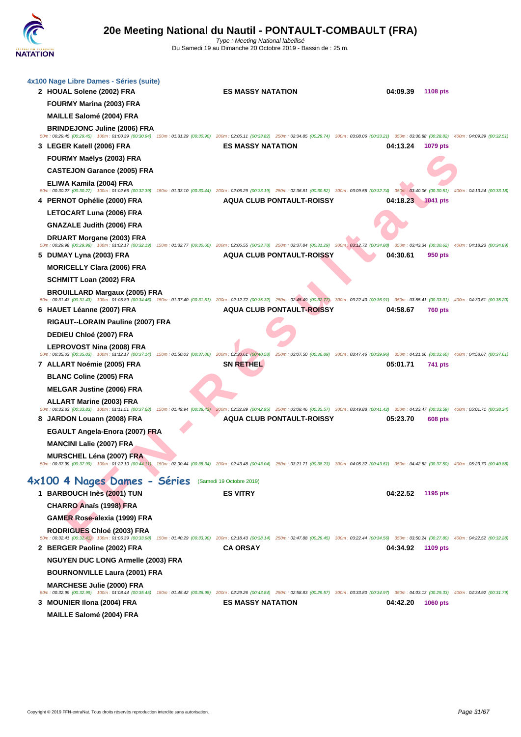# 20e Meeting National du Nautil - PONTAULT-COMBAULT (FRA)

*Type : Meeting National labellisé*

Du Samedi 19 au Dimanche 20 Octobre 2019 - Bassin de : 25 m.

### 4x100 Nage Libre Dames - Séries (suite)

**2 HOUAL Solene (2002) FRA** — **ES MASSY NATATION** — **04:09.39** — **1108 pts**
FOURMY Marina (2003) FRA
MAILLE Salomé (2004) FRA
BRINDEJONC Juline (2006) FRA
50m : 00:29.45 (00:29.45) 100m : 01:00.39 (00:30.94) 150m : 01:31.29 (00:30.90) 200m : 02:05.11 (00:33.82) 250m : 02:34.85 (00:29.74) 300m : 03:08.06 (00:33.21) 350m : 03:36.88 (00:28.82) 400m : 04:09.39 (00:32.51)

**3 LEGER Katell (2006) FRA** — **ES MASSY NATATION** — **04:13.24** — **1079 pts**
FOURMY Maëlys (2003) FRA
CASTEJON Garance (2005) FRA
ELIWA Kamila (2004) FRA
50m : 00:30.27 (00:30.27) 100m : 01:02.66 (00:32.39) 150m : 01:33.10 (00:30.44) 200m : 02:06.29 (00:33.19) 250m : 02:36.81 (00:30.52) 300m : 03:09.55 (00:32.74) 350m : 03:40.06 (00:30.51) 400m : 04:13.24 (00:33.18)

**4 PERNOT Ophélie (2000) FRA** — **AQUA CLUB PONTAULT-ROISSY** — **04:18.23** — **1041 pts**
LETOCART Luna (2006) FRA
GNAZALE Judith (2006) FRA
DRUART Morgane (2003) FRA
50m : 00:29.98 (00:29.98) 100m : 01:02.17 (00:32.19) 150m : 01:32.77 (00:30.60) 200m : 02:06.55 (00:33.78) 250m : 02:37.84 (00:31.29) 300m : 03:12.72 (00:34.88) 350m : 03:43.34 (00:30.62) 400m : 04:18.23 (00:34.89)

**5 DUMAY Lyna (2003) FRA** — **AQUA CLUB PONTAULT-ROISSY** — **04:30.61** — **950 pts**
MORICELLY Clara (2006) FRA
SCHMITT Loan (2002) FRA
BROUILLARD Margaux (2005) FRA
50m : 00:31.43 (00:31.43) 100m : 01:05.89 (00:34.46) 150m : 01:37.40 (00:31.51) 200m : 02:12.72 (00:35.32) 250m : 02:45.49 (00:32.77) 300m : 03:22.40 (00:36.91) 350m : 03:55.41 (00:33.01) 400m : 04:30.61 (00:35.20)

**6 HAUET Léanne (2007) FRA** — **AQUA CLUB PONTAULT-ROISSY** — **04:58.67** — **760 pts**
RIGAUT--LORAIN Pauline (2007) FRA
DEDIEU Chloé (2007) FRA
LEPROVOST Nina (2008) FRA
50m : 00:35.03 (00:35.03) 100m : 01:12.17 (00:37.14) 150m : 01:50.03 (00:37.86) 200m : 02:30.61 (00:40.58) 250m : 03:07.50 (00:36.89) 300m : 03:47.46 (00:39.96) 350m : 04:21.06 (00:33.60) 400m : 04:58.67 (00:37.61)

**7 ALLART Noémie (2005) FRA** — **SN RETHEL** — **05:01.71** — **741 pts**
BLANC Coline (2005) FRA
MELGAR Justine (2006) FRA
ALLART Marine (2003) FRA
50m : 00:33.83 (00:33.83) 100m : 01:11.51 (00:37.68) 150m : 01:49.94 (00:38.43) 200m : 02:32.89 (00:42.95) 250m : 03:08.46 (00:35.57) 300m : 03:49.88 (00:41.42) 350m : 04:23.47 (00:33.59) 400m : 05:01.71 (00:38.24)

**8 JARDON Louann (2008) FRA** — **AQUA CLUB PONTAULT-ROISSY** — **05:23.70** — **608 pts**
EGAULT Angela-Enora (2007) FRA
MANCINI Lalie (2007) FRA
MURSCHEL Léna (2007) FRA
50m : 00:37.99 (00:37.99) 100m : 01:22.10 (00:44.11) 150m : 02:00.44 (00:38.34) 200m : 02:43.48 (00:43.04) 250m : 03:21.71 (00:38.23) 300m : 04:05.32 (00:43.61) 350m : 04:42.82 (00:37.50) 400m : 05:23.70 (00:40.88)

## 4x100 4 Nages Dames - Séries (Samedi 19 Octobre 2019)

**1 BARBOUCH Inès (2001) TUN** — **ES VITRY** — **04:22.52** — **1195 pts**
CHARRO Anaïs (1998) FRA
GAMER Rose-alexia (1999) FRA
RODRIGUES Chloé (2003) FRA
50m : 00:32.41 (00:32.41) 100m : 01:06.39 (00:33.98) 150m : 01:40.29 (00:33.90) 200m : 02:18.43 (00:38.14) 250m : 02:47.88 (00:29.45) 300m : 03:22.44 (00:34.56) 350m : 03:50.24 (00:27.80) 400m : 04:22.52 (00:32.28)

**2 BERGER Paoline (2002) FRA** — **CA ORSAY** — **04:34.92** — **1109 pts**
NGUYEN DUC LONG Armelle (2003) FRA
BOURNONVILLE Laura (2001) FRA
MARCHESE Julie (2000) FRA
50m : 00:32.99 (00:32.99) 100m : 01:08.44 (00:35.45) 150m : 01:45.42 (00:36.98) 200m : 02:29.26 (00:43.84) 250m : 02:58.83 (00:29.57) 300m : 03:33.80 (00:34.97) 350m : 04:03.13 (00:29.33) 400m : 04:34.92 (00:31.79)

**3 MOUNIER Ilona (2004) FRA** — **ES MASSY NATATION** — **04:42.20** — **1060 pts**
MAILLE Salomé (2004) FRA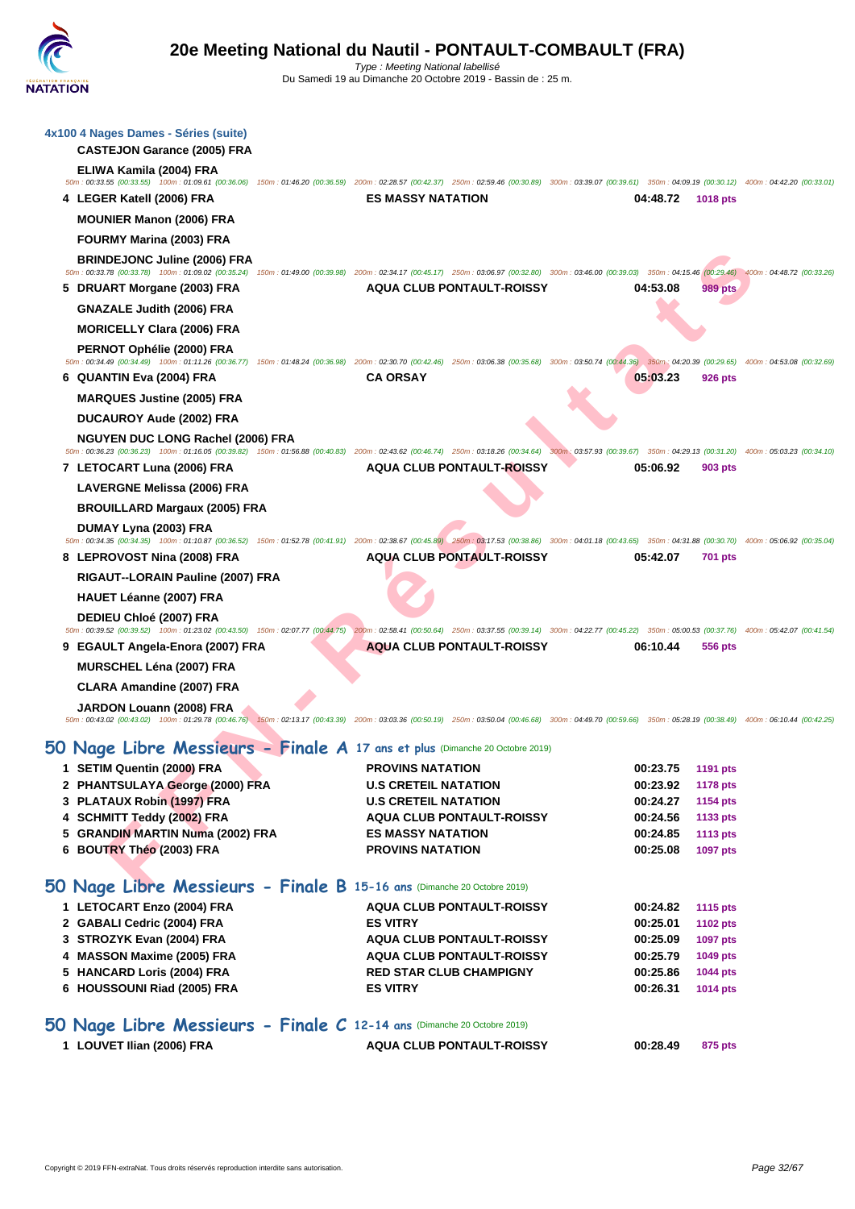# 20e Meeting National du Nautil - PONTAULT-COMBAULT (FRA)

*Type : Meeting National labellisé*

Du Samedi 19 au Dimanche 20 Octobre 2019 - Bassin de : 25 m.

## 4x100 4 Nages Dames - Séries (suite)

**CASTEJON Garance (2005) FRA**

**ELIWA Kamila (2004) FRA**

50m : 00:33.55 (00:33.55) 100m : 01:09.61 (00:36.06) 150m : 01:46.20 (00:36.59) 200m : 02:28.57 (00:42.37) 250m : 02:59.46 (00:30.89) 300m : 03:39.07 (00:39.61) 350m : 04:09.19 (00:30.12) 400m : 04:42.20 (00:33.01)

| | | | | |
|---|---|---|---|---|
| 4 | LEGER Katell (2006) FRA | ES MASSY NATATION | 04:48.72 | 1018 pts |

**MOUNIER Manon (2006) FRA**

**FOURMY Marina (2003) FRA**

**BRINDEJONC Juline (2006) FRA**

50m : 00:33.78 (00:33.78) 100m : 01:09.02 (00:35.24) 150m : 01:49.00 (00:39.98) 200m : 02:34.17 (00:45.17) 250m : 03:06.97 (00:32.80) 300m : 03:46.00 (00:39.03) 350m : 04:15.46 (00:29.46) 400m : 04:48.72 (00:33.26)

| | | | | |
|---|---|---|---|---|
| 5 | DRUART Morgane (2003) FRA | AQUA CLUB PONTAULT-ROISSY | 04:53.08 | 989 pts |

**GNAZALE Judith (2006) FRA**

**MORICELLY Clara (2006) FRA**

**PERNOT Ophélie (2000) FRA**

50m : 00:34.49 (00:34.49) 100m : 01:11.26 (00:36.77) 150m : 01:48.24 (00:36.98) 200m : 02:30.70 (00:42.46) 250m : 03:06.38 (00:35.68) 300m : 03:50.74 (00:44.36) 350m : 04:20.39 (00:29.65) 400m : 04:53.08 (00:32.69)

| | | | | |
|---|---|---|---|---|
| 6 | QUANTIN Eva (2004) FRA | CA ORSAY | 05:03.23 | 926 pts |

**MARQUES Justine (2005) FRA**

**DUCAUROY Aude (2002) FRA**

**NGUYEN DUC LONG Rachel (2006) FRA**

50m : 00:36.23 (00:36.23) 100m : 01:16.05 (00:39.82) 150m : 01:56.88 (00:40.83) 200m : 02:43.62 (00:46.74) 250m : 03:18.26 (00:34.64) 300m : 03:57.93 (00:39.67) 350m : 04:29.13 (00:31.20) 400m : 05:03.23 (00:34.10)

| | | | | |
|---|---|---|---|---|
| 7 | LETOCART Luna (2006) FRA | AQUA CLUB PONTAULT-ROISSY | 05:06.92 | 903 pts |

**LAVERGNE Melissa (2006) FRA**

**BROUILLARD Margaux (2005) FRA**

**DUMAY Lyna (2003) FRA**

50m : 00:34.35 (00:34.35) 100m : 01:10.87 (00:36.52) 150m : 01:52.78 (00:41.91) 200m : 02:38.67 (00:45.89) 250m : 03:17.53 (00:38.86) 300m : 04:01.18 (00:43.65) 350m : 04:31.88 (00:30.70) 400m : 05:06.92 (00:35.04)

| | | | | |
|---|---|---|---|---|
| 8 | LEPROVOST Nina (2008) FRA | AQUA CLUB PONTAULT-ROISSY | 05:42.07 | 701 pts |

**RIGAUT--LORAIN Pauline (2007) FRA**

**HAUET Léanne (2007) FRA**

**DEDIEU Chloé (2007) FRA**

50m : 00:39.52 (00:39.52) 100m : 01:23.02 (00:43.50) 150m : 02:07.77 (00:44.75) 200m : 02:58.41 (00:50.64) 250m : 03:37.55 (00:39.14) 300m : 04:22.77 (00:45.22) 350m : 05:00.53 (00:37.76) 400m : 05:42.07 (00:41.54)

| | | | | |
|---|---|---|---|---|
| 9 | EGAULT Angela-Enora (2007) FRA | AQUA CLUB PONTAULT-ROISSY | 06:10.44 | 556 pts |

**MURSCHEL Léna (2007) FRA**

**CLARA Amandine (2007) FRA**

**JARDON Louann (2008) FRA**

50m : 00:43.02 (00:43.02) 100m : 01:29.78 (00:46.76) 150m : 02:13.17 (00:43.39) 200m : 03:03.36 (00:50.19) 250m : 03:50.04 (00:46.68) 300m : 04:49.70 (00:59.66) 350m : 05:28.19 (00:38.49) 400m : 06:10.44 (00:42.25)

## 50 Nage Libre Messieurs - Finale A 17 ans et plus (Dimanche 20 Octobre 2019)

| | | | | |
|---|---|---|---|---|
| 1 | SETIM Quentin (2000) FRA | PROVINS NATATION | 00:23.75 | 1191 pts |
| 2 | PHANTSULAYA George (2000) FRA | U.S CRETEIL NATATION | 00:23.92 | 1178 pts |
| 3 | PLATAUX Robin (1997) FRA | U.S CRETEIL NATATION | 00:24.27 | 1154 pts |
| 4 | SCHMITT Teddy (2002) FRA | AQUA CLUB PONTAULT-ROISSY | 00:24.56 | 1133 pts |
| 5 | GRANDIN MARTIN Numa (2002) FRA | ES MASSY NATATION | 00:24.85 | 1113 pts |
| 6 | BOUTRY Théo (2003) FRA | PROVINS NATATION | 00:25.08 | 1097 pts |

## 50 Nage Libre Messieurs - Finale B 15-16 ans (Dimanche 20 Octobre 2019)

| | | | | |
|---|---|---|---|---|
| 1 | LETOCART Enzo (2004) FRA | AQUA CLUB PONTAULT-ROISSY | 00:24.82 | 1115 pts |
| 2 | GABALI Cedric (2004) FRA | ES VITRY | 00:25.01 | 1102 pts |
| 3 | STROZYK Evan (2004) FRA | AQUA CLUB PONTAULT-ROISSY | 00:25.09 | 1097 pts |
| 4 | MASSON Maxime (2005) FRA | AQUA CLUB PONTAULT-ROISSY | 00:25.79 | 1049 pts |
| 5 | HANCARD Loris (2004) FRA | RED STAR CLUB CHAMPIGNY | 00:25.86 | 1044 pts |
| 6 | HOUSSOUNI Riad (2005) FRA | ES VITRY | 00:26.31 | 1014 pts |

## 50 Nage Libre Messieurs - Finale C 12-14 ans (Dimanche 20 Octobre 2019)

| | | | | |
|---|---|---|---|---|
| 1 | LOUVET Ilian (2006) FRA | AQUA CLUB PONTAULT-ROISSY | 00:28.49 | 875 pts |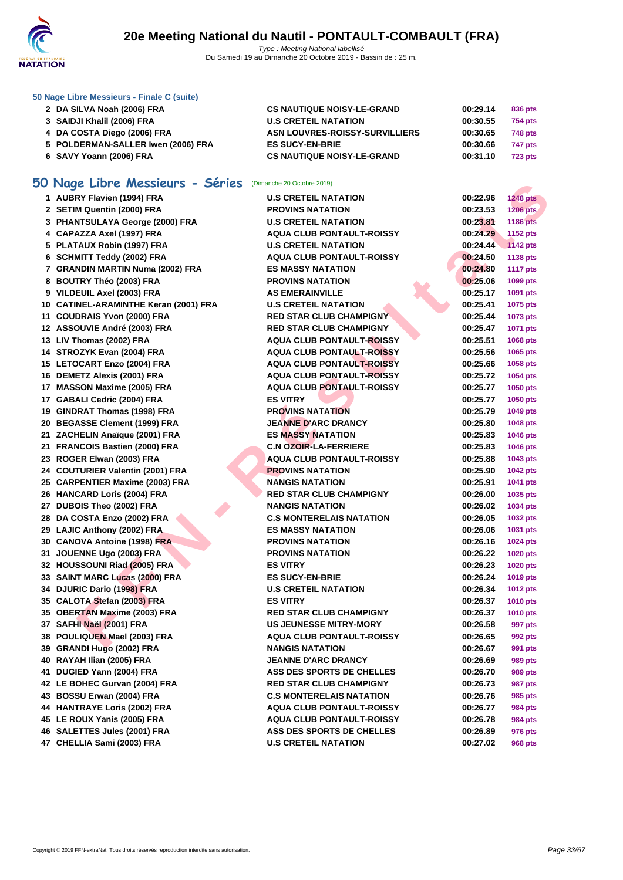### 50 Nage Libre Messieurs - Finale C (suite)

| | | | | |
|---|---|---|---|---|
| 2 | DA SILVA Noah (2006) FRA | CS NAUTIQUE NOISY-LE-GRAND | 00:29.14 | 836 pts |
| 3 | SAIDJI Khalil (2006) FRA | U.S CRETEIL NATATION | 00:30.55 | 754 pts |
| 4 | DA COSTA Diego (2006) FRA | ASN LOUVRES-ROISSY-SURVILLIERS | 00:30.65 | 748 pts |
| 5 | POLDERMAN-SALLER Iwen (2006) FRA | ES SUCY-EN-BRIE | 00:30.66 | 747 pts |
| 6 | SAVY Yoann (2006) FRA | CS NAUTIQUE NOISY-LE-GRAND | 00:31.10 | 723 pts |

## 50 Nage Libre Messieurs - Séries (Dimanche 20 Octobre 2019)

| | | | | |
|---|---|---|---|---|
| 1 | AUBRY Flavien (1994) FRA | U.S CRETEIL NATATION | 00:22.96 | 1248 pts |
| 2 | SETIM Quentin (2000) FRA | PROVINS NATATION | 00:23.53 | 1206 pts |
| 3 | PHANTSULAYA George (2000) FRA | U.S CRETEIL NATATION | 00:23.81 | 1186 pts |
| 4 | CAPAZZA Axel (1997) FRA | AQUA CLUB PONTAULT-ROISSY | 00:24.29 | 1152 pts |
| 5 | PLATAUX Robin (1997) FRA | U.S CRETEIL NATATION | 00:24.44 | 1142 pts |
| 6 | SCHMITT Teddy (2002) FRA | AQUA CLUB PONTAULT-ROISSY | 00:24.50 | 1138 pts |
| 7 | GRANDIN MARTIN Numa (2002) FRA | ES MASSY NATATION | 00:24.80 | 1117 pts |
| 8 | BOUTRY Théo (2003) FRA | PROVINS NATATION | 00:25.06 | 1099 pts |
| 9 | VILDEUIL Axel (2003) FRA | AS EMERAINVILLE | 00:25.17 | 1091 pts |
| 10 | CATINEL-ARAMINTHE Keran (2001) FRA | U.S CRETEIL NATATION | 00:25.41 | 1075 pts |
| 11 | COUDRAIS Yvon (2000) FRA | RED STAR CLUB CHAMPIGNY | 00:25.44 | 1073 pts |
| 12 | ASSOUVIE André (2003) FRA | RED STAR CLUB CHAMPIGNY | 00:25.47 | 1071 pts |
| 13 | LIV Thomas (2002) FRA | AQUA CLUB PONTAULT-ROISSY | 00:25.51 | 1068 pts |
| 14 | STROZYK Evan (2004) FRA | AQUA CLUB PONTAULT-ROISSY | 00:25.56 | 1065 pts |
| 15 | LETOCART Enzo (2004) FRA | AQUA CLUB PONTAULT-ROISSY | 00:25.66 | 1058 pts |
| 16 | DEMETZ Alexis (2001) FRA | AQUA CLUB PONTAULT-ROISSY | 00:25.72 | 1054 pts |
| 17 | MASSON Maxime (2005) FRA | AQUA CLUB PONTAULT-ROISSY | 00:25.77 | 1050 pts |
| 17 | GABALI Cedric (2004) FRA | ES VITRY | 00:25.77 | 1050 pts |
| 19 | GINDRAT Thomas (1998) FRA | PROVINS NATATION | 00:25.79 | 1049 pts |
| 20 | BEGASSE Clement (1999) FRA | JEANNE D'ARC DRANCY | 00:25.80 | 1048 pts |
| 21 | ZACHELIN Anaïque (2001) FRA | ES MASSY NATATION | 00:25.83 | 1046 pts |
| 21 | FRANCOIS Bastien (2000) FRA | C.N OZOIR-LA-FERRIERE | 00:25.83 | 1046 pts |
| 23 | ROGER Elwan (2003) FRA | AQUA CLUB PONTAULT-ROISSY | 00:25.88 | 1043 pts |
| 24 | COUTURIER Valentin (2001) FRA | PROVINS NATATION | 00:25.90 | 1042 pts |
| 25 | CARPENTIER Maxime (2003) FRA | NANGIS NATATION | 00:25.91 | 1041 pts |
| 26 | HANCARD Loris (2004) FRA | RED STAR CLUB CHAMPIGNY | 00:26.00 | 1035 pts |
| 27 | DUBOIS Theo (2002) FRA | NANGIS NATATION | 00:26.02 | 1034 pts |
| 28 | DA COSTA Enzo (2002) FRA | C.S MONTERELAIS NATATION | 00:26.05 | 1032 pts |
| 29 | LAJIC Anthony (2002) FRA | ES MASSY NATATION | 00:26.06 | 1031 pts |
| 30 | CANOVA Antoine (1998) FRA | PROVINS NATATION | 00:26.16 | 1024 pts |
| 31 | JOUENNE Ugo (2003) FRA | PROVINS NATATION | 00:26.22 | 1020 pts |
| 32 | HOUSSOUNI Riad (2005) FRA | ES VITRY | 00:26.23 | 1020 pts |
| 33 | SAINT MARC Lucas (2000) FRA | ES SUCY-EN-BRIE | 00:26.24 | 1019 pts |
| 34 | DJURIC Dario (1998) FRA | U.S CRETEIL NATATION | 00:26.34 | 1012 pts |
| 35 | CALOTA Stefan (2003) FRA | ES VITRY | 00:26.37 | 1010 pts |
| 35 | OBERTAN Maxime (2003) FRA | RED STAR CLUB CHAMPIGNY | 00:26.37 | 1010 pts |
| 37 | SAFHI Naël (2001) FRA | US JEUNESSE MITRY-MORY | 00:26.58 | 997 pts |
| 38 | POULIQUEN Mael (2003) FRA | AQUA CLUB PONTAULT-ROISSY | 00:26.65 | 992 pts |
| 39 | GRANDI Hugo (2002) FRA | NANGIS NATATION | 00:26.67 | 991 pts |
| 40 | RAYAH Ilian (2005) FRA | JEANNE D'ARC DRANCY | 00:26.69 | 989 pts |
| 41 | DUGIED Yann (2004) FRA | ASS DES SPORTS DE CHELLES | 00:26.70 | 989 pts |
| 42 | LE BOHEC Gurvan (2004) FRA | RED STAR CLUB CHAMPIGNY | 00:26.73 | 987 pts |
| 43 | BOSSU Erwan (2004) FRA | C.S MONTERELAIS NATATION | 00:26.76 | 985 pts |
| 44 | HANTRAYE Loris (2002) FRA | AQUA CLUB PONTAULT-ROISSY | 00:26.77 | 984 pts |
| 45 | LE ROUX Yanis (2005) FRA | AQUA CLUB PONTAULT-ROISSY | 00:26.78 | 984 pts |
| 46 | SALETTES Jules (2001) FRA | ASS DES SPORTS DE CHELLES | 00:26.89 | 976 pts |
| 47 | CHELLIA Sami (2003) FRA | U.S CRETEIL NATATION | 00:27.02 | 968 pts |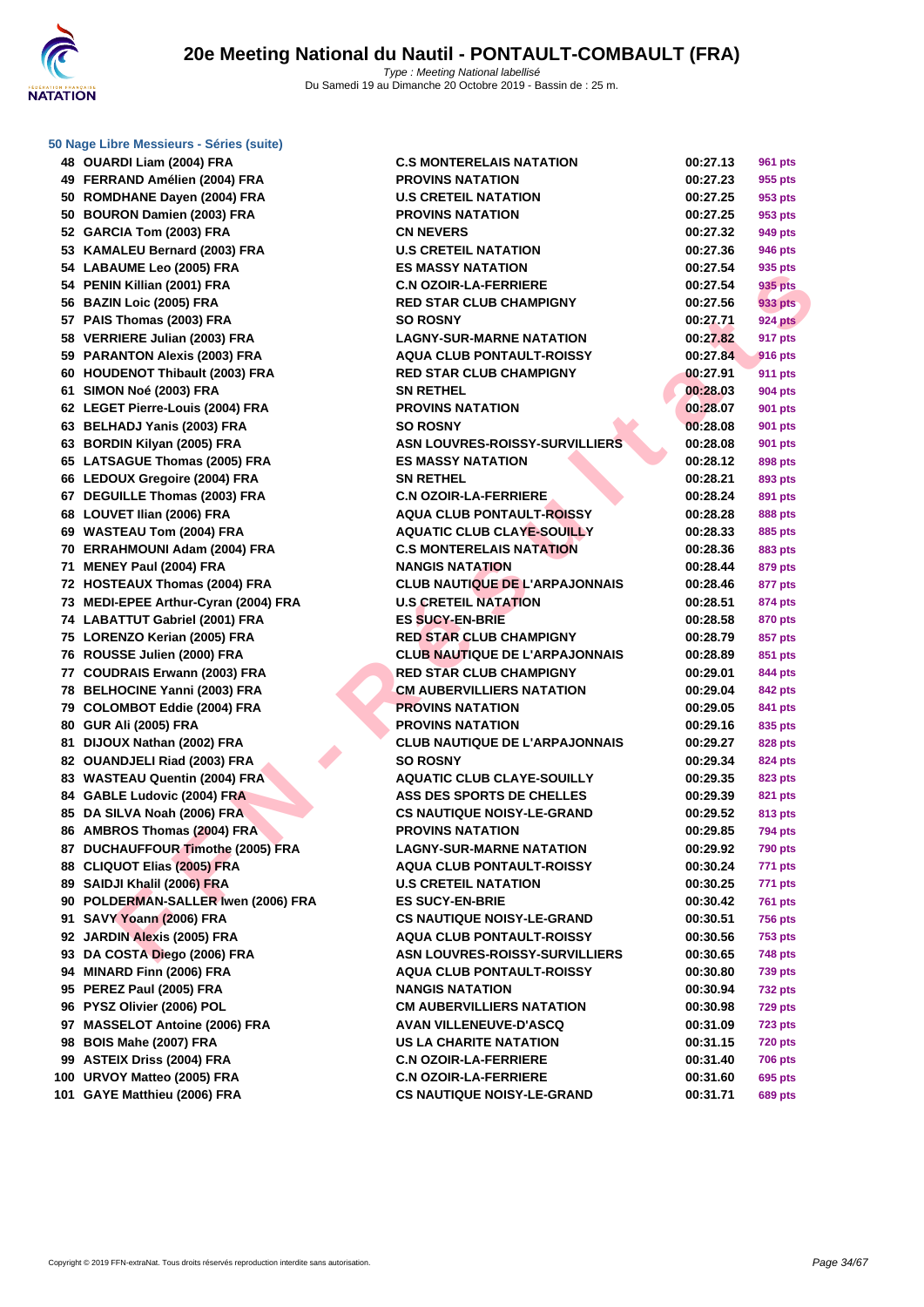# 20e Meeting National du Nautil - PONTAULT-COMBAULT (FRA)

*Type : Meeting National labellisé*
Du Samedi 19 au Dimanche 20 Octobre 2019 - Bassin de : 25 m.

### 50 Nage Libre Messieurs - Séries (suite)

| Place | Nom | Club | Temps | Points |
|---|---|---|---|---|
| 48 | OUARDI Liam (2004) FRA | C.S MONTERELAIS NATATION | 00:27.13 | 961 pts |
| 49 | FERRAND Amélien (2004) FRA | PROVINS NATATION | 00:27.23 | 955 pts |
| 50 | ROMDHANE Dayen (2004) FRA | U.S CRETEIL NATATION | 00:27.25 | 953 pts |
| 50 | BOURON Damien (2003) FRA | PROVINS NATATION | 00:27.25 | 953 pts |
| 52 | GARCIA Tom (2003) FRA | CN NEVERS | 00:27.32 | 949 pts |
| 53 | KAMALEU Bernard (2003) FRA | U.S CRETEIL NATATION | 00:27.36 | 946 pts |
| 54 | LABAUME Leo (2005) FRA | ES MASSY NATATION | 00:27.54 | 935 pts |
| 54 | PENIN Killian (2001) FRA | C.N OZOIR-LA-FERRIERE | 00:27.54 | 935 pts |
| 56 | BAZIN Loic (2005) FRA | RED STAR CLUB CHAMPIGNY | 00:27.56 | 933 pts |
| 57 | PAIS Thomas (2003) FRA | SO ROSNY | 00:27.71 | 924 pts |
| 58 | VERRIERE Julian (2003) FRA | LAGNY-SUR-MARNE NATATION | 00:27.82 | 917 pts |
| 59 | PARANTON Alexis (2003) FRA | AQUA CLUB PONTAULT-ROISSY | 00:27.84 | 916 pts |
| 60 | HOUDENOT Thibault (2003) FRA | RED STAR CLUB CHAMPIGNY | 00:27.91 | 911 pts |
| 61 | SIMON Noé (2003) FRA | SN RETHEL | 00:28.03 | 904 pts |
| 62 | LEGET Pierre-Louis (2004) FRA | PROVINS NATATION | 00:28.07 | 901 pts |
| 63 | BELHADJ Yanis (2003) FRA | SO ROSNY | 00:28.08 | 901 pts |
| 63 | BORDIN Kilyan (2005) FRA | ASN LOUVRES-ROISSY-SURVILLIERS | 00:28.08 | 901 pts |
| 65 | LATSAGUE Thomas (2005) FRA | ES MASSY NATATION | 00:28.12 | 898 pts |
| 66 | LEDOUX Gregoire (2004) FRA | SN RETHEL | 00:28.21 | 893 pts |
| 67 | DEGUILLE Thomas (2003) FRA | C.N OZOIR-LA-FERRIERE | 00:28.24 | 891 pts |
| 68 | LOUVET Ilian (2006) FRA | AQUA CLUB PONTAULT-ROISSY | 00:28.28 | 888 pts |
| 69 | WASTEAU Tom (2004) FRA | AQUATIC CLUB CLAYE-SOUILLY | 00:28.33 | 885 pts |
| 70 | ERRAHMOUNI Adam (2004) FRA | C.S MONTERELAIS NATATION | 00:28.36 | 883 pts |
| 71 | MENEY Paul (2004) FRA | NANGIS NATATION | 00:28.44 | 879 pts |
| 72 | HOSTEAUX Thomas (2004) FRA | CLUB NAUTIQUE DE L'ARPAJONNAIS | 00:28.46 | 877 pts |
| 73 | MEDI-EPEE Arthur-Cyran (2004) FRA | U.S CRETEIL NATATION | 00:28.51 | 874 pts |
| 74 | LABATTUT Gabriel (2001) FRA | ES SUCY-EN-BRIE | 00:28.58 | 870 pts |
| 75 | LORENZO Kerian (2005) FRA | RED STAR CLUB CHAMPIGNY | 00:28.79 | 857 pts |
| 76 | ROUSSE Julien (2000) FRA | CLUB NAUTIQUE DE L'ARPAJONNAIS | 00:28.89 | 851 pts |
| 77 | COUDRAIS Erwann (2003) FRA | RED STAR CLUB CHAMPIGNY | 00:29.01 | 844 pts |
| 78 | BELHOCINE Yanni (2003) FRA | CM AUBERVILLIERS NATATION | 00:29.04 | 842 pts |
| 79 | COLOMBOT Eddie (2004) FRA | PROVINS NATATION | 00:29.05 | 841 pts |
| 80 | GUR Ali (2005) FRA | PROVINS NATATION | 00:29.16 | 835 pts |
| 81 | DIJOUX Nathan (2002) FRA | CLUB NAUTIQUE DE L'ARPAJONNAIS | 00:29.27 | 828 pts |
| 82 | OUANDJELI Riad (2003) FRA | SO ROSNY | 00:29.34 | 824 pts |
| 83 | WASTEAU Quentin (2004) FRA | AQUATIC CLUB CLAYE-SOUILLY | 00:29.35 | 823 pts |
| 84 | GABLE Ludovic (2004) FRA | ASS DES SPORTS DE CHELLES | 00:29.39 | 821 pts |
| 85 | DA SILVA Noah (2006) FRA | CS NAUTIQUE NOISY-LE-GRAND | 00:29.52 | 813 pts |
| 86 | AMBROS Thomas (2004) FRA | PROVINS NATATION | 00:29.85 | 794 pts |
| 87 | DUCHAUFFOUR Timothe (2005) FRA | LAGNY-SUR-MARNE NATATION | 00:29.92 | 790 pts |
| 88 | CLIQUOT Elias (2005) FRA | AQUA CLUB PONTAULT-ROISSY | 00:30.24 | 771 pts |
| 89 | SAIDJI Khalil (2006) FRA | U.S CRETEIL NATATION | 00:30.25 | 771 pts |
| 90 | POLDERMAN-SALLER Iwen (2006) FRA | ES SUCY-EN-BRIE | 00:30.42 | 761 pts |
| 91 | SAVY Yoann (2006) FRA | CS NAUTIQUE NOISY-LE-GRAND | 00:30.51 | 756 pts |
| 92 | JARDIN Alexis (2005) FRA | AQUA CLUB PONTAULT-ROISSY | 00:30.56 | 753 pts |
| 93 | DA COSTA Diego (2006) FRA | ASN LOUVRES-ROISSY-SURVILLIERS | 00:30.65 | 748 pts |
| 94 | MINARD Finn (2006) FRA | AQUA CLUB PONTAULT-ROISSY | 00:30.80 | 739 pts |
| 95 | PEREZ Paul (2005) FRA | NANGIS NATATION | 00:30.94 | 732 pts |
| 96 | PYSZ Olivier (2006) POL | CM AUBERVILLIERS NATATION | 00:30.98 | 729 pts |
| 97 | MASSELOT Antoine (2006) FRA | AVAN VILLENEUVE-D'ASCQ | 00:31.09 | 723 pts |
| 98 | BOIS Mahe (2007) FRA | US LA CHARITE NATATION | 00:31.15 | 720 pts |
| 99 | ASTEIX Driss (2004) FRA | C.N OZOIR-LA-FERRIERE | 00:31.40 | 706 pts |
| 100 | URVOY Matteo (2005) FRA | C.N OZOIR-LA-FERRIERE | 00:31.60 | 695 pts |
| 101 | GAYE Matthieu (2006) FRA | CS NAUTIQUE NOISY-LE-GRAND | 00:31.71 | 689 pts |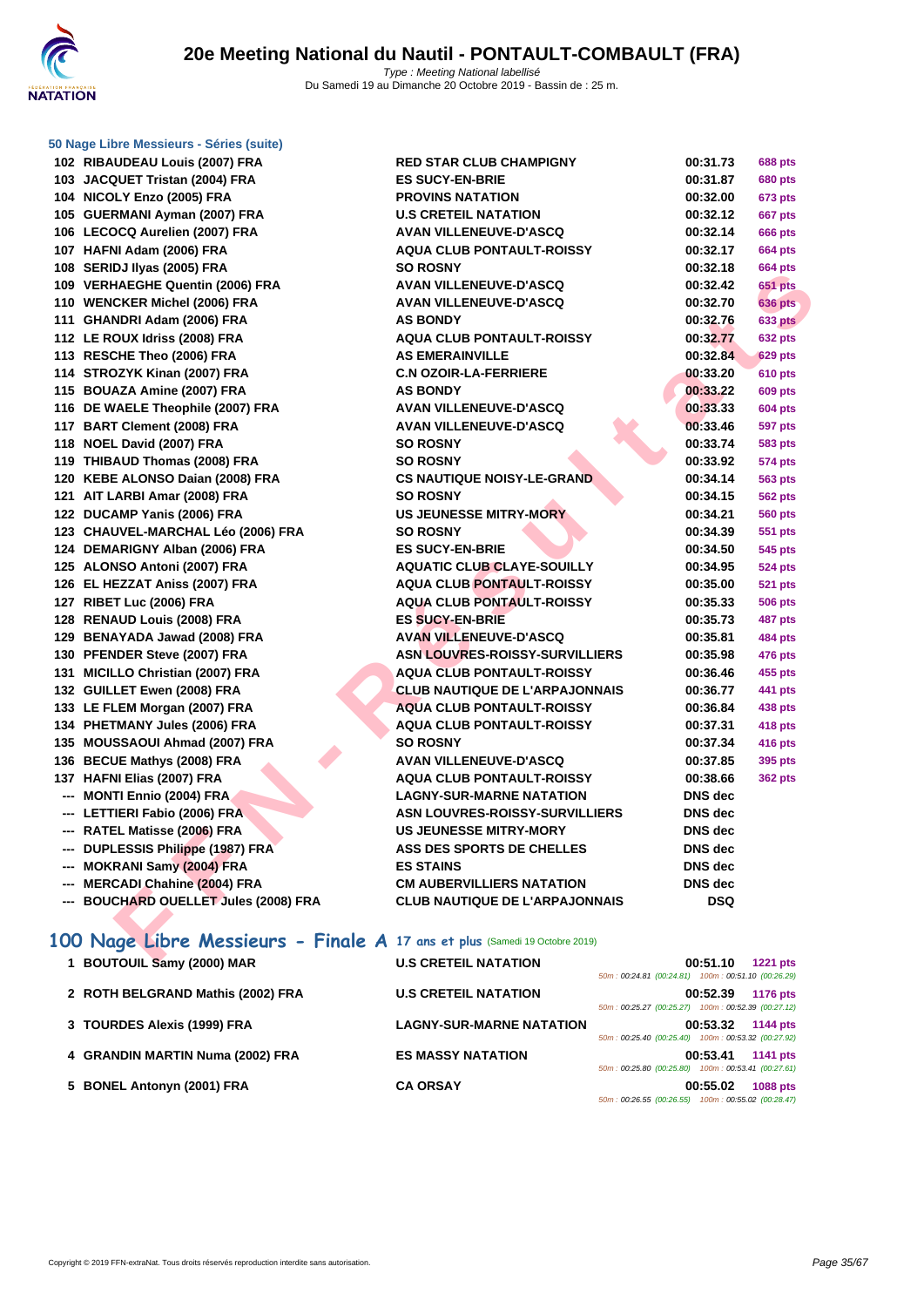# 20e Meeting National du Nautil - PONTAULT-COMBAULT (FRA)

*Type : Meeting National labellisé*
Du Samedi 19 au Dimanche 20 Octobre 2019 - Bassin de : 25 m.

### 50 Nage Libre Messieurs - Séries (suite)

| | | | | |
|---|---|---|---|---|
| 102 | RIBAUDEAU Louis (2007) FRA | RED STAR CLUB CHAMPIGNY | 00:31.73 | 688 pts |
| 103 | JACQUET Tristan (2004) FRA | ES SUCY-EN-BRIE | 00:31.87 | 680 pts |
| 104 | NICOLY Enzo (2005) FRA | PROVINS NATATION | 00:32.00 | 673 pts |
| 105 | GUERMANI Ayman (2007) FRA | U.S CRETEIL NATATION | 00:32.12 | 667 pts |
| 106 | LECOCQ Aurelien (2007) FRA | AVAN VILLENEUVE-D'ASCQ | 00:32.14 | 666 pts |
| 107 | HAFNI Adam (2006) FRA | AQUA CLUB PONTAULT-ROISSY | 00:32.17 | 664 pts |
| 108 | SERIDJ Ilyas (2005) FRA | SO ROSNY | 00:32.18 | 664 pts |
| 109 | VERHAEGHE Quentin (2006) FRA | AVAN VILLENEUVE-D'ASCQ | 00:32.42 | 651 pts |
| 110 | WENCKER Michel (2006) FRA | AVAN VILLENEUVE-D'ASCQ | 00:32.70 | 636 pts |
| 111 | GHANDRI Adam (2006) FRA | AS BONDY | 00:32.76 | 633 pts |
| 112 | LE ROUX Idriss (2008) FRA | AQUA CLUB PONTAULT-ROISSY | 00:32.77 | 632 pts |
| 113 | RESCHE Theo (2006) FRA | AS EMERAINVILLE | 00:32.84 | 629 pts |
| 114 | STROZYK Kinan (2007) FRA | C.N OZOIR-LA-FERRIERE | 00:33.20 | 610 pts |
| 115 | BOUAZA Amine (2007) FRA | AS BONDY | 00:33.22 | 609 pts |
| 116 | DE WAELE Theophile (2007) FRA | AVAN VILLENEUVE-D'ASCQ | 00:33.33 | 604 pts |
| 117 | BART Clement (2008) FRA | AVAN VILLENEUVE-D'ASCQ | 00:33.46 | 597 pts |
| 118 | NOEL David (2007) FRA | SO ROSNY | 00:33.74 | 583 pts |
| 119 | THIBAUD Thomas (2008) FRA | SO ROSNY | 00:33.92 | 574 pts |
| 120 | KEBE ALONSO Daian (2008) FRA | CS NAUTIQUE NOISY-LE-GRAND | 00:34.14 | 563 pts |
| 121 | AIT LARBI Amar (2008) FRA | SO ROSNY | 00:34.15 | 562 pts |
| 122 | DUCAMP Yanis (2006) FRA | US JEUNESSE MITRY-MORY | 00:34.21 | 560 pts |
| 123 | CHAUVEL-MARCHAL Léo (2006) FRA | SO ROSNY | 00:34.39 | 551 pts |
| 124 | DEMARIGNY Alban (2006) FRA | ES SUCY-EN-BRIE | 00:34.50 | 545 pts |
| 125 | ALONSO Antoni (2007) FRA | AQUATIC CLUB CLAYE-SOUILLY | 00:34.95 | 524 pts |
| 126 | EL HEZZAT Aniss (2007) FRA | AQUA CLUB PONTAULT-ROISSY | 00:35.00 | 521 pts |
| 127 | RIBET Luc (2006) FRA | AQUA CLUB PONTAULT-ROISSY | 00:35.33 | 506 pts |
| 128 | RENAUD Louis (2008) FRA | ES SUCY-EN-BRIE | 00:35.73 | 487 pts |
| 129 | BENAYADA Jawad (2008) FRA | AVAN VILLENEUVE-D'ASCQ | 00:35.81 | 484 pts |
| 130 | PFENDER Steve (2007) FRA | ASN LOUVRES-ROISSY-SURVILLIERS | 00:35.98 | 476 pts |
| 131 | MICILLO Christian (2007) FRA | AQUA CLUB PONTAULT-ROISSY | 00:36.46 | 455 pts |
| 132 | GUILLET Ewen (2008) FRA | CLUB NAUTIQUE DE L'ARPAJONNAIS | 00:36.77 | 441 pts |
| 133 | LE FLEM Morgan (2007) FRA | AQUA CLUB PONTAULT-ROISSY | 00:36.84 | 438 pts |
| 134 | PHETMANY Jules (2006) FRA | AQUA CLUB PONTAULT-ROISSY | 00:37.31 | 418 pts |
| 135 | MOUSSAOUI Ahmad (2007) FRA | SO ROSNY | 00:37.34 | 416 pts |
| 136 | BECUE Mathys (2008) FRA | AVAN VILLENEUVE-D'ASCQ | 00:37.85 | 395 pts |
| 137 | HAFNI Elias (2007) FRA | AQUA CLUB PONTAULT-ROISSY | 00:38.66 | 362 pts |
| --- | MONTI Ennio (2004) FRA | LAGNY-SUR-MARNE NATATION | DNS dec | |
| --- | LETTIERI Fabio (2006) FRA | ASN LOUVRES-ROISSY-SURVILLIERS | DNS dec | |
| --- | RATEL Matisse (2006) FRA | US JEUNESSE MITRY-MORY | DNS dec | |
| --- | DUPLESSIS Philippe (1987) FRA | ASS DES SPORTS DE CHELLES | DNS dec | |
| --- | MOKRANI Samy (2004) FRA | ES STAINS | DNS dec | |
| --- | MERCADI Chahine (2004) FRA | CM AUBERVILLIERS NATATION | DNS dec | |
| --- | BOUCHARD OUELLET Jules (2008) FRA | CLUB NAUTIQUE DE L'ARPAJONNAIS | DSQ | |

## 100 Nage Libre Messieurs - Finale A 17 ans et plus (Samedi 19 Octobre 2019)

| | | | | |
|---|---|---|---|---|
| 1 | BOUTOUIL Samy (2000) MAR | U.S CRETEIL NATATION | 00:51.10 | 1221 pts |
| | | | 50m : 00:24.81 (00:24.81) 100m : 00:51.10 (00:26.29) | |
| 2 | ROTH BELGRAND Mathis (2002) FRA | U.S CRETEIL NATATION | 00:52.39 | 1176 pts |
| | | | 50m : 00:25.27 (00:25.27) 100m : 00:52.39 (00:27.12) | |
| 3 | TOURDES Alexis (1999) FRA | LAGNY-SUR-MARNE NATATION | 00:53.32 | 1144 pts |
| | | | 50m : 00:25.40 (00:25.40) 100m : 00:53.32 (00:27.92) | |
| 4 | GRANDIN MARTIN Numa (2002) FRA | ES MASSY NATATION | 00:53.41 | 1141 pts |
| | | | 50m : 00:25.80 (00:25.80) 100m : 00:53.41 (00:27.61) | |
| 5 | BONEL Antonyn (2001) FRA | CA ORSAY | 00:55.02 | 1088 pts |
| | | | 50m : 00:26.55 (00:26.55) 100m : 00:55.02 (00:28.47) | |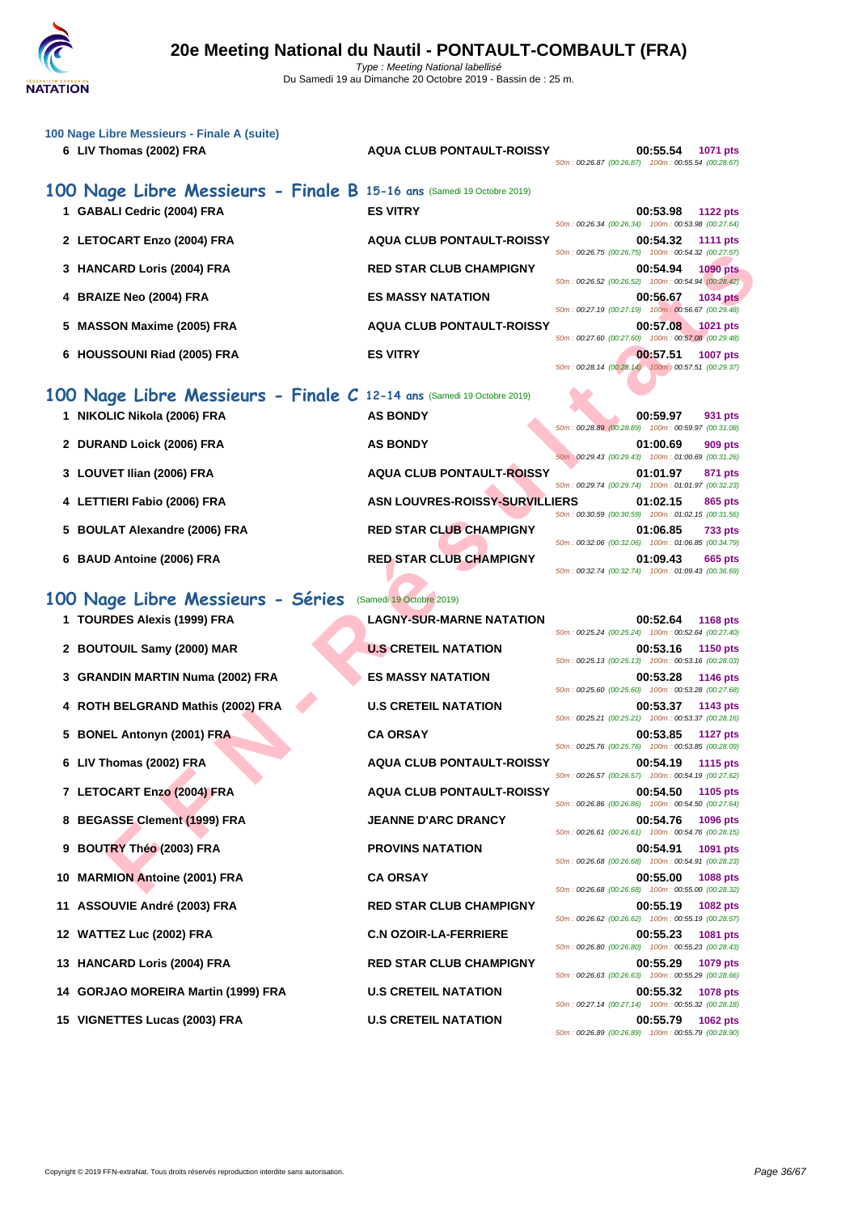**100 Nage Libre Messieurs - Finale A (suite)**

| Place | Nom | Club | Temps | Points | Splits |
|---|---|---|---|---|---|
| 6 | LIV Thomas (2002) FRA | AQUA CLUB PONTAULT-ROISSY | 00:55.54 | 1071 pts | 50m : 00:26.87 (00:26.87) 100m : 00:55.54 (00:28.67) |

## 100 Nage Libre Messieurs - Finale B 15-16 ans (Samedi 19 Octobre 2019)

| Place | Nom | Club | Temps | Points | Splits |
|---|---|---|---|---|---|
| 1 | GABALI Cedric (2004) FRA | ES VITRY | 00:53.98 | 1122 pts | 50m : 00:26.34 (00:26.34) 100m : 00:53.98 (00:27.64) |
| 2 | LETOCART Enzo (2004) FRA | AQUA CLUB PONTAULT-ROISSY | 00:54.32 | 1111 pts | 50m : 00:26.75 (00:26.75) 100m : 00:54.32 (00:27.57) |
| 3 | HANCARD Loris (2004) FRA | RED STAR CLUB CHAMPIGNY | 00:54.94 | 1090 pts | 50m : 00:26.52 (00:26.52) 100m : 00:54.94 (00:28.42) |
| 4 | BRAIZE Neo (2004) FRA | ES MASSY NATATION | 00:56.67 | 1034 pts | 50m : 00:27.19 (00:27.19) 100m : 00:56.67 (00:29.48) |
| 5 | MASSON Maxime (2005) FRA | AQUA CLUB PONTAULT-ROISSY | 00:57.08 | 1021 pts | 50m : 00:27.60 (00:27.60) 100m : 00:57.08 (00:29.48) |
| 6 | HOUSSOUNI Riad (2005) FRA | ES VITRY | 00:57.51 | 1007 pts | 50m : 00:28.14 (00:28.14) 100m : 00:57.51 (00:29.37) |

## 100 Nage Libre Messieurs - Finale C 12-14 ans (Samedi 19 Octobre 2019)

| Place | Nom | Club | Temps | Points | Splits |
|---|---|---|---|---|---|
| 1 | NIKOLIC Nikola (2006) FRA | AS BONDY | 00:59.97 | 931 pts | 50m : 00:28.89 (00:28.89) 100m : 00:59.97 (00:31.08) |
| 2 | DURAND Loick (2006) FRA | AS BONDY | 01:00.69 | 909 pts | 50m : 00:29.43 (00:29.43) 100m : 01:00.69 (00:31.26) |
| 3 | LOUVET Ilian (2006) FRA | AQUA CLUB PONTAULT-ROISSY | 01:01.97 | 871 pts | 50m : 00:29.74 (00:29.74) 100m : 01:01.97 (00:32.23) |
| 4 | LETTIERI Fabio (2006) FRA | ASN LOUVRES-ROISSY-SURVILLIERS | 01:02.15 | 865 pts | 50m : 00:30.59 (00:30.59) 100m : 01:02.15 (00:31.56) |
| 5 | BOULAT Alexandre (2006) FRA | RED STAR CLUB CHAMPIGNY | 01:06.85 | 733 pts | 50m : 00:32.06 (00:32.06) 100m : 01:06.85 (00:34.79) |
| 6 | BAUD Antoine (2006) FRA | RED STAR CLUB CHAMPIGNY | 01:09.43 | 665 pts | 50m : 00:32.74 (00:32.74) 100m : 01:09.43 (00:36.69) |

## 100 Nage Libre Messieurs - Séries (Samedi 19 Octobre 2019)

| Place | Nom | Club | Temps | Points | Splits |
|---|---|---|---|---|---|
| 1 | TOURDES Alexis (1999) FRA | LAGNY-SUR-MARNE NATATION | 00:52.64 | 1168 pts | 50m : 00:25.24 (00:25.24) 100m : 00:52.64 (00:27.40) |
| 2 | BOUTOUIL Samy (2000) MAR | U.S CRETEIL NATATION | 00:53.16 | 1150 pts | 50m : 00:25.13 (00:25.13) 100m : 00:53.16 (00:28.03) |
| 3 | GRANDIN MARTIN Numa (2002) FRA | ES MASSY NATATION | 00:53.28 | 1146 pts | 50m : 00:25.60 (00:25.60) 100m : 00:53.28 (00:27.68) |
| 4 | ROTH BELGRAND Mathis (2002) FRA | U.S CRETEIL NATATION | 00:53.37 | 1143 pts | 50m : 00:25.21 (00:25.21) 100m : 00:53.37 (00:28.16) |
| 5 | BONEL Antonyn (2001) FRA | CA ORSAY | 00:53.85 | 1127 pts | 50m : 00:25.76 (00:25.76) 100m : 00:53.85 (00:28.09) |
| 6 | LIV Thomas (2002) FRA | AQUA CLUB PONTAULT-ROISSY | 00:54.19 | 1115 pts | 50m : 00:26.57 (00:26.57) 100m : 00:54.19 (00:27.62) |
| 7 | LETOCART Enzo (2004) FRA | AQUA CLUB PONTAULT-ROISSY | 00:54.50 | 1105 pts | 50m : 00:26.86 (00:26.86) 100m : 00:54.50 (00:27.64) |
| 8 | BEGASSE Clement (1999) FRA | JEANNE D'ARC DRANCY | 00:54.76 | 1096 pts | 50m : 00:26.61 (00:26.61) 100m : 00:54.76 (00:28.15) |
| 9 | BOUTRY Théo (2003) FRA | PROVINS NATATION | 00:54.91 | 1091 pts | 50m : 00:26.68 (00:26.68) 100m : 00:54.91 (00:28.23) |
| 10 | MARMION Antoine (2001) FRA | CA ORSAY | 00:55.00 | 1088 pts | 50m : 00:26.68 (00:26.68) 100m : 00:55.00 (00:28.32) |
| 11 | ASSOUVIE André (2003) FRA | RED STAR CLUB CHAMPIGNY | 00:55.19 | 1082 pts | 50m : 00:26.62 (00:26.62) 100m : 00:55.19 (00:28.57) |
| 12 | WATTEZ Luc (2002) FRA | C.N OZOIR-LA-FERRIERE | 00:55.23 | 1081 pts | 50m : 00:26.80 (00:26.80) 100m : 00:55.23 (00:28.43) |
| 13 | HANCARD Loris (2004) FRA | RED STAR CLUB CHAMPIGNY | 00:55.29 | 1079 pts | 50m : 00:26.63 (00:26.63) 100m : 00:55.29 (00:28.66) |
| 14 | GORJAO MOREIRA Martin (1999) FRA | U.S CRETEIL NATATION | 00:55.32 | 1078 pts | 50m : 00:27.14 (00:27.14) 100m : 00:55.32 (00:28.18) |
| 15 | VIGNETTES Lucas (2003) FRA | U.S CRETEIL NATATION | 00:55.79 | 1062 pts | 50m : 00:26.89 (00:26.89) 100m : 00:55.79 (00:28.90) |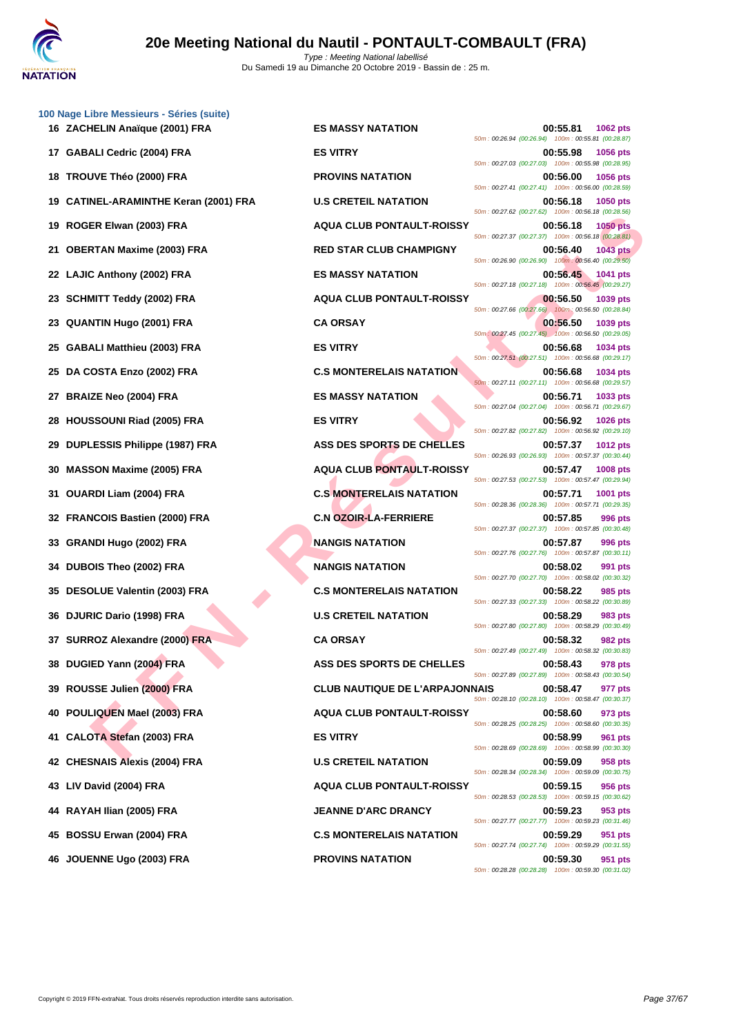# 20e Meeting National du Nautil - PONTAULT-COMBAULT (FRA)

Type : Meeting National labellisé
Du Samedi 19 au Dimanche 20 Octobre 2019 - Bassin de : 25 m.

### 100 Nage Libre Messieurs - Séries (suite)

| Rang | Nom | Club | Temps | Points | Splits |
|---|---|---|---|---|---|
| 16 | ZACHELIN Anaïque (2001) FRA | ES MASSY NATATION | 00:55.81 | 1062 pts | 50m : 00:26.94 (00:26.94) 100m : 00:55.81 (00:28.87) |
| 17 | GABALI Cedric (2004) FRA | ES VITRY | 00:55.98 | 1056 pts | 50m : 00:27.03 (00:27.03) 100m : 00:55.98 (00:28.95) |
| 18 | TROUVE Théo (2000) FRA | PROVINS NATATION | 00:56.00 | 1056 pts | 50m : 00:27.41 (00:27.41) 100m : 00:56.00 (00:28.59) |
| 19 | CATINEL-ARAMINTHE Keran (2001) FRA | U.S CRETEIL NATATION | 00:56.18 | 1050 pts | 50m : 00:27.62 (00:27.62) 100m : 00:56.18 (00:28.56) |
| 19 | ROGER Elwan (2003) FRA | AQUA CLUB PONTAULT-ROISSY | 00:56.18 | 1050 pts | 50m : 00:27.37 (00:27.37) 100m : 00:56.18 (00:28.81) |
| 21 | OBERTAN Maxime (2003) FRA | RED STAR CLUB CHAMPIGNY | 00:56.40 | 1043 pts | 50m : 00:26.90 (00:26.90) 100m : 00:56.40 (00:29.50) |
| 22 | LAJIC Anthony (2002) FRA | ES MASSY NATATION | 00:56.45 | 1041 pts | 50m : 00:27.18 (00:27.18) 100m : 00:56.45 (00:29.27) |
| 23 | SCHMITT Teddy (2002) FRA | AQUA CLUB PONTAULT-ROISSY | 00:56.50 | 1039 pts | 50m : 00:27.66 (00:27.66) 100m : 00:56.50 (00:28.84) |
| 23 | QUANTIN Hugo (2001) FRA | CA ORSAY | 00:56.50 | 1039 pts | 50m : 00:27.45 (00:27.45) 100m : 00:56.50 (00:29.05) |
| 25 | GABALI Matthieu (2003) FRA | ES VITRY | 00:56.68 | 1034 pts | 50m : 00:27.51 (00:27.51) 100m : 00:56.68 (00:29.17) |
| 25 | DA COSTA Enzo (2002) FRA | C.S MONTERELAIS NATATION | 00:56.68 | 1034 pts | 50m : 00:27.11 (00:27.11) 100m : 00:56.68 (00:29.57) |
| 27 | BRAIZE Neo (2004) FRA | ES MASSY NATATION | 00:56.71 | 1033 pts | 50m : 00:27.04 (00:27.04) 100m : 00:56.71 (00:29.67) |
| 28 | HOUSSOUNI Riad (2005) FRA | ES VITRY | 00:56.92 | 1026 pts | 50m : 00:27.82 (00:27.82) 100m : 00:56.92 (00:29.10) |
| 29 | DUPLESSIS Philippe (1987) FRA | ASS DES SPORTS DE CHELLES | 00:57.37 | 1012 pts | 50m : 00:26.93 (00:26.93) 100m : 00:57.37 (00:30.44) |
| 30 | MASSON Maxime (2005) FRA | AQUA CLUB PONTAULT-ROISSY | 00:57.47 | 1008 pts | 50m : 00:27.53 (00:27.53) 100m : 00:57.47 (00:29.94) |
| 31 | OUARDI Liam (2004) FRA | C.S MONTERELAIS NATATION | 00:57.71 | 1001 pts | 50m : 00:28.36 (00:28.36) 100m : 00:57.71 (00:29.35) |
| 32 | FRANCOIS Bastien (2000) FRA | C.N OZOIR-LA-FERRIERE | 00:57.85 | 996 pts | 50m : 00:27.37 (00:27.37) 100m : 00:57.85 (00:30.48) |
| 33 | GRANDI Hugo (2002) FRA | NANGIS NATATION | 00:57.87 | 996 pts | 50m : 00:27.76 (00:27.76) 100m : 00:57.87 (00:30.11) |
| 34 | DUBOIS Theo (2002) FRA | NANGIS NATATION | 00:58.02 | 991 pts | 50m : 00:27.70 (00:27.70) 100m : 00:58.02 (00:30.32) |
| 35 | DESOLUE Valentin (2003) FRA | C.S MONTERELAIS NATATION | 00:58.22 | 985 pts | 50m : 00:27.33 (00:27.33) 100m : 00:58.22 (00:30.89) |
| 36 | DJURIC Dario (1998) FRA | U.S CRETEIL NATATION | 00:58.29 | 983 pts | 50m : 00:27.80 (00:27.80) 100m : 00:58.29 (00:30.49) |
| 37 | SURROZ Alexandre (2000) FRA | CA ORSAY | 00:58.32 | 982 pts | 50m : 00:27.49 (00:27.49) 100m : 00:58.32 (00:30.83) |
| 38 | DUGIED Yann (2004) FRA | ASS DES SPORTS DE CHELLES | 00:58.43 | 978 pts | 50m : 00:27.89 (00:27.89) 100m : 00:58.43 (00:30.54) |
| 39 | ROUSSE Julien (2000) FRA | CLUB NAUTIQUE DE L'ARPAJONNAIS | 00:58.47 | 977 pts | 50m : 00:28.10 (00:28.10) 100m : 00:58.47 (00:30.37) |
| 40 | POULIQUEN Mael (2003) FRA | AQUA CLUB PONTAULT-ROISSY | 00:58.60 | 973 pts | 50m : 00:28.25 (00:28.25) 100m : 00:58.60 (00:30.35) |
| 41 | CALOTA Stefan (2003) FRA | ES VITRY | 00:58.99 | 961 pts | 50m : 00:28.69 (00:28.69) 100m : 00:58.99 (00:30.30) |
| 42 | CHESNAIS Alexis (2004) FRA | U.S CRETEIL NATATION | 00:59.09 | 958 pts | 50m : 00:28.34 (00:28.34) 100m : 00:59.09 (00:30.75) |
| 43 | LIV David (2004) FRA | AQUA CLUB PONTAULT-ROISSY | 00:59.15 | 956 pts | 50m : 00:28.53 (00:28.53) 100m : 00:59.15 (00:30.62) |
| 44 | RAYAH Ilian (2005) FRA | JEANNE D'ARC DRANCY | 00:59.23 | 953 pts | 50m : 00:27.77 (00:27.77) 100m : 00:59.23 (00:31.46) |
| 45 | BOSSU Erwan (2004) FRA | C.S MONTERELAIS NATATION | 00:59.29 | 951 pts | 50m : 00:27.74 (00:27.74) 100m : 00:59.29 (00:31.55) |
| 46 | JOUENNE Ugo (2003) FRA | PROVINS NATATION | 00:59.30 | 951 pts | 50m : 00:28.28 (00:28.28) 100m : 00:59.30 (00:31.02) |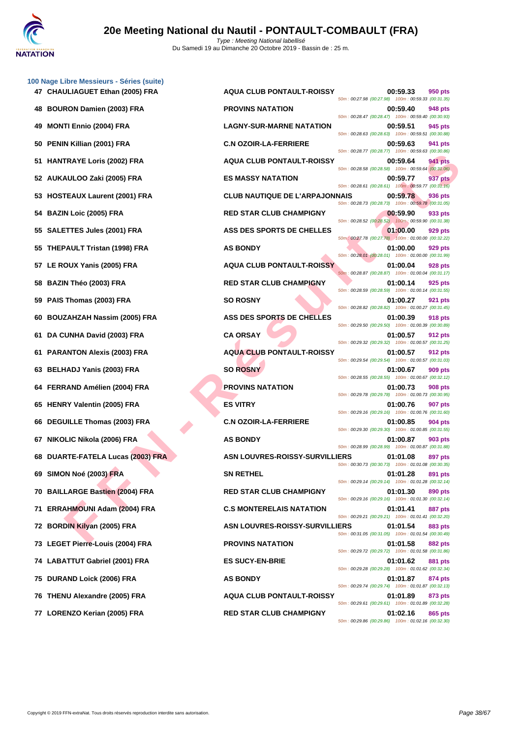# 20e Meeting National du Nautil - PONTAULT-COMBAULT (FRA)

Type : Meeting National labellisé
Du Samedi 19 au Dimanche 20 Octobre 2019 - Bassin de : 25 m.

### 100 Nage Libre Messieurs - Séries (suite)

| Rang | Nom | Club | Temps | Points | Splits |
|---|---|---|---|---|---|
| 47 | CHAULIAGUET Ethan (2005) FRA | AQUA CLUB PONTAULT-ROISSY | 00:59.33 | 950 pts | 50m : 00:27.98 (00:27.98) 100m : 00:59.33 (00:31.35) |
| 48 | BOURON Damien (2003) FRA | PROVINS NATATION | 00:59.40 | 948 pts | 50m : 00:28.47 (00:28.47) 100m : 00:59.40 (00:30.93) |
| 49 | MONTI Ennio (2004) FRA | LAGNY-SUR-MARNE NATATION | 00:59.51 | 945 pts | 50m : 00:28.63 (00:28.63) 100m : 00:59.51 (00:30.88) |
| 50 | PENIN Killian (2001) FRA | C.N OZOIR-LA-FERRIERE | 00:59.63 | 941 pts | 50m : 00:28.77 (00:28.77) 100m : 00:59.63 (00:30.86) |
| 51 | HANTRAYE Loris (2002) FRA | AQUA CLUB PONTAULT-ROISSY | 00:59.64 | 941 pts | 50m : 00:28.58 (00:28.58) 100m : 00:59.64 (00:31.06) |
| 52 | AUKAULOO Zaki (2005) FRA | ES MASSY NATATION | 00:59.77 | 937 pts | 50m : 00:28.61 (00:28.61) 100m : 00:59.77 (00:31.16) |
| 53 | HOSTEAUX Laurent (2001) FRA | CLUB NAUTIQUE DE L'ARPAJONNAIS | 00:59.78 | 936 pts | 50m : 00:28.73 (00:28.73) 100m : 00:59.78 (00:31.05) |
| 54 | BAZIN Loic (2005) FRA | RED STAR CLUB CHAMPIGNY | 00:59.90 | 933 pts | 50m : 00:28.52 (00:28.52) 100m : 00:59.90 (00:31.38) |
| 55 | SALETTES Jules (2001) FRA | ASS DES SPORTS DE CHELLES | 01:00.00 | 929 pts | 50m : 00:27.78 (00:27.78) 100m : 01:00.00 (00:32.22) |
| 55 | THEPAULT Tristan (1998) FRA | AS BONDY | 01:00.00 | 929 pts | 50m : 00:28.01 (00:28.01) 100m : 01:00.00 (00:31.99) |
| 57 | LE ROUX Yanis (2005) FRA | AQUA CLUB PONTAULT-ROISSY | 01:00.04 | 928 pts | 50m : 00:28.87 (00:28.87) 100m : 01:00.04 (00:31.17) |
| 58 | BAZIN Théo (2003) FRA | RED STAR CLUB CHAMPIGNY | 01:00.14 | 925 pts | 50m : 00:28.59 (00:28.59) 100m : 01:00.14 (00:31.55) |
| 59 | PAIS Thomas (2003) FRA | SO ROSNY | 01:00.27 | 921 pts | 50m : 00:28.82 (00:28.82) 100m : 01:00.27 (00:31.45) |
| 60 | BOUZAHZAH Nassim (2005) FRA | ASS DES SPORTS DE CHELLES | 01:00.39 | 918 pts | 50m : 00:29.50 (00:29.50) 100m : 01:00.39 (00:30.89) |
| 61 | DA CUNHA David (2003) FRA | CA ORSAY | 01:00.57 | 912 pts | 50m : 00:29.32 (00:29.32) 100m : 01:00.57 (00:31.25) |
| 61 | PARANTON Alexis (2003) FRA | AQUA CLUB PONTAULT-ROISSY | 01:00.57 | 912 pts | 50m : 00:29.54 (00:29.54) 100m : 01:00.57 (00:31.03) |
| 63 | BELHADJ Yanis (2003) FRA | SO ROSNY | 01:00.67 | 909 pts | 50m : 00:28.55 (00:28.55) 100m : 01:00.67 (00:32.12) |
| 64 | FERRAND Amélien (2004) FRA | PROVINS NATATION | 01:00.73 | 908 pts | 50m : 00:29.78 (00:29.78) 100m : 01:00.73 (00:30.95) |
| 65 | HENRY Valentin (2005) FRA | ES VITRY | 01:00.76 | 907 pts | 50m : 00:29.16 (00:29.16) 100m : 01:00.76 (00:31.60) |
| 66 | DEGUILLE Thomas (2003) FRA | C.N OZOIR-LA-FERRIERE | 01:00.85 | 904 pts | 50m : 00:29.30 (00:29.30) 100m : 01:00.85 (00:31.55) |
| 67 | NIKOLIC Nikola (2006) FRA | AS BONDY | 01:00.87 | 903 pts | 50m : 00:28.99 (00:28.99) 100m : 01:00.87 (00:31.88) |
| 68 | DUARTE-FATELA Lucas (2003) FRA | ASN LOUVRES-ROISSY-SURVILLIERS | 01:01.08 | 897 pts | 50m : 00:30.73 (00:30.73) 100m : 01:01.08 (00:30.35) |
| 69 | SIMON Noé (2003) FRA | SN RETHEL | 01:01.28 | 891 pts | 50m : 00:29.14 (00:29.14) 100m : 01:01.28 (00:32.14) |
| 70 | BAILLARGE Bastien (2004) FRA | RED STAR CLUB CHAMPIGNY | 01:01.30 | 890 pts | 50m : 00:29.16 (00:29.16) 100m : 01:01.30 (00:32.14) |
| 71 | ERRAHMOUNI Adam (2004) FRA | C.S MONTERELAIS NATATION | 01:01.41 | 887 pts | 50m : 00:29.21 (00:29.21) 100m : 01:01.41 (00:32.20) |
| 72 | BORDIN Kilyan (2005) FRA | ASN LOUVRES-ROISSY-SURVILLIERS | 01:01.54 | 883 pts | 50m : 00:31.05 (00:31.05) 100m : 01:01.54 (00:30.49) |
| 73 | LEGET Pierre-Louis (2004) FRA | PROVINS NATATION | 01:01.58 | 882 pts | 50m : 00:29.72 (00:29.72) 100m : 01:01.58 (00:31.86) |
| 74 | LABATTUT Gabriel (2001) FRA | ES SUCY-EN-BRIE | 01:01.62 | 881 pts | 50m : 00:29.28 (00:29.28) 100m : 01:01.62 (00:32.34) |
| 75 | DURAND Loick (2006) FRA | AS BONDY | 01:01.87 | 874 pts | 50m : 00:29.74 (00:29.74) 100m : 01:01.87 (00:32.13) |
| 76 | THENU Alexandre (2005) FRA | AQUA CLUB PONTAULT-ROISSY | 01:01.89 | 873 pts | 50m : 00:29.61 (00:29.61) 100m : 01:01.89 (00:32.28) |
| 77 | LORENZO Kerian (2005) FRA | RED STAR CLUB CHAMPIGNY | 01:02.16 | 865 pts | 50m : 00:29.86 (00:29.86) 100m : 01:02.16 (00:32.30) |

Copyright © 2019 FFN-extraNat. Tous droits réservés reproduction interdite sans autorisation.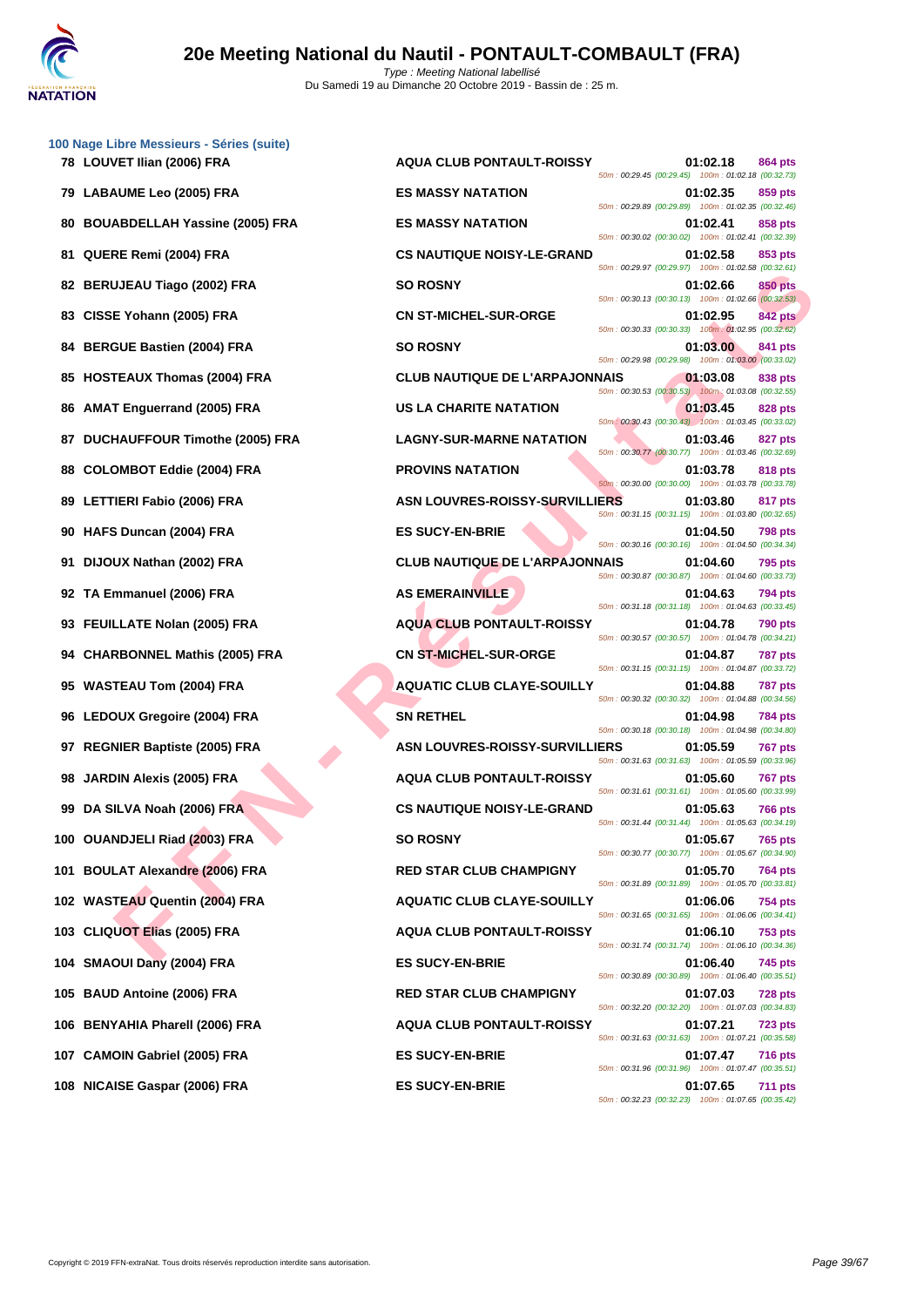# 20e Meeting National du Nautil - PONTAULT-COMBAULT (FRA)

Type : Meeting National labellisé
Du Samedi 19 au Dimanche 20 Octobre 2019 - Bassin de : 25 m.

### 100 Nage Libre Messieurs - Séries (suite)

| Rang | Nom | Club | Temps | Points | Splits |
|---|---|---|---|---|---|
| 78 | LOUVET Ilian (2006) FRA | AQUA CLUB PONTAULT-ROISSY | 01:02.18 | 864 pts | 50m : 00:29.45 (00:29.45) 100m : 01:02.18 (00:32.73) |
| 79 | LABAUME Leo (2005) FRA | ES MASSY NATATION | 01:02.35 | 859 pts | 50m : 00:29.89 (00:29.89) 100m : 01:02.35 (00:32.46) |
| 80 | BOUABDELLAH Yassine (2005) FRA | ES MASSY NATATION | 01:02.41 | 858 pts | 50m : 00:30.02 (00:30.02) 100m : 01:02.41 (00:32.39) |
| 81 | QUERE Remi (2004) FRA | CS NAUTIQUE NOISY-LE-GRAND | 01:02.58 | 853 pts | 50m : 00:29.97 (00:29.97) 100m : 01:02.58 (00:32.61) |
| 82 | BERUJEAU Tiago (2002) FRA | SO ROSNY | 01:02.66 | 850 pts | 50m : 00:30.13 (00:30.13) 100m : 01:02.66 (00:32.53) |
| 83 | CISSE Yohann (2005) FRA | CN ST-MICHEL-SUR-ORGE | 01:02.95 | 842 pts | 50m : 00:30.33 (00:30.33) 100m : 01:02.95 (00:32.62) |
| 84 | BERGUE Bastien (2004) FRA | SO ROSNY | 01:03.00 | 841 pts | 50m : 00:29.98 (00:29.98) 100m : 01:03.00 (00:33.02) |
| 85 | HOSTEAUX Thomas (2004) FRA | CLUB NAUTIQUE DE L'ARPAJONNAIS | 01:03.08 | 838 pts | 50m : 00:30.53 (00:30.53) 100m : 01:03.08 (00:32.55) |
| 86 | AMAT Enguerrand (2005) FRA | US LA CHARITE NATATION | 01:03.45 | 828 pts | 50m : 00:30.43 (00:30.43) 100m : 01:03.45 (00:33.02) |
| 87 | DUCHAUFFOUR Timothe (2005) FRA | LAGNY-SUR-MARNE NATATION | 01:03.46 | 827 pts | 50m : 00:30.77 (00:30.77) 100m : 01:03.46 (00:32.69) |
| 88 | COLOMBOT Eddie (2004) FRA | PROVINS NATATION | 01:03.78 | 818 pts | 50m : 00:30.00 (00:30.00) 100m : 01:03.78 (00:33.78) |
| 89 | LETTIERI Fabio (2006) FRA | ASN LOUVRES-ROISSY-SURVILLIERS | 01:03.80 | 817 pts | 50m : 00:31.15 (00:31.15) 100m : 01:03.80 (00:32.65) |
| 90 | HAFS Duncan (2004) FRA | ES SUCY-EN-BRIE | 01:04.50 | 798 pts | 50m : 00:30.16 (00:30.16) 100m : 01:04.50 (00:34.34) |
| 91 | DIJOUX Nathan (2002) FRA | CLUB NAUTIQUE DE L'ARPAJONNAIS | 01:04.60 | 795 pts | 50m : 00:30.87 (00:30.87) 100m : 01:04.60 (00:33.73) |
| 92 | TA Emmanuel (2006) FRA | AS EMERAINVILLE | 01:04.63 | 794 pts | 50m : 00:31.18 (00:31.18) 100m : 01:04.63 (00:33.45) |
| 93 | FEUILLATE Nolan (2005) FRA | AQUA CLUB PONTAULT-ROISSY | 01:04.78 | 790 pts | 50m : 00:30.57 (00:30.57) 100m : 01:04.78 (00:34.21) |
| 94 | CHARBONNEL Mathis (2005) FRA | CN ST-MICHEL-SUR-ORGE | 01:04.87 | 787 pts | 50m : 00:31.15 (00:31.15) 100m : 01:04.87 (00:33.72) |
| 95 | WASTEAU Tom (2004) FRA | AQUATIC CLUB CLAYE-SOUILLY | 01:04.88 | 787 pts | 50m : 00:30.32 (00:30.32) 100m : 01:04.88 (00:34.56) |
| 96 | LEDOUX Gregoire (2004) FRA | SN RETHEL | 01:04.98 | 784 pts | 50m : 00:30.18 (00:30.18) 100m : 01:04.98 (00:34.80) |
| 97 | REGNIER Baptiste (2005) FRA | ASN LOUVRES-ROISSY-SURVILLIERS | 01:05.59 | 767 pts | 50m : 00:31.63 (00:31.63) 100m : 01:05.59 (00:33.96) |
| 98 | JARDIN Alexis (2005) FRA | AQUA CLUB PONTAULT-ROISSY | 01:05.60 | 767 pts | 50m : 00:31.61 (00:31.61) 100m : 01:05.60 (00:33.99) |
| 99 | DA SILVA Noah (2006) FRA | CS NAUTIQUE NOISY-LE-GRAND | 01:05.63 | 766 pts | 50m : 00:31.44 (00:31.44) 100m : 01:05.63 (00:34.19) |
| 100 | OUANDJELI Riad (2003) FRA | SO ROSNY | 01:05.67 | 765 pts | 50m : 00:30.77 (00:30.77) 100m : 01:05.67 (00:34.90) |
| 101 | BOULAT Alexandre (2006) FRA | RED STAR CLUB CHAMPIGNY | 01:05.70 | 764 pts | 50m : 00:31.89 (00:31.89) 100m : 01:05.70 (00:33.81) |
| 102 | WASTEAU Quentin (2004) FRA | AQUATIC CLUB CLAYE-SOUILLY | 01:06.06 | 754 pts | 50m : 00:31.65 (00:31.65) 100m : 01:06.06 (00:34.41) |
| 103 | CLIQUOT Elias (2005) FRA | AQUA CLUB PONTAULT-ROISSY | 01:06.10 | 753 pts | 50m : 00:31.74 (00:31.74) 100m : 01:06.10 (00:34.36) |
| 104 | SMAOUI Dany (2004) FRA | ES SUCY-EN-BRIE | 01:06.40 | 745 pts | 50m : 00:30.89 (00:30.89) 100m : 01:06.40 (00:35.51) |
| 105 | BAUD Antoine (2006) FRA | RED STAR CLUB CHAMPIGNY | 01:07.03 | 728 pts | 50m : 00:32.20 (00:32.20) 100m : 01:07.03 (00:34.83) |
| 106 | BENYAHIA Pharell (2006) FRA | AQUA CLUB PONTAULT-ROISSY | 01:07.21 | 723 pts | 50m : 00:31.63 (00:31.63) 100m : 01:07.21 (00:35.58) |
| 107 | CAMOIN Gabriel (2005) FRA | ES SUCY-EN-BRIE | 01:07.47 | 716 pts | 50m : 00:31.96 (00:31.96) 100m : 01:07.47 (00:35.51) |
| 108 | NICAISE Gaspar (2006) FRA | ES SUCY-EN-BRIE | 01:07.65 | 711 pts | 50m : 00:32.23 (00:32.23) 100m : 01:07.65 (00:35.42) |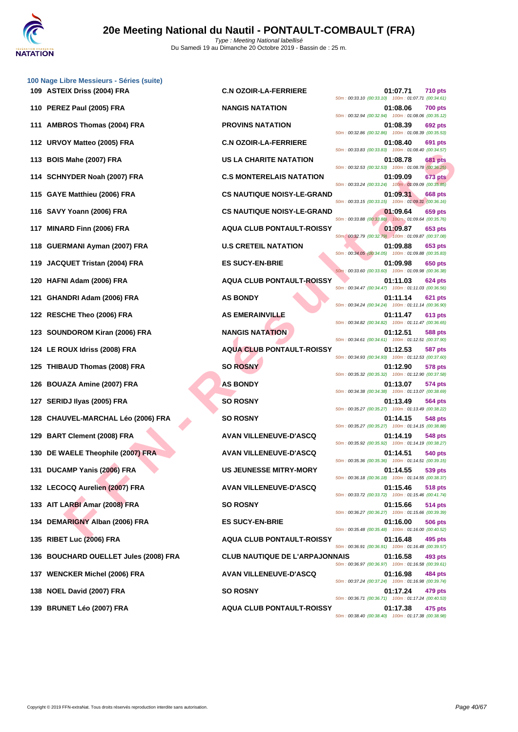# 20e Meeting National du Nautil - PONTAULT-COMBAULT (FRA)

Type : Meeting National labellisé
Du Samedi 19 au Dimanche 20 Octobre 2019 - Bassin de : 25 m.

## 100 Nage Libre Messieurs - Séries (suite)

| Rang | Nom | Club | Temps | Points | Splits |
|---|---|---|---|---|---|
| 109 | ASTEIX Driss (2004) FRA | C.N OZOIR-LA-FERRIERE | 01:07.71 | 710 pts | 50m : 00:33.10 (00:33.10) 100m : 01:07.71 (00:34.61) |
| 110 | PEREZ Paul (2005) FRA | NANGIS NATATION | 01:08.06 | 700 pts | 50m : 00:32.94 (00:32.94) 100m : 01:08.06 (00:35.12) |
| 111 | AMBROS Thomas (2004) FRA | PROVINS NATATION | 01:08.39 | 692 pts | 50m : 00:32.86 (00:32.86) 100m : 01:08.39 (00:35.53) |
| 112 | URVOY Matteo (2005) FRA | C.N OZOIR-LA-FERRIERE | 01:08.40 | 691 pts | 50m : 00:33.83 (00:33.83) 100m : 01:08.40 (00:34.57) |
| 113 | BOIS Mahe (2007) FRA | US LA CHARITE NATATION | 01:08.78 | 681 pts | 50m : 00:32.53 (00:32.53) 100m : 01:08.78 (00:36.25) |
| 114 | SCHNYDER Noah (2007) FRA | C.S MONTERELAIS NATATION | 01:09.09 | 673 pts | 50m : 00:33.24 (00:33.24) 100m : 01:09.09 (00:35.85) |
| 115 | GAYE Matthieu (2006) FRA | CS NAUTIQUE NOISY-LE-GRAND | 01:09.31 | 668 pts | 50m : 00:33.15 (00:33.15) 100m : 01:09.31 (00:36.16) |
| 116 | SAVY Yoann (2006) FRA | CS NAUTIQUE NOISY-LE-GRAND | 01:09.64 | 659 pts | 50m : 00:33.88 (00:33.88) 100m : 01:09.64 (00:35.76) |
| 117 | MINARD Finn (2006) FRA | AQUA CLUB PONTAULT-ROISSY | 01:09.87 | 653 pts | 50m : 00:32.79 (00:32.79) 100m : 01:09.87 (00:37.08) |
| 118 | GUERMANI Ayman (2007) FRA | U.S CRETEIL NATATION | 01:09.88 | 653 pts | 50m : 00:34.05 (00:34.05) 100m : 01:09.88 (00:35.83) |
| 119 | JACQUET Tristan (2004) FRA | ES SUCY-EN-BRIE | 01:09.98 | 650 pts | 50m : 00:33.60 (00:33.60) 100m : 01:09.98 (00:36.38) |
| 120 | HAFNI Adam (2006) FRA | AQUA CLUB PONTAULT-ROISSY | 01:11.03 | 624 pts | 50m : 00:34.47 (00:34.47) 100m : 01:11.03 (00:36.56) |
| 121 | GHANDRI Adam (2006) FRA | AS BONDY | 01:11.14 | 621 pts | 50m : 00:34.24 (00:34.24) 100m : 01:11.14 (00:36.90) |
| 122 | RESCHE Theo (2006) FRA | AS EMERAINVILLE | 01:11.47 | 613 pts | 50m : 00:34.82 (00:34.82) 100m : 01:11.47 (00:36.65) |
| 123 | SOUNDOROM Kiran (2006) FRA | NANGIS NATATION | 01:12.51 | 588 pts | 50m : 00:34.61 (00:34.61) 100m : 01:12.51 (00:37.90) |
| 124 | LE ROUX Idriss (2008) FRA | AQUA CLUB PONTAULT-ROISSY | 01:12.53 | 587 pts | 50m : 00:34.93 (00:34.93) 100m : 01:12.53 (00:37.60) |
| 125 | THIBAUD Thomas (2008) FRA | SO ROSNY | 01:12.90 | 578 pts | 50m : 00:35.32 (00:35.32) 100m : 01:12.90 (00:37.58) |
| 126 | BOUAZA Amine (2007) FRA | AS BONDY | 01:13.07 | 574 pts | 50m : 00:34.38 (00:34.38) 100m : 01:13.07 (00:38.69) |
| 127 | SERIDJ Ilyas (2005) FRA | SO ROSNY | 01:13.49 | 564 pts | 50m : 00:35.27 (00:35.27) 100m : 01:13.49 (00:38.22) |
| 128 | CHAUVEL-MARCHAL Léo (2006) FRA | SO ROSNY | 01:14.15 | 548 pts | 50m : 00:35.27 (00:35.27) 100m : 01:14.15 (00:38.88) |
| 129 | BART Clement (2008) FRA | AVAN VILLENEUVE-D'ASCQ | 01:14.19 | 548 pts | 50m : 00:35.92 (00:35.92) 100m : 01:14.19 (00:38.27) |
| 130 | DE WAELE Theophile (2007) FRA | AVAN VILLENEUVE-D'ASCQ | 01:14.51 | 540 pts | 50m : 00:35.36 (00:35.36) 100m : 01:14.51 (00:39.15) |
| 131 | DUCAMP Yanis (2006) FRA | US JEUNESSE MITRY-MORY | 01:14.55 | 539 pts | 50m : 00:36.18 (00:36.18) 100m : 01:14.55 (00:38.37) |
| 132 | LECOCQ Aurelien (2007) FRA | AVAN VILLENEUVE-D'ASCQ | 01:15.46 | 518 pts | 50m : 00:33.72 (00:33.72) 100m : 01:15.46 (00:41.74) |
| 133 | AIT LARBI Amar (2008) FRA | SO ROSNY | 01:15.66 | 514 pts | 50m : 00:36.27 (00:36.27) 100m : 01:15.66 (00:39.39) |
| 134 | DEMARIGNY Alban (2006) FRA | ES SUCY-EN-BRIE | 01:16.00 | 506 pts | 50m : 00:35.48 (00:35.48) 100m : 01:16.00 (00:40.52) |
| 135 | RIBET Luc (2006) FRA | AQUA CLUB PONTAULT-ROISSY | 01:16.48 | 495 pts | 50m : 00:36.91 (00:36.91) 100m : 01:16.48 (00:39.57) |
| 136 | BOUCHARD OUELLET Jules (2008) FRA | CLUB NAUTIQUE DE L'ARPAJONNAIS | 01:16.58 | 493 pts | 50m : 00:36.97 (00:36.97) 100m : 01:16.58 (00:39.61) |
| 137 | WENCKER Michel (2006) FRA | AVAN VILLENEUVE-D'ASCQ | 01:16.98 | 484 pts | 50m : 00:37.24 (00:37.24) 100m : 01:16.98 (00:39.74) |
| 138 | NOEL David (2007) FRA | SO ROSNY | 01:17.24 | 479 pts | 50m : 00:36.71 (00:36.71) 100m : 01:17.24 (00:40.53) |
| 139 | BRUNET Léo (2007) FRA | AQUA CLUB PONTAULT-ROISSY | 01:17.38 | 475 pts | 50m : 00:38.40 (00:38.40) 100m : 01:17.38 (00:38.98) |

Copyright © 2019 FFN-extraNat. Tous droits réservés reproduction interdite sans autorisation.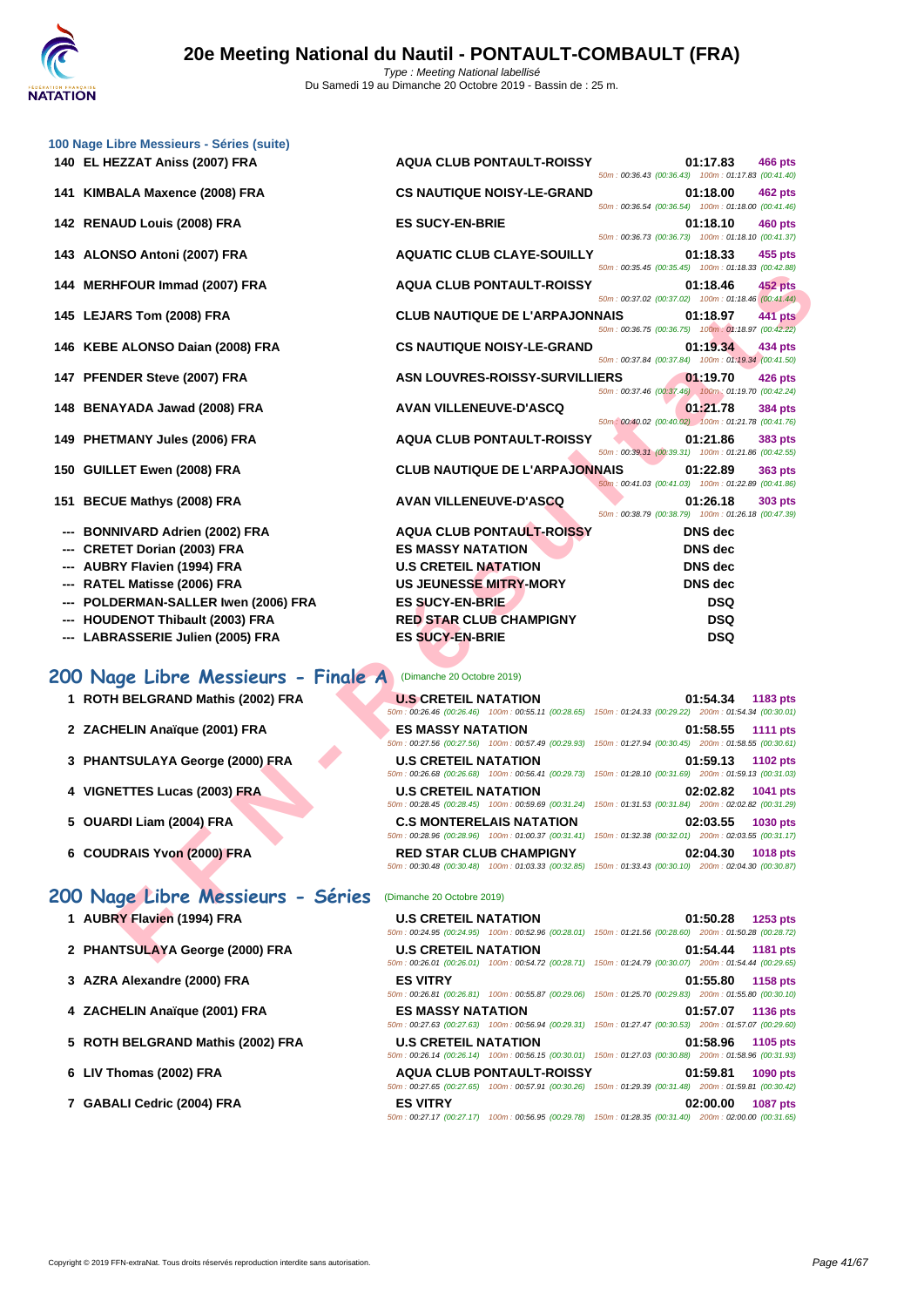### 100 Nage Libre Messieurs - Séries (suite)

| Rang | Nom | Club | Temps | Points | Splits |
|---|---|---|---|---|---|
| 140 | EL HEZZAT Aniss (2007) FRA | AQUA CLUB PONTAULT-ROISSY | 01:17.83 | 466 pts | 50m : 00:36.43 (00:36.43) 100m : 01:17.83 (00:41.40) |
| 141 | KIMBALA Maxence (2008) FRA | CS NAUTIQUE NOISY-LE-GRAND | 01:18.00 | 462 pts | 50m : 00:36.54 (00:36.54) 100m : 01:18.00 (00:41.46) |
| 142 | RENAUD Louis (2008) FRA | ES SUCY-EN-BRIE | 01:18.10 | 460 pts | 50m : 00:36.73 (00:36.73) 100m : 01:18.10 (00:41.37) |
| 143 | ALONSO Antoni (2007) FRA | AQUATIC CLUB CLAYE-SOUILLY | 01:18.33 | 455 pts | 50m : 00:35.45 (00:35.45) 100m : 01:18.33 (00:42.88) |
| 144 | MERHFOUR Immad (2007) FRA | AQUA CLUB PONTAULT-ROISSY | 01:18.46 | 452 pts | 50m : 00:37.02 (00:37.02) 100m : 01:18.46 (00:41.44) |
| 145 | LEJARS Tom (2008) FRA | CLUB NAUTIQUE DE L'ARPAJONNAIS | 01:18.97 | 441 pts | 50m : 00:36.75 (00:36.75) 100m : 01:18.97 (00:42.22) |
| 146 | KEBE ALONSO Daian (2008) FRA | CS NAUTIQUE NOISY-LE-GRAND | 01:19.34 | 434 pts | 50m : 00:37.84 (00:37.84) 100m : 01:19.34 (00:41.50) |
| 147 | PFENDER Steve (2007) FRA | ASN LOUVRES-ROISSY-SURVILLIERS | 01:19.70 | 426 pts | 50m : 00:37.46 (00:37.46) 100m : 01:19.70 (00:42.24) |
| 148 | BENAYADA Jawad (2008) FRA | AVAN VILLENEUVE-D'ASCQ | 01:21.78 | 384 pts | 50m : 00:40.02 (00:40.02) 100m : 01:21.78 (00:41.76) |
| 149 | PHETMANY Jules (2006) FRA | AQUA CLUB PONTAULT-ROISSY | 01:21.86 | 383 pts | 50m : 00:39.31 (00:39.31) 100m : 01:21.86 (00:42.55) |
| 150 | GUILLET Ewen (2008) FRA | CLUB NAUTIQUE DE L'ARPAJONNAIS | 01:22.89 | 363 pts | 50m : 00:41.03 (00:41.03) 100m : 01:22.89 (00:41.86) |
| 151 | BECUE Mathys (2008) FRA | AVAN VILLENEUVE-D'ASCQ | 01:26.18 | 303 pts | 50m : 00:38.79 (00:38.79) 100m : 01:26.18 (00:47.39) |
| --- | BONNIVARD Adrien (2002) FRA | AQUA CLUB PONTAULT-ROISSY | DNS dec | | |
| --- | CRETET Dorian (2003) FRA | ES MASSY NATATION | DNS dec | | |
| --- | AUBRY Flavien (1994) FRA | U.S CRETEIL NATATION | DNS dec | | |
| --- | RATEL Matisse (2006) FRA | US JEUNESSE MITRY-MORY | DNS dec | | |
| --- | POLDERMAN-SALLER Iwen (2006) FRA | ES SUCY-EN-BRIE | DSQ | | |
| --- | HOUDENOT Thibault (2003) FRA | RED STAR CLUB CHAMPIGNY | DSQ | | |
| --- | LABRASSERIE Julien (2005) FRA | ES SUCY-EN-BRIE | DSQ | | |

## 200 Nage Libre Messieurs - Finale A (Dimanche 20 Octobre 2019)

| Rang | Nom | Club | Temps | Points | Splits |
|---|---|---|---|---|---|
| 1 | ROTH BELGRAND Mathis (2002) FRA | U.S CRETEIL NATATION | 01:54.34 | 1183 pts | 50m : 00:26.46 (00:26.46) 100m : 00:55.11 (00:28.65) 150m : 01:24.33 (00:29.22) 200m : 01:54.34 (00:30.01) |
| 2 | ZACHELIN Anaïque (2001) FRA | ES MASSY NATATION | 01:58.55 | 1111 pts | 50m : 00:27.56 (00:27.56) 100m : 00:57.49 (00:29.93) 150m : 01:27.94 (00:30.45) 200m : 01:58.55 (00:30.61) |
| 3 | PHANTSULAYA George (2000) FRA | U.S CRETEIL NATATION | 01:59.13 | 1102 pts | 50m : 00:26.68 (00:26.68) 100m : 00:56.41 (00:29.73) 150m : 01:28.10 (00:31.69) 200m : 01:59.13 (00:31.03) |
| 4 | VIGNETTES Lucas (2003) FRA | U.S CRETEIL NATATION | 02:02.82 | 1041 pts | 50m : 00:28.45 (00:28.45) 100m : 00:59.69 (00:31.24) 150m : 01:31.53 (00:31.84) 200m : 02:02.82 (00:31.29) |
| 5 | OUARDI Liam (2004) FRA | C.S MONTERELAIS NATATION | 02:03.55 | 1030 pts | 50m : 00:28.96 (00:28.96) 100m : 01:00.37 (00:31.41) 150m : 01:32.38 (00:32.01) 200m : 02:03.55 (00:31.17) |
| 6 | COUDRAIS Yvon (2000) FRA | RED STAR CLUB CHAMPIGNY | 02:04.30 | 1018 pts | 50m : 00:30.48 (00:30.48) 100m : 01:03.33 (00:32.85) 150m : 01:33.43 (00:30.10) 200m : 02:04.30 (00:30.87) |

## 200 Nage Libre Messieurs - Séries (Dimanche 20 Octobre 2019)

| Rang | Nom | Club | Temps | Points | Splits |
|---|---|---|---|---|---|
| 1 | AUBRY Flavien (1994) FRA | U.S CRETEIL NATATION | 01:50.28 | 1253 pts | 50m : 00:24.95 (00:24.95) 100m : 00:52.96 (00:28.01) 150m : 01:21.56 (00:28.60) 200m : 01:50.28 (00:28.72) |
| 2 | PHANTSULAYA George (2000) FRA | U.S CRETEIL NATATION | 01:54.44 | 1181 pts | 50m : 00:26.01 (00:26.01) 100m : 00:54.72 (00:28.71) 150m : 01:24.79 (00:30.07) 200m : 01:54.44 (00:29.65) |
| 3 | AZRA Alexandre (2000) FRA | ES VITRY | 01:55.80 | 1158 pts | 50m : 00:26.81 (00:26.81) 100m : 00:55.87 (00:29.06) 150m : 01:25.70 (00:29.83) 200m : 01:55.80 (00:30.10) |
| 4 | ZACHELIN Anaïque (2001) FRA | ES MASSY NATATION | 01:57.07 | 1136 pts | 50m : 00:27.63 (00:27.63) 100m : 00:56.94 (00:29.31) 150m : 01:27.47 (00:30.53) 200m : 01:57.07 (00:29.60) |
| 5 | ROTH BELGRAND Mathis (2002) FRA | U.S CRETEIL NATATION | 01:58.96 | 1105 pts | 50m : 00:26.14 (00:26.14) 100m : 00:56.15 (00:30.01) 150m : 01:27.03 (00:30.88) 200m : 01:58.96 (00:31.93) |
| 6 | LIV Thomas (2002) FRA | AQUA CLUB PONTAULT-ROISSY | 01:59.81 | 1090 pts | 50m : 00:27.65 (00:27.65) 100m : 00:57.91 (00:30.26) 150m : 01:29.39 (00:31.48) 200m : 01:59.81 (00:30.42) |
| 7 | GABALI Cedric (2004) FRA | ES VITRY | 02:00.00 | 1087 pts | 50m : 00:27.17 (00:27.17) 100m : 00:56.95 (00:29.78) 150m : 01:28.35 (00:31.40) 200m : 02:00.00 (00:31.65) |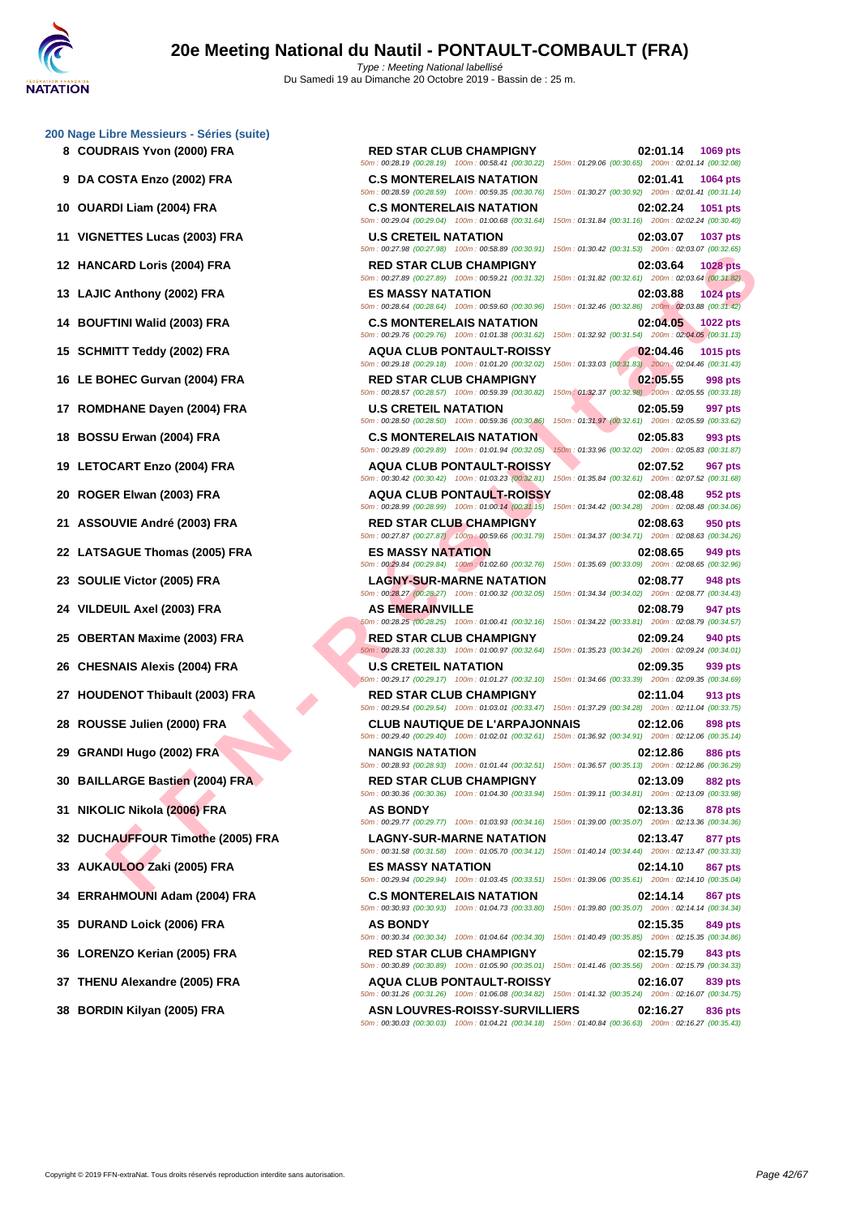## 200 Nage Libre Messieurs - Séries (suite)

| Rang | Nom | Club | Temps | Points |
|---|---|---|---|---|
| 8 | COUDRAIS Yvon (2000) FRA | RED STAR CLUB CHAMPIGNY | 02:01.14 | 1069 pts |
| | | 50m : 00:28.19 (00:28.19) 100m : 00:58.41 (00:30.22) 150m : 01:29.06 (00:30.65) 200m : 02:01.14 (00:32.08) | | |
| 9 | DA COSTA Enzo (2002) FRA | C.S MONTERELAIS NATATION | 02:01.41 | 1064 pts |
| | | 50m : 00:28.59 (00:28.59) 100m : 00:59.35 (00:30.76) 150m : 01:30.27 (00:30.92) 200m : 02:01.41 (00:31.14) | | |
| 10 | OUARDI Liam (2004) FRA | C.S MONTERELAIS NATATION | 02:02.24 | 1051 pts |
| | | 50m : 00:29.04 (00:29.04) 100m : 01:00.68 (00:31.64) 150m : 01:31.84 (00:31.16) 200m : 02:02.24 (00:30.40) | | |
| 11 | VIGNETTES Lucas (2003) FRA | U.S CRETEIL NATATION | 02:03.07 | 1037 pts |
| | | 50m : 00:27.98 (00:27.98) 100m : 00:58.89 (00:30.91) 150m : 01:30.42 (00:31.53) 200m : 02:03.07 (00:32.65) | | |
| 12 | HANCARD Loris (2004) FRA | RED STAR CLUB CHAMPIGNY | 02:03.64 | 1028 pts |
| | | 50m : 00:27.89 (00:27.89) 100m : 00:59.21 (00:31.32) 150m : 01:31.82 (00:32.61) 200m : 02:03.64 (00:31.82) | | |
| 13 | LAJIC Anthony (2002) FRA | ES MASSY NATATION | 02:03.88 | 1024 pts |
| | | 50m : 00:28.64 (00:28.64) 100m : 00:59.60 (00:30.96) 150m : 01:32.46 (00:32.86) 200m : 02:03.88 (00:31.42) | | |
| 14 | BOUFTINI Walid (2003) FRA | C.S MONTERELAIS NATATION | 02:04.05 | 1022 pts |
| | | 50m : 00:29.76 (00:29.76) 100m : 01:01.38 (00:31.62) 150m : 01:32.92 (00:31.54) 200m : 02:04.05 (00:31.13) | | |
| 15 | SCHMITT Teddy (2002) FRA | AQUA CLUB PONTAULT-ROISSY | 02:04.46 | 1015 pts |
| | | 50m : 00:29.18 (00:29.18) 100m : 01:01.20 (00:32.02) 150m : 01:33.03 (00:31.83) 200m : 02:04.46 (00:31.43) | | |
| 16 | LE BOHEC Gurvan (2004) FRA | RED STAR CLUB CHAMPIGNY | 02:05.55 | 998 pts |
| | | 50m : 00:28.57 (00:28.57) 100m : 00:59.39 (00:30.82) 150m : 01:32.37 (00:32.98) 200m : 02:05.55 (00:33.18) | | |
| 17 | ROMDHANE Dayen (2004) FRA | U.S CRETEIL NATATION | 02:05.59 | 997 pts |
| | | 50m : 00:28.50 (00:28.50) 100m : 00:59.36 (00:30.86) 150m : 01:31.97 (00:32.61) 200m : 02:05.59 (00:33.62) | | |
| 18 | BOSSU Erwan (2004) FRA | C.S MONTERELAIS NATATION | 02:05.83 | 993 pts |
| | | 50m : 00:29.89 (00:29.89) 100m : 01:01.94 (00:32.05) 150m : 01:33.96 (00:32.02) 200m : 02:05.83 (00:31.87) | | |
| 19 | LETOCART Enzo (2004) FRA | AQUA CLUB PONTAULT-ROISSY | 02:07.52 | 967 pts |
| | | 50m : 00:30.42 (00:30.42) 100m : 01:03.23 (00:32.81) 150m : 01:35.84 (00:32.61) 200m : 02:07.52 (00:31.68) | | |
| 20 | ROGER Elwan (2003) FRA | AQUA CLUB PONTAULT-ROISSY | 02:08.48 | 952 pts |
| | | 50m : 00:28.99 (00:28.99) 100m : 01:00.14 (00:31.15) 150m : 01:34.42 (00:34.28) 200m : 02:08.48 (00:34.06) | | |
| 21 | ASSOUVIE André (2003) FRA | RED STAR CLUB CHAMPIGNY | 02:08.63 | 950 pts |
| | | 50m : 00:27.87 (00:27.87) 100m : 00:59.66 (00:31.79) 150m : 01:34.37 (00:34.71) 200m : 02:08.63 (00:34.26) | | |
| 22 | LATSAGUE Thomas (2005) FRA | ES MASSY NATATION | 02:08.65 | 949 pts |
| | | 50m : 00:29.84 (00:29.84) 100m : 01:02.60 (00:32.76) 150m : 01:35.69 (00:33.09) 200m : 02:08.65 (00:32.96) | | |
| 23 | SOULIE Victor (2005) FRA | LAGNY-SUR-MARNE NATATION | 02:08.77 | 948 pts |
| | | 50m : 00:28.27 (00:28.27) 100m : 01:00.32 (00:32.05) 150m : 01:34.34 (00:34.02) 200m : 02:08.77 (00:34.43) | | |
| 24 | VILDEUIL Axel (2003) FRA | AS EMERAINVILLE | 02:08.79 | 947 pts |
| | | 50m : 00:28.25 (00:28.25) 100m : 01:00.41 (00:32.16) 150m : 01:34.22 (00:33.81) 200m : 02:08.79 (00:34.57) | | |
| 25 | OBERTAN Maxime (2003) FRA | RED STAR CLUB CHAMPIGNY | 02:09.24 | 940 pts |
| | | 50m : 00:28.33 (00:28.33) 100m : 01:00.97 (00:32.64) 150m : 01:35.23 (00:34.26) 200m : 02:09.24 (00:34.01) | | |
| 26 | CHESNAIS Alexis (2004) FRA | U.S CRETEIL NATATION | 02:09.35 | 939 pts |
| | | 50m : 00:29.17 (00:29.17) 100m : 01:01.27 (00:32.10) 150m : 01:34.66 (00:33.39) 200m : 02:09.35 (00:34.69) | | |
| 27 | HOUDENOT Thibault (2003) FRA | RED STAR CLUB CHAMPIGNY | 02:11.04 | 913 pts |
| | | 50m : 00:29.54 (00:29.54) 100m : 01:03.01 (00:33.47) 150m : 01:37.29 (00:34.28) 200m : 02:11.04 (00:33.75) | | |
| 28 | ROUSSE Julien (2000) FRA | CLUB NAUTIQUE DE L'ARPAJONNAIS | 02:12.06 | 898 pts |
| | | 50m : 00:29.40 (00:29.40) 100m : 01:02.01 (00:32.61) 150m : 01:36.92 (00:34.91) 200m : 02:12.06 (00:35.14) | | |
| 29 | GRANDI Hugo (2002) FRA | NANGIS NATATION | 02:12.86 | 886 pts |
| | | 50m : 00:28.93 (00:28.93) 100m : 01:01.44 (00:32.51) 150m : 01:36.57 (00:35.13) 200m : 02:12.86 (00:36.29) | | |
| 30 | BAILLARGE Bastien (2004) FRA | RED STAR CLUB CHAMPIGNY | 02:13.09 | 882 pts |
| | | 50m : 00:30.36 (00:30.36) 100m : 01:04.30 (00:33.94) 150m : 01:39.11 (00:34.81) 200m : 02:13.09 (00:33.98) | | |
| 31 | NIKOLIC Nikola (2006) FRA | AS BONDY | 02:13.36 | 878 pts |
| | | 50m : 00:29.77 (00:29.77) 100m : 01:03.93 (00:34.16) 150m : 01:39.00 (00:35.07) 200m : 02:13.36 (00:34.36) | | |
| 32 | DUCHAUFFOUR Timothe (2005) FRA | LAGNY-SUR-MARNE NATATION | 02:13.47 | 877 pts |
| | | 50m : 00:31.58 (00:31.58) 100m : 01:05.70 (00:34.12) 150m : 01:40.14 (00:34.44) 200m : 02:13.47 (00:33.33) | | |
| 33 | AUKAULOO Zaki (2005) FRA | ES MASSY NATATION | 02:14.10 | 867 pts |
| | | 50m : 00:29.94 (00:29.94) 100m : 01:03.45 (00:33.51) 150m : 01:39.06 (00:35.61) 200m : 02:14.10 (00:35.04) | | |
| 34 | ERRAHMOUNI Adam (2004) FRA | C.S MONTERELAIS NATATION | 02:14.14 | 867 pts |
| | | 50m : 00:30.93 (00:30.93) 100m : 01:04.73 (00:33.80) 150m : 01:39.80 (00:35.07) 200m : 02:14.14 (00:34.34) | | |
| 35 | DURAND Loick (2006) FRA | AS BONDY | 02:15.35 | 849 pts |
| | | 50m : 00:30.34 (00:30.34) 100m : 01:04.64 (00:34.30) 150m : 01:40.49 (00:35.85) 200m : 02:15.35 (00:34.86) | | |
| 36 | LORENZO Kerian (2005) FRA | RED STAR CLUB CHAMPIGNY | 02:15.79 | 843 pts |
| | | 50m : 00:30.89 (00:30.89) 100m : 01:05.90 (00:35.01) 150m : 01:41.46 (00:35.56) 200m : 02:15.79 (00:34.33) | | |
| 37 | THENU Alexandre (2005) FRA | AQUA CLUB PONTAULT-ROISSY | 02:16.07 | 839 pts |
| | | 50m : 00:31.26 (00:31.26) 100m : 01:06.08 (00:34.82) 150m : 01:41.32 (00:35.24) 200m : 02:16.07 (00:34.75) | | |
| 38 | BORDIN Kilyan (2005) FRA | ASN LOUVRES-ROISSY-SURVILLIERS | 02:16.27 | 836 pts |
| | | 50m : 00:30.03 (00:30.03) 100m : 01:04.21 (00:34.18) 150m : 01:40.84 (00:36.63) 200m : 02:16.27 (00:35.43) | | |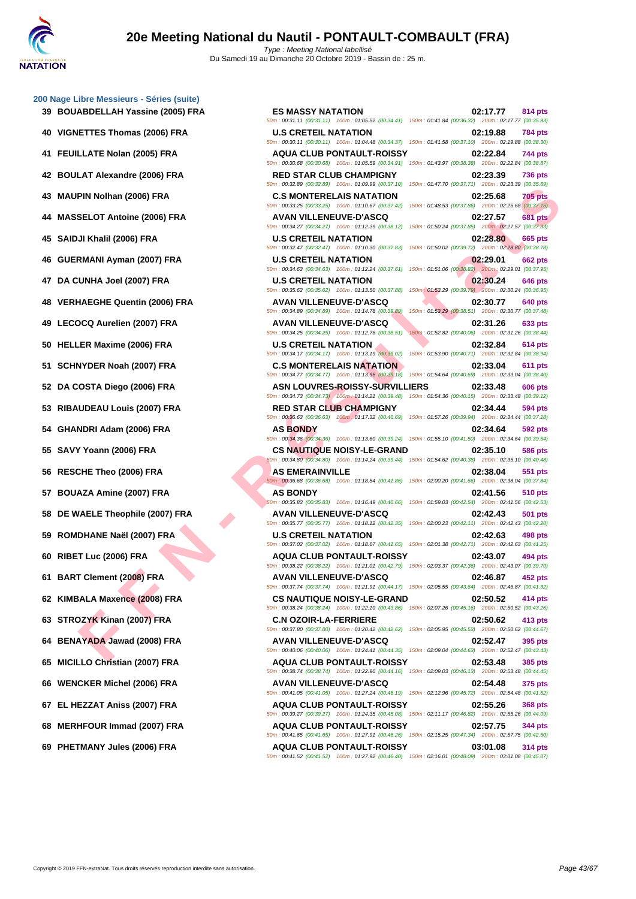# 20e Meeting National du Nautil - PONTAULT-COMBAULT (FRA)

Type : Meeting National labellisé
Du Samedi 19 au Dimanche 20 Octobre 2019 - Bassin de : 25 m.

## 200 Nage Libre Messieurs - Séries (suite)

| Rg | Nom | Club | Temps | Points |
|---|---|---|---|---|
| 39 | BOUABDELLAH Yassine (2005) FRA | ES MASSY NATATION | 02:17.77 | 814 pts |
| | | 50m : 00:31.11 (00:31.11) 100m : 01:05.52 (00:34.41) 150m : 01:41.84 (00:36.32) 200m : 02:17.77 (00:35.93) | | |
| 40 | VIGNETTES Thomas (2006) FRA | U.S CRETEIL NATATION | 02:19.88 | 784 pts |
| | | 50m : 00:30.11 (00:30.11) 100m : 01:04.48 (00:34.37) 150m : 01:41.58 (00:37.10) 200m : 02:19.88 (00:38.30) | | |
| 41 | FEUILLATE Nolan (2005) FRA | AQUA CLUB PONTAULT-ROISSY | 02:22.84 | 744 pts |
| | | 50m : 00:30.68 (00:30.68) 100m : 01:05.59 (00:34.91) 150m : 01:43.97 (00:38.38) 200m : 02:22.84 (00:38.87) | | |
| 42 | BOULAT Alexandre (2006) FRA | RED STAR CLUB CHAMPIGNY | 02:23.39 | 736 pts |
| | | 50m : 00:32.89 (00:32.89) 100m : 01:09.99 (00:37.10) 150m : 01:47.70 (00:37.71) 200m : 02:23.39 (00:35.69) | | |
| 43 | MAUPIN Nolhan (2006) FRA | C.S MONTERELAIS NATATION | 02:25.68 | 705 pts |
| | | 50m : 00:33.25 (00:33.25) 100m : 01:10.67 (00:37.42) 150m : 01:48.53 (00:37.86) 200m : 02:25.68 (00:37.15) | | |
| 44 | MASSELOT Antoine (2006) FRA | AVAN VILLENEUVE-D'ASCQ | 02:27.57 | 681 pts |
| | | 50m : 00:34.27 (00:34.27) 100m : 01:12.39 (00:38.12) 150m : 01:50.24 (00:37.85) 200m : 02:27.57 (00:37.33) | | |
| 45 | SAIDJI Khalil (2006) FRA | U.S CRETEIL NATATION | 02:28.80 | 665 pts |
| | | 50m : 00:32.47 (00:32.47) 100m : 01:10.30 (00:37.83) 150m : 01:50.02 (00:39.72) 200m : 02:28.80 (00:38.78) | | |
| 46 | GUERMANI Ayman (2007) FRA | U.S CRETEIL NATATION | 02:29.01 | 662 pts |
| | | 50m : 00:34.63 (00:34.63) 100m : 01:12.24 (00:37.61) 150m : 01:51.06 (00:38.82) 200m : 02:29.01 (00:37.95) | | |
| 47 | DA CUNHA Joel (2007) FRA | U.S CRETEIL NATATION | 02:30.24 | 646 pts |
| | | 50m : 00:35.62 (00:35.62) 100m : 01:13.50 (00:37.88) 150m : 01:53.29 (00:39.79) 200m : 02:30.24 (00:36.95) | | |
| 48 | VERHAEGHE Quentin (2006) FRA | AVAN VILLENEUVE-D'ASCQ | 02:30.77 | 640 pts |
| | | 50m : 00:34.89 (00:34.89) 100m : 01:14.78 (00:39.89) 150m : 01:53.29 (00:38.51) 200m : 02:30.77 (00:37.48) | | |
| 49 | LECOCQ Aurelien (2007) FRA | AVAN VILLENEUVE-D'ASCQ | 02:31.26 | 633 pts |
| | | 50m : 00:34.25 (00:34.25) 100m : 01:12.76 (00:38.51) 150m : 01:52.82 (00:40.06) 200m : 02:31.26 (00:38.44) | | |
| 50 | HELLER Maxime (2006) FRA | U.S CRETEIL NATATION | 02:32.84 | 614 pts |
| | | 50m : 00:34.17 (00:34.17) 100m : 01:13.19 (00:39.02) 150m : 01:53.90 (00:40.71) 200m : 02:32.84 (00:38.94) | | |
| 51 | SCHNYDER Noah (2007) FRA | C.S MONTERELAIS NATATION | 02:33.04 | 611 pts |
| | | 50m : 00:34.77 (00:34.77) 100m : 01:13.95 (00:39.18) 150m : 01:54.64 (00:40.69) 200m : 02:33.04 (00:38.40) | | |
| 52 | DA COSTA Diego (2006) FRA | ASN LOUVRES-ROISSY-SURVILLIERS | 02:33.48 | 606 pts |
| | | 50m : 00:34.73 (00:34.73) 100m : 01:14.21 (00:39.48) 150m : 01:54.36 (00:40.15) 200m : 02:33.48 (00:39.12) | | |
| 53 | RIBAUDEAU Louis (2007) FRA | RED STAR CLUB CHAMPIGNY | 02:34.44 | 594 pts |
| | | 50m : 00:36.63 (00:36.63) 100m : 01:17.32 (00:40.69) 150m : 01:57.26 (00:39.94) 200m : 02:34.44 (00:37.18) | | |
| 54 | GHANDRI Adam (2006) FRA | AS BONDY | 02:34.64 | 592 pts |
| | | 50m : 00:34.36 (00:34.36) 100m : 01:13.60 (00:39.24) 150m : 01:55.10 (00:41.50) 200m : 02:34.64 (00:39.54) | | |
| 55 | SAVY Yoann (2006) FRA | CS NAUTIQUE NOISY-LE-GRAND | 02:35.10 | 586 pts |
| | | 50m : 00:34.80 (00:34.80) 100m : 01:14.24 (00:39.44) 150m : 01:54.62 (00:40.38) 200m : 02:35.10 (00:40.48) | | |
| 56 | RESCHE Theo (2006) FRA | AS EMERAINVILLE | 02:38.04 | 551 pts |
| | | 50m : 00:36.68 (00:36.68) 100m : 01:18.54 (00:41.86) 150m : 02:00.20 (00:41.66) 200m : 02:38.04 (00:37.84) | | |
| 57 | BOUAZA Amine (2007) FRA | AS BONDY | 02:41.56 | 510 pts |
| | | 50m : 00:35.83 (00:35.83) 100m : 01:16.49 (00:40.66) 150m : 01:59.03 (00:42.54) 200m : 02:41.56 (00:42.53) | | |
| 58 | DE WAELE Theophile (2007) FRA | AVAN VILLENEUVE-D'ASCQ | 02:42.43 | 501 pts |
| | | 50m : 00:35.77 (00:35.77) 100m : 01:18.12 (00:42.35) 150m : 02:00.23 (00:42.11) 200m : 02:42.43 (00:42.20) | | |
| 59 | ROMDHANE Naël (2007) FRA | U.S CRETEIL NATATION | 02:42.63 | 498 pts |
| | | 50m : 00:37.02 (00:37.02) 100m : 01:18.67 (00:41.65) 150m : 02:01.38 (00:42.71) 200m : 02:42.63 (00:41.25) | | |
| 60 | RIBET Luc (2006) FRA | AQUA CLUB PONTAULT-ROISSY | 02:43.07 | 494 pts |
| | | 50m : 00:38.22 (00:38.22) 100m : 01:21.01 (00:42.79) 150m : 02:03.37 (00:42.36) 200m : 02:43.07 (00:39.70) | | |
| 61 | BART Clement (2008) FRA | AVAN VILLENEUVE-D'ASCQ | 02:46.87 | 452 pts |
| | | 50m : 00:37.74 (00:37.74) 100m : 01:21.91 (00:44.17) 150m : 02:05.55 (00:43.64) 200m : 02:46.87 (00:41.32) | | |
| 62 | KIMBALA Maxence (2008) FRA | CS NAUTIQUE NOISY-LE-GRAND | 02:50.52 | 414 pts |
| | | 50m : 00:38.24 (00:38.24) 100m : 01:22.10 (00:43.86) 150m : 02:07.26 (00:45.16) 200m : 02:50.52 (00:43.26) | | |
| 63 | STROZYK Kinan (2007) FRA | C.N OZOIR-LA-FERRIERE | 02:50.62 | 413 pts |
| | | 50m : 00:37.80 (00:37.80) 100m : 01:20.42 (00:42.62) 150m : 02:05.95 (00:45.53) 200m : 02:50.62 (00:44.67) | | |
| 64 | BENAYADA Jawad (2008) FRA | AVAN VILLENEUVE-D'ASCQ | 02:52.47 | 395 pts |
| | | 50m : 00:40.06 (00:40.06) 100m : 01:24.41 (00:44.35) 150m : 02:09.04 (00:44.63) 200m : 02:52.47 (00:43.43) | | |
| 65 | MICILLO Christian (2007) FRA | AQUA CLUB PONTAULT-ROISSY | 02:53.48 | 385 pts |
| | | 50m : 00:38.74 (00:38.74) 100m : 01:22.90 (00:44.16) 150m : 02:09.03 (00:46.13) 200m : 02:53.48 (00:44.45) | | |
| 66 | WENCKER Michel (2006) FRA | AVAN VILLENEUVE-D'ASCQ | 02:54.48 | 375 pts |
| | | 50m : 00:41.05 (00:41.05) 100m : 01:27.24 (00:46.19) 150m : 02:12.96 (00:45.72) 200m : 02:54.48 (00:41.52) | | |
| 67 | EL HEZZAT Aniss (2007) FRA | AQUA CLUB PONTAULT-ROISSY | 02:55.26 | 368 pts |
| | | 50m : 00:39.27 (00:39.27) 100m : 01:24.35 (00:45.08) 150m : 02:11.17 (00:46.82) 200m : 02:55.26 (00:44.09) | | |
| 68 | MERHFOUR Immad (2007) FRA | AQUA CLUB PONTAULT-ROISSY | 02:57.75 | 344 pts |
| | | 50m : 00:41.65 (00:41.65) 100m : 01:27.91 (00:46.26) 150m : 02:15.25 (00:47.34) 200m : 02:57.75 (00:42.50) | | |
| 69 | PHETMANY Jules (2006) FRA | AQUA CLUB PONTAULT-ROISSY | 03:01.08 | 314 pts |
| | | 50m : 00:41.52 (00:41.52) 100m : 01:27.92 (00:46.40) 150m : 02:16.01 (00:48.09) 200m : 03:01.08 (00:45.07) | | |

Copyright © 2019 FFN-extraNat. Tous droits réservés reproduction interdite sans autorisation.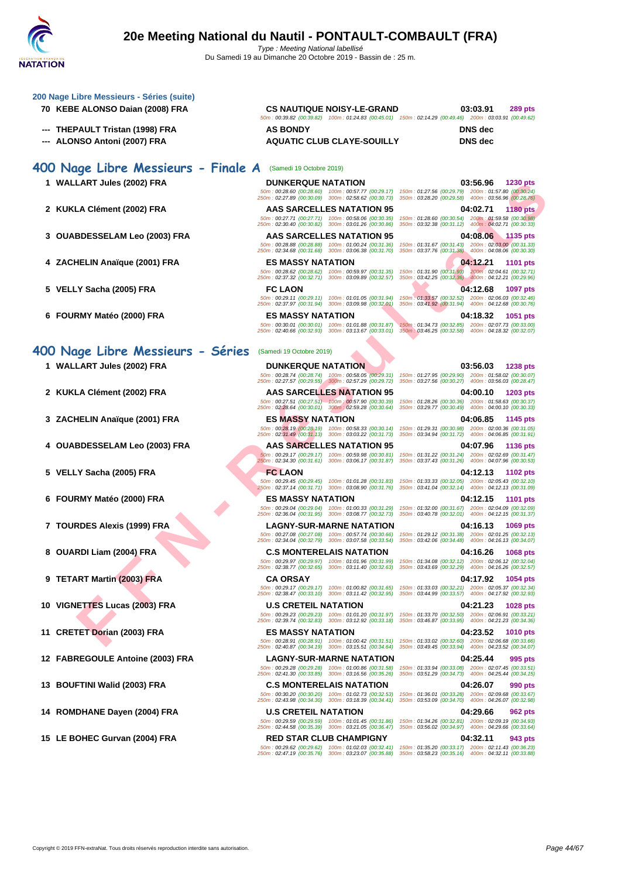**200 Nage Libre Messieurs - Séries (suite)**

| | | | | |
|---|---|---|---|---|
| 70 | KEBE ALONSO Daian (2008) FRA | CS NAUTIQUE NOISY-LE-GRAND | 03:03.91 | 289 pts |
| | | 50m : 00:39.82 (00:39.82) 100m : 01:24.83 (00:45.01) 150m : 02:14.29 (00:49.46) 200m : 03:03.91 (00:49.62) | | |
| --- | THEPAULT Tristan (1998) FRA | AS BONDY | DNS dec | |
| --- | ALONSO Antoni (2007) FRA | AQUATIC CLUB CLAYE-SOUILLY | DNS dec | |

## 400 Nage Libre Messieurs - Finale A (Samedi 19 Octobre 2019)

| | | | | |
|---|---|---|---|---|
| 1 | WALLART Jules (2002) FRA | DUNKERQUE NATATION | 03:56.96 | 1230 pts |
| | | 50m : 00:28.60 (00:28.60) 100m : 00:57.77 (00:29.17) 150m : 01:27.56 (00:29.79) 200m : 01:57.80 (00:30.24) 250m : 02:27.89 (00:30.09) 300m : 02:58.62 (00:30.73) 350m : 03:28.20 (00:29.58) 400m : 03:56.96 (00:28.76) | | |
| 2 | KUKLA Clément (2002) FRA | AAS SARCELLES NATATION 95 | 04:02.71 | 1180 pts |
| | | 50m : 00:27.71 (00:27.71) 100m : 00:58.06 (00:30.35) 150m : 01:28.60 (00:30.54) 200m : 01:59.58 (00:30.98) 250m : 02:30.40 (00:30.82) 300m : 03:01.26 (00:30.86) 350m : 03:32.38 (00:31.12) 400m : 04:02.71 (00:30.33) | | |
| 3 | OUABDESSELAM Leo (2003) FRA | AAS SARCELLES NATATION 95 | 04:08.06 | 1135 pts |
| | | 50m : 00:28.88 (00:28.88) 100m : 01:00.24 (00:31.36) 150m : 01:31.67 (00:31.43) 200m : 02:03.00 (00:31.33) 250m : 02:34.68 (00:31.68) 300m : 03:06.38 (00:31.70) 350m : 03:37.76 (00:31.38) 400m : 04:08.06 (00:30.30) | | |
| 4 | ZACHELIN Anaïque (2001) FRA | ES MASSY NATATION | 04:12.21 | 1101 pts |
| | | 50m : 00:28.62 (00:28.62) 100m : 00:59.97 (00:31.35) 150m : 01:31.90 (00:31.93) 200m : 02:04.61 (00:32.71) 250m : 02:37.32 (00:32.71) 300m : 03:09.89 (00:32.57) 350m : 03:42.25 (00:32.36) 400m : 04:12.21 (00:29.96) | | |
| 5 | VELLY Sacha (2005) FRA | FC LAON | 04:12.68 | 1097 pts |
| | | 50m : 00:29.11 (00:29.11) 100m : 01:01.05 (00:31.94) 150m : 01:33.57 (00:32.52) 200m : 02:06.03 (00:32.46) 250m : 02:37.97 (00:31.94) 300m : 03:09.98 (00:32.01) 350m : 03:41.92 (00:31.94) 400m : 04:12.68 (00:30.76) | | |
| 6 | FOURMY Matéo (2000) FRA | ES MASSY NATATION | 04:18.32 | 1051 pts |
| | | 50m : 00:30.01 (00:30.01) 100m : 01:01.88 (00:31.87) 150m : 01:34.73 (00:32.85) 200m : 02:07.73 (00:33.00) 250m : 02:40.66 (00:32.93) 300m : 03:13.67 (00:33.01) 350m : 03:46.25 (00:32.58) 400m : 04:18.32 (00:32.07) | | |

## 400 Nage Libre Messieurs - Séries (Samedi 19 Octobre 2019)

| | | | | |
|---|---|---|---|---|
| 1 | WALLART Jules (2002) FRA | DUNKERQUE NATATION | 03:56.03 | 1238 pts |
| | | 50m : 00:28.74 (00:28.74) 100m : 00:58.05 (00:29.31) 150m : 01:27.95 (00:29.90) 200m : 01:58.02 (00:30.07) 250m : 02:27.57 (00:29.55) 300m : 02:57.29 (00:29.72) 350m : 03:27.56 (00:30.27) 400m : 03:56.03 (00:28.47) | | |
| 2 | KUKLA Clément (2002) FRA | AAS SARCELLES NATATION 95 | 04:00.10 | 1203 pts |
| | | 50m : 00:27.51 (00:27.51) 100m : 00:57.90 (00:30.39) 150m : 01:28.26 (00:30.36) 200m : 01:58.63 (00:30.37) 250m : 02:28.64 (00:30.01) 300m : 02:59.28 (00:30.64) 350m : 03:29.77 (00:30.49) 400m : 04:00.10 (00:30.33) | | |
| 3 | ZACHELIN Anaïque (2001) FRA | ES MASSY NATATION | 04:06.85 | 1145 pts |
| | | 50m : 00:28.19 (00:28.19) 100m : 00:58.33 (00:30.14) 150m : 01:29.31 (00:30.98) 200m : 02:00.36 (00:31.05) 250m : 02:31.49 (00:31.13) 300m : 03:03.22 (00:31.73) 350m : 03:34.94 (00:31.72) 400m : 04:06.85 (00:31.91) | | |
| 4 | OUABDESSELAM Leo (2003) FRA | AAS SARCELLES NATATION 95 | 04:07.96 | 1136 pts |
| | | 50m : 00:29.17 (00:29.17) 100m : 00:59.98 (00:30.81) 150m : 01:31.22 (00:31.24) 200m : 02:02.69 (00:31.47) 250m : 02:34.30 (00:31.61) 300m : 03:06.17 (00:31.87) 350m : 03:37.43 (00:31.26) 400m : 04:07.96 (00:30.53) | | |
| 5 | VELLY Sacha (2005) FRA | FC LAON | 04:12.13 | 1102 pts |
| | | 50m : 00:29.45 (00:29.45) 100m : 01:01.28 (00:31.83) 150m : 01:33.33 (00:32.05) 200m : 02:05.43 (00:32.10) 250m : 02:37.14 (00:31.71) 300m : 03:08.90 (00:31.76) 350m : 03:41.04 (00:32.14) 400m : 04:12.13 (00:31.09) | | |
| 6 | FOURMY Matéo (2000) FRA | ES MASSY NATATION | 04:12.15 | 1101 pts |
| | | 50m : 00:29.04 (00:29.04) 100m : 01:00.33 (00:31.29) 150m : 01:32.00 (00:31.67) 200m : 02:04.09 (00:32.09) 250m : 02:36.04 (00:31.95) 300m : 03:08.77 (00:32.73) 350m : 03:40.78 (00:32.01) 400m : 04:12.15 (00:31.37) | | |
| 7 | TOURDES Alexis (1999) FRA | LAGNY-SUR-MARNE NATATION | 04:16.13 | 1069 pts |
| | | 50m : 00:27.08 (00:27.08) 100m : 00:57.74 (00:30.66) 150m : 01:29.12 (00:31.38) 200m : 02:01.25 (00:32.13) 250m : 02:34.04 (00:32.79) 300m : 03:07.58 (00:33.54) 350m : 03:42.06 (00:34.48) 400m : 04:16.13 (00:34.07) | | |
| 8 | OUARDI Liam (2004) FRA | C.S MONTERELAIS NATATION | 04:16.26 | 1068 pts |
| | | 50m : 00:29.97 (00:29.97) 100m : 01:01.96 (00:31.99) 150m : 01:34.08 (00:32.12) 200m : 02:06.12 (00:32.04) 250m : 02:38.77 (00:32.65) 300m : 03:11.40 (00:32.63) 350m : 03:43.69 (00:32.29) 400m : 04:16.26 (00:32.57) | | |
| 9 | TETART Martin (2003) FRA | CA ORSAY | 04:17.92 | 1054 pts |
| | | 50m : 00:29.17 (00:29.17) 100m : 01:00.82 (00:31.65) 150m : 01:33.03 (00:32.21) 200m : 02:05.37 (00:32.34) 250m : 02:38.47 (00:33.10) 300m : 03:11.42 (00:32.95) 350m : 03:44.99 (00:33.57) 400m : 04:17.92 (00:32.93) | | |
| 10 | VIGNETTES Lucas (2003) FRA | U.S CRETEIL NATATION | 04:21.23 | 1028 pts |
| | | 50m : 00:29.23 (00:29.23) 100m : 01:01.20 (00:31.97) 150m : 01:33.70 (00:32.50) 200m : 02:06.91 (00:33.21) 250m : 02:39.74 (00:32.83) 300m : 03:12.92 (00:33.18) 350m : 03:46.87 (00:33.95) 400m : 04:21.23 (00:34.36) | | |
| 11 | CRETET Dorian (2003) FRA | ES MASSY NATATION | 04:23.52 | 1010 pts |
| | | 50m : 00:28.91 (00:28.91) 100m : 01:00.42 (00:31.51) 150m : 01:33.02 (00:32.60) 200m : 02:06.68 (00:33.66) 250m : 02:40.87 (00:34.19) 300m : 03:15.51 (00:34.64) 350m : 03:49.45 (00:33.94) 400m : 04:23.52 (00:34.07) | | |
| 12 | FABREGOULE Antoine (2003) FRA | LAGNY-SUR-MARNE NATATION | 04:25.44 | 995 pts |
| | | 50m : 00:29.28 (00:29.28) 100m : 01:00.86 (00:31.58) 150m : 01:33.94 (00:33.08) 200m : 02:07.45 (00:33.51) 250m : 02:41.30 (00:33.85) 300m : 03:16.56 (00:35.26) 350m : 03:51.29 (00:34.73) 400m : 04:25.44 (00:34.15) | | |
| 13 | BOUFTINI Walid (2003) FRA | C.S MONTERELAIS NATATION | 04:26.07 | 990 pts |
| | | 50m : 00:30.20 (00:30.20) 100m : 01:02.73 (00:32.53) 150m : 01:36.01 (00:33.28) 200m : 02:09.68 (00:33.67) 250m : 02:43.98 (00:34.30) 300m : 03:18.39 (00:34.41) 350m : 03:53.09 (00:34.70) 400m : 04:26.07 (00:32.98) | | |
| 14 | ROMDHANE Dayen (2004) FRA | U.S CRETEIL NATATION | 04:29.66 | 962 pts |
| | | 50m : 00:29.59 (00:29.59) 100m : 01:01.45 (00:31.86) 150m : 01:34.26 (00:32.81) 200m : 02:09.19 (00:34.93) 250m : 02:44.58 (00:35.39) 300m : 03:21.05 (00:36.47) 350m : 03:56.02 (00:34.97) 400m : 04:29.66 (00:33.64) | | |
| 15 | LE BOHEC Gurvan (2004) FRA | RED STAR CLUB CHAMPIGNY | 04:32.11 | 943 pts |
| | | 50m : 00:29.62 (00:29.62) 100m : 01:02.03 (00:32.41) 150m : 01:35.20 (00:33.17) 200m : 02:11.43 (00:36.23) 250m : 02:47.19 (00:35.76) 300m : 03:23.07 (00:35.88) 350m : 03:58.23 (00:35.16) 400m : 04:32.11 (00:33.88) | | |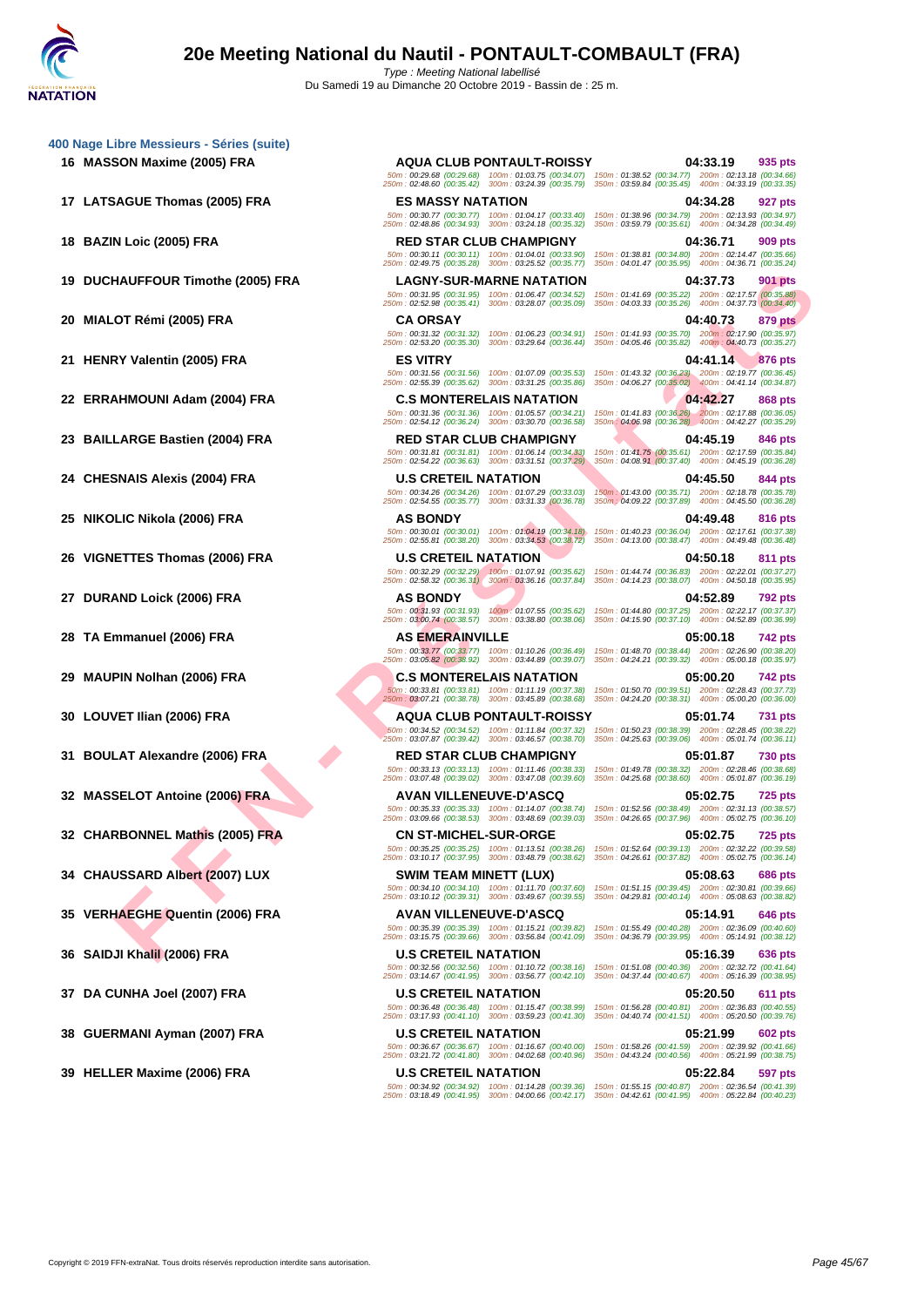# 20e Meeting National du Nautil - PONTAULT-COMBAULT (FRA)

Type : Meeting National labellisé
Du Samedi 19 au Dimanche 20 Octobre 2019 - Bassin de : 25 m.

## 400 Nage Libre Messieurs - Séries (suite)

| Pl. | Nom | Club | Temps | Points |
|---|---|---|---|---|
| 16 | MASSON Maxime (2005) FRA | AQUA CLUB PONTAULT-ROISSY | 04:33.19 | 935 pts |
| | | 50m : 00:29.68 (00:29.68) 100m : 01:03.75 (00:34.07) 150m : 01:38.52 (00:34.77) 200m : 02:13.18 (00:34.66) 250m : 02:48.60 (00:35.42) 300m : 03:24.39 (00:35.79) 350m : 03:59.84 (00:35.45) 400m : 04:33.19 (00:33.35) | | |
| 17 | LATSAGUE Thomas (2005) FRA | ES MASSY NATATION | 04:34.28 | 927 pts |
| | | 50m : 00:30.77 (00:30.77) 100m : 01:04.17 (00:33.40) 150m : 01:38.96 (00:34.79) 200m : 02:13.93 (00:34.97) 250m : 02:48.86 (00:34.93) 300m : 03:24.18 (00:35.32) 350m : 03:59.79 (00:35.61) 400m : 04:34.28 (00:34.49) | | |
| 18 | BAZIN Loic (2005) FRA | RED STAR CLUB CHAMPIGNY | 04:36.71 | 909 pts |
| | | 50m : 00:30.11 (00:30.11) 100m : 01:04.01 (00:33.90) 150m : 01:38.81 (00:34.80) 200m : 02:14.47 (00:35.66) 250m : 02:49.75 (00:35.28) 300m : 03:25.52 (00:35.77) 350m : 04:01.47 (00:35.95) 400m : 04:36.71 (00:35.24) | | |
| 19 | DUCHAUFFOUR Timothe (2005) FRA | LAGNY-SUR-MARNE NATATION | 04:37.73 | 901 pts |
| | | 50m : 00:31.95 (00:31.95) 100m : 01:06.47 (00:34.52) 150m : 01:41.69 (00:35.22) 200m : 02:17.57 (00:35.88) 250m : 02:52.98 (00:35.41) 300m : 03:28.07 (00:35.09) 350m : 04:03.33 (00:35.26) 400m : 04:37.73 (00:34.40) | | |
| 20 | MIALOT Rémi (2005) FRA | CA ORSAY | 04:40.73 | 879 pts |
| | | 50m : 00:31.32 (00:31.32) 100m : 01:06.23 (00:34.91) 150m : 01:41.93 (00:35.70) 200m : 02:17.90 (00:35.97) 250m : 02:53.20 (00:35.30) 300m : 03:29.64 (00:36.44) 350m : 04:05.46 (00:35.82) 400m : 04:40.73 (00:35.27) | | |
| 21 | HENRY Valentin (2005) FRA | ES VITRY | 04:41.14 | 876 pts |
| | | 50m : 00:31.56 (00:31.56) 100m : 01:07.09 (00:35.53) 150m : 01:43.32 (00:36.23) 200m : 02:19.77 (00:36.45) 250m : 02:55.39 (00:35.62) 300m : 03:31.25 (00:35.86) 350m : 04:06.27 (00:35.02) 400m : 04:41.14 (00:34.87) | | |
| 22 | ERRAHMOUNI Adam (2004) FRA | C.S MONTERELAIS NATATION | 04:42.27 | 868 pts |
| | | 50m : 00:31.36 (00:31.36) 100m : 01:05.57 (00:34.21) 150m : 01:41.83 (00:36.26) 200m : 02:17.88 (00:36.05) 250m : 02:54.12 (00:36.24) 300m : 03:30.70 (00:36.58) 350m : 04:06.98 (00:36.28) 400m : 04:42.27 (00:35.29) | | |
| 23 | BAILLARGE Bastien (2004) FRA | RED STAR CLUB CHAMPIGNY | 04:45.19 | 846 pts |
| | | 50m : 00:31.81 (00:31.81) 100m : 01:06.14 (00:34.33) 150m : 01:41.75 (00:35.61) 200m : 02:17.59 (00:35.84) 250m : 02:54.22 (00:36.63) 300m : 03:31.51 (00:37.29) 350m : 04:08.91 (00:37.40) 400m : 04:45.19 (00:36.28) | | |
| 24 | CHESNAIS Alexis (2004) FRA | U.S CRETEIL NATATION | 04:45.50 | 844 pts |
| | | 50m : 00:34.26 (00:34.26) 100m : 01:07.29 (00:33.03) 150m : 01:43.00 (00:35.71) 200m : 02:18.78 (00:35.78) 250m : 02:54.55 (00:35.77) 300m : 03:31.33 (00:36.78) 350m : 04:09.22 (00:37.89) 400m : 04:45.50 (00:36.28) | | |
| 25 | NIKOLIC Nikola (2006) FRA | AS BONDY | 04:49.48 | 816 pts |
| | | 50m : 00:30.01 (00:30.01) 100m : 01:04.19 (00:34.18) 150m : 01:40.23 (00:36.04) 200m : 02:17.61 (00:37.38) 250m : 02:55.81 (00:38.20) 300m : 03:34.53 (00:38.72) 350m : 04:13.00 (00:38.47) 400m : 04:49.48 (00:36.48) | | |
| 26 | VIGNETTES Thomas (2006) FRA | U.S CRETEIL NATATION | 04:50.18 | 811 pts |
| | | 50m : 00:32.29 (00:32.29) 100m : 01:07.91 (00:35.62) 150m : 01:44.74 (00:36.83) 200m : 02:22.01 (00:37.27) 250m : 02:58.32 (00:36.31) 300m : 03:36.16 (00:37.84) 350m : 04:14.23 (00:38.07) 400m : 04:50.18 (00:35.95) | | |
| 27 | DURAND Loick (2006) FRA | AS BONDY | 04:52.89 | 792 pts |
| | | 50m : 00:31.93 (00:31.93) 100m : 01:07.55 (00:35.62) 150m : 01:44.80 (00:37.25) 200m : 02:22.17 (00:37.37) 250m : 03:00.74 (00:38.57) 300m : 03:38.80 (00:38.06) 350m : 04:15.90 (00:37.10) 400m : 04:52.89 (00:36.99) | | |
| 28 | TA Emmanuel (2006) FRA | AS EMERAINVILLE | 05:00.18 | 742 pts |
| | | 50m : 00:33.77 (00:33.77) 100m : 01:10.26 (00:36.49) 150m : 01:48.70 (00:38.44) 200m : 02:26.90 (00:38.20) 250m : 03:05.82 (00:38.92) 300m : 03:44.89 (00:39.07) 350m : 04:24.21 (00:39.32) 400m : 05:00.18 (00:35.97) | | |
| 29 | MAUPIN Nolhan (2006) FRA | C.S MONTERELAIS NATATION | 05:00.20 | 742 pts |
| | | 50m : 00:33.81 (00:33.81) 100m : 01:11.19 (00:37.38) 150m : 01:50.70 (00:39.51) 200m : 02:28.43 (00:37.73) 250m : 03:07.21 (00:38.78) 300m : 03:45.89 (00:38.68) 350m : 04:24.20 (00:38.31) 400m : 05:00.20 (00:36.00) | | |
| 30 | LOUVET Ilian (2006) FRA | AQUA CLUB PONTAULT-ROISSY | 05:01.74 | 731 pts |
| | | 50m : 00:34.52 (00:34.52) 100m : 01:11.84 (00:37.32) 150m : 01:50.23 (00:38.39) 200m : 02:28.45 (00:38.22) 250m : 03:07.87 (00:39.42) 300m : 03:46.57 (00:38.70) 350m : 04:25.63 (00:39.06) 400m : 05:01.74 (00:36.11) | | |
| 31 | BOULAT Alexandre (2006) FRA | RED STAR CLUB CHAMPIGNY | 05:01.87 | 730 pts |
| | | 50m : 00:33.13 (00:33.13) 100m : 01:11.46 (00:38.33) 150m : 01:49.78 (00:38.32) 200m : 02:28.46 (00:38.68) 250m : 03:07.48 (00:39.02) 300m : 03:47.08 (00:39.60) 350m : 04:25.68 (00:38.60) 400m : 05:01.87 (00:36.19) | | |
| 32 | MASSELOT Antoine (2006) FRA | AVAN VILLENEUVE-D'ASCQ | 05:02.75 | 725 pts |
| | | 50m : 00:35.33 (00:35.33) 100m : 01:14.07 (00:38.74) 150m : 01:52.56 (00:38.49) 200m : 02:31.13 (00:38.57) 250m : 03:09.66 (00:38.53) 300m : 03:48.69 (00:39.03) 350m : 04:26.65 (00:37.96) 400m : 05:02.75 (00:36.10) | | |
| 32 | CHARBONNEL Mathis (2005) FRA | CN ST-MICHEL-SUR-ORGE | 05:02.75 | 725 pts |
| | | 50m : 00:35.25 (00:35.25) 100m : 01:13.51 (00:38.26) 150m : 01:52.64 (00:39.13) 200m : 02:32.22 (00:39.58) 250m : 03:10.17 (00:37.95) 300m : 03:48.79 (00:38.62) 350m : 04:26.61 (00:37.82) 400m : 05:02.75 (00:36.14) | | |
| 34 | CHAUSSARD Albert (2007) LUX | SWIM TEAM MINETT (LUX) | 05:08.63 | 686 pts |
| | | 50m : 00:34.10 (00:34.10) 100m : 01:11.70 (00:37.60) 150m : 01:51.15 (00:39.45) 200m : 02:30.81 (00:39.66) 250m : 03:10.12 (00:39.31) 300m : 03:49.67 (00:39.55) 350m : 04:29.81 (00:40.14) 400m : 05:08.63 (00:38.82) | | |
| 35 | VERHAEGHE Quentin (2006) FRA | AVAN VILLENEUVE-D'ASCQ | 05:14.91 | 646 pts |
| | | 50m : 00:35.39 (00:35.39) 100m : 01:15.21 (00:39.82) 150m : 01:55.49 (00:40.28) 200m : 02:36.09 (00:40.60) 250m : 03:15.75 (00:39.66) 300m : 03:56.84 (00:41.09) 350m : 04:36.79 (00:39.95) 400m : 05:14.91 (00:38.12) | | |
| 36 | SAIDJI Khalil (2006) FRA | U.S CRETEIL NATATION | 05:16.39 | 636 pts |
| | | 50m : 00:32.56 (00:32.56) 100m : 01:10.72 (00:38.16) 150m : 01:51.08 (00:40.36) 200m : 02:32.72 (00:41.64) 250m : 03:14.67 (00:41.95) 300m : 03:56.77 (00:42.10) 350m : 04:37.44 (00:40.67) 400m : 05:16.39 (00:38.95) | | |
| 37 | DA CUNHA Joel (2007) FRA | U.S CRETEIL NATATION | 05:20.50 | 611 pts |
| | | 50m : 00:36.48 (00:36.48) 100m : 01:15.47 (00:38.99) 150m : 01:56.28 (00:40.81) 200m : 02:36.83 (00:40.55) 250m : 03:17.93 (00:41.10) 300m : 03:59.23 (00:41.30) 350m : 04:40.74 (00:41.51) 400m : 05:20.50 (00:39.76) | | |
| 38 | GUERMANI Ayman (2007) FRA | U.S CRETEIL NATATION | 05:21.99 | 602 pts |
| | | 50m : 00:36.67 (00:36.67) 100m : 01:16.67 (00:40.00) 150m : 01:58.26 (00:41.59) 200m : 02:39.92 (00:41.66) 250m : 03:21.72 (00:41.80) 300m : 04:02.68 (00:40.96) 350m : 04:43.24 (00:40.56) 400m : 05:21.99 (00:38.75) | | |
| 39 | HELLER Maxime (2006) FRA | U.S CRETEIL NATATION | 05:22.84 | 597 pts |
| | | 50m : 00:34.92 (00:34.92) 100m : 01:14.28 (00:39.36) 150m : 01:55.15 (00:40.87) 200m : 02:36.54 (00:41.39) 250m : 03:18.49 (00:41.95) 300m : 04:00.66 (00:42.17) 350m : 04:42.61 (00:41.95) 400m : 05:22.84 (00:40.23) | | |

Copyright © 2019 FFN-extraNat. Tous droits réservés reproduction interdite sans autorisation.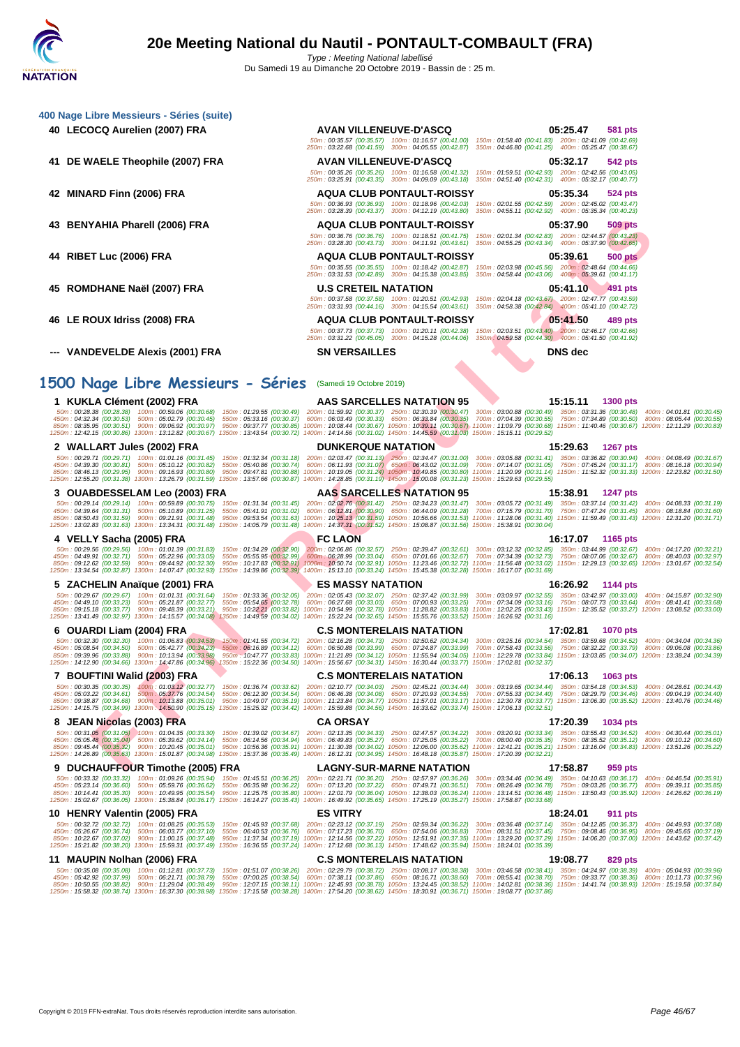# 20e Meeting National du Nautil - PONTAULT-COMBAULT (FRA)

*Type : Meeting National labellisé*

Du Samedi 19 au Dimanche 20 Octobre 2019 - Bassin de : 25 m.

## 400 Nage Libre Messieurs - Séries (suite)

**40 LECOCQ Aurelien (2007) FRA** — AVAN VILLENEUVE-D'ASCQ — 05:25.47 — 581 pts
50m : 00:35.57 (00:35.57) 100m : 01:16.57 (00:41.00) 150m : 01:58.40 (00:41.83) 200m : 02:41.09 (00:42.69)
250m : 03:22.68 (00:41.59) 300m : 04:05.55 (00:42.87) 350m : 04:46.80 (00:41.25) 400m : 05:25.47 (00:38.67)

**41 DE WAELE Theophile (2007) FRA** — AVAN VILLENEUVE-D'ASCQ — 05:32.17 — 542 pts
50m : 00:35.26 (00:35.26) 100m : 01:16.58 (00:41.32) 150m : 01:59.51 (00:42.93) 200m : 02:42.56 (00:43.05)
250m : 03:25.91 (00:43.35) 300m : 04:09.09 (00:43.18) 350m : 04:51.40 (00:42.31) 400m : 05:32.17 (00:40.77)

**42 MINARD Finn (2006) FRA** — AQUA CLUB PONTAULT-ROISSY — 05:35.34 — 524 pts
50m : 00:36.93 (00:36.93) 100m : 01:18.96 (00:42.03) 150m : 02:01.55 (00:42.59) 200m : 02:45.02 (00:43.47)
250m : 03:28.39 (00:43.37) 300m : 04:12.19 (00:43.80) 350m : 04:55.11 (00:42.92) 400m : 05:35.34 (00:40.23)

**43 BENYAHIA Pharell (2006) FRA** — AQUA CLUB PONTAULT-ROISSY — 05:37.90 — 509 pts
50m : 00:36.76 (00:36.76) 100m : 01:18.51 (00:41.75) 150m : 02:01.34 (00:42.83) 200m : 02:44.57 (00:43.23)
250m : 03:28.30 (00:43.73) 300m : 04:11.91 (00:43.61) 350m : 04:55.25 (00:43.34) 400m : 05:37.90 (00:42.65)

**44 RIBET Luc (2006) FRA** — AQUA CLUB PONTAULT-ROISSY — 05:39.61 — 500 pts
50m : 00:35.55 (00:35.55) 100m : 01:18.42 (00:42.87) 150m : 02:03.98 (00:45.56) 200m : 02:48.64 (00:44.66)
250m : 03:31.53 (00:42.89) 300m : 04:15.38 (00:43.85) 350m : 04:58.44 (00:43.06) 400m : 05:39.61 (00:41.17)

**45 ROMDHANE Naël (2007) FRA** — U.S CRETEIL NATATION — 05:41.10 — 491 pts
50m : 00:37.58 (00:37.58) 100m : 01:20.51 (00:42.93) 150m : 02:04.18 (00:43.67) 200m : 02:47.77 (00:43.59)
250m : 03:31.93 (00:44.16) 300m : 04:15.54 (00:43.61) 350m : 04:58.38 (00:42.84) 400m : 05:41.10 (00:42.72)

**46 LE ROUX Idriss (2008) FRA** — AQUA CLUB PONTAULT-ROISSY — 05:41.50 — 489 pts
50m : 00:37.73 (00:37.73) 100m : 01:20.11 (00:42.38) 150m : 02:03.51 (00:43.40) 200m : 02:46.17 (00:42.66)
250m : 03:31.22 (00:45.05) 300m : 04:15.28 (00:44.06) 350m : 04:59.58 (00:44.30) 400m : 05:41.50 (00:41.92)

**--- VANDEVELDE Alexis (2001) FRA** — SN VERSAILLES — DNS dec

## 1500 Nage Libre Messieurs - Séries (Samedi 19 Octobre 2019)

**1 KUKLA Clément (2002) FRA** — AAS SARCELLES NATATION 95 — 15:15.11 — 1300 pts
50m : 00:28.38 (00:28.38) 100m : 00:59.06 (00:30.68) 150m : 01:29.55 (00:30.49) 200m : 01:59.92 (00:30.37) 250m : 02:30.39 (00:30.47) 300m : 03:00.88 (00:30.49) 350m : 03:31.36 (00:30.48) 400m : 04:01.81 (00:30.45)
450m : 04:32.34 (00:30.53) 500m : 05:02.79 (00:30.45) 550m : 05:33.16 (00:30.37) 600m : 06:03.49 (00:30.33) 650m : 06:33.84 (00:30.35) 700m : 07:04.39 (00:30.55) 750m : 07:34.89 (00:30.50) 800m : 08:05.44 (00:30.55)
850m : 08:35.95 (00:30.51) 900m : 09:06.92 (00:30.97) 950m : 09:37.77 (00:30.85) 1000m : 10:08.44 (00:30.67) 1050m : 10:39.11 (00:30.67) 1100m : 11:09.79 (00:30.68) 1150m : 11:40.46 (00:30.67) 1200m : 12:11.29 (00:30.83)
1250m : 12:42.15 (00:30.86) 1300m : 13:12.82 (00:30.67) 1350m : 13:43.54 (00:30.72) 1400m : 14:14.56 (00:31.02) 1450m : 14:45.59 (00:31.03) 1500m : 15:15.11 (00:29.52)

**2 WALLART Jules (2002) FRA** — DUNKERQUE NATATION — 15:29.63 — 1267 pts
50m : 00:29.71 (00:29.71) 100m : 01:01.16 (00:31.45) 150m : 01:32.34 (00:31.18) 200m : 02:03.47 (00:31.13) 250m : 02:34.47 (00:31.00) 300m : 03:05.88 (00:31.41) 350m : 03:36.82 (00:30.94) 400m : 04:08.49 (00:31.67)
450m : 04:39.30 (00:30.81) 500m : 05:10.12 (00:30.82) 550m : 05:40.86 (00:30.74) 600m : 06:11.93 (00:31.07) 650m : 06:43.02 (00:31.09) 700m : 07:14.07 (00:31.05) 750m : 07:45.24 (00:31.17) 800m : 08:16.18 (00:30.94)
850m : 08:46.13 (00:29.95) 900m : 09:16.93 (00:30.80) 950m : 09:47.81 (00:30.88) 1000m : 10:19.05 (00:31.24) 1050m : 10:49.85 (00:30.80) 1100m : 11:20.99 (00:31.14) 1150m : 11:52.32 (00:31.33) 1200m : 12:23.82 (00:31.50)
1250m : 12:55.20 (00:31.38) 1300m : 13:26.79 (00:31.59) 1350m : 13:57.66 (00:30.87) 1400m : 14:28.85 (00:31.19) 1450m : 15:00.08 (00:31.23) 1500m : 15:29.63 (00:29.55)

**3 OUABDESSELAM Leo (2003) FRA** — AAS SARCELLES NATATION 95 — 15:38.91 — 1247 pts
50m : 00:29.14 (00:29.14) 100m : 00:59.89 (00:30.75) 150m : 01:31.34 (00:31.45) 200m : 02:02.76 (00:31.42) 250m : 02:34.23 (00:31.47) 300m : 03:05.72 (00:31.49) 350m : 03:37.14 (00:31.42) 400m : 04:08.33 (00:31.19)
450m : 04:39.64 (00:31.31) 500m : 05:10.89 (00:31.25) 550m : 05:41.91 (00:31.02) 600m : 06:12.81 (00:30.90) 650m : 06:44.09 (00:31.28) 700m : 07:15.79 (00:31.70) 750m : 07:47.24 (00:31.45) 800m : 08:18.84 (00:31.60)
850m : 08:50.43 (00:31.59) 900m : 09:21.91 (00:31.48) 950m : 09:53.54 (00:31.63) 1000m : 10:25.13 (00:31.59) 1050m : 10:56.66 (00:31.53) 1100m : 11:28.06 (00:31.40) 1150m : 11:59.49 (00:31.43) 1200m : 12:31.20 (00:31.71)
1250m : 13:02.83 (00:31.63) 1300m : 13:34.31 (00:31.48) 1350m : 14:05.79 (00:31.48) 1400m : 14:37.31 (00:31.52) 1450m : 15:08.87 (00:31.56) 1500m : 15:38.91 (00:30.04)

**4 VELLY Sacha (2005) FRA** — FC LAON — 16:17.07 — 1165 pts
50m : 00:29.56 (00:29.56) 100m : 01:01.39 (00:31.83) 150m : 01:34.29 (00:32.90) 200m : 02:06.86 (00:32.57) 250m : 02:39.47 (00:32.61) 300m : 03:12.32 (00:32.85) 350m : 03:44.99 (00:32.67) 400m : 04:17.20 (00:32.21)
450m : 04:49.91 (00:32.71) 500m : 05:22.96 (00:33.05) 550m : 05:55.95 (00:32.99) 600m : 06:28.99 (00:33.04) 650m : 07:01.66 (00:32.67) 700m : 07:34.39 (00:32.73) 750m : 08:07.06 (00:32.67) 800m : 08:40.03 (00:32.97)
850m : 09:12.62 (00:32.59) 900m : 09:44.92 (00:32.30) 950m : 10:17.83 (00:32.91) 1000m : 10:50.74 (00:32.91) 1050m : 11:23.46 (00:32.72) 1100m : 11:56.48 (00:33.02) 1150m : 12:29.13 (00:32.65) 1200m : 13:01.67 (00:32.54)
1250m : 13:34.54 (00:32.87) 1300m : 14:07.47 (00:32.93) 1350m : 14:39.86 (00:32.39) 1400m : 15:13.10 (00:33.24) 1450m : 15:45.38 (00:32.28) 1500m : 16:17.07 (00:31.69)

**5 ZACHELIN Anaïque (2001) FRA** — ES MASSY NATATION — 16:26.92 — 1144 pts
50m : 00:29.67 (00:29.67) 100m : 01:01.31 (00:31.64) 150m : 01:33.36 (00:32.05) 200m : 02:05.43 (00:32.07) 250m : 02:37.42 (00:31.99) 300m : 03:09.97 (00:32.55) 350m : 03:42.97 (00:33.00) 400m : 04:15.87 (00:32.90)
450m : 04:49.10 (00:33.23) 500m : 05:21.87 (00:32.77) 550m : 05:54.65 (00:32.78) 600m : 06:27.68 (00:33.03) 650m : 07:00.93 (00:33.25) 700m : 07:34.09 (00:33.16) 750m : 08:07.73 (00:33.64) 800m : 08:41.41 (00:33.68)
850m : 09:15.18 (00:33.77) 900m : 09:48.39 (00:33.21) 950m : 10:22.21 (00:33.82) 1000m : 10:54.99 (00:32.78) 1050m : 11:28.82 (00:33.83) 1100m : 12:02.25 (00:33.43) 1150m : 12:35.52 (00:33.27) 1200m : 13:08.52 (00:33.00)
1250m : 13:41.49 (00:32.97) 1300m : 14:15.57 (00:34.08) 1350m : 14:49.59 (00:34.02) 1400m : 15:22.24 (00:32.65) 1450m : 15:55.76 (00:33.52) 1500m : 16:26.92 (00:31.16)

**6 OUARDI Liam (2004) FRA** — C.S MONTERELAIS NATATION — 17:02.81 — 1070 pts
50m : 00:32.30 (00:32.30) 100m : 01:06.83 (00:34.53) 150m : 01:41.55 (00:34.72) 200m : 02:16.28 (00:34.73) 250m : 02:50.62 (00:34.34) 300m : 03:25.16 (00:34.54) 350m : 03:59.68 (00:34.52) 400m : 04:34.04 (00:34.36)
450m : 05:08.54 (00:34.50) 500m : 05:42.77 (00:34.23) 550m : 06:16.89 (00:34.12) 600m : 06:50.88 (00:33.99) 650m : 07:24.87 (00:33.99) 700m : 07:58.43 (00:33.56) 750m : 08:32.22 (00:33.79) 800m : 09:06.08 (00:33.86)
850m : 09:39.96 (00:33.88) 900m : 10:13.94 (00:33.98) 950m : 10:47.77 (00:33.83) 1000m : 11:21.89 (00:34.12) 1050m : 11:55.94 (00:34.05) 1100m : 12:29.78 (00:33.84) 1150m : 13:03.85 (00:34.07) 1200m : 13:38.24 (00:34.39)
1250m : 14:12.90 (00:34.66) 1300m : 14:47.86 (00:34.96) 1350m : 15:22.36 (00:34.50) 1400m : 15:56.67 (00:34.31) 1450m : 16:30.44 (00:33.77) 1500m : 17:02.81 (00:32.37)

**7 BOUFTINI Walid (2003) FRA** — C.S MONTERELAIS NATATION — 17:06.13 — 1063 pts
50m : 00:30.35 (00:30.35) 100m : 01:03.12 (00:32.77) 150m : 01:36.74 (00:33.62) 200m : 02:10.77 (00:34.03) 250m : 02:45.21 (00:34.44) 300m : 03:19.65 (00:34.44) 350m : 03:54.18 (00:34.53) 400m : 04:28.61 (00:34.43)
450m : 05:03.22 (00:34.61) 500m : 05:37.76 (00:34.54) 550m : 06:12.30 (00:34.54) 600m : 06:46.38 (00:34.08) 650m : 07:20.93 (00:34.55) 700m : 07:55.33 (00:34.40) 750m : 08:29.79 (00:34.46) 800m : 09:04.19 (00:34.40)
850m : 09:38.87 (00:34.68) 900m : 10:13.88 (00:35.01) 950m : 10:49.07 (00:35.19) 1000m : 11:23.84 (00:34.77) 1050m : 11:57.01 (00:33.17) 1100m : 12:30.78 (00:33.77) 1150m : 13:06.30 (00:35.52) 1200m : 13:40.76 (00:34.46)
1250m : 14:15.75 (00:34.99) 1300m : 14:50.90 (00:35.15) 1350m : 15:25.32 (00:34.42) 1400m : 15:59.88 (00:34.56) 1450m : 16:33.62 (00:33.74) 1500m : 17:06.13 (00:32.51)

**8 JEAN Nicolas (2003) FRA** — CA ORSAY — 17:20.39 — 1034 pts
50m : 00:31.05 (00:31.05) 100m : 01:04.35 (00:33.30) 150m : 01:39.02 (00:34.67) 200m : 02:13.35 (00:34.33) 250m : 02:47.57 (00:34.22) 300m : 03:20.91 (00:33.34) 350m : 03:55.43 (00:34.52) 400m : 04:30.44 (00:35.01)
450m : 05:05.48 (00:35.04) 500m : 05:39.62 (00:34.14) 550m : 06:14.56 (00:34.94) 600m : 06:49.83 (00:35.27) 650m : 07:25.05 (00:35.22) 700m : 08:00.40 (00:35.35) 750m : 08:35.52 (00:35.12) 800m : 09:10.12 (00:34.60)
850m : 09:45.44 (00:35.32) 900m : 10:20.45 (00:35.01) 950m : 10:56.36 (00:35.91) 1000m : 11:30.38 (00:34.02) 1050m : 12:06.00 (00:35.62) 1100m : 12:41.21 (00:35.21) 1150m : 13:16.04 (00:34.83) 1200m : 13:51.26 (00:35.22)
1250m : 14:26.89 (00:35.63) 1300m : 15:01.87 (00:34.98) 1350m : 15:37.36 (00:35.49) 1400m : 16:12.31 (00:34.95) 1450m : 16:48.18 (00:35.87) 1500m : 17:20.39 (00:32.21)

**9 DUCHAUFFOUR Timothe (2005) FRA** — LAGNY-SUR-MARNE NATATION — 17:58.87 — 959 pts
50m : 00:33.32 (00:33.32) 100m : 01:09.26 (00:35.94) 150m : 01:45.51 (00:36.25) 200m : 02:21.71 (00:36.20) 250m : 02:57.97 (00:36.26) 300m : 03:34.46 (00:36.49) 350m : 04:10.63 (00:36.17) 400m : 04:46.54 (00:35.91)
450m : 05:23.14 (00:36.60) 500m : 05:59.76 (00:36.62) 550m : 06:35.98 (00:36.22) 600m : 07:13.20 (00:37.22) 650m : 07:49.71 (00:36.51) 700m : 08:26.49 (00:36.78) 750m : 09:03.26 (00:36.77) 800m : 09:39.11 (00:35.85)
850m : 10:14.41 (00:35.30) 900m : 10:49.95 (00:35.54) 950m : 11:25.75 (00:35.80) 1000m : 12:01.79 (00:36.04) 1050m : 12:38.03 (00:36.24) 1100m : 13:14.51 (00:36.48) 1150m : 13:50.43 (00:35.92) 1200m : 14:26.62 (00:36.19)
1250m : 15:02.67 (00:36.05) 1300m : 15:38.84 (00:36.17) 1350m : 16:14.27 (00:35.43) 1400m : 16:49.92 (00:35.65) 1450m : 17:25.19 (00:35.27) 1500m : 17:58.87 (00:33.68)

**10 HENRY Valentin (2005) FRA** — ES VITRY — 18:24.01 — 911 pts
50m : 00:32.72 (00:32.72) 100m : 01:08.25 (00:35.53) 150m : 01:45.93 (00:37.68) 200m : 02:23.12 (00:37.19) 250m : 02:59.34 (00:36.22) 300m : 03:36.48 (00:37.14) 350m : 04:12.85 (00:36.37) 400m : 04:49.93 (00:37.08)
450m : 05:26.67 (00:36.74) 500m : 06:03.77 (00:37.10) 550m : 06:40.53 (00:36.76) 600m : 07:17.23 (00:36.70) 650m : 07:54.06 (00:36.83) 700m : 08:31.51 (00:37.45) 750m : 09:08.46 (00:36.95) 800m : 09:45.65 (00:37.19)
850m : 10:22.67 (00:37.02) 900m : 11:00.15 (00:37.48) 950m : 11:37.34 (00:37.19) 1000m : 12:14.56 (00:37.22) 1050m : 12:51.91 (00:37.35) 1100m : 13:29.20 (00:37.29) 1150m : 14:06.20 (00:37.00) 1200m : 14:43.62 (00:37.42)
1250m : 15:21.82 (00:38.20) 1300m : 15:59.31 (00:37.49) 1350m : 16:36.55 (00:37.24) 1400m : 17:12.68 (00:36.13) 1450m : 17:48.62 (00:35.94) 1500m : 18:24.01 (00:35.39)

**11 MAUPIN Nolhan (2006) FRA** — C.S MONTERELAIS NATATION — 19:08.77 — 829 pts
50m : 00:35.08 (00:35.08) 100m : 01:12.81 (00:37.73) 150m : 01:51.07 (00:38.26) 200m : 02:29.79 (00:38.72) 250m : 03:08.17 (00:38.38) 300m : 03:46.58 (00:38.41) 350m : 04:24.97 (00:38.39) 400m : 05:04.93 (00:39.96)
450m : 05:42.92 (00:37.99) 500m : 06:21.71 (00:38.79) 550m : 07:00.25 (00:38.54) 600m : 07:38.11 (00:37.86) 650m : 08:16.71 (00:38.60) 700m : 08:55.41 (00:38.70) 750m : 09:33.77 (00:38.36) 800m : 10:11.73 (00:37.96)
850m : 10:50.55 (00:38.82) 900m : 11:29.04 (00:38.49) 950m : 12:07.15 (00:38.11) 1000m : 12:45.93 (00:38.78) 1050m : 13:24.45 (00:38.52) 1100m : 14:02.81 (00:38.36) 1150m : 14:41.74 (00:38.93) 1200m : 15:19.58 (00:37.84)
1250m : 15:58.32 (00:38.74) 1300m : 16:37.30 (00:38.98) 1350m : 17:15.58 (00:38.28) 1400m : 17:54.20 (00:38.62) 1450m : 18:30.91 (00:36.71) 1500m : 19:08.77 (00:37.86)

Copyright © 2019 FFN-extraNat. Tous droits réservés reproduction interdite sans autorisation.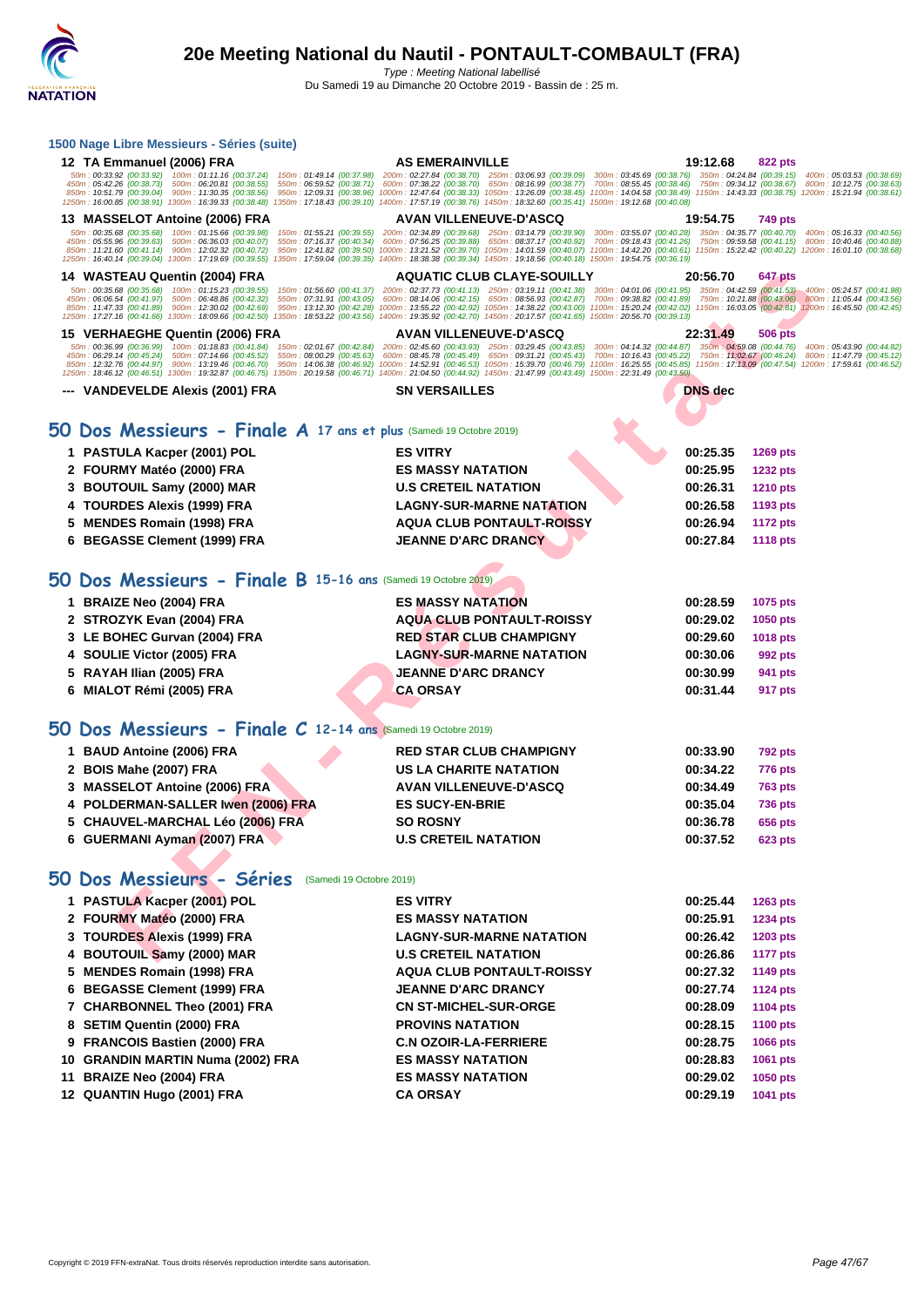# 20e Meeting National du Nautil - PONTAULT-COMBAULT (FRA)

Type : Meeting National labellisé

Du Samedi 19 au Dimanche 20 Octobre 2019 - Bassin de : 25 m.

## 1500 Nage Libre Messieurs - Séries (suite)

| | | | | |
|---|---|---|---|---|
| 12 | TA Emmanuel (2006) FRA | AS EMERAINVILLE | 19:12.68 | 822 pts |

50m : 00:33.92 (00:33.92) 100m : 01:11.16 (00:37.24) 150m : 01:49.14 (00:37.98) 200m : 02:27.84 (00:38.70) 250m : 03:06.93 (00:39.09) 300m : 03:45.69 (00:38.76) 350m : 04:24.84 (00:39.15) 400m : 05:03.53 (00:38.69)
450m : 05:42.26 (00:38.73) 500m : 06:20.81 (00:38.55) 550m : 06:59.52 (00:38.71) 600m : 07:38.22 (00:38.70) 650m : 08:16.99 (00:38.77) 700m : 08:55.45 (00:38.46) 750m : 09:34.12 (00:38.67) 800m : 10:12.75 (00:38.63)
850m : 10:51.79 (00:39.04) 900m : 11:30.35 (00:38.56) 950m : 12:09.31 (00:38.96) 1000m : 12:47.64 (00:38.33) 1050m : 13:26.09 (00:38.45) 1100m : 14:04.58 (00:38.49) 1150m : 14:43.33 (00:38.75) 1200m : 15:21.94 (00:38.61)
1250m : 16:00.85 (00:38.91) 1300m : 16:39.33 (00:38.48) 1350m : 17:18.43 (00:39.10) 1400m : 17:57.19 (00:38.76) 1450m : 18:32.60 (00:35.41) 1500m : 19:12.68 (00:40.08)

| | | | | |
|---|---|---|---|---|
| 13 | MASSELOT Antoine (2006) FRA | AVAN VILLENEUVE-D'ASCQ | 19:54.75 | 749 pts |

50m : 00:35.68 (00:35.68) 100m : 01:15.66 (00:39.98) 150m : 01:55.21 (00:39.55) 200m : 02:34.89 (00:39.68) 250m : 03:14.79 (00:39.90) 300m : 03:55.07 (00:40.28) 350m : 04:35.77 (00:40.70) 400m : 05:16.33 (00:40.56)
450m : 05:55.96 (00:39.63) 500m : 06:36.03 (00:40.07) 550m : 07:16.37 (00:40.34) 600m : 07:56.25 (00:39.88) 650m : 08:37.17 (00:40.92) 700m : 09:18.43 (00:41.26) 750m : 09:59.58 (00:41.15) 800m : 10:40.46 (00:40.88)
850m : 11:21.60 (00:41.14) 900m : 12:02.32 (00:40.72) 950m : 12:41.82 (00:39.50) 1000m : 13:21.52 (00:39.70) 1050m : 14:01.59 (00:40.07) 1100m : 14:42.20 (00:40.61) 1150m : 15:22.42 (00:40.22) 1200m : 16:01.10 (00:38.68)
1250m : 16:40.14 (00:39.04) 1300m : 17:19.69 (00:39.55) 1350m : 17:59.04 (00:39.35) 1400m : 18:38.38 (00:39.34) 1450m : 19:18.56 (00:40.18) 1500m : 19:54.75 (00:36.19)

| | | | | |
|---|---|---|---|---|
| 14 | WASTEAU Quentin (2004) FRA | AQUATIC CLUB CLAYE-SOUILLY | 20:56.70 | 647 pts |

50m : 00:35.68 (00:35.68) 100m : 01:15.23 (00:39.55) 150m : 01:56.60 (00:41.37) 200m : 02:37.73 (00:41.13) 250m : 03:19.11 (00:41.38) 300m : 04:01.06 (00:41.95) 350m : 04:42.59 (00:41.53) 400m : 05:24.57 (00:41.98)
450m : 06:06.54 (00:41.97) 500m : 06:48.86 (00:42.32) 550m : 07:31.91 (00:43.05) 600m : 08:14.06 (00:42.15) 650m : 08:56.93 (00:42.87) 700m : 09:38.82 (00:41.89) 750m : 10:21.88 (00:43.06) 800m : 11:05.44 (00:43.56)
850m : 11:47.33 (00:41.89) 900m : 12:30.02 (00:42.69) 950m : 13:12.30 (00:42.28) 1000m : 13:55.22 (00:42.92) 1050m : 14:38.22 (00:43.00) 1100m : 15:20.24 (00:42.02) 1150m : 16:03.05 (00:42.81) 1200m : 16:45.50 (00:42.45)
1250m : 17:27.16 (00:41.66) 1300m : 18:09.66 (00:42.50) 1350m : 18:53.22 (00:43.56) 1400m : 19:35.92 (00:42.70) 1450m : 20:17.57 (00:41.65) 1500m : 20:56.70 (00:39.13)

| | | | | |
|---|---|---|---|---|
| 15 | VERHAEGHE Quentin (2006) FRA | AVAN VILLENEUVE-D'ASCQ | 22:31.49 | 506 pts |

50m : 00:36.99 (00:36.99) 100m : 01:18.83 (00:41.84) 150m : 02:01.67 (00:42.84) 200m : 02:45.60 (00:43.93) 250m : 03:29.45 (00:43.85) 300m : 04:14.32 (00:44.87) 350m : 04:59.08 (00:44.76) 400m : 05:43.90 (00:44.82)
450m : 06:29.14 (00:45.24) 500m : 07:14.66 (00:45.52) 550m : 08:00.29 (00:45.63) 600m : 08:45.78 (00:45.49) 650m : 09:31.21 (00:45.43) 700m : 10:16.43 (00:45.22) 750m : 11:02.67 (00:46.24) 800m : 11:47.79 (00:45.12)
850m : 12:32.76 (00:44.97) 900m : 13:19.46 (00:46.70) 950m : 14:06.38 (00:46.92) 1000m : 14:52.91 (00:46.53) 1050m : 15:39.70 (00:46.79) 1100m : 16:25.55 (00:45.85) 1150m : 17:13.09 (00:47.54) 1200m : 17:59.61 (00:46.52)
1250m : 18:46.12 (00:46.51) 1300m : 19:32.87 (00:46.75) 1350m : 20:19.58 (00:46.71) 1400m : 21:04.50 (00:44.92) 1450m : 21:47.99 (00:43.49) 1500m : 22:31.49 (00:43.50)

| | | | | |
|---|---|---|---|---|
| --- | VANDEVELDE Alexis (2001) FRA | SN VERSAILLES | DNS dec | |

## 50 Dos Messieurs - Finale A 17 ans et plus (Samedi 19 Octobre 2019)

| | | | | |
|---|---|---|---|---|
| 1 | PASTULA Kacper (2001) POL | ES VITRY | 00:25.35 | 1269 pts |
| 2 | FOURMY Matéo (2000) FRA | ES MASSY NATATION | 00:25.95 | 1232 pts |
| 3 | BOUTOUIL Samy (2000) MAR | U.S CRETEIL NATATION | 00:26.31 | 1210 pts |
| 4 | TOURDES Alexis (1999) FRA | LAGNY-SUR-MARNE NATATION | 00:26.58 | 1193 pts |
| 5 | MENDES Romain (1998) FRA | AQUA CLUB PONTAULT-ROISSY | 00:26.94 | 1172 pts |
| 6 | BEGASSE Clement (1999) FRA | JEANNE D'ARC DRANCY | 00:27.84 | 1118 pts |

## 50 Dos Messieurs - Finale B 15-16 ans (Samedi 19 Octobre 2019)

| | | | | |
|---|---|---|---|---|
| 1 | BRAIZE Neo (2004) FRA | ES MASSY NATATION | 00:28.59 | 1075 pts |
| 2 | STROZYK Evan (2004) FRA | AQUA CLUB PONTAULT-ROISSY | 00:29.02 | 1050 pts |
| 3 | LE BOHEC Gurvan (2004) FRA | RED STAR CLUB CHAMPIGNY | 00:29.60 | 1018 pts |
| 4 | SOULIE Victor (2005) FRA | LAGNY-SUR-MARNE NATATION | 00:30.06 | 992 pts |
| 5 | RAYAH Ilian (2005) FRA | JEANNE D'ARC DRANCY | 00:30.99 | 941 pts |
| 6 | MIALOT Rémi (2005) FRA | CA ORSAY | 00:31.44 | 917 pts |

## 50 Dos Messieurs - Finale C 12-14 ans (Samedi 19 Octobre 2019)

| | | | | |
|---|---|---|---|---|
| 1 | BAUD Antoine (2006) FRA | RED STAR CLUB CHAMPIGNY | 00:33.90 | 792 pts |
| 2 | BOIS Mahe (2007) FRA | US LA CHARITE NATATION | 00:34.22 | 776 pts |
| 3 | MASSELOT Antoine (2006) FRA | AVAN VILLENEUVE-D'ASCQ | 00:34.49 | 763 pts |
| 4 | POLDERMAN-SALLER Iwen (2006) FRA | ES SUCY-EN-BRIE | 00:35.04 | 736 pts |
| 5 | CHAUVEL-MARCHAL Léo (2006) FRA | SO ROSNY | 00:36.78 | 656 pts |
| 6 | GUERMANI Ayman (2007) FRA | U.S CRETEIL NATATION | 00:37.52 | 623 pts |

## 50 Dos Messieurs - Séries (Samedi 19 Octobre 2019)

| | | | | |
|---|---|---|---|---|
| 1 | PASTULA Kacper (2001) POL | ES VITRY | 00:25.44 | 1263 pts |
| 2 | FOURMY Matéo (2000) FRA | ES MASSY NATATION | 00:25.91 | 1234 pts |
| 3 | TOURDES Alexis (1999) FRA | LAGNY-SUR-MARNE NATATION | 00:26.42 | 1203 pts |
| 4 | BOUTOUIL Samy (2000) MAR | U.S CRETEIL NATATION | 00:26.86 | 1177 pts |
| 5 | MENDES Romain (1998) FRA | AQUA CLUB PONTAULT-ROISSY | 00:27.32 | 1149 pts |
| 6 | BEGASSE Clement (1999) FRA | JEANNE D'ARC DRANCY | 00:27.74 | 1124 pts |
| 7 | CHARBONNEL Theo (2001) FRA | CN ST-MICHEL-SUR-ORGE | 00:28.09 | 1104 pts |
| 8 | SETIM Quentin (2000) FRA | PROVINS NATATION | 00:28.15 | 1100 pts |
| 9 | FRANCOIS Bastien (2000) FRA | C.N OZOIR-LA-FERRIERE | 00:28.75 | 1066 pts |
| 10 | GRANDIN MARTIN Numa (2002) FRA | ES MASSY NATATION | 00:28.83 | 1061 pts |
| 11 | BRAIZE Neo (2004) FRA | ES MASSY NATATION | 00:29.02 | 1050 pts |
| 12 | QUANTIN Hugo (2001) FRA | CA ORSAY | 00:29.19 | 1041 pts |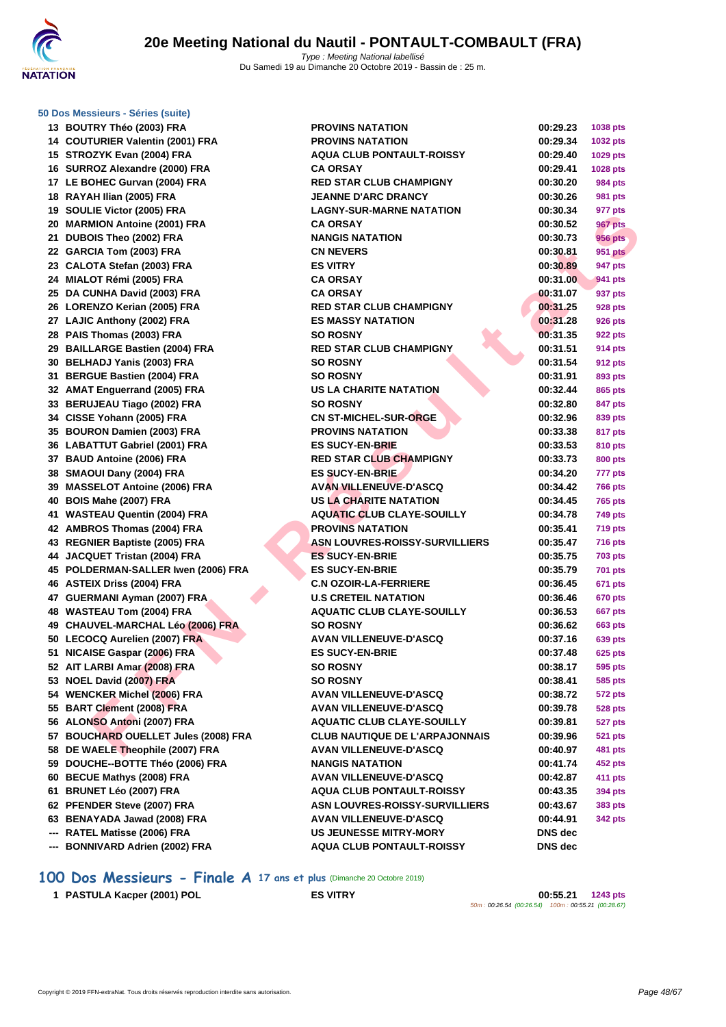### 50 Dos Messieurs - Séries (suite)

| | | | | |
|---|---|---|---|---|
| 13 | BOUTRY Théo (2003) FRA | PROVINS NATATION | 00:29.23 | 1038 pts |
| 14 | COUTURIER Valentin (2001) FRA | PROVINS NATATION | 00:29.34 | 1032 pts |
| 15 | STROZYK Evan (2004) FRA | AQUA CLUB PONTAULT-ROISSY | 00:29.40 | 1029 pts |
| 16 | SURROZ Alexandre (2000) FRA | CA ORSAY | 00:29.41 | 1028 pts |
| 17 | LE BOHEC Gurvan (2004) FRA | RED STAR CLUB CHAMPIGNY | 00:30.20 | 984 pts |
| 18 | RAYAH Ilian (2005) FRA | JEANNE D'ARC DRANCY | 00:30.26 | 981 pts |
| 19 | SOULIE Victor (2005) FRA | LAGNY-SUR-MARNE NATATION | 00:30.34 | 977 pts |
| 20 | MARMION Antoine (2001) FRA | CA ORSAY | 00:30.52 | 967 pts |
| 21 | DUBOIS Theo (2002) FRA | NANGIS NATATION | 00:30.73 | 956 pts |
| 22 | GARCIA Tom (2003) FRA | CN NEVERS | 00:30.81 | 951 pts |
| 23 | CALOTA Stefan (2003) FRA | ES VITRY | 00:30.89 | 947 pts |
| 24 | MIALOT Rémi (2005) FRA | CA ORSAY | 00:31.00 | 941 pts |
| 25 | DA CUNHA David (2003) FRA | CA ORSAY | 00:31.07 | 937 pts |
| 26 | LORENZO Kerian (2005) FRA | RED STAR CLUB CHAMPIGNY | 00:31.25 | 928 pts |
| 27 | LAJIC Anthony (2002) FRA | ES MASSY NATATION | 00:31.28 | 926 pts |
| 28 | PAIS Thomas (2003) FRA | SO ROSNY | 00:31.35 | 922 pts |
| 29 | BAILLARGE Bastien (2004) FRA | RED STAR CLUB CHAMPIGNY | 00:31.51 | 914 pts |
| 30 | BELHADJ Yanis (2003) FRA | SO ROSNY | 00:31.54 | 912 pts |
| 31 | BERGUE Bastien (2004) FRA | SO ROSNY | 00:31.91 | 893 pts |
| 32 | AMAT Enguerrand (2005) FRA | US LA CHARITE NATATION | 00:32.44 | 865 pts |
| 33 | BERUJEAU Tiago (2002) FRA | SO ROSNY | 00:32.80 | 847 pts |
| 34 | CISSE Yohann (2005) FRA | CN ST-MICHEL-SUR-ORGE | 00:32.96 | 839 pts |
| 35 | BOURON Damien (2003) FRA | PROVINS NATATION | 00:33.38 | 817 pts |
| 36 | LABATTUT Gabriel (2001) FRA | ES SUCY-EN-BRIE | 00:33.53 | 810 pts |
| 37 | BAUD Antoine (2006) FRA | RED STAR CLUB CHAMPIGNY | 00:33.73 | 800 pts |
| 38 | SMAOUI Dany (2004) FRA | ES SUCY-EN-BRIE | 00:34.20 | 777 pts |
| 39 | MASSELOT Antoine (2006) FRA | AVAN VILLENEUVE-D'ASCQ | 00:34.42 | 766 pts |
| 40 | BOIS Mahe (2007) FRA | US LA CHARITE NATATION | 00:34.45 | 765 pts |
| 41 | WASTEAU Quentin (2004) FRA | AQUATIC CLUB CLAYE-SOUILLY | 00:34.78 | 749 pts |
| 42 | AMBROS Thomas (2004) FRA | PROVINS NATATION | 00:35.41 | 719 pts |
| 43 | REGNIER Baptiste (2005) FRA | ASN LOUVRES-ROISSY-SURVILLIERS | 00:35.47 | 716 pts |
| 44 | JACQUET Tristan (2004) FRA | ES SUCY-EN-BRIE | 00:35.75 | 703 pts |
| 45 | POLDERMAN-SALLER Iwen (2006) FRA | ES SUCY-EN-BRIE | 00:35.79 | 701 pts |
| 46 | ASTEIX Driss (2004) FRA | C.N OZOIR-LA-FERRIERE | 00:36.45 | 671 pts |
| 47 | GUERMANI Ayman (2007) FRA | U.S CRETEIL NATATION | 00:36.46 | 670 pts |
| 48 | WASTEAU Tom (2004) FRA | AQUATIC CLUB CLAYE-SOUILLY | 00:36.53 | 667 pts |
| 49 | CHAUVEL-MARCHAL Léo (2006) FRA | SO ROSNY | 00:36.62 | 663 pts |
| 50 | LECOCQ Aurelien (2007) FRA | AVAN VILLENEUVE-D'ASCQ | 00:37.16 | 639 pts |
| 51 | NICAISE Gaspar (2006) FRA | ES SUCY-EN-BRIE | 00:37.48 | 625 pts |
| 52 | AIT LARBI Amar (2008) FRA | SO ROSNY | 00:38.17 | 595 pts |
| 53 | NOEL David (2007) FRA | SO ROSNY | 00:38.41 | 585 pts |
| 54 | WENCKER Michel (2006) FRA | AVAN VILLENEUVE-D'ASCQ | 00:38.72 | 572 pts |
| 55 | BART Clement (2008) FRA | AVAN VILLENEUVE-D'ASCQ | 00:39.78 | 528 pts |
| 56 | ALONSO Antoni (2007) FRA | AQUATIC CLUB CLAYE-SOUILLY | 00:39.81 | 527 pts |
| 57 | BOUCHARD OUELLET Jules (2008) FRA | CLUB NAUTIQUE DE L'ARPAJONNAIS | 00:39.96 | 521 pts |
| 58 | DE WAELE Theophile (2007) FRA | AVAN VILLENEUVE-D'ASCQ | 00:40.97 | 481 pts |
| 59 | DOUCHE--BOTTE Théo (2006) FRA | NANGIS NATATION | 00:41.74 | 452 pts |
| 60 | BECUE Mathys (2008) FRA | AVAN VILLENEUVE-D'ASCQ | 00:42.87 | 411 pts |
| 61 | BRUNET Léo (2007) FRA | AQUA CLUB PONTAULT-ROISSY | 00:43.35 | 394 pts |
| 62 | PFENDER Steve (2007) FRA | ASN LOUVRES-ROISSY-SURVILLIERS | 00:43.67 | 383 pts |
| 63 | BENAYADA Jawad (2008) FRA | AVAN VILLENEUVE-D'ASCQ | 00:44.91 | 342 pts |
| --- | RATEL Matisse (2006) FRA | US JEUNESSE MITRY-MORY | DNS dec | |
| --- | BONNIVARD Adrien (2002) FRA | AQUA CLUB PONTAULT-ROISSY | DNS dec | |

## 100 Dos Messieurs - Finale A 17 ans et plus (Dimanche 20 Octobre 2019)

| | | | | |
|---|---|---|---|---|
| 1 | PASTULA Kacper (2001) POL | ES VITRY | 00:55.21 | 1243 pts |
| | | | 50m : 00:26.54 (00:26.54) 100m : 00:55.21 (00:28.67) | |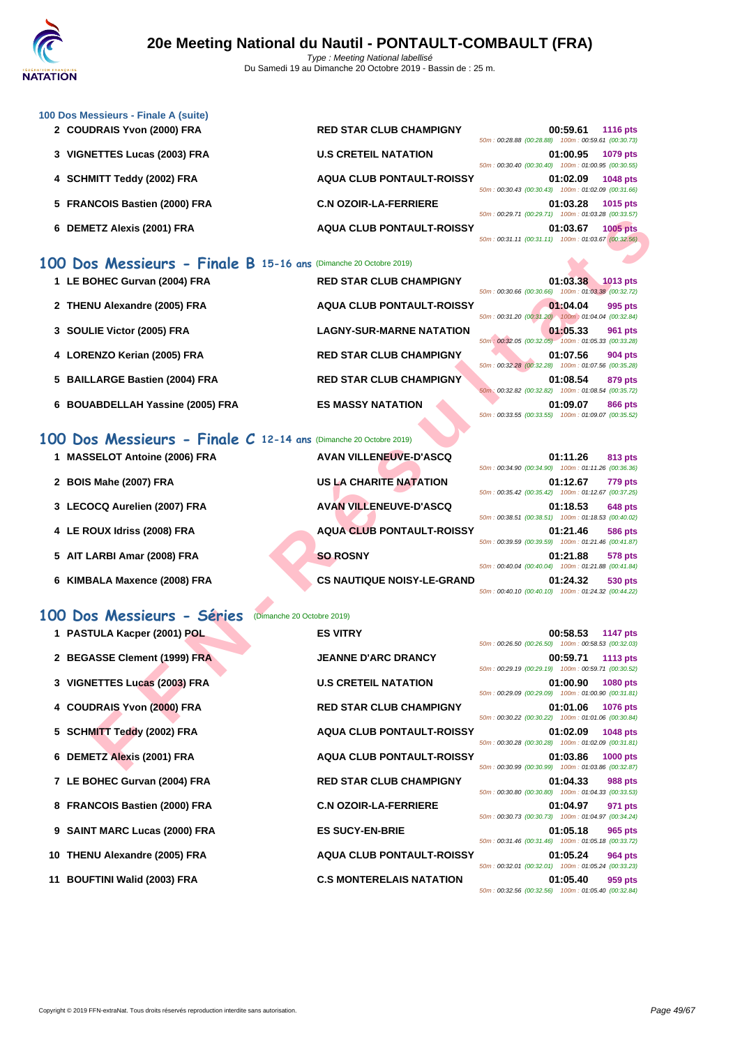### 100 Dos Messieurs - Finale A (suite)

| Place | Nom | Club | Temps | Points | Splits |
|---|---|---|---|---|---|
| 2 | COUDRAIS Yvon (2000) FRA | RED STAR CLUB CHAMPIGNY | 00:59.61 | 1116 pts | 50m : 00:28.88 (00:28.88) 100m : 00:59.61 (00:30.73) |
| 3 | VIGNETTES Lucas (2003) FRA | U.S CRETEIL NATATION | 01:00.95 | 1079 pts | 50m : 00:30.40 (00:30.40) 100m : 01:00.95 (00:30.55) |
| 4 | SCHMITT Teddy (2002) FRA | AQUA CLUB PONTAULT-ROISSY | 01:02.09 | 1048 pts | 50m : 00:30.43 (00:30.43) 100m : 01:02.09 (00:31.66) |
| 5 | FRANCOIS Bastien (2000) FRA | C.N OZOIR-LA-FERRIERE | 01:03.28 | 1015 pts | 50m : 00:29.71 (00:29.71) 100m : 01:03.28 (00:33.57) |
| 6 | DEMETZ Alexis (2001) FRA | AQUA CLUB PONTAULT-ROISSY | 01:03.67 | 1005 pts | 50m : 00:31.11 (00:31.11) 100m : 01:03.67 (00:32.56) |

## 100 Dos Messieurs - Finale B 15-16 ans (Dimanche 20 Octobre 2019)

| Place | Nom | Club | Temps | Points | Splits |
|---|---|---|---|---|---|
| 1 | LE BOHEC Gurvan (2004) FRA | RED STAR CLUB CHAMPIGNY | 01:03.38 | 1013 pts | 50m : 00:30.66 (00:30.66) 100m : 01:03.38 (00:32.72) |
| 2 | THENU Alexandre (2005) FRA | AQUA CLUB PONTAULT-ROISSY | 01:04.04 | 995 pts | 50m : 00:31.20 (00:31.20) 100m : 01:04.04 (00:32.84) |
| 3 | SOULIE Victor (2005) FRA | LAGNY-SUR-MARNE NATATION | 01:05.33 | 961 pts | 50m : 00:32.05 (00:32.05) 100m : 01:05.33 (00:33.28) |
| 4 | LORENZO Kerian (2005) FRA | RED STAR CLUB CHAMPIGNY | 01:07.56 | 904 pts | 50m : 00:32.28 (00:32.28) 100m : 01:07.56 (00:35.28) |
| 5 | BAILLARGE Bastien (2004) FRA | RED STAR CLUB CHAMPIGNY | 01:08.54 | 879 pts | 50m : 00:32.82 (00:32.82) 100m : 01:08.54 (00:35.72) |
| 6 | BOUABDELLAH Yassine (2005) FRA | ES MASSY NATATION | 01:09.07 | 866 pts | 50m : 00:33.55 (00:33.55) 100m : 01:09.07 (00:35.52) |

## 100 Dos Messieurs - Finale C 12-14 ans (Dimanche 20 Octobre 2019)

| Place | Nom | Club | Temps | Points | Splits |
|---|---|---|---|---|---|
| 1 | MASSELOT Antoine (2006) FRA | AVAN VILLENEUVE-D'ASCQ | 01:11.26 | 813 pts | 50m : 00:34.90 (00:34.90) 100m : 01:11.26 (00:36.36) |
| 2 | BOIS Mahe (2007) FRA | US LA CHARITE NATATION | 01:12.67 | 779 pts | 50m : 00:35.42 (00:35.42) 100m : 01:12.67 (00:37.25) |
| 3 | LECOCQ Aurelien (2007) FRA | AVAN VILLENEUVE-D'ASCQ | 01:18.53 | 648 pts | 50m : 00:38.51 (00:38.51) 100m : 01:18.53 (00:40.02) |
| 4 | LE ROUX Idriss (2008) FRA | AQUA CLUB PONTAULT-ROISSY | 01:21.46 | 586 pts | 50m : 00:39.59 (00:39.59) 100m : 01:21.46 (00:41.87) |
| 5 | AIT LARBI Amar (2008) FRA | SO ROSNY | 01:21.88 | 578 pts | 50m : 00:40.04 (00:40.04) 100m : 01:21.88 (00:41.84) |
| 6 | KIMBALA Maxence (2008) FRA | CS NAUTIQUE NOISY-LE-GRAND | 01:24.32 | 530 pts | 50m : 00:40.10 (00:40.10) 100m : 01:24.32 (00:44.22) |

## 100 Dos Messieurs - Séries (Dimanche 20 Octobre 2019)

| Place | Nom | Club | Temps | Points | Splits |
|---|---|---|---|---|---|
| 1 | PASTULA Kacper (2001) POL | ES VITRY | 00:58.53 | 1147 pts | 50m : 00:26.50 (00:26.50) 100m : 00:58.53 (00:32.03) |
| 2 | BEGASSE Clement (1999) FRA | JEANNE D'ARC DRANCY | 00:59.71 | 1113 pts | 50m : 00:29.19 (00:29.19) 100m : 00:59.71 (00:30.52) |
| 3 | VIGNETTES Lucas (2003) FRA | U.S CRETEIL NATATION | 01:00.90 | 1080 pts | 50m : 00:29.09 (00:29.09) 100m : 01:00.90 (00:31.81) |
| 4 | COUDRAIS Yvon (2000) FRA | RED STAR CLUB CHAMPIGNY | 01:01.06 | 1076 pts | 50m : 00:30.22 (00:30.22) 100m : 01:01.06 (00:30.84) |
| 5 | SCHMITT Teddy (2002) FRA | AQUA CLUB PONTAULT-ROISSY | 01:02.09 | 1048 pts | 50m : 00:30.28 (00:30.28) 100m : 01:02.09 (00:31.81) |
| 6 | DEMETZ Alexis (2001) FRA | AQUA CLUB PONTAULT-ROISSY | 01:03.86 | 1000 pts | 50m : 00:30.99 (00:30.99) 100m : 01:03.86 (00:32.87) |
| 7 | LE BOHEC Gurvan (2004) FRA | RED STAR CLUB CHAMPIGNY | 01:04.33 | 988 pts | 50m : 00:30.80 (00:30.80) 100m : 01:04.33 (00:33.53) |
| 8 | FRANCOIS Bastien (2000) FRA | C.N OZOIR-LA-FERRIERE | 01:04.97 | 971 pts | 50m : 00:30.73 (00:30.73) 100m : 01:04.97 (00:34.24) |
| 9 | SAINT MARC Lucas (2000) FRA | ES SUCY-EN-BRIE | 01:05.18 | 965 pts | 50m : 00:31.46 (00:31.46) 100m : 01:05.18 (00:33.72) |
| 10 | THENU Alexandre (2005) FRA | AQUA CLUB PONTAULT-ROISSY | 01:05.24 | 964 pts | 50m : 00:32.01 (00:32.01) 100m : 01:05.24 (00:33.23) |
| 11 | BOUFTINI Walid (2003) FRA | C.S MONTERELAIS NATATION | 01:05.40 | 959 pts | 50m : 00:32.56 (00:32.56) 100m : 01:05.40 (00:32.84) |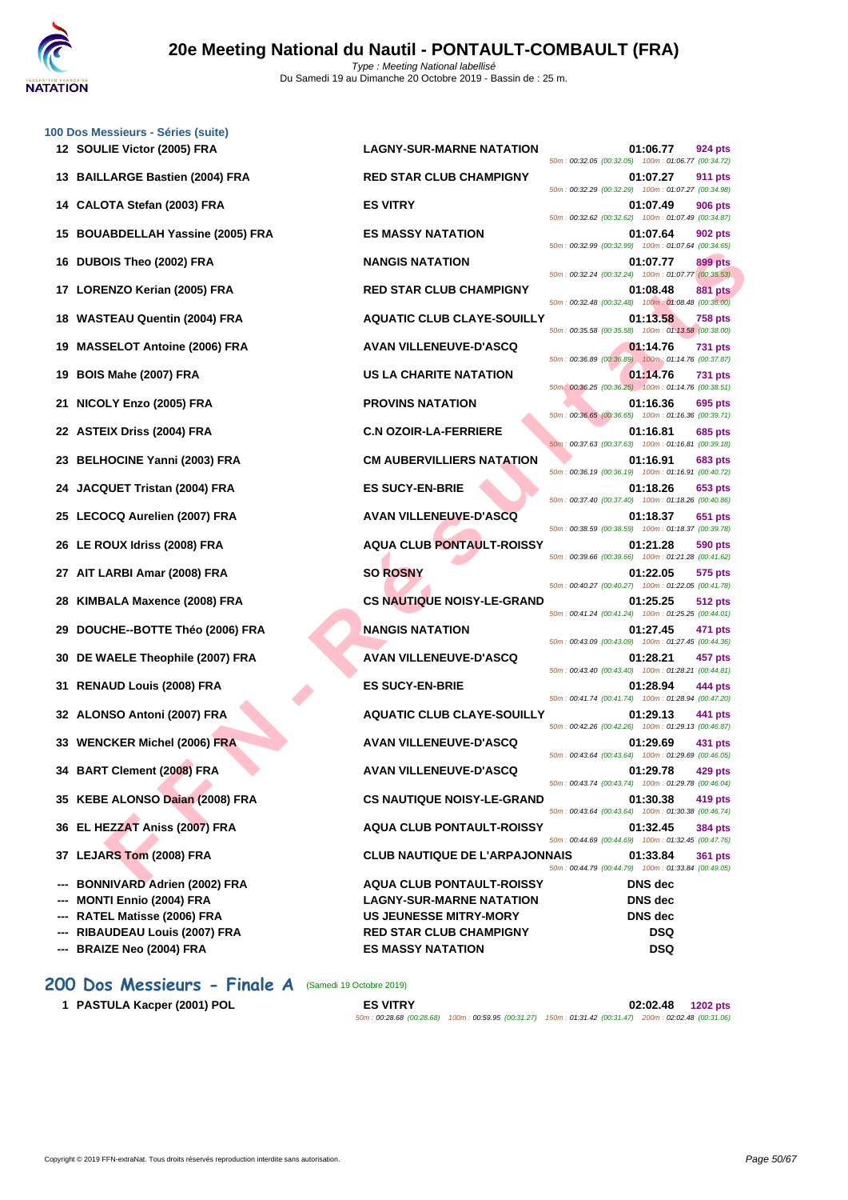# 20e Meeting National du Nautil - PONTAULT-COMBAULT (FRA)

*Type : Meeting National labellisé*
Du Samedi 19 au Dimanche 20 Octobre 2019 - Bassin de : 25 m.

### 100 Dos Messieurs - Séries (suite)

| Rang | Nom | Club | Temps | Points | Splits |
|---|---|---|---|---|---|
| 12 | SOULIE Victor (2005) FRA | LAGNY-SUR-MARNE NATATION | 01:06.77 | 924 pts | 50m : 00:32.05 (00:32.05) 100m : 01:06.77 (00:34.72) |
| 13 | BAILLARGE Bastien (2004) FRA | RED STAR CLUB CHAMPIGNY | 01:07.27 | 911 pts | 50m : 00:32.29 (00:32.29) 100m : 01:07.27 (00:34.98) |
| 14 | CALOTA Stefan (2003) FRA | ES VITRY | 01:07.49 | 906 pts | 50m : 00:32.62 (00:32.62) 100m : 01:07.49 (00:34.87) |
| 15 | BOUABDELLAH Yassine (2005) FRA | ES MASSY NATATION | 01:07.64 | 902 pts | 50m : 00:32.99 (00:32.99) 100m : 01:07.64 (00:34.65) |
| 16 | DUBOIS Theo (2002) FRA | NANGIS NATATION | 01:07.77 | 899 pts | 50m : 00:32.24 (00:32.24) 100m : 01:07.77 (00:35.53) |
| 17 | LORENZO Kerian (2005) FRA | RED STAR CLUB CHAMPIGNY | 01:08.48 | 881 pts | 50m : 00:32.48 (00:32.48) 100m : 01:08.48 (00:36.00) |
| 18 | WASTEAU Quentin (2004) FRA | AQUATIC CLUB CLAYE-SOUILLY | 01:13.58 | 758 pts | 50m : 00:35.58 (00:35.58) 100m : 01:13.58 (00:38.00) |
| 19 | MASSELOT Antoine (2006) FRA | AVAN VILLENEUVE-D'ASCQ | 01:14.76 | 731 pts | 50m : 00:36.89 (00:36.89) 100m : 01:14.76 (00:37.87) |
| 19 | BOIS Mahe (2007) FRA | US LA CHARITE NATATION | 01:14.76 | 731 pts | 50m : 00:36.25 (00:36.25) 100m : 01:14.76 (00:38.51) |
| 21 | NICOLY Enzo (2005) FRA | PROVINS NATATION | 01:16.36 | 695 pts | 50m : 00:36.65 (00:36.65) 100m : 01:16.36 (00:39.71) |
| 22 | ASTEIX Driss (2004) FRA | C.N OZOIR-LA-FERRIERE | 01:16.81 | 685 pts | 50m : 00:37.63 (00:37.63) 100m : 01:16.81 (00:39.18) |
| 23 | BELHOCINE Yanni (2003) FRA | CM AUBERVILLIERS NATATION | 01:16.91 | 683 pts | 50m : 00:36.19 (00:36.19) 100m : 01:16.91 (00:40.72) |
| 24 | JACQUET Tristan (2004) FRA | ES SUCY-EN-BRIE | 01:18.26 | 653 pts | 50m : 00:37.40 (00:37.40) 100m : 01:18.26 (00:40.86) |
| 25 | LECOCQ Aurelien (2007) FRA | AVAN VILLENEUVE-D'ASCQ | 01:18.37 | 651 pts | 50m : 00:38.59 (00:38.59) 100m : 01:18.37 (00:39.78) |
| 26 | LE ROUX Idriss (2008) FRA | AQUA CLUB PONTAULT-ROISSY | 01:21.28 | 590 pts | 50m : 00:39.66 (00:39.66) 100m : 01:21.28 (00:41.62) |
| 27 | AIT LARBI Amar (2008) FRA | SO ROSNY | 01:22.05 | 575 pts | 50m : 00:40.27 (00:40.27) 100m : 01:22.05 (00:41.78) |
| 28 | KIMBALA Maxence (2008) FRA | CS NAUTIQUE NOISY-LE-GRAND | 01:25.25 | 512 pts | 50m : 00:41.24 (00:41.24) 100m : 01:25.25 (00:44.01) |
| 29 | DOUCHE--BOTTE Théo (2006) FRA | NANGIS NATATION | 01:27.45 | 471 pts | 50m : 00:43.09 (00:43.09) 100m : 01:27.45 (00:44.36) |
| 30 | DE WAELE Theophile (2007) FRA | AVAN VILLENEUVE-D'ASCQ | 01:28.21 | 457 pts | 50m : 00:43.40 (00:43.40) 100m : 01:28.21 (00:44.81) |
| 31 | RENAUD Louis (2008) FRA | ES SUCY-EN-BRIE | 01:28.94 | 444 pts | 50m : 00:41.74 (00:41.74) 100m : 01:28.94 (00:47.20) |
| 32 | ALONSO Antoni (2007) FRA | AQUATIC CLUB CLAYE-SOUILLY | 01:29.13 | 441 pts | 50m : 00:42.26 (00:42.26) 100m : 01:29.13 (00:46.87) |
| 33 | WENCKER Michel (2006) FRA | AVAN VILLENEUVE-D'ASCQ | 01:29.69 | 431 pts | 50m : 00:43.64 (00:43.64) 100m : 01:29.69 (00:46.05) |
| 34 | BART Clement (2008) FRA | AVAN VILLENEUVE-D'ASCQ | 01:29.78 | 429 pts | 50m : 00:43.74 (00:43.74) 100m : 01:29.78 (00:46.04) |
| 35 | KEBE ALONSO Daian (2008) FRA | CS NAUTIQUE NOISY-LE-GRAND | 01:30.38 | 419 pts | 50m : 00:43.64 (00:43.64) 100m : 01:30.38 (00:46.74) |
| 36 | EL HEZZAT Aniss (2007) FRA | AQUA CLUB PONTAULT-ROISSY | 01:32.45 | 384 pts | 50m : 00:44.69 (00:44.69) 100m : 01:32.45 (00:47.76) |
| 37 | LEJARS Tom (2008) FRA | CLUB NAUTIQUE DE L'ARPAJONNAIS | 01:33.84 | 361 pts | 50m : 00:44.79 (00:44.79) 100m : 01:33.84 (00:49.05) |
| --- | BONNIVARD Adrien (2002) FRA | AQUA CLUB PONTAULT-ROISSY | DNS dec | | |
| --- | MONTI Ennio (2004) FRA | LAGNY-SUR-MARNE NATATION | DNS dec | | |
| --- | RATEL Matisse (2006) FRA | US JEUNESSE MITRY-MORY | DNS dec | | |
| --- | RIBAUDEAU Louis (2007) FRA | RED STAR CLUB CHAMPIGNY | DSQ | | |
| --- | BRAIZE Neo (2004) FRA | ES MASSY NATATION | DSQ | | |

## 200 Dos Messieurs - Finale A (Samedi 19 Octobre 2019)

| Rang | Nom | Club | Temps | Points | Splits |
|---|---|---|---|---|---|
| 1 | PASTULA Kacper (2001) POL | ES VITRY | 02:02.48 | 1202 pts | 50m : 00:28.68 (00:28.68) 100m : 00:59.95 (00:31.27) 150m : 01:31.42 (00:31.47) 200m : 02:02.48 (00:31.06) |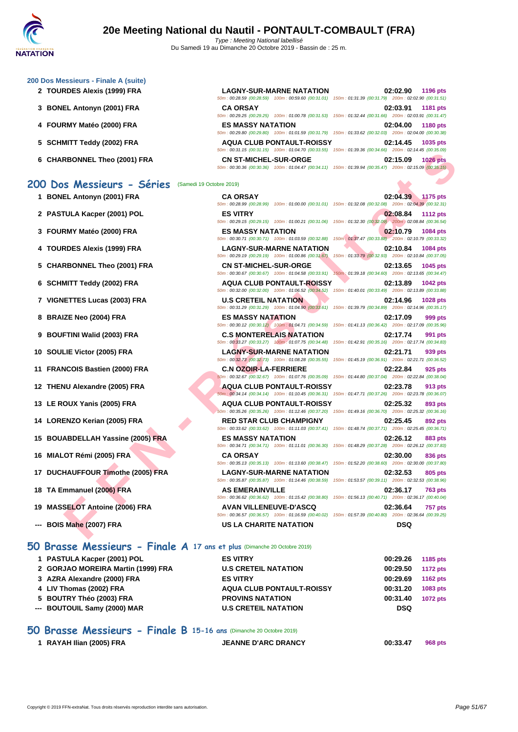### 200 Dos Messieurs - Finale A (suite)

| Rang | Nom | Club | Temps | Points |
|---|---|---|---|---|
| 2 | TOURDES Alexis (1999) FRA | LAGNY-SUR-MARNE NATATION | 02:02.90 | 1196 pts |
| | | 50m : 00:28.59 (00:28.59) 100m : 00:59.60 (00:31.01) 150m : 01:31.39 (00:31.79) 200m : 02:02.90 (00:31.51) | | |
| 3 | BONEL Antonyn (2001) FRA | CA ORSAY | 02:03.91 | 1181 pts |
| | | 50m : 00:29.25 (00:29.25) 100m : 01:00.78 (00:31.53) 150m : 01:32.44 (00:31.66) 200m : 02:03.91 (00:31.47) | | |
| 4 | FOURMY Matéo (2000) FRA | ES MASSY NATATION | 02:04.00 | 1180 pts |
| | | 50m : 00:29.80 (00:29.80) 100m : 01:01.59 (00:31.79) 150m : 01:33.62 (00:32.03) 200m : 02:04.00 (00:30.38) | | |
| 5 | SCHMITT Teddy (2002) FRA | AQUA CLUB PONTAULT-ROISSY | 02:14.45 | 1035 pts |
| | | 50m : 00:31.15 (00:31.15) 100m : 01:04.70 (00:33.55) 150m : 01:39.36 (00:34.66) 200m : 02:14.45 (00:35.09) | | |
| 6 | CHARBONNEL Theo (2001) FRA | CN ST-MICHEL-SUR-ORGE | 02:15.09 | 1026 pts |
| | | 50m : 00:30.36 (00:30.36) 100m : 01:04.47 (00:34.11) 150m : 01:39.94 (00:35.47) 200m : 02:15.09 (00:35.15) | | |

## 200 Dos Messieurs - Séries (Samedi 19 Octobre 2019)

| Rang | Nom | Club | Temps | Points |
|---|---|---|---|---|
| 1 | BONEL Antonyn (2001) FRA | CA ORSAY | 02:04.39 | 1175 pts |
| | | 50m : 00:28.99 (00:28.99) 100m : 01:00.00 (00:31.01) 150m : 01:32.08 (00:32.08) 200m : 02:04.39 (00:32.31) | | |
| 2 | PASTULA Kacper (2001) POL | ES VITRY | 02:08.84 | 1112 pts |
| | | 50m : 00:29.15 (00:29.15) 100m : 01:00.21 (00:31.06) 150m : 01:32.30 (00:32.09) 200m : 02:08.84 (00:36.54) | | |
| 3 | FOURMY Matéo (2000) FRA | ES MASSY NATATION | 02:10.79 | 1084 pts |
| | | 50m : 00:30.71 (00:30.71) 100m : 01:03.59 (00:32.88) 150m : 01:37.47 (00:33.88) 200m : 02:10.79 (00:33.32) | | |
| 4 | TOURDES Alexis (1999) FRA | LAGNY-SUR-MARNE NATATION | 02:10.84 | 1084 pts |
| | | 50m : 00:29.19 (00:29.19) 100m : 01:00.86 (00:31.67) 150m : 01:33.79 (00:32.93) 200m : 02:10.84 (00:37.05) | | |
| 5 | CHARBONNEL Theo (2001) FRA | CN ST-MICHEL-SUR-ORGE | 02:13.65 | 1045 pts |
| | | 50m : 00:30.67 (00:30.67) 100m : 01:04.58 (00:33.91) 150m : 01:39.18 (00:34.60) 200m : 02:13.65 (00:34.47) | | |
| 6 | SCHMITT Teddy (2002) FRA | AQUA CLUB PONTAULT-ROISSY | 02:13.89 | 1042 pts |
| | | 50m : 00:32.00 (00:32.00) 100m : 01:06.52 (00:34.52) 150m : 01:40.01 (00:33.49) 200m : 02:13.89 (00:33.88) | | |
| 7 | VIGNETTES Lucas (2003) FRA | U.S CRETEIL NATATION | 02:14.96 | 1028 pts |
| | | 50m : 00:31.29 (00:31.29) 100m : 01:04.90 (00:33.61) 150m : 01:39.79 (00:34.89) 200m : 02:14.96 (00:35.17) | | |
| 8 | BRAIZE Neo (2004) FRA | ES MASSY NATATION | 02:17.09 | 999 pts |
| | | 50m : 00:30.12 (00:30.12) 100m : 01:04.71 (00:34.59) 150m : 01:41.13 (00:36.42) 200m : 02:17.09 (00:35.96) | | |
| 9 | BOUFTINI Walid (2003) FRA | C.S MONTERELAIS NATATION | 02:17.74 | 991 pts |
| | | 50m : 00:33.27 (00:33.27) 100m : 01:07.75 (00:34.48) 150m : 01:42.91 (00:35.16) 200m : 02:17.74 (00:34.83) | | |
| 10 | SOULIE Victor (2005) FRA | LAGNY-SUR-MARNE NATATION | 02:21.71 | 939 pts |
| | | 50m : 00:32.73 (00:32.73) 100m : 01:08.28 (00:35.55) 150m : 01:45.19 (00:36.91) 200m : 02:21.71 (00:36.52) | | |
| 11 | FRANCOIS Bastien (2000) FRA | C.N OZOIR-LA-FERRIERE | 02:22.84 | 925 pts |
| | | 50m : 00:32.67 (00:32.67) 100m : 01:07.76 (00:35.09) 150m : 01:44.80 (00:37.04) 200m : 02:22.84 (00:38.04) | | |
| 12 | THENU Alexandre (2005) FRA | AQUA CLUB PONTAULT-ROISSY | 02:23.78 | 913 pts |
| | | 50m : 00:34.14 (00:34.14) 100m : 01:10.45 (00:36.31) 150m : 01:47.71 (00:37.26) 200m : 02:23.78 (00:36.07) | | |
| 13 | LE ROUX Yanis (2005) FRA | AQUA CLUB PONTAULT-ROISSY | 02:25.32 | 893 pts |
| | | 50m : 00:35.26 (00:35.26) 100m : 01:12.46 (00:37.20) 150m : 01:49.16 (00:36.70) 200m : 02:25.32 (00:36.16) | | |
| 14 | LORENZO Kerian (2005) FRA | RED STAR CLUB CHAMPIGNY | 02:25.45 | 892 pts |
| | | 50m : 00:33.62 (00:33.62) 100m : 01:11.03 (00:37.41) 150m : 01:48.74 (00:37.71) 200m : 02:25.45 (00:36.71) | | |
| 15 | BOUABDELLAH Yassine (2005) FRA | ES MASSY NATATION | 02:26.12 | 883 pts |
| | | 50m : 00:34.71 (00:34.71) 100m : 01:11.01 (00:36.30) 150m : 01:48.29 (00:37.28) 200m : 02:26.12 (00:37.83) | | |
| 16 | MIALOT Rémi (2005) FRA | CA ORSAY | 02:30.00 | 836 pts |
| | | 50m : 00:35.13 (00:35.13) 100m : 01:13.60 (00:38.47) 150m : 01:52.20 (00:38.60) 200m : 02:30.00 (00:37.80) | | |
| 17 | DUCHAUFFOUR Timothe (2005) FRA | LAGNY-SUR-MARNE NATATION | 02:32.53 | 805 pts |
| | | 50m : 00:35.87 (00:35.87) 100m : 01:14.46 (00:38.59) 150m : 01:53.57 (00:39.11) 200m : 02:32.53 (00:38.96) | | |
| 18 | TA Emmanuel (2006) FRA | AS EMERAINVILLE | 02:36.17 | 763 pts |
| | | 50m : 00:36.62 (00:36.62) 100m : 01:15.42 (00:38.80) 150m : 01:56.13 (00:40.71) 200m : 02:36.17 (00:40.04) | | |
| 19 | MASSELOT Antoine (2006) FRA | AVAN VILLENEUVE-D'ASCQ | 02:36.64 | 757 pts |
| | | 50m : 00:36.57 (00:36.57) 100m : 01:16.59 (00:40.02) 150m : 01:57.39 (00:40.80) 200m : 02:36.64 (00:39.25) | | |
| --- | BOIS Mahe (2007) FRA | US LA CHARITE NATATION | DSQ | |

## 50 Brasse Messieurs - Finale A 17 ans et plus (Dimanche 20 Octobre 2019)

| Rang | Nom | Club | Temps | Points |
|---|---|---|---|---|
| 1 | PASTULA Kacper (2001) POL | ES VITRY | 00:29.26 | 1185 pts |
| 2 | GORJAO MOREIRA Martin (1999) FRA | U.S CRETEIL NATATION | 00:29.50 | 1172 pts |
| 3 | AZRA Alexandre (2000) FRA | ES VITRY | 00:29.69 | 1162 pts |
| 4 | LIV Thomas (2002) FRA | AQUA CLUB PONTAULT-ROISSY | 00:31.20 | 1083 pts |
| 5 | BOUTRY Théo (2003) FRA | PROVINS NATATION | 00:31.40 | 1072 pts |
| --- | BOUTOUIL Samy (2000) MAR | U.S CRETEIL NATATION | DSQ | |

## 50 Brasse Messieurs - Finale B 15-16 ans (Dimanche 20 Octobre 2019)

| Rang | Nom | Club | Temps | Points |
|---|---|---|---|---|
| 1 | RAYAH Ilian (2005) FRA | JEANNE D'ARC DRANCY | 00:33.47 | 968 pts |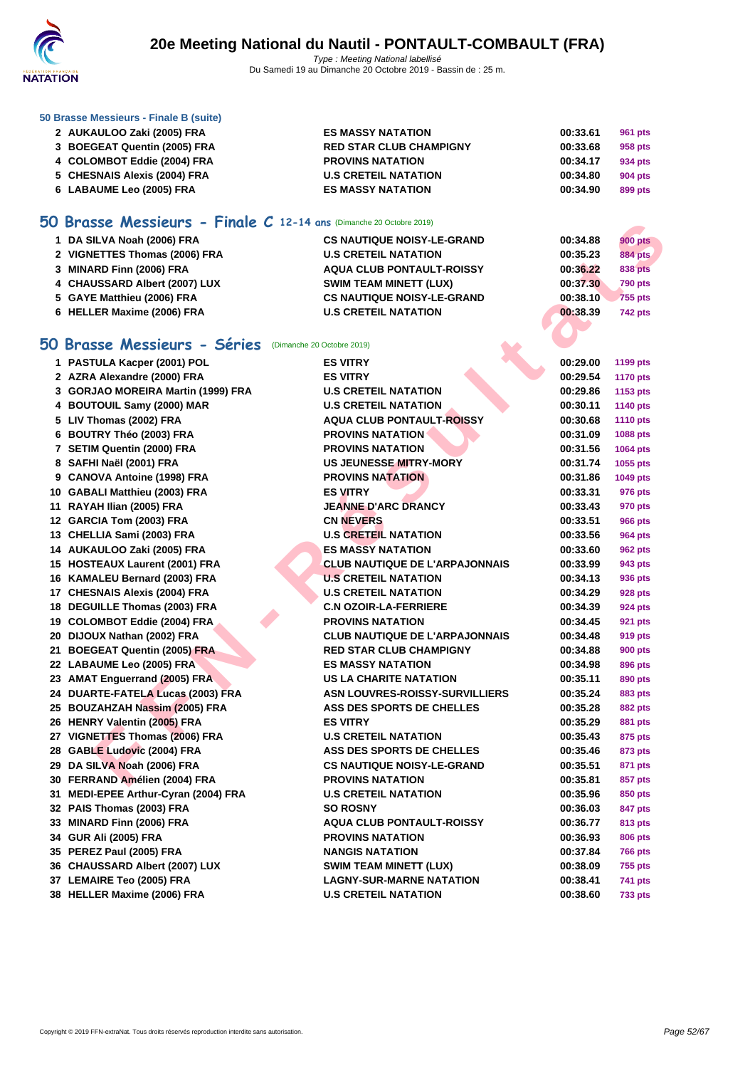# 20e Meeting National du Nautil - PONTAULT-COMBAULT (FRA)

*Type : Meeting National labellisé*
Du Samedi 19 au Dimanche 20 Octobre 2019 - Bassin de : 25 m.

### 50 Brasse Messieurs - Finale B (suite)

| | | | | |
|---|---|---|---|---|
| 2 | AUKAULOO Zaki (2005) FRA | ES MASSY NATATION | 00:33.61 | 961 pts |
| 3 | BOEGEAT Quentin (2005) FRA | RED STAR CLUB CHAMPIGNY | 00:33.68 | 958 pts |
| 4 | COLOMBOT Eddie (2004) FRA | PROVINS NATATION | 00:34.17 | 934 pts |
| 5 | CHESNAIS Alexis (2004) FRA | U.S CRETEIL NATATION | 00:34.80 | 904 pts |
| 6 | LABAUME Leo (2005) FRA | ES MASSY NATATION | 00:34.90 | 899 pts |

## 50 Brasse Messieurs - Finale C 12-14 ans (Dimanche 20 Octobre 2019)

| | | | | |
|---|---|---|---|---|
| 1 | DA SILVA Noah (2006) FRA | CS NAUTIQUE NOISY-LE-GRAND | 00:34.88 | 900 pts |
| 2 | VIGNETTES Thomas (2006) FRA | U.S CRETEIL NATATION | 00:35.23 | 884 pts |
| 3 | MINARD Finn (2006) FRA | AQUA CLUB PONTAULT-ROISSY | 00:36.22 | 838 pts |
| 4 | CHAUSSARD Albert (2007) LUX | SWIM TEAM MINETT (LUX) | 00:37.30 | 790 pts |
| 5 | GAYE Matthieu (2006) FRA | CS NAUTIQUE NOISY-LE-GRAND | 00:38.10 | 755 pts |
| 6 | HELLER Maxime (2006) FRA | U.S CRETEIL NATATION | 00:38.39 | 742 pts |

## 50 Brasse Messieurs - Séries (Dimanche 20 Octobre 2019)

| | | | | |
|---|---|---|---|---|
| 1 | PASTULA Kacper (2001) POL | ES VITRY | 00:29.00 | 1199 pts |
| 2 | AZRA Alexandre (2000) FRA | ES VITRY | 00:29.54 | 1170 pts |
| 3 | GORJAO MOREIRA Martin (1999) FRA | U.S CRETEIL NATATION | 00:29.86 | 1153 pts |
| 4 | BOUTOUIL Samy (2000) MAR | U.S CRETEIL NATATION | 00:30.11 | 1140 pts |
| 5 | LIV Thomas (2002) FRA | AQUA CLUB PONTAULT-ROISSY | 00:30.68 | 1110 pts |
| 6 | BOUTRY Théo (2003) FRA | PROVINS NATATION | 00:31.09 | 1088 pts |
| 7 | SETIM Quentin (2000) FRA | PROVINS NATATION | 00:31.56 | 1064 pts |
| 8 | SAFHI Naël (2001) FRA | US JEUNESSE MITRY-MORY | 00:31.74 | 1055 pts |
| 9 | CANOVA Antoine (1998) FRA | PROVINS NATATION | 00:31.86 | 1049 pts |
| 10 | GABALI Matthieu (2003) FRA | ES VITRY | 00:33.31 | 976 pts |
| 11 | RAYAH Ilian (2005) FRA | JEANNE D'ARC DRANCY | 00:33.43 | 970 pts |
| 12 | GARCIA Tom (2003) FRA | CN NEVERS | 00:33.51 | 966 pts |
| 13 | CHELLIA Sami (2003) FRA | U.S CRETEIL NATATION | 00:33.56 | 964 pts |
| 14 | AUKAULOO Zaki (2005) FRA | ES MASSY NATATION | 00:33.60 | 962 pts |
| 15 | HOSTEAUX Laurent (2001) FRA | CLUB NAUTIQUE DE L'ARPAJONNAIS | 00:33.99 | 943 pts |
| 16 | KAMALEU Bernard (2003) FRA | U.S CRETEIL NATATION | 00:34.13 | 936 pts |
| 17 | CHESNAIS Alexis (2004) FRA | U.S CRETEIL NATATION | 00:34.29 | 928 pts |
| 18 | DEGUILLE Thomas (2003) FRA | C.N OZOIR-LA-FERRIERE | 00:34.39 | 924 pts |
| 19 | COLOMBOT Eddie (2004) FRA | PROVINS NATATION | 00:34.45 | 921 pts |
| 20 | DIJOUX Nathan (2002) FRA | CLUB NAUTIQUE DE L'ARPAJONNAIS | 00:34.48 | 919 pts |
| 21 | BOEGEAT Quentin (2005) FRA | RED STAR CLUB CHAMPIGNY | 00:34.88 | 900 pts |
| 22 | LABAUME Leo (2005) FRA | ES MASSY NATATION | 00:34.98 | 896 pts |
| 23 | AMAT Enguerrand (2005) FRA | US LA CHARITE NATATION | 00:35.11 | 890 pts |
| 24 | DUARTE-FATELA Lucas (2003) FRA | ASN LOUVRES-ROISSY-SURVILLIERS | 00:35.24 | 883 pts |
| 25 | BOUZAHZAH Nassim (2005) FRA | ASS DES SPORTS DE CHELLES | 00:35.28 | 882 pts |
| 26 | HENRY Valentin (2005) FRA | ES VITRY | 00:35.29 | 881 pts |
| 27 | VIGNETTES Thomas (2006) FRA | U.S CRETEIL NATATION | 00:35.43 | 875 pts |
| 28 | GABLE Ludovic (2004) FRA | ASS DES SPORTS DE CHELLES | 00:35.46 | 873 pts |
| 29 | DA SILVA Noah (2006) FRA | CS NAUTIQUE NOISY-LE-GRAND | 00:35.51 | 871 pts |
| 30 | FERRAND Amélien (2004) FRA | PROVINS NATATION | 00:35.81 | 857 pts |
| 31 | MEDI-EPEE Arthur-Cyran (2004) FRA | U.S CRETEIL NATATION | 00:35.96 | 850 pts |
| 32 | PAIS Thomas (2003) FRA | SO ROSNY | 00:36.03 | 847 pts |
| 33 | MINARD Finn (2006) FRA | AQUA CLUB PONTAULT-ROISSY | 00:36.77 | 813 pts |
| 34 | GUR Ali (2005) FRA | PROVINS NATATION | 00:36.93 | 806 pts |
| 35 | PEREZ Paul (2005) FRA | NANGIS NATATION | 00:37.84 | 766 pts |
| 36 | CHAUSSARD Albert (2007) LUX | SWIM TEAM MINETT (LUX) | 00:38.09 | 755 pts |
| 37 | LEMAIRE Teo (2005) FRA | LAGNY-SUR-MARNE NATATION | 00:38.41 | 741 pts |
| 38 | HELLER Maxime (2006) FRA | U.S CRETEIL NATATION | 00:38.60 | 733 pts |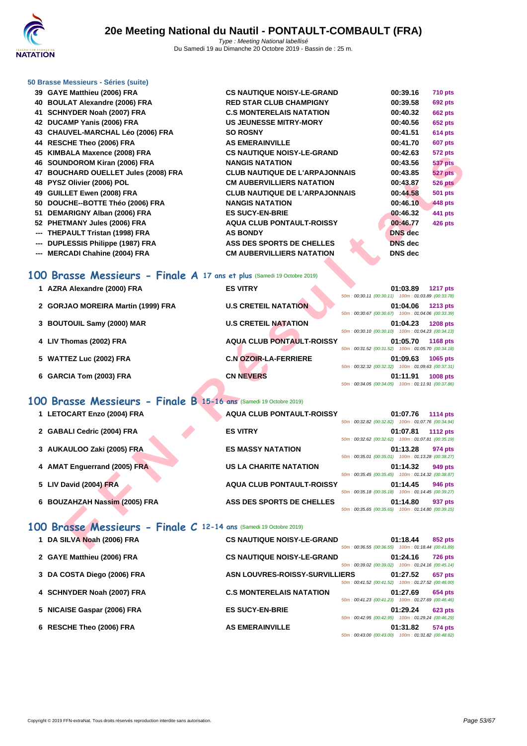**50 Brasse Messieurs - Séries (suite)**

| | | | | |
|---|---|---|---|---|
| 39 | GAYE Matthieu (2006) FRA | CS NAUTIQUE NOISY-LE-GRAND | 00:39.16 | 710 pts |
| 40 | BOULAT Alexandre (2006) FRA | RED STAR CLUB CHAMPIGNY | 00:39.58 | 692 pts |
| 41 | SCHNYDER Noah (2007) FRA | C.S MONTERELAIS NATATION | 00:40.32 | 662 pts |
| 42 | DUCAMP Yanis (2006) FRA | US JEUNESSE MITRY-MORY | 00:40.56 | 652 pts |
| 43 | CHAUVEL-MARCHAL Léo (2006) FRA | SO ROSNY | 00:41.51 | 614 pts |
| 44 | RESCHE Theo (2006) FRA | AS EMERAINVILLE | 00:41.70 | 607 pts |
| 45 | KIMBALA Maxence (2008) FRA | CS NAUTIQUE NOISY-LE-GRAND | 00:42.63 | 572 pts |
| 46 | SOUNDOROM Kiran (2006) FRA | NANGIS NATATION | 00:43.56 | 537 pts |
| 47 | BOUCHARD OUELLET Jules (2008) FRA | CLUB NAUTIQUE DE L'ARPAJONNAIS | 00:43.85 | 527 pts |
| 48 | PYSZ Olivier (2006) POL | CM AUBERVILLIERS NATATION | 00:43.87 | 526 pts |
| 49 | GUILLET Ewen (2008) FRA | CLUB NAUTIQUE DE L'ARPAJONNAIS | 00:44.58 | 501 pts |
| 50 | DOUCHE--BOTTE Théo (2006) FRA | NANGIS NATATION | 00:46.10 | 448 pts |
| 51 | DEMARIGNY Alban (2006) FRA | ES SUCY-EN-BRIE | 00:46.32 | 441 pts |
| 52 | PHETMANY Jules (2006) FRA | AQUA CLUB PONTAULT-ROISSY | 00:46.77 | 426 pts |
| --- | THEPAULT Tristan (1998) FRA | AS BONDY | DNS dec | |
| --- | DUPLESSIS Philippe (1987) FRA | ASS DES SPORTS DE CHELLES | DNS dec | |
| --- | MERCADI Chahine (2004) FRA | CM AUBERVILLIERS NATATION | DNS dec | |

## 100 Brasse Messieurs - Finale A 17 ans et plus (Samedi 19 Octobre 2019)

| | | | | | |
|---|---|---|---|---|---|
| 1 | AZRA Alexandre (2000) FRA | ES VITRY | 01:03.89 | 1217 pts | 50m : 00:30.11 (00:30.11) 100m : 01:03.89 (00:33.78) |
| 2 | GORJAO MOREIRA Martin (1999) FRA | U.S CRETEIL NATATION | 01:04.06 | 1213 pts | 50m : 00:30.67 (00:30.67) 100m : 01:04.06 (00:33.39) |
| 3 | BOUTOUIL Samy (2000) MAR | U.S CRETEIL NATATION | 01:04.23 | 1208 pts | 50m : 00:30.10 (00:30.10) 100m : 01:04.23 (00:34.13) |
| 4 | LIV Thomas (2002) FRA | AQUA CLUB PONTAULT-ROISSY | 01:05.70 | 1168 pts | 50m : 00:31.52 (00:31.52) 100m : 01:05.70 (00:34.18) |
| 5 | WATTEZ Luc (2002) FRA | C.N OZOIR-LA-FERRIERE | 01:09.63 | 1065 pts | 50m : 00:32.32 (00:32.32) 100m : 01:09.63 (00:37.31) |
| 6 | GARCIA Tom (2003) FRA | CN NEVERS | 01:11.91 | 1008 pts | 50m : 00:34.05 (00:34.05) 100m : 01:11.91 (00:37.86) |

## 100 Brasse Messieurs - Finale B 15-16 ans (Samedi 19 Octobre 2019)

| | | | | | |
|---|---|---|---|---|---|
| 1 | LETOCART Enzo (2004) FRA | AQUA CLUB PONTAULT-ROISSY | 01:07.76 | 1114 pts | 50m : 00:32.82 (00:32.82) 100m : 01:07.76 (00:34.94) |
| 2 | GABALI Cedric (2004) FRA | ES VITRY | 01:07.81 | 1112 pts | 50m : 00:32.62 (00:32.62) 100m : 01:07.81 (00:35.19) |
| 3 | AUKAULOO Zaki (2005) FRA | ES MASSY NATATION | 01:13.28 | 974 pts | 50m : 00:35.01 (00:35.01) 100m : 01:13.28 (00:38.27) |
| 4 | AMAT Enguerrand (2005) FRA | US LA CHARITE NATATION | 01:14.32 | 949 pts | 50m : 00:35.45 (00:35.45) 100m : 01:14.32 (00:38.87) |
| 5 | LIV David (2004) FRA | AQUA CLUB PONTAULT-ROISSY | 01:14.45 | 946 pts | 50m : 00:35.18 (00:35.18) 100m : 01:14.45 (00:39.27) |
| 6 | BOUZAHZAH Nassim (2005) FRA | ASS DES SPORTS DE CHELLES | 01:14.80 | 937 pts | 50m : 00:35.65 (00:35.65) 100m : 01:14.80 (00:39.15) |

## 100 Brasse Messieurs - Finale C 12-14 ans (Samedi 19 Octobre 2019)

| | | | | | |
|---|---|---|---|---|---|
| 1 | DA SILVA Noah (2006) FRA | CS NAUTIQUE NOISY-LE-GRAND | 01:18.44 | 852 pts | 50m : 00:36.55 (00:36.55) 100m : 01:18.44 (00:41.89) |
| 2 | GAYE Matthieu (2006) FRA | CS NAUTIQUE NOISY-LE-GRAND | 01:24.16 | 726 pts | 50m : 00:39.02 (00:39.02) 100m : 01:24.16 (00:45.14) |
| 3 | DA COSTA Diego (2006) FRA | ASN LOUVRES-ROISSY-SURVILLIERS | 01:27.52 | 657 pts | 50m : 00:41.52 (00:41.52) 100m : 01:27.52 (00:46.00) |
| 4 | SCHNYDER Noah (2007) FRA | C.S MONTERELAIS NATATION | 01:27.69 | 654 pts | 50m : 00:41.23 (00:41.23) 100m : 01:27.69 (00:46.46) |
| 5 | NICAISE Gaspar (2006) FRA | ES SUCY-EN-BRIE | 01:29.24 | 623 pts | 50m : 00:42.95 (00:42.95) 100m : 01:29.24 (00:46.29) |
| 6 | RESCHE Theo (2006) FRA | AS EMERAINVILLE | 01:31.82 | 574 pts | 50m : 00:43.00 (00:43.00) 100m : 01:31.82 (00:48.82) |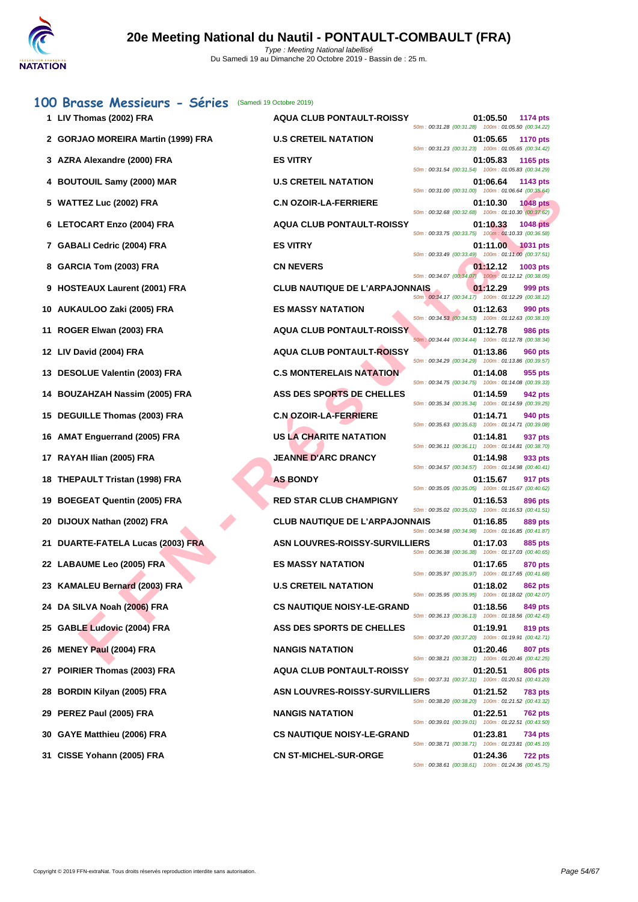# 20e Meeting National du Nautil - PONTAULT-COMBAULT (FRA)

Type : Meeting National labellisé
Du Samedi 19 au Dimanche 20 Octobre 2019 - Bassin de : 25 m.

## 100 Brasse Messieurs - Séries (Samedi 19 Octobre 2019)

| Rang | Nom | Club | Temps | Points | Splits |
|---|---|---|---|---|---|
| 1 | LIV Thomas (2002) FRA | AQUA CLUB PONTAULT-ROISSY | 01:05.50 | 1174 pts | 50m : 00:31.28 (00:31.28) 100m : 01:05.50 (00:34.22) |
| 2 | GORJAO MOREIRA Martin (1999) FRA | U.S CRETEIL NATATION | 01:05.65 | 1170 pts | 50m : 00:31.23 (00:31.23) 100m : 01:05.65 (00:34.42) |
| 3 | AZRA Alexandre (2000) FRA | ES VITRY | 01:05.83 | 1165 pts | 50m : 00:31.54 (00:31.54) 100m : 01:05.83 (00:34.29) |
| 4 | BOUTOUIL Samy (2000) MAR | U.S CRETEIL NATATION | 01:06.64 | 1143 pts | 50m : 00:31.00 (00:31.00) 100m : 01:06.64 (00:35.64) |
| 5 | WATTEZ Luc (2002) FRA | C.N OZOIR-LA-FERRIERE | 01:10.30 | 1048 pts | 50m : 00:32.68 (00:32.68) 100m : 01:10.30 (00:37.62) |
| 6 | LETOCART Enzo (2004) FRA | AQUA CLUB PONTAULT-ROISSY | 01:10.33 | 1048 pts | 50m : 00:33.75 (00:33.75) 100m : 01:10.33 (00:36.58) |
| 7 | GABALI Cedric (2004) FRA | ES VITRY | 01:11.00 | 1031 pts | 50m : 00:33.49 (00:33.49) 100m : 01:11.00 (00:37.51) |
| 8 | GARCIA Tom (2003) FRA | CN NEVERS | 01:12.12 | 1003 pts | 50m : 00:34.07 (00:34.07) 100m : 01:12.12 (00:38.05) |
| 9 | HOSTEAUX Laurent (2001) FRA | CLUB NAUTIQUE DE L'ARPAJONNAIS | 01:12.29 | 999 pts | 50m : 00:34.17 (00:34.17) 100m : 01:12.29 (00:38.12) |
| 10 | AUKAULOO Zaki (2005) FRA | ES MASSY NATATION | 01:12.63 | 990 pts | 50m : 00:34.53 (00:34.53) 100m : 01:12.63 (00:38.10) |
| 11 | ROGER Elwan (2003) FRA | AQUA CLUB PONTAULT-ROISSY | 01:12.78 | 986 pts | 50m : 00:34.44 (00:34.44) 100m : 01:12.78 (00:38.34) |
| 12 | LIV David (2004) FRA | AQUA CLUB PONTAULT-ROISSY | 01:13.86 | 960 pts | 50m : 00:34.29 (00:34.29) 100m : 01:13.86 (00:39.57) |
| 13 | DESOLUE Valentin (2003) FRA | C.S MONTERELAIS NATATION | 01:14.08 | 955 pts | 50m : 00:34.75 (00:34.75) 100m : 01:14.08 (00:39.33) |
| 14 | BOUZAHZAH Nassim (2005) FRA | ASS DES SPORTS DE CHELLES | 01:14.59 | 942 pts | 50m : 00:35.34 (00:35.34) 100m : 01:14.59 (00:39.25) |
| 15 | DEGUILLE Thomas (2003) FRA | C.N OZOIR-LA-FERRIERE | 01:14.71 | 940 pts | 50m : 00:35.63 (00:35.63) 100m : 01:14.71 (00:39.08) |
| 16 | AMAT Enguerrand (2005) FRA | US LA CHARITE NATATION | 01:14.81 | 937 pts | 50m : 00:36.11 (00:36.11) 100m : 01:14.81 (00:38.70) |
| 17 | RAYAH Ilian (2005) FRA | JEANNE D'ARC DRANCY | 01:14.98 | 933 pts | 50m : 00:34.57 (00:34.57) 100m : 01:14.98 (00:40.41) |
| 18 | THEPAULT Tristan (1998) FRA | AS BONDY | 01:15.67 | 917 pts | 50m : 00:35.05 (00:35.05) 100m : 01:15.67 (00:40.62) |
| 19 | BOEGEAT Quentin (2005) FRA | RED STAR CLUB CHAMPIGNY | 01:16.53 | 896 pts | 50m : 00:35.02 (00:35.02) 100m : 01:16.53 (00:41.51) |
| 20 | DIJOUX Nathan (2002) FRA | CLUB NAUTIQUE DE L'ARPAJONNAIS | 01:16.85 | 889 pts | 50m : 00:34.98 (00:34.98) 100m : 01:16.85 (00:41.87) |
| 21 | DUARTE-FATELA Lucas (2003) FRA | ASN LOUVRES-ROISSY-SURVILLIERS | 01:17.03 | 885 pts | 50m : 00:36.38 (00:36.38) 100m : 01:17.03 (00:40.65) |
| 22 | LABAUME Leo (2005) FRA | ES MASSY NATATION | 01:17.65 | 870 pts | 50m : 00:35.97 (00:35.97) 100m : 01:17.65 (00:41.68) |
| 23 | KAMALEU Bernard (2003) FRA | U.S CRETEIL NATATION | 01:18.02 | 862 pts | 50m : 00:35.95 (00:35.95) 100m : 01:18.02 (00:42.07) |
| 24 | DA SILVA Noah (2006) FRA | CS NAUTIQUE NOISY-LE-GRAND | 01:18.56 | 849 pts | 50m : 00:36.13 (00:36.13) 100m : 01:18.56 (00:42.43) |
| 25 | GABLE Ludovic (2004) FRA | ASS DES SPORTS DE CHELLES | 01:19.91 | 819 pts | 50m : 00:37.20 (00:37.20) 100m : 01:19.91 (00:42.71) |
| 26 | MENEY Paul (2004) FRA | NANGIS NATATION | 01:20.46 | 807 pts | 50m : 00:38.21 (00:38.21) 100m : 01:20.46 (00:42.25) |
| 27 | POIRIER Thomas (2003) FRA | AQUA CLUB PONTAULT-ROISSY | 01:20.51 | 806 pts | 50m : 00:37.31 (00:37.31) 100m : 01:20.51 (00:43.20) |
| 28 | BORDIN Kilyan (2005) FRA | ASN LOUVRES-ROISSY-SURVILLIERS | 01:21.52 | 783 pts | 50m : 00:38.20 (00:38.20) 100m : 01:21.52 (00:43.32) |
| 29 | PEREZ Paul (2005) FRA | NANGIS NATATION | 01:22.51 | 762 pts | 50m : 00:39.01 (00:39.01) 100m : 01:22.51 (00:43.50) |
| 30 | GAYE Matthieu (2006) FRA | CS NAUTIQUE NOISY-LE-GRAND | 01:23.81 | 734 pts | 50m : 00:38.71 (00:38.71) 100m : 01:23.81 (00:45.10) |
| 31 | CISSE Yohann (2005) FRA | CN ST-MICHEL-SUR-ORGE | 01:24.36 | 722 pts | 50m : 00:38.61 (00:38.61) 100m : 01:24.36 (00:45.75) |

Copyright © 2019 FFN-extraNat. Tous droits réservés reproduction interdite sans autorisation.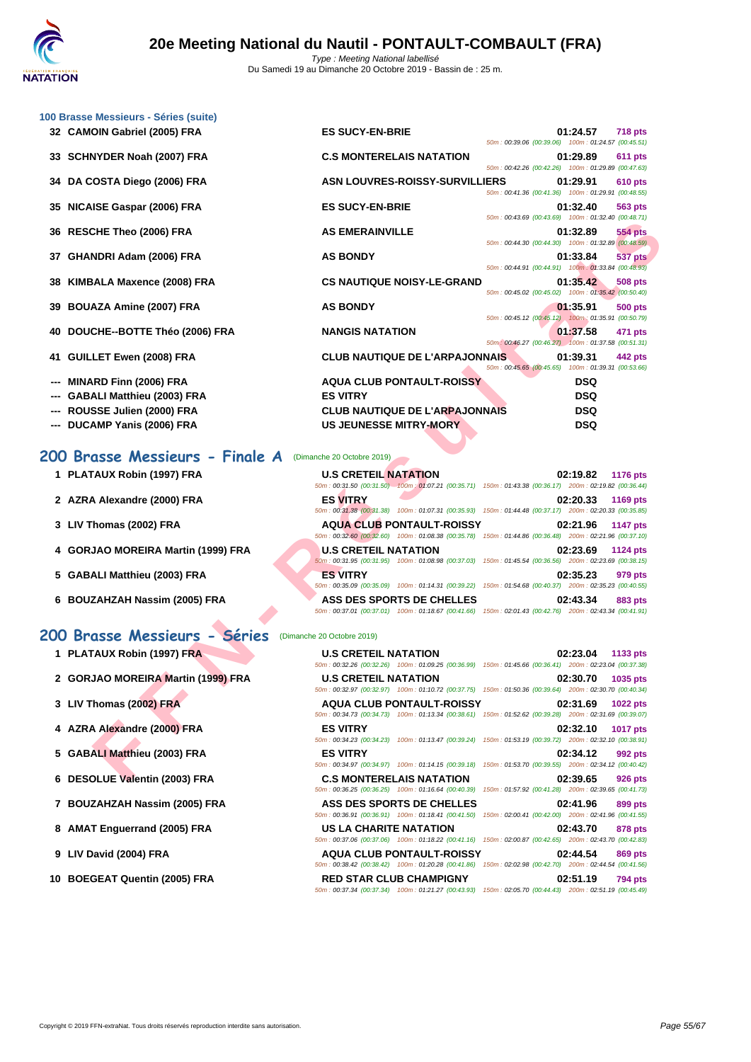### 100 Brasse Messieurs - Séries (suite)

| Rang | Nom | Club | Temps | Points |
|---|---|---|---|---|
| 32 | CAMOIN Gabriel (2005) FRA | ES SUCY-EN-BRIE | 01:24.57 | 718 pts |
| | | 50m : 00:39.06 (00:39.06) 100m : 01:24.57 (00:45.51) | | |
| 33 | SCHNYDER Noah (2007) FRA | C.S MONTERELAIS NATATION | 01:29.89 | 611 pts |
| | | 50m : 00:42.26 (00:42.26) 100m : 01:29.89 (00:47.63) | | |
| 34 | DA COSTA Diego (2006) FRA | ASN LOUVRES-ROISSY-SURVILLIERS | 01:29.91 | 610 pts |
| | | 50m : 00:41.36 (00:41.36) 100m : 01:29.91 (00:48.55) | | |
| 35 | NICAISE Gaspar (2006) FRA | ES SUCY-EN-BRIE | 01:32.40 | 563 pts |
| | | 50m : 00:43.69 (00:43.69) 100m : 01:32.40 (00:48.71) | | |
| 36 | RESCHE Theo (2006) FRA | AS EMERAINVILLE | 01:32.89 | 554 pts |
| | | 50m : 00:44.30 (00:44.30) 100m : 01:32.89 (00:48.59) | | |
| 37 | GHANDRI Adam (2006) FRA | AS BONDY | 01:33.84 | 537 pts |
| | | 50m : 00:44.91 (00:44.91) 100m : 01:33.84 (00:48.93) | | |
| 38 | KIMBALA Maxence (2008) FRA | CS NAUTIQUE NOISY-LE-GRAND | 01:35.42 | 508 pts |
| | | 50m : 00:45.02 (00:45.02) 100m : 01:35.42 (00:50.40) | | |
| 39 | BOUAZA Amine (2007) FRA | AS BONDY | 01:35.91 | 500 pts |
| | | 50m : 00:45.12 (00:45.12) 100m : 01:35.91 (00:50.79) | | |
| 40 | DOUCHE--BOTTE Théo (2006) FRA | NANGIS NATATION | 01:37.58 | 471 pts |
| | | 50m : 00:46.27 (00:46.27) 100m : 01:37.58 (00:51.31) | | |
| 41 | GUILLET Ewen (2008) FRA | CLUB NAUTIQUE DE L'ARPAJONNAIS | 01:39.31 | 442 pts |
| | | 50m : 00:45.65 (00:45.65) 100m : 01:39.31 (00:53.66) | | |
| --- | MINARD Finn (2006) FRA | AQUA CLUB PONTAULT-ROISSY | DSQ | |
| --- | GABALI Matthieu (2003) FRA | ES VITRY | DSQ | |
| --- | ROUSSE Julien (2000) FRA | CLUB NAUTIQUE DE L'ARPAJONNAIS | DSQ | |
| --- | DUCAMP Yanis (2006) FRA | US JEUNESSE MITRY-MORY | DSQ | |

## 200 Brasse Messieurs - Finale A (Dimanche 20 Octobre 2019)

| Rang | Nom | Club | Temps | Points |
|---|---|---|---|---|
| 1 | PLATAUX Robin (1997) FRA | U.S CRETEIL NATATION | 02:19.82 | 1176 pts |
| | | 50m : 00:31.50 (00:31.50) 100m : 01:07.21 (00:35.71) 150m : 01:43.38 (00:36.17) 200m : 02:19.82 (00:36.44) | | |
| 2 | AZRA Alexandre (2000) FRA | ES VITRY | 02:20.33 | 1169 pts |
| | | 50m : 00:31.38 (00:31.38) 100m : 01:07.31 (00:35.93) 150m : 01:44.48 (00:37.17) 200m : 02:20.33 (00:35.85) | | |
| 3 | LIV Thomas (2002) FRA | AQUA CLUB PONTAULT-ROISSY | 02:21.96 | 1147 pts |
| | | 50m : 00:32.60 (00:32.60) 100m : 01:08.38 (00:35.78) 150m : 01:44.86 (00:36.48) 200m : 02:21.96 (00:37.10) | | |
| 4 | GORJAO MOREIRA Martin (1999) FRA | U.S CRETEIL NATATION | 02:23.69 | 1124 pts |
| | | 50m : 00:31.95 (00:31.95) 100m : 01:08.98 (00:37.03) 150m : 01:45.54 (00:36.56) 200m : 02:23.69 (00:38.15) | | |
| 5 | GABALI Matthieu (2003) FRA | ES VITRY | 02:35.23 | 979 pts |
| | | 50m : 00:35.09 (00:35.09) 100m : 01:14.31 (00:39.22) 150m : 01:54.68 (00:40.37) 200m : 02:35.23 (00:40.55) | | |
| 6 | BOUZAHZAH Nassim (2005) FRA | ASS DES SPORTS DE CHELLES | 02:43.34 | 883 pts |
| | | 50m : 00:37.01 (00:37.01) 100m : 01:18.67 (00:41.66) 150m : 02:01.43 (00:42.76) 200m : 02:43.34 (00:41.91) | | |

## 200 Brasse Messieurs - Séries (Dimanche 20 Octobre 2019)

| Rang | Nom | Club | Temps | Points |
|---|---|---|---|---|
| 1 | PLATAUX Robin (1997) FRA | U.S CRETEIL NATATION | 02:23.04 | 1133 pts |
| | | 50m : 00:32.26 (00:32.26) 100m : 01:09.25 (00:36.99) 150m : 01:45.66 (00:36.41) 200m : 02:23.04 (00:37.38) | | |
| 2 | GORJAO MOREIRA Martin (1999) FRA | U.S CRETEIL NATATION | 02:30.70 | 1035 pts |
| | | 50m : 00:32.97 (00:32.97) 100m : 01:10.72 (00:37.75) 150m : 01:50.36 (00:39.64) 200m : 02:30.70 (00:40.34) | | |
| 3 | LIV Thomas (2002) FRA | AQUA CLUB PONTAULT-ROISSY | 02:31.69 | 1022 pts |
| | | 50m : 00:34.73 (00:34.73) 100m : 01:13.34 (00:38.61) 150m : 01:52.62 (00:39.28) 200m : 02:31.69 (00:39.07) | | |
| 4 | AZRA Alexandre (2000) FRA | ES VITRY | 02:32.10 | 1017 pts |
| | | 50m : 00:34.23 (00:34.23) 100m : 01:13.47 (00:39.24) 150m : 01:53.19 (00:39.72) 200m : 02:32.10 (00:38.91) | | |
| 5 | GABALI Matthieu (2003) FRA | ES VITRY | 02:34.12 | 992 pts |
| | | 50m : 00:34.97 (00:34.97) 100m : 01:14.15 (00:39.18) 150m : 01:53.70 (00:39.55) 200m : 02:34.12 (00:40.42) | | |
| 6 | DESOLUE Valentin (2003) FRA | C.S MONTERELAIS NATATION | 02:39.65 | 926 pts |
| | | 50m : 00:36.25 (00:36.25) 100m : 01:16.64 (00:40.39) 150m : 01:57.92 (00:41.28) 200m : 02:39.65 (00:41.73) | | |
| 7 | BOUZAHZAH Nassim (2005) FRA | ASS DES SPORTS DE CHELLES | 02:41.96 | 899 pts |
| | | 50m : 00:36.91 (00:36.91) 100m : 01:18.41 (00:41.50) 150m : 02:00.41 (00:42.00) 200m : 02:41.96 (00:41.55) | | |
| 8 | AMAT Enguerrand (2005) FRA | US LA CHARITE NATATION | 02:43.70 | 878 pts |
| | | 50m : 00:37.06 (00:37.06) 100m : 01:18.22 (00:41.16) 150m : 02:00.87 (00:42.65) 200m : 02:43.70 (00:42.83) | | |
| 9 | LIV David (2004) FRA | AQUA CLUB PONTAULT-ROISSY | 02:44.54 | 869 pts |
| | | 50m : 00:38.42 (00:38.42) 100m : 01:20.28 (00:41.86) 150m : 02:02.98 (00:42.70) 200m : 02:44.54 (00:41.56) | | |
| 10 | BOEGEAT Quentin (2005) FRA | RED STAR CLUB CHAMPIGNY | 02:51.19 | 794 pts |
| | | 50m : 00:37.34 (00:37.34) 100m : 01:21.27 (00:43.93) 150m : 02:05.70 (00:44.43) 200m : 02:51.19 (00:45.49) | | |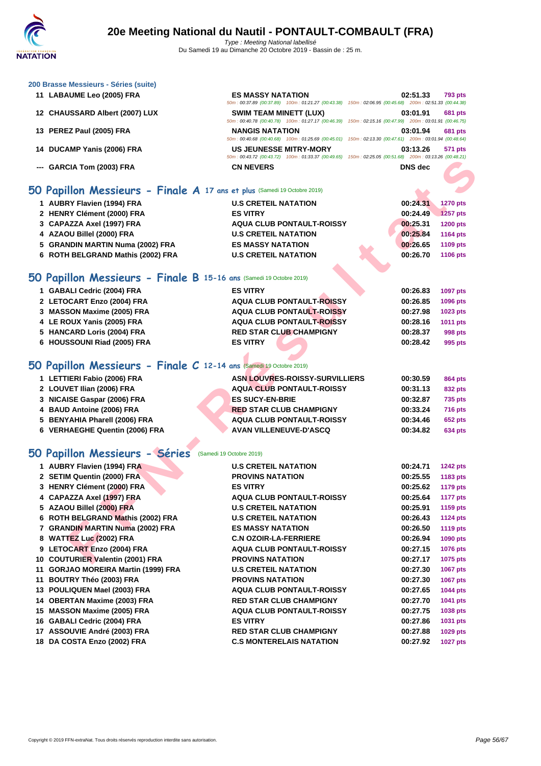### 200 Brasse Messieurs - Séries (suite)

| | Nom | Club | Temps | Points |
|---|---|---|---|---|
| 11 | LABAUME Leo (2005) FRA | ES MASSY NATATION | 02:51.33 | 793 pts |
| | | 50m : 00:37.89 (00:37.89) 100m : 01:21.27 (00:43.38) 150m : 02:06.95 (00:45.68) 200m : 02:51.33 (00:44.38) | | |
| 12 | CHAUSSARD Albert (2007) LUX | SWIM TEAM MINETT (LUX) | 03:01.91 | 681 pts |
| | | 50m : 00:40.78 (00:40.78) 100m : 01:27.17 (00:46.39) 150m : 02:15.16 (00:47.99) 200m : 03:01.91 (00:46.75) | | |
| 13 | PEREZ Paul (2005) FRA | NANGIS NATATION | 03:01.94 | 681 pts |
| | | 50m : 00:40.68 (00:40.68) 100m : 01:25.69 (00:45.01) 150m : 02:13.30 (00:47.61) 200m : 03:01.94 (00:48.64) | | |
| 14 | DUCAMP Yanis (2006) FRA | US JEUNESSE MITRY-MORY | 03:13.26 | 571 pts |
| | | 50m : 00:43.72 (00:43.72) 100m : 01:33.37 (00:49.65) 150m : 02:25.05 (00:51.68) 200m : 03:13.26 (00:48.21) | | |
| --- | GARCIA Tom (2003) FRA | CN NEVERS | DNS dec | |

## 50 Papillon Messieurs - Finale A 17 ans et plus (Samedi 19 Octobre 2019)

| | Nom | Club | Temps | Points |
|---|---|---|---|---|
| 1 | AUBRY Flavien (1994) FRA | U.S CRETEIL NATATION | 00:24.31 | 1270 pts |
| 2 | HENRY Clément (2000) FRA | ES VITRY | 00:24.49 | 1257 pts |
| 3 | CAPAZZA Axel (1997) FRA | AQUA CLUB PONTAULT-ROISSY | 00:25.31 | 1200 pts |
| 4 | AZAOU Billel (2000) FRA | U.S CRETEIL NATATION | 00:25.84 | 1164 pts |
| 5 | GRANDIN MARTIN Numa (2002) FRA | ES MASSY NATATION | 00:26.65 | 1109 pts |
| 6 | ROTH BELGRAND Mathis (2002) FRA | U.S CRETEIL NATATION | 00:26.70 | 1106 pts |

## 50 Papillon Messieurs - Finale B 15-16 ans (Samedi 19 Octobre 2019)

| | Nom | Club | Temps | Points |
|---|---|---|---|---|
| 1 | GABALI Cedric (2004) FRA | ES VITRY | 00:26.83 | 1097 pts |
| 2 | LETOCART Enzo (2004) FRA | AQUA CLUB PONTAULT-ROISSY | 00:26.85 | 1096 pts |
| 3 | MASSON Maxime (2005) FRA | AQUA CLUB PONTAULT-ROISSY | 00:27.98 | 1023 pts |
| 4 | LE ROUX Yanis (2005) FRA | AQUA CLUB PONTAULT-ROISSY | 00:28.16 | 1011 pts |
| 5 | HANCARD Loris (2004) FRA | RED STAR CLUB CHAMPIGNY | 00:28.37 | 998 pts |
| 6 | HOUSSOUNI Riad (2005) FRA | ES VITRY | 00:28.42 | 995 pts |

## 50 Papillon Messieurs - Finale C 12-14 ans (Samedi 19 Octobre 2019)

| | Nom | Club | Temps | Points |
|---|---|---|---|---|
| 1 | LETTIERI Fabio (2006) FRA | ASN LOUVRES-ROISSY-SURVILLIERS | 00:30.59 | 864 pts |
| 2 | LOUVET Ilian (2006) FRA | AQUA CLUB PONTAULT-ROISSY | 00:31.13 | 832 pts |
| 3 | NICAISE Gaspar (2006) FRA | ES SUCY-EN-BRIE | 00:32.87 | 735 pts |
| 4 | BAUD Antoine (2006) FRA | RED STAR CLUB CHAMPIGNY | 00:33.24 | 716 pts |
| 5 | BENYAHIA Pharell (2006) FRA | AQUA CLUB PONTAULT-ROISSY | 00:34.46 | 652 pts |
| 6 | VERHAEGHE Quentin (2006) FRA | AVAN VILLENEUVE-D'ASCQ | 00:34.82 | 634 pts |

## 50 Papillon Messieurs - Séries (Samedi 19 Octobre 2019)

| | Nom | Club | Temps | Points |
|---|---|---|---|---|
| 1 | AUBRY Flavien (1994) FRA | U.S CRETEIL NATATION | 00:24.71 | 1242 pts |
| 2 | SETIM Quentin (2000) FRA | PROVINS NATATION | 00:25.55 | 1183 pts |
| 3 | HENRY Clément (2000) FRA | ES VITRY | 00:25.62 | 1179 pts |
| 4 | CAPAZZA Axel (1997) FRA | AQUA CLUB PONTAULT-ROISSY | 00:25.64 | 1177 pts |
| 5 | AZAOU Billel (2000) FRA | U.S CRETEIL NATATION | 00:25.91 | 1159 pts |
| 6 | ROTH BELGRAND Mathis (2002) FRA | U.S CRETEIL NATATION | 00:26.43 | 1124 pts |
| 7 | GRANDIN MARTIN Numa (2002) FRA | ES MASSY NATATION | 00:26.50 | 1119 pts |
| 8 | WATTEZ Luc (2002) FRA | C.N OZOIR-LA-FERRIERE | 00:26.94 | 1090 pts |
| 9 | LETOCART Enzo (2004) FRA | AQUA CLUB PONTAULT-ROISSY | 00:27.15 | 1076 pts |
| 10 | COUTURIER Valentin (2001) FRA | PROVINS NATATION | 00:27.17 | 1075 pts |
| 11 | GORJAO MOREIRA Martin (1999) FRA | U.S CRETEIL NATATION | 00:27.30 | 1067 pts |
| 11 | BOUTRY Théo (2003) FRA | PROVINS NATATION | 00:27.30 | 1067 pts |
| 13 | POULIQUEN Mael (2003) FRA | AQUA CLUB PONTAULT-ROISSY | 00:27.65 | 1044 pts |
| 14 | OBERTAN Maxime (2003) FRA | RED STAR CLUB CHAMPIGNY | 00:27.70 | 1041 pts |
| 15 | MASSON Maxime (2005) FRA | AQUA CLUB PONTAULT-ROISSY | 00:27.75 | 1038 pts |
| 16 | GABALI Cedric (2004) FRA | ES VITRY | 00:27.86 | 1031 pts |
| 17 | ASSOUVIE André (2003) FRA | RED STAR CLUB CHAMPIGNY | 00:27.88 | 1029 pts |
| 18 | DA COSTA Enzo (2002) FRA | C.S MONTERELAIS NATATION | 00:27.92 | 1027 pts |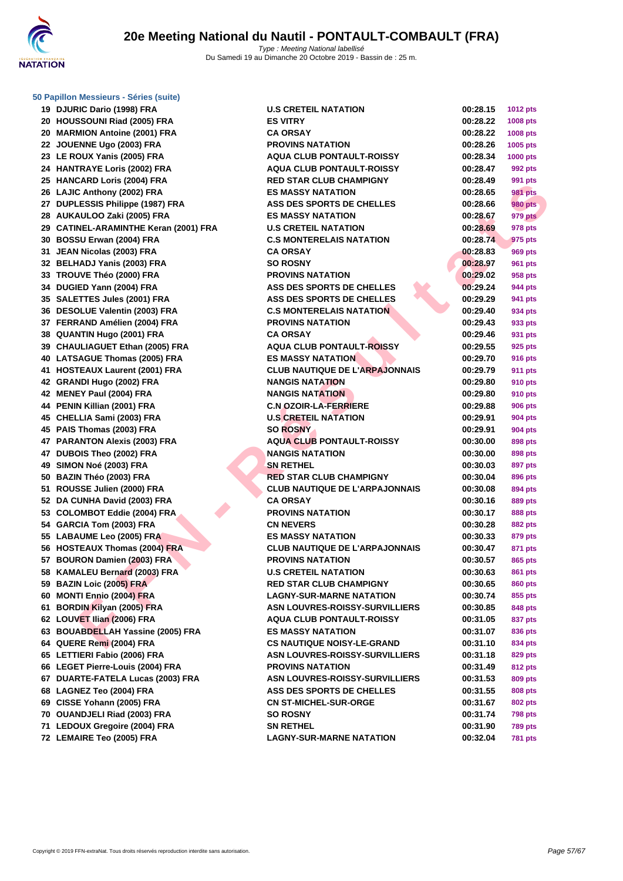# 20e Meeting National du Nautil - PONTAULT-COMBAULT (FRA)

*Type : Meeting National labellisé*
Du Samedi 19 au Dimanche 20 Octobre 2019 - Bassin de : 25 m.

### 50 Papillon Messieurs - Séries (suite)

| | | | | |
|---|---|---|---|---|
| 19 | DJURIC Dario (1998) FRA | U.S CRETEIL NATATION | 00:28.15 | 1012 pts |
| 20 | HOUSSOUNI Riad (2005) FRA | ES VITRY | 00:28.22 | 1008 pts |
| 20 | MARMION Antoine (2001) FRA | CA ORSAY | 00:28.22 | 1008 pts |
| 22 | JOUENNE Ugo (2003) FRA | PROVINS NATATION | 00:28.26 | 1005 pts |
| 23 | LE ROUX Yanis (2005) FRA | AQUA CLUB PONTAULT-ROISSY | 00:28.34 | 1000 pts |
| 24 | HANTRAYE Loris (2002) FRA | AQUA CLUB PONTAULT-ROISSY | 00:28.47 | 992 pts |
| 25 | HANCARD Loris (2004) FRA | RED STAR CLUB CHAMPIGNY | 00:28.49 | 991 pts |
| 26 | LAJIC Anthony (2002) FRA | ES MASSY NATATION | 00:28.65 | 981 pts |
| 27 | DUPLESSIS Philippe (1987) FRA | ASS DES SPORTS DE CHELLES | 00:28.66 | 980 pts |
| 28 | AUKAULOO Zaki (2005) FRA | ES MASSY NATATION | 00:28.67 | 979 pts |
| 29 | CATINEL-ARAMINTHE Keran (2001) FRA | U.S CRETEIL NATATION | 00:28.69 | 978 pts |
| 30 | BOSSU Erwan (2004) FRA | C.S MONTERELAIS NATATION | 00:28.74 | 975 pts |
| 31 | JEAN Nicolas (2003) FRA | CA ORSAY | 00:28.83 | 969 pts |
| 32 | BELHADJ Yanis (2003) FRA | SO ROSNY | 00:28.97 | 961 pts |
| 33 | TROUVE Théo (2000) FRA | PROVINS NATATION | 00:29.02 | 958 pts |
| 34 | DUGIED Yann (2004) FRA | ASS DES SPORTS DE CHELLES | 00:29.24 | 944 pts |
| 35 | SALETTES Jules (2001) FRA | ASS DES SPORTS DE CHELLES | 00:29.29 | 941 pts |
| 36 | DESOLUE Valentin (2003) FRA | C.S MONTERELAIS NATATION | 00:29.40 | 934 pts |
| 37 | FERRAND Amélien (2004) FRA | PROVINS NATATION | 00:29.43 | 933 pts |
| 38 | QUANTIN Hugo (2001) FRA | CA ORSAY | 00:29.46 | 931 pts |
| 39 | CHAULIAGUET Ethan (2005) FRA | AQUA CLUB PONTAULT-ROISSY | 00:29.55 | 925 pts |
| 40 | LATSAGUE Thomas (2005) FRA | ES MASSY NATATION | 00:29.70 | 916 pts |
| 41 | HOSTEAUX Laurent (2001) FRA | CLUB NAUTIQUE DE L'ARPAJONNAIS | 00:29.79 | 911 pts |
| 42 | GRANDI Hugo (2002) FRA | NANGIS NATATION | 00:29.80 | 910 pts |
| 42 | MENEY Paul (2004) FRA | NANGIS NATATION | 00:29.80 | 910 pts |
| 44 | PENIN Killian (2001) FRA | C.N OZOIR-LA-FERRIERE | 00:29.88 | 906 pts |
| 45 | CHELLIA Sami (2003) FRA | U.S CRETEIL NATATION | 00:29.91 | 904 pts |
| 45 | PAIS Thomas (2003) FRA | SO ROSNY | 00:29.91 | 904 pts |
| 47 | PARANTON Alexis (2003) FRA | AQUA CLUB PONTAULT-ROISSY | 00:30.00 | 898 pts |
| 47 | DUBOIS Theo (2002) FRA | NANGIS NATATION | 00:30.00 | 898 pts |
| 49 | SIMON Noé (2003) FRA | SN RETHEL | 00:30.03 | 897 pts |
| 50 | BAZIN Théo (2003) FRA | RED STAR CLUB CHAMPIGNY | 00:30.04 | 896 pts |
| 51 | ROUSSE Julien (2000) FRA | CLUB NAUTIQUE DE L'ARPAJONNAIS | 00:30.08 | 894 pts |
| 52 | DA CUNHA David (2003) FRA | CA ORSAY | 00:30.16 | 889 pts |
| 53 | COLOMBOT Eddie (2004) FRA | PROVINS NATATION | 00:30.17 | 888 pts |
| 54 | GARCIA Tom (2003) FRA | CN NEVERS | 00:30.28 | 882 pts |
| 55 | LABAUME Leo (2005) FRA | ES MASSY NATATION | 00:30.33 | 879 pts |
| 56 | HOSTEAUX Thomas (2004) FRA | CLUB NAUTIQUE DE L'ARPAJONNAIS | 00:30.47 | 871 pts |
| 57 | BOURON Damien (2003) FRA | PROVINS NATATION | 00:30.57 | 865 pts |
| 58 | KAMALEU Bernard (2003) FRA | U.S CRETEIL NATATION | 00:30.63 | 861 pts |
| 59 | BAZIN Loic (2005) FRA | RED STAR CLUB CHAMPIGNY | 00:30.65 | 860 pts |
| 60 | MONTI Ennio (2004) FRA | LAGNY-SUR-MARNE NATATION | 00:30.74 | 855 pts |
| 61 | BORDIN Kilyan (2005) FRA | ASN LOUVRES-ROISSY-SURVILLIERS | 00:30.85 | 848 pts |
| 62 | LOUVET Ilian (2006) FRA | AQUA CLUB PONTAULT-ROISSY | 00:31.05 | 837 pts |
| 63 | BOUABDELLAH Yassine (2005) FRA | ES MASSY NATATION | 00:31.07 | 836 pts |
| 64 | QUERE Remi (2004) FRA | CS NAUTIQUE NOISY-LE-GRAND | 00:31.10 | 834 pts |
| 65 | LETTIERI Fabio (2006) FRA | ASN LOUVRES-ROISSY-SURVILLIERS | 00:31.18 | 829 pts |
| 66 | LEGET Pierre-Louis (2004) FRA | PROVINS NATATION | 00:31.49 | 812 pts |
| 67 | DUARTE-FATELA Lucas (2003) FRA | ASN LOUVRES-ROISSY-SURVILLIERS | 00:31.53 | 809 pts |
| 68 | LAGNEZ Teo (2004) FRA | ASS DES SPORTS DE CHELLES | 00:31.55 | 808 pts |
| 69 | CISSE Yohann (2005) FRA | CN ST-MICHEL-SUR-ORGE | 00:31.67 | 802 pts |
| 70 | OUANDJELI Riad (2003) FRA | SO ROSNY | 00:31.74 | 798 pts |
| 71 | LEDOUX Gregoire (2004) FRA | SN RETHEL | 00:31.90 | 789 pts |
| 72 | LEMAIRE Teo (2005) FRA | LAGNY-SUR-MARNE NATATION | 00:32.04 | 781 pts |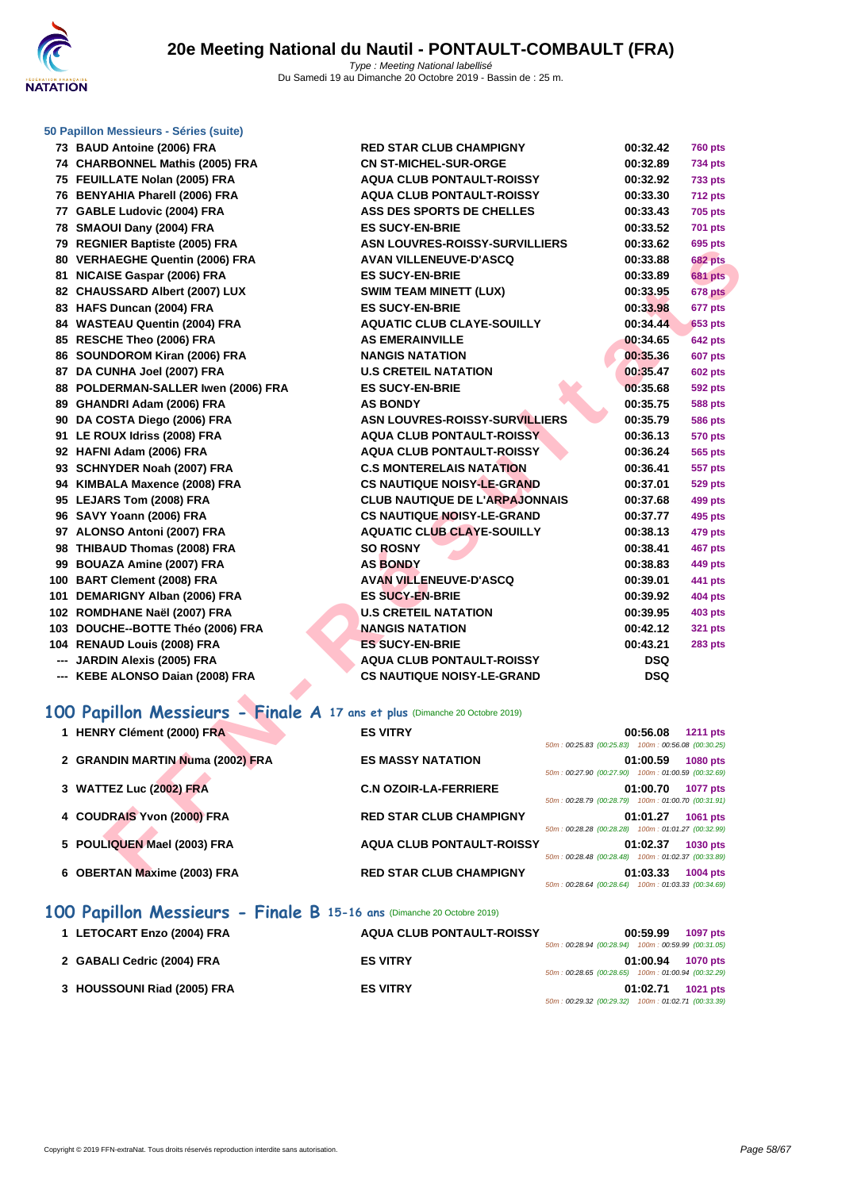# 20e Meeting National du Nautil - PONTAULT-COMBAULT (FRA)

*Type : Meeting National labellisé*
Du Samedi 19 au Dimanche 20 Octobre 2019 - Bassin de : 25 m.

### 50 Papillon Messieurs - Séries (suite)

| | | | | |
|---|---|---|---|---|
| 73 | BAUD Antoine (2006) FRA | RED STAR CLUB CHAMPIGNY | 00:32.42 | 760 pts |
| 74 | CHARBONNEL Mathis (2005) FRA | CN ST-MICHEL-SUR-ORGE | 00:32.89 | 734 pts |
| 75 | FEUILLATE Nolan (2005) FRA | AQUA CLUB PONTAULT-ROISSY | 00:32.92 | 733 pts |
| 76 | BENYAHIA Pharell (2006) FRA | AQUA CLUB PONTAULT-ROISSY | 00:33.30 | 712 pts |
| 77 | GABLE Ludovic (2004) FRA | ASS DES SPORTS DE CHELLES | 00:33.43 | 705 pts |
| 78 | SMAOUI Dany (2004) FRA | ES SUCY-EN-BRIE | 00:33.52 | 701 pts |
| 79 | REGNIER Baptiste (2005) FRA | ASN LOUVRES-ROISSY-SURVILLIERS | 00:33.62 | 695 pts |
| 80 | VERHAEGHE Quentin (2006) FRA | AVAN VILLENEUVE-D'ASCQ | 00:33.88 | 682 pts |
| 81 | NICAISE Gaspar (2006) FRA | ES SUCY-EN-BRIE | 00:33.89 | 681 pts |
| 82 | CHAUSSARD Albert (2007) LUX | SWIM TEAM MINETT (LUX) | 00:33.95 | 678 pts |
| 83 | HAFS Duncan (2004) FRA | ES SUCY-EN-BRIE | 00:33.98 | 677 pts |
| 84 | WASTEAU Quentin (2004) FRA | AQUATIC CLUB CLAYE-SOUILLY | 00:34.44 | 653 pts |
| 85 | RESCHE Theo (2006) FRA | AS EMERAINVILLE | 00:34.65 | 642 pts |
| 86 | SOUNDOROM Kiran (2006) FRA | NANGIS NATATION | 00:35.36 | 607 pts |
| 87 | DA CUNHA Joel (2007) FRA | U.S CRETEIL NATATION | 00:35.47 | 602 pts |
| 88 | POLDERMAN-SALLER Iwen (2006) FRA | ES SUCY-EN-BRIE | 00:35.68 | 592 pts |
| 89 | GHANDRI Adam (2006) FRA | AS BONDY | 00:35.75 | 588 pts |
| 90 | DA COSTA Diego (2006) FRA | ASN LOUVRES-ROISSY-SURVILLIERS | 00:35.79 | 586 pts |
| 91 | LE ROUX Idriss (2008) FRA | AQUA CLUB PONTAULT-ROISSY | 00:36.13 | 570 pts |
| 92 | HAFNI Adam (2006) FRA | AQUA CLUB PONTAULT-ROISSY | 00:36.24 | 565 pts |
| 93 | SCHNYDER Noah (2007) FRA | C.S MONTERELAIS NATATION | 00:36.41 | 557 pts |
| 94 | KIMBALA Maxence (2008) FRA | CS NAUTIQUE NOISY-LE-GRAND | 00:37.01 | 529 pts |
| 95 | LEJARS Tom (2008) FRA | CLUB NAUTIQUE DE L'ARPAJONNAIS | 00:37.68 | 499 pts |
| 96 | SAVY Yoann (2006) FRA | CS NAUTIQUE NOISY-LE-GRAND | 00:37.77 | 495 pts |
| 97 | ALONSO Antoni (2007) FRA | AQUATIC CLUB CLAYE-SOUILLY | 00:38.13 | 479 pts |
| 98 | THIBAUD Thomas (2008) FRA | SO ROSNY | 00:38.41 | 467 pts |
| 99 | BOUAZA Amine (2007) FRA | AS BONDY | 00:38.83 | 449 pts |
| 100 | BART Clement (2008) FRA | AVAN VILLENEUVE-D'ASCQ | 00:39.01 | 441 pts |
| 101 | DEMARIGNY Alban (2006) FRA | ES SUCY-EN-BRIE | 00:39.92 | 404 pts |
| 102 | ROMDHANE Naël (2007) FRA | U.S CRETEIL NATATION | 00:39.95 | 403 pts |
| 103 | DOUCHE--BOTTE Théo (2006) FRA | NANGIS NATATION | 00:42.12 | 321 pts |
| 104 | RENAUD Louis (2008) FRA | ES SUCY-EN-BRIE | 00:43.21 | 283 pts |
| --- | JARDIN Alexis (2005) FRA | AQUA CLUB PONTAULT-ROISSY | DSQ | |
| --- | KEBE ALONSO Daian (2008) FRA | CS NAUTIQUE NOISY-LE-GRAND | DSQ | |

## 100 Papillon Messieurs - Finale A 17 ans et plus (Dimanche 20 Octobre 2019)

| | | | | | |
|---|---|---|---|---|---|
| 1 | HENRY Clément (2000) FRA | ES VITRY | 00:56.08 | 1211 pts | 50m : 00:25.83 (00:25.83) 100m : 00:56.08 (00:30.25) |
| 2 | GRANDIN MARTIN Numa (2002) FRA | ES MASSY NATATION | 01:00.59 | 1080 pts | 50m : 00:27.90 (00:27.90) 100m : 01:00.59 (00:32.69) |
| 3 | WATTEZ Luc (2002) FRA | C.N OZOIR-LA-FERRIERE | 01:00.70 | 1077 pts | 50m : 00:28.79 (00:28.79) 100m : 01:00.70 (00:31.91) |
| 4 | COUDRAIS Yvon (2000) FRA | RED STAR CLUB CHAMPIGNY | 01:01.27 | 1061 pts | 50m : 00:28.28 (00:28.28) 100m : 01:01.27 (00:32.99) |
| 5 | POULIQUEN Mael (2003) FRA | AQUA CLUB PONTAULT-ROISSY | 01:02.37 | 1030 pts | 50m : 00:28.48 (00:28.48) 100m : 01:02.37 (00:33.89) |
| 6 | OBERTAN Maxime (2003) FRA | RED STAR CLUB CHAMPIGNY | 01:03.33 | 1004 pts | 50m : 00:28.64 (00:28.64) 100m : 01:03.33 (00:34.69) |

## 100 Papillon Messieurs - Finale B 15-16 ans (Dimanche 20 Octobre 2019)

| | | | | | |
|---|---|---|---|---|---|
| 1 | LETOCART Enzo (2004) FRA | AQUA CLUB PONTAULT-ROISSY | 00:59.99 | 1097 pts | 50m : 00:28.94 (00:28.94) 100m : 00:59.99 (00:31.05) |
| 2 | GABALI Cedric (2004) FRA | ES VITRY | 01:00.94 | 1070 pts | 50m : 00:28.65 (00:28.65) 100m : 01:00.94 (00:32.29) |
| 3 | HOUSSOUNI Riad (2005) FRA | ES VITRY | 01:02.71 | 1021 pts | 50m : 00:29.32 (00:29.32) 100m : 01:02.71 (00:33.39) |

Copyright © 2019 FFN-extraNat. Tous droits réservés reproduction interdite sans autorisation.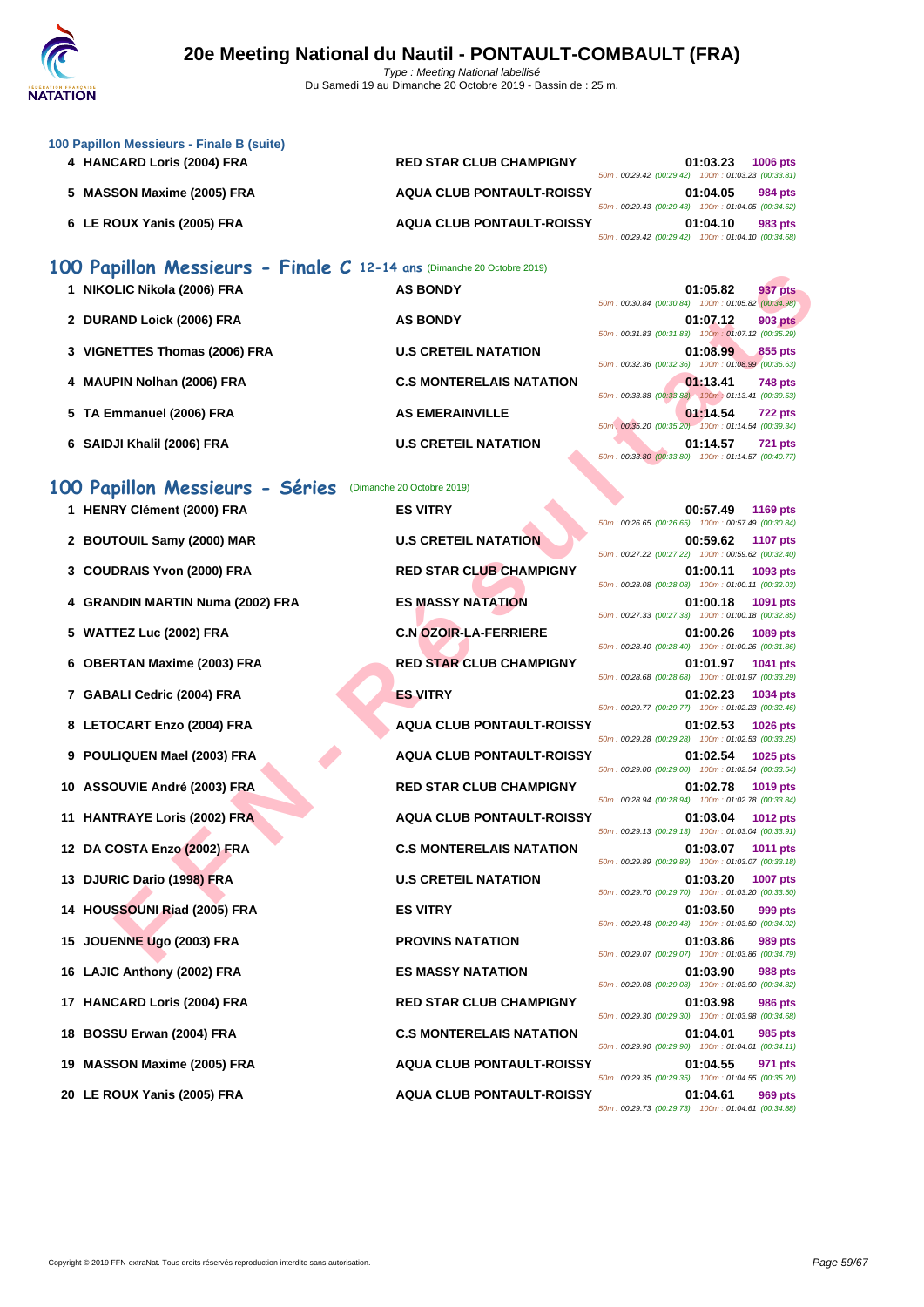### 100 Papillon Messieurs - Finale B (suite)

| | | | | |
|---|---|---|---|---|
| 4 | HANCARD Loris (2004) FRA | RED STAR CLUB CHAMPIGNY | 01:03.23 | 1006 pts |
| | | | 50m : 00:29.42 (00:29.42) 100m : 01:03.23 (00:33.81) | |
| 5 | MASSON Maxime (2005) FRA | AQUA CLUB PONTAULT-ROISSY | 01:04.05 | 984 pts |
| | | | 50m : 00:29.43 (00:29.43) 100m : 01:04.05 (00:34.62) | |
| 6 | LE ROUX Yanis (2005) FRA | AQUA CLUB PONTAULT-ROISSY | 01:04.10 | 983 pts |
| | | | 50m : 00:29.42 (00:29.42) 100m : 01:04.10 (00:34.68) | |

## 100 Papillon Messieurs - Finale C 12-14 ans (Dimanche 20 Octobre 2019)

| | | | | |
|---|---|---|---|---|
| 1 | NIKOLIC Nikola (2006) FRA | AS BONDY | 01:05.82 | 937 pts |
| | | | 50m : 00:30.84 (00:30.84) 100m : 01:05.82 (00:34.98) | |
| 2 | DURAND Loick (2006) FRA | AS BONDY | 01:07.12 | 903 pts |
| | | | 50m : 00:31.83 (00:31.83) 100m : 01:07.12 (00:35.29) | |
| 3 | VIGNETTES Thomas (2006) FRA | U.S CRETEIL NATATION | 01:08.99 | 855 pts |
| | | | 50m : 00:32.36 (00:32.36) 100m : 01:08.99 (00:36.63) | |
| 4 | MAUPIN Nolhan (2006) FRA | C.S MONTERELAIS NATATION | 01:13.41 | 748 pts |
| | | | 50m : 00:33.88 (00:33.88) 100m : 01:13.41 (00:39.53) | |
| 5 | TA Emmanuel (2006) FRA | AS EMERAINVILLE | 01:14.54 | 722 pts |
| | | | 50m : 00:35.20 (00:35.20) 100m : 01:14.54 (00:39.34) | |
| 6 | SAIDJI Khalil (2006) FRA | U.S CRETEIL NATATION | 01:14.57 | 721 pts |
| | | | 50m : 00:33.80 (00:33.80) 100m : 01:14.57 (00:40.77) | |

## 100 Papillon Messieurs - Séries (Dimanche 20 Octobre 2019)

| | | | | |
|---|---|---|---|---|
| 1 | HENRY Clément (2000) FRA | ES VITRY | 00:57.49 | 1169 pts |
| | | | 50m : 00:26.65 (00:26.65) 100m : 00:57.49 (00:30.84) | |
| 2 | BOUTOUIL Samy (2000) MAR | U.S CRETEIL NATATION | 00:59.62 | 1107 pts |
| | | | 50m : 00:27.22 (00:27.22) 100m : 00:59.62 (00:32.40) | |
| 3 | COUDRAIS Yvon (2000) FRA | RED STAR CLUB CHAMPIGNY | 01:00.11 | 1093 pts |
| | | | 50m : 00:28.08 (00:28.08) 100m : 01:00.11 (00:32.03) | |
| 4 | GRANDIN MARTIN Numa (2002) FRA | ES MASSY NATATION | 01:00.18 | 1091 pts |
| | | | 50m : 00:27.33 (00:27.33) 100m : 01:00.18 (00:32.85) | |
| 5 | WATTEZ Luc (2002) FRA | C.N OZOIR-LA-FERRIERE | 01:00.26 | 1089 pts |
| | | | 50m : 00:28.40 (00:28.40) 100m : 01:00.26 (00:31.86) | |
| 6 | OBERTAN Maxime (2003) FRA | RED STAR CLUB CHAMPIGNY | 01:01.97 | 1041 pts |
| | | | 50m : 00:28.68 (00:28.68) 100m : 01:01.97 (00:33.29) | |
| 7 | GABALI Cedric (2004) FRA | ES VITRY | 01:02.23 | 1034 pts |
| | | | 50m : 00:29.77 (00:29.77) 100m : 01:02.23 (00:32.46) | |
| 8 | LETOCART Enzo (2004) FRA | AQUA CLUB PONTAULT-ROISSY | 01:02.53 | 1026 pts |
| | | | 50m : 00:29.28 (00:29.28) 100m : 01:02.53 (00:33.25) | |
| 9 | POULIQUEN Mael (2003) FRA | AQUA CLUB PONTAULT-ROISSY | 01:02.54 | 1025 pts |
| | | | 50m : 00:29.00 (00:29.00) 100m : 01:02.54 (00:33.54) | |
| 10 | ASSOUVIE André (2003) FRA | RED STAR CLUB CHAMPIGNY | 01:02.78 | 1019 pts |
| | | | 50m : 00:28.94 (00:28.94) 100m : 01:02.78 (00:33.84) | |
| 11 | HANTRAYE Loris (2002) FRA | AQUA CLUB PONTAULT-ROISSY | 01:03.04 | 1012 pts |
| | | | 50m : 00:29.13 (00:29.13) 100m : 01:03.04 (00:33.91) | |
| 12 | DA COSTA Enzo (2002) FRA | C.S MONTERELAIS NATATION | 01:03.07 | 1011 pts |
| | | | 50m : 00:29.89 (00:29.89) 100m : 01:03.07 (00:33.18) | |
| 13 | DJURIC Dario (1998) FRA | U.S CRETEIL NATATION | 01:03.20 | 1007 pts |
| | | | 50m : 00:29.70 (00:29.70) 100m : 01:03.20 (00:33.50) | |
| 14 | HOUSSOUNI Riad (2005) FRA | ES VITRY | 01:03.50 | 999 pts |
| | | | 50m : 00:29.48 (00:29.48) 100m : 01:03.50 (00:34.02) | |
| 15 | JOUENNE Ugo (2003) FRA | PROVINS NATATION | 01:03.86 | 989 pts |
| | | | 50m : 00:29.07 (00:29.07) 100m : 01:03.86 (00:34.79) | |
| 16 | LAJIC Anthony (2002) FRA | ES MASSY NATATION | 01:03.90 | 988 pts |
| | | | 50m : 00:29.08 (00:29.08) 100m : 01:03.90 (00:34.82) | |
| 17 | HANCARD Loris (2004) FRA | RED STAR CLUB CHAMPIGNY | 01:03.98 | 986 pts |
| | | | 50m : 00:29.30 (00:29.30) 100m : 01:03.98 (00:34.68) | |
| 18 | BOSSU Erwan (2004) FRA | C.S MONTERELAIS NATATION | 01:04.01 | 985 pts |
| | | | 50m : 00:29.90 (00:29.90) 100m : 01:04.01 (00:34.11) | |
| 19 | MASSON Maxime (2005) FRA | AQUA CLUB PONTAULT-ROISSY | 01:04.55 | 971 pts |
| | | | 50m : 00:29.35 (00:29.35) 100m : 01:04.55 (00:35.20) | |
| 20 | LE ROUX Yanis (2005) FRA | AQUA CLUB PONTAULT-ROISSY | 01:04.61 | 969 pts |
| | | | 50m : 00:29.73 (00:29.73) 100m : 01:04.61 (00:34.88) | |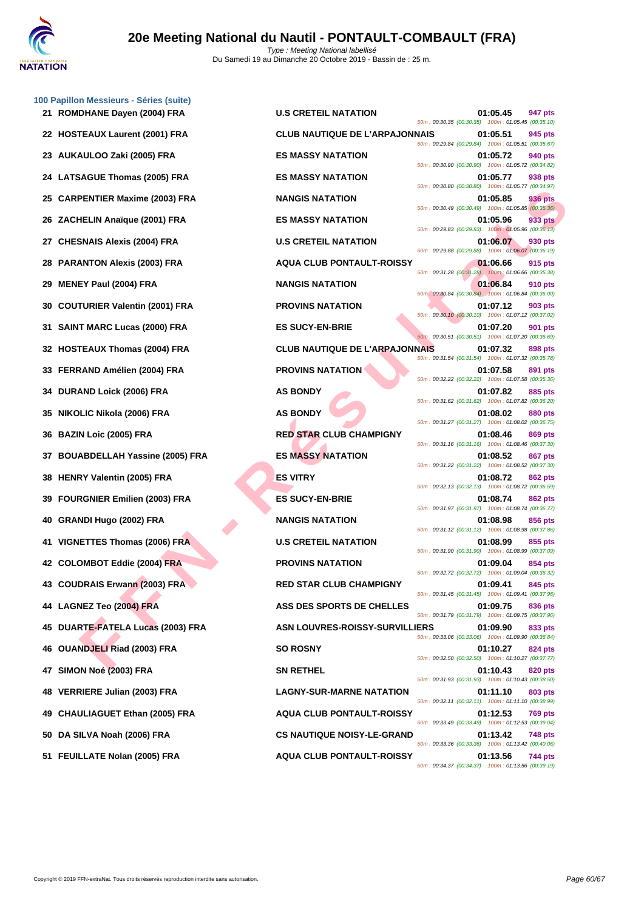# 20e Meeting National du Nautil - PONTAULT-COMBAULT (FRA)

*Type : Meeting National labellisé*

Du Samedi 19 au Dimanche 20 Octobre 2019 - Bassin de : 25 m.

### 100 Papillon Messieurs - Séries (suite)

| Rang | Nom | Club | Temps | Points | Splits |
|---|---|---|---|---|---|
| 21 | ROMDHANE Dayen (2004) FRA | U.S CRETEIL NATATION | 01:05.45 | 947 pts | 50m : 00:30.35 (00:30.35) 100m : 01:05.45 (00:35.10) |
| 22 | HOSTEAUX Laurent (2001) FRA | CLUB NAUTIQUE DE L'ARPAJONNAIS | 01:05.51 | 945 pts | 50m : 00:29.84 (00:29.84) 100m : 01:05.51 (00:35.67) |
| 23 | AUKAULOO Zaki (2005) FRA | ES MASSY NATATION | 01:05.72 | 940 pts | 50m : 00:30.90 (00:30.90) 100m : 01:05.72 (00:34.82) |
| 24 | LATSAGUE Thomas (2005) FRA | ES MASSY NATATION | 01:05.77 | 938 pts | 50m : 00:30.80 (00:30.80) 100m : 01:05.77 (00:34.97) |
| 25 | CARPENTIER Maxime (2003) FRA | NANGIS NATATION | 01:05.85 | 936 pts | 50m : 00:30.49 (00:30.49) 100m : 01:05.85 (00:35.36) |
| 26 | ZACHELIN Anaïque (2001) FRA | ES MASSY NATATION | 01:05.96 | 933 pts | 50m : 00:29.83 (00:29.83) 100m : 01:05.96 (00:36.13) |
| 27 | CHESNAIS Alexis (2004) FRA | U.S CRETEIL NATATION | 01:06.07 | 930 pts | 50m : 00:29.88 (00:29.88) 100m : 01:06.07 (00:36.19) |
| 28 | PARANTON Alexis (2003) FRA | AQUA CLUB PONTAULT-ROISSY | 01:06.66 | 915 pts | 50m : 00:31.28 (00:31.28) 100m : 01:06.66 (00:35.38) |
| 29 | MENEY Paul (2004) FRA | NANGIS NATATION | 01:06.84 | 910 pts | 50m : 00:30.84 (00:30.84) 100m : 01:06.84 (00:36.00) |
| 30 | COUTURIER Valentin (2001) FRA | PROVINS NATATION | 01:07.12 | 903 pts | 50m : 00:30.10 (00:30.10) 100m : 01:07.12 (00:37.02) |
| 31 | SAINT MARC Lucas (2000) FRA | ES SUCY-EN-BRIE | 01:07.20 | 901 pts | 50m : 00:30.51 (00:30.51) 100m : 01:07.20 (00:36.69) |
| 32 | HOSTEAUX Thomas (2004) FRA | CLUB NAUTIQUE DE L'ARPAJONNAIS | 01:07.32 | 898 pts | 50m : 00:31.54 (00:31.54) 100m : 01:07.32 (00:35.78) |
| 33 | FERRAND Amélien (2004) FRA | PROVINS NATATION | 01:07.58 | 891 pts | 50m : 00:32.22 (00:32.22) 100m : 01:07.58 (00:35.36) |
| 34 | DURAND Loick (2006) FRA | AS BONDY | 01:07.82 | 885 pts | 50m : 00:31.62 (00:31.62) 100m : 01:07.82 (00:36.20) |
| 35 | NIKOLIC Nikola (2006) FRA | AS BONDY | 01:08.02 | 880 pts | 50m : 00:31.27 (00:31.27) 100m : 01:08.02 (00:36.75) |
| 36 | BAZIN Loic (2005) FRA | RED STAR CLUB CHAMPIGNY | 01:08.46 | 869 pts | 50m : 00:31.16 (00:31.16) 100m : 01:08.46 (00:37.30) |
| 37 | BOUABDELLAH Yassine (2005) FRA | ES MASSY NATATION | 01:08.52 | 867 pts | 50m : 00:31.22 (00:31.22) 100m : 01:08.52 (00:37.30) |
| 38 | HENRY Valentin (2005) FRA | ES VITRY | 01:08.72 | 862 pts | 50m : 00:32.13 (00:32.13) 100m : 01:08.72 (00:36.59) |
| 39 | FOURGNIER Emilien (2003) FRA | ES SUCY-EN-BRIE | 01:08.74 | 862 pts | 50m : 00:31.97 (00:31.97) 100m : 01:08.74 (00:36.77) |
| 40 | GRANDI Hugo (2002) FRA | NANGIS NATATION | 01:08.98 | 856 pts | 50m : 00:31.12 (00:31.12) 100m : 01:08.98 (00:37.86) |
| 41 | VIGNETTES Thomas (2006) FRA | U.S CRETEIL NATATION | 01:08.99 | 855 pts | 50m : 00:31.90 (00:31.90) 100m : 01:08.99 (00:37.09) |
| 42 | COLOMBOT Eddie (2004) FRA | PROVINS NATATION | 01:09.04 | 854 pts | 50m : 00:32.72 (00:32.72) 100m : 01:09.04 (00:36.32) |
| 43 | COUDRAIS Erwann (2003) FRA | RED STAR CLUB CHAMPIGNY | 01:09.41 | 845 pts | 50m : 00:31.45 (00:31.45) 100m : 01:09.41 (00:37.96) |
| 44 | LAGNEZ Teo (2004) FRA | ASS DES SPORTS DE CHELLES | 01:09.75 | 836 pts | 50m : 00:31.79 (00:31.79) 100m : 01:09.75 (00:37.96) |
| 45 | DUARTE-FATELA Lucas (2003) FRA | ASN LOUVRES-ROISSY-SURVILLIERS | 01:09.90 | 833 pts | 50m : 00:33.06 (00:33.06) 100m : 01:09.90 (00:36.84) |
| 46 | OUANDJELI Riad (2003) FRA | SO ROSNY | 01:10.27 | 824 pts | 50m : 00:32.50 (00:32.50) 100m : 01:10.27 (00:37.77) |
| 47 | SIMON Noé (2003) FRA | SN RETHEL | 01:10.43 | 820 pts | 50m : 00:31.93 (00:31.93) 100m : 01:10.43 (00:38.50) |
| 48 | VERRIERE Julian (2003) FRA | LAGNY-SUR-MARNE NATATION | 01:11.10 | 803 pts | 50m : 00:32.11 (00:32.11) 100m : 01:11.10 (00:38.99) |
| 49 | CHAULIAGUET Ethan (2005) FRA | AQUA CLUB PONTAULT-ROISSY | 01:12.53 | 769 pts | 50m : 00:33.49 (00:33.49) 100m : 01:12.53 (00:39.04) |
| 50 | DA SILVA Noah (2006) FRA | CS NAUTIQUE NOISY-LE-GRAND | 01:13.42 | 748 pts | 50m : 00:33.36 (00:33.36) 100m : 01:13.42 (00:40.06) |
| 51 | FEUILLATE Nolan (2005) FRA | AQUA CLUB PONTAULT-ROISSY | 01:13.56 | 744 pts | 50m : 00:34.37 (00:34.37) 100m : 01:13.56 (00:39.19) |

Copyright © 2019 FFN-extraNat. Tous droits réservés reproduction interdite sans autorisation.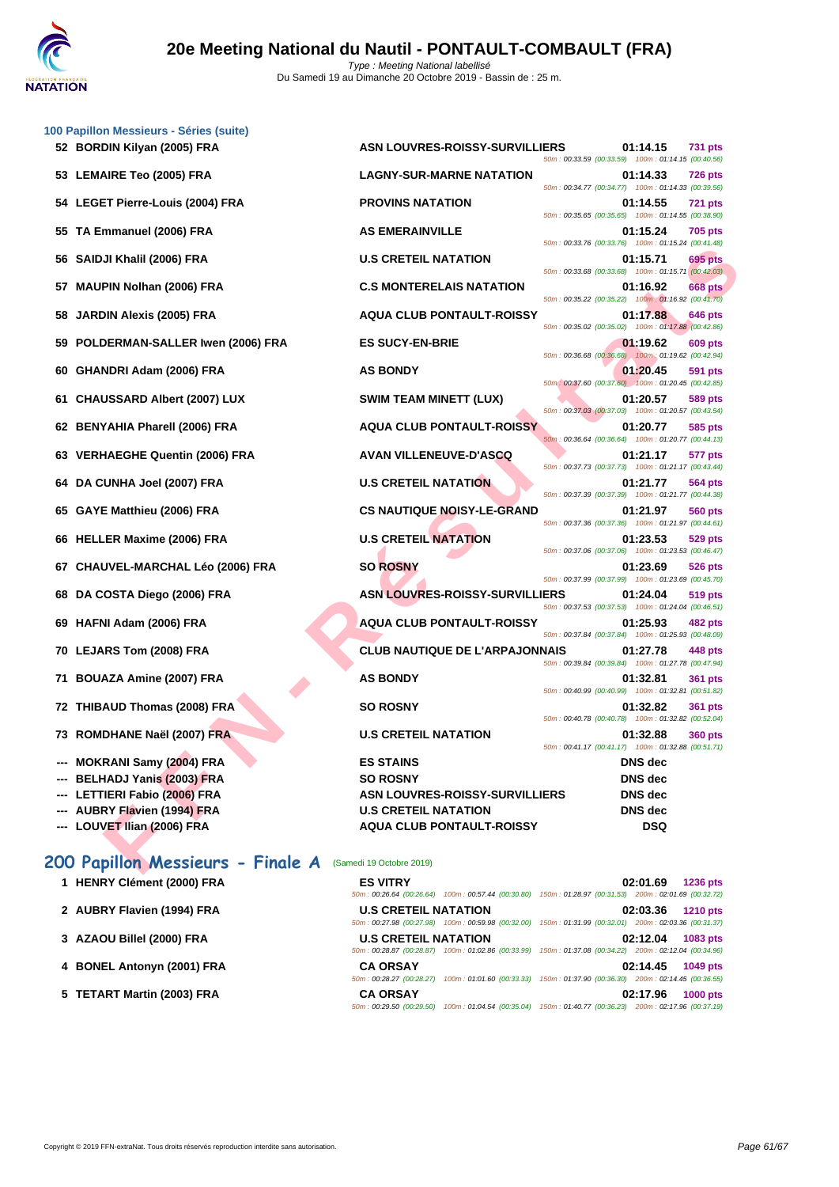### 100 Papillon Messieurs - Séries (suite)

| Rang | Nom | Club | Temps | Points |
|---|---|---|---|---|
| 52 | BORDIN Kilyan (2005) FRA | ASN LOUVRES-ROISSY-SURVILLIERS | 01:14.15 | 731 pts |
| | | 50m : 00:33.59 (00:33.59) 100m : 01:14.15 (00:40.56) | | |
| 53 | LEMAIRE Teo (2005) FRA | LAGNY-SUR-MARNE NATATION | 01:14.33 | 726 pts |
| | | 50m : 00:34.77 (00:34.77) 100m : 01:14.33 (00:39.56) | | |
| 54 | LEGET Pierre-Louis (2004) FRA | PROVINS NATATION | 01:14.55 | 721 pts |
| | | 50m : 00:35.65 (00:35.65) 100m : 01:14.55 (00:38.90) | | |
| 55 | TA Emmanuel (2006) FRA | AS EMERAINVILLE | 01:15.24 | 705 pts |
| | | 50m : 00:33.76 (00:33.76) 100m : 01:15.24 (00:41.48) | | |
| 56 | SAIDJI Khalil (2006) FRA | U.S CRETEIL NATATION | 01:15.71 | 695 pts |
| | | 50m : 00:33.68 (00:33.68) 100m : 01:15.71 (00:42.03) | | |
| 57 | MAUPIN Nolhan (2006) FRA | C.S MONTERELAIS NATATION | 01:16.92 | 668 pts |
| | | 50m : 00:35.22 (00:35.22) 100m : 01:16.92 (00:41.70) | | |
| 58 | JARDIN Alexis (2005) FRA | AQUA CLUB PONTAULT-ROISSY | 01:17.88 | 646 pts |
| | | 50m : 00:35.02 (00:35.02) 100m : 01:17.88 (00:42.86) | | |
| 59 | POLDERMAN-SALLER Iwen (2006) FRA | ES SUCY-EN-BRIE | 01:19.62 | 609 pts |
| | | 50m : 00:36.68 (00:36.68) 100m : 01:19.62 (00:42.94) | | |
| 60 | GHANDRI Adam (2006) FRA | AS BONDY | 01:20.45 | 591 pts |
| | | 50m : 00:37.60 (00:37.60) 100m : 01:20.45 (00:42.85) | | |
| 61 | CHAUSSARD Albert (2007) LUX | SWIM TEAM MINETT (LUX) | 01:20.57 | 589 pts |
| | | 50m : 00:37.03 (00:37.03) 100m : 01:20.57 (00:43.54) | | |
| 62 | BENYAHIA Pharell (2006) FRA | AQUA CLUB PONTAULT-ROISSY | 01:20.77 | 585 pts |
| | | 50m : 00:36.64 (00:36.64) 100m : 01:20.77 (00:44.13) | | |
| 63 | VERHAEGHE Quentin (2006) FRA | AVAN VILLENEUVE-D'ASCQ | 01:21.17 | 577 pts |
| | | 50m : 00:37.73 (00:37.73) 100m : 01:21.17 (00:43.44) | | |
| 64 | DA CUNHA Joel (2007) FRA | U.S CRETEIL NATATION | 01:21.77 | 564 pts |
| | | 50m : 00:37.39 (00:37.39) 100m : 01:21.77 (00:44.38) | | |
| 65 | GAYE Matthieu (2006) FRA | CS NAUTIQUE NOISY-LE-GRAND | 01:21.97 | 560 pts |
| | | 50m : 00:37.36 (00:37.36) 100m : 01:21.97 (00:44.61) | | |
| 66 | HELLER Maxime (2006) FRA | U.S CRETEIL NATATION | 01:23.53 | 529 pts |
| | | 50m : 00:37.06 (00:37.06) 100m : 01:23.53 (00:46.47) | | |
| 67 | CHAUVEL-MARCHAL Léo (2006) FRA | SO ROSNY | 01:23.69 | 526 pts |
| | | 50m : 00:37.99 (00:37.99) 100m : 01:23.69 (00:45.70) | | |
| 68 | DA COSTA Diego (2006) FRA | ASN LOUVRES-ROISSY-SURVILLIERS | 01:24.04 | 519 pts |
| | | 50m : 00:37.53 (00:37.53) 100m : 01:24.04 (00:46.51) | | |
| 69 | HAFNI Adam (2006) FRA | AQUA CLUB PONTAULT-ROISSY | 01:25.93 | 482 pts |
| | | 50m : 00:37.84 (00:37.84) 100m : 01:25.93 (00:48.09) | | |
| 70 | LEJARS Tom (2008) FRA | CLUB NAUTIQUE DE L'ARPAJONNAIS | 01:27.78 | 448 pts |
| | | 50m : 00:39.84 (00:39.84) 100m : 01:27.78 (00:47.94) | | |
| 71 | BOUAZA Amine (2007) FRA | AS BONDY | 01:32.81 | 361 pts |
| | | 50m : 00:40.99 (00:40.99) 100m : 01:32.81 (00:51.82) | | |
| 72 | THIBAUD Thomas (2008) FRA | SO ROSNY | 01:32.82 | 361 pts |
| | | 50m : 00:40.78 (00:40.78) 100m : 01:32.82 (00:52.04) | | |
| 73 | ROMDHANE Naël (2007) FRA | U.S CRETEIL NATATION | 01:32.88 | 360 pts |
| | | 50m : 00:41.17 (00:41.17) 100m : 01:32.88 (00:51.71) | | |
| --- | MOKRANI Samy (2004) FRA | ES STAINS | DNS dec | |
| --- | BELHADJ Yanis (2003) FRA | SO ROSNY | DNS dec | |
| --- | LETTIERI Fabio (2006) FRA | ASN LOUVRES-ROISSY-SURVILLIERS | DNS dec | |
| --- | AUBRY Flavien (1994) FRA | U.S CRETEIL NATATION | DNS dec | |
| --- | LOUVET Ilian (2006) FRA | AQUA CLUB PONTAULT-ROISSY | DSQ | |

## 200 Papillon Messieurs - Finale A (Samedi 19 Octobre 2019)

| Rang | Nom | Club | Temps | Points |
|---|---|---|---|---|
| 1 | HENRY Clément (2000) FRA | ES VITRY | 02:01.69 | 1236 pts |
| | | 50m : 00:26.64 (00:26.64) 100m : 00:57.44 (00:30.80) 150m : 01:28.97 (00:31.53) 200m : 02:01.69 (00:32.72) | | |
| 2 | AUBRY Flavien (1994) FRA | U.S CRETEIL NATATION | 02:03.36 | 1210 pts |
| | | 50m : 00:27.98 (00:27.98) 100m : 00:59.98 (00:32.00) 150m : 01:31.99 (00:32.01) 200m : 02:03.36 (00:31.37) | | |
| 3 | AZAOU Billel (2000) FRA | U.S CRETEIL NATATION | 02:12.04 | 1083 pts |
| | | 50m : 00:28.87 (00:28.87) 100m : 01:02.86 (00:33.99) 150m : 01:37.08 (00:34.22) 200m : 02:12.04 (00:34.96) | | |
| 4 | BONEL Antonyn (2001) FRA | CA ORSAY | 02:14.45 | 1049 pts |
| | | 50m : 00:28.27 (00:28.27) 100m : 01:01.60 (00:33.33) 150m : 01:37.90 (00:36.30) 200m : 02:14.45 (00:36.55) | | |
| 5 | TETART Martin (2003) FRA | CA ORSAY | 02:17.96 | 1000 pts |
| | | 50m : 00:29.50 (00:29.50) 100m : 01:04.54 (00:35.04) 150m : 01:40.77 (00:36.23) 200m : 02:17.96 (00:37.19) | | |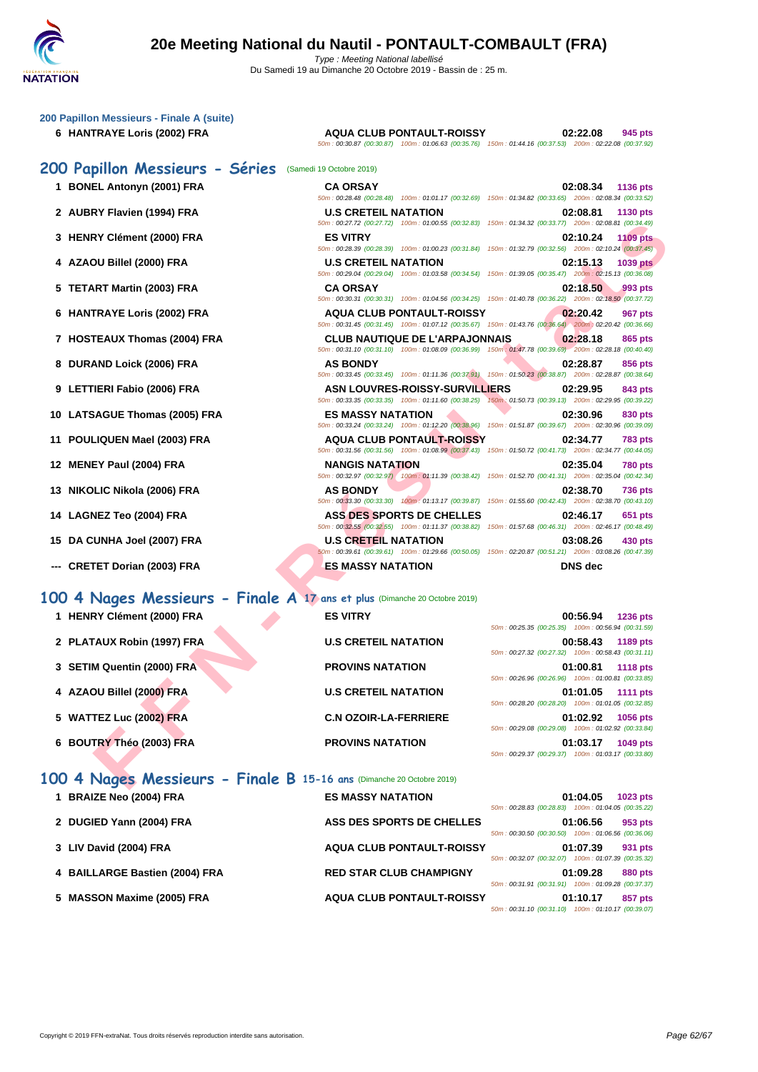# 20e Meeting National du Nautil - PONTAULT-COMBAULT (FRA)

Type : Meeting National labellisé
Du Samedi 19 au Dimanche 20 Octobre 2019 - Bassin de : 25 m.

### 200 Papillon Messieurs - Finale A (suite)

| Rang | Nom | Club | Temps | Points |
|---|---|---|---|---|
| 6 | HANTRAYE Loris (2002) FRA | AQUA CLUB PONTAULT-ROISSY | 02:22.08 | 945 pts |
| | | 50m : 00:30.87 (00:30.87) 100m : 01:06.63 (00:35.76) 150m : 01:44.16 (00:37.53) 200m : 02:22.08 (00:37.92) | | |

## 200 Papillon Messieurs - Séries (Samedi 19 Octobre 2019)

| Rang | Nom | Club | Temps | Points |
|---|---|---|---|---|
| 1 | BONEL Antonyn (2001) FRA | CA ORSAY | 02:08.34 | 1136 pts |
| | | 50m : 00:28.48 (00:28.48) 100m : 01:01.17 (00:32.69) 150m : 01:34.82 (00:33.65) 200m : 02:08.34 (00:33.52) | | |
| 2 | AUBRY Flavien (1994) FRA | U.S CRETEIL NATATION | 02:08.81 | 1130 pts |
| | | 50m : 00:27.72 (00:27.72) 100m : 01:00.55 (00:32.83) 150m : 01:34.32 (00:33.77) 200m : 02:08.81 (00:34.49) | | |
| 3 | HENRY Clément (2000) FRA | ES VITRY | 02:10.24 | 1109 pts |
| | | 50m : 00:28.39 (00:28.39) 100m : 01:00.23 (00:31.84) 150m : 01:32.79 (00:32.56) 200m : 02:10.24 (00:37.45) | | |
| 4 | AZAOU Billel (2000) FRA | U.S CRETEIL NATATION | 02:15.13 | 1039 pts |
| | | 50m : 00:29.04 (00:29.04) 100m : 01:03.58 (00:34.54) 150m : 01:39.05 (00:35.47) 200m : 02:15.13 (00:36.08) | | |
| 5 | TETART Martin (2003) FRA | CA ORSAY | 02:18.50 | 993 pts |
| | | 50m : 00:30.31 (00:30.31) 100m : 01:04.56 (00:34.25) 150m : 01:40.78 (00:36.22) 200m : 02:18.50 (00:37.72) | | |
| 6 | HANTRAYE Loris (2002) FRA | AQUA CLUB PONTAULT-ROISSY | 02:20.42 | 967 pts |
| | | 50m : 00:31.45 (00:31.45) 100m : 01:07.12 (00:35.67) 150m : 01:43.76 (00:36.64) 200m : 02:20.42 (00:36.66) | | |
| 7 | HOSTEAUX Thomas (2004) FRA | CLUB NAUTIQUE DE L'ARPAJONNAIS | 02:28.18 | 865 pts |
| | | 50m : 00:31.10 (00:31.10) 100m : 01:08.09 (00:36.99) 150m : 01:47.78 (00:39.69) 200m : 02:28.18 (00:40.40) | | |
| 8 | DURAND Loick (2006) FRA | AS BONDY | 02:28.87 | 856 pts |
| | | 50m : 00:33.45 (00:33.45) 100m : 01:11.36 (00:37.91) 150m : 01:50.23 (00:38.87) 200m : 02:28.87 (00:38.64) | | |
| 9 | LETTIERI Fabio (2006) FRA | ASN LOUVRES-ROISSY-SURVILLIERS | 02:29.95 | 843 pts |
| | | 50m : 00:33.35 (00:33.35) 100m : 01:11.60 (00:38.25) 150m : 01:50.73 (00:39.13) 200m : 02:29.95 (00:39.22) | | |
| 10 | LATSAGUE Thomas (2005) FRA | ES MASSY NATATION | 02:30.96 | 830 pts |
| | | 50m : 00:33.24 (00:33.24) 100m : 01:12.20 (00:38.96) 150m : 01:51.87 (00:39.67) 200m : 02:30.96 (00:39.09) | | |
| 11 | POULIQUEN Mael (2003) FRA | AQUA CLUB PONTAULT-ROISSY | 02:34.77 | 783 pts |
| | | 50m : 00:31.56 (00:31.56) 100m : 01:08.99 (00:37.43) 150m : 01:50.72 (00:41.73) 200m : 02:34.77 (00:44.05) | | |
| 12 | MENEY Paul (2004) FRA | NANGIS NATATION | 02:35.04 | 780 pts |
| | | 50m : 00:32.97 (00:32.97) 100m : 01:11.39 (00:38.42) 150m : 01:52.70 (00:41.31) 200m : 02:35.04 (00:42.34) | | |
| 13 | NIKOLIC Nikola (2006) FRA | AS BONDY | 02:38.70 | 736 pts |
| | | 50m : 00:33.30 (00:33.30) 100m : 01:13.17 (00:39.87) 150m : 01:55.60 (00:42.43) 200m : 02:38.70 (00:43.10) | | |
| 14 | LAGNEZ Teo (2004) FRA | ASS DES SPORTS DE CHELLES | 02:46.17 | 651 pts |
| | | 50m : 00:32.55 (00:32.55) 100m : 01:11.37 (00:38.82) 150m : 01:57.68 (00:46.31) 200m : 02:46.17 (00:48.49) | | |
| 15 | DA CUNHA Joel (2007) FRA | U.S CRETEIL NATATION | 03:08.26 | 430 pts |
| | | 50m : 00:39.61 (00:39.61) 100m : 01:29.66 (00:50.05) 150m : 02:20.87 (00:51.21) 200m : 03:08.26 (00:47.39) | | |
| --- | CRETET Dorian (2003) FRA | ES MASSY NATATION | DNS dec | |

## 100 4 Nages Messieurs - Finale A 17 ans et plus (Dimanche 20 Octobre 2019)

| Rang | Nom | Club | Temps | Points |
|---|---|---|---|---|
| 1 | HENRY Clément (2000) FRA | ES VITRY | 00:56.94 | 1236 pts |
| | | 50m : 00:25.35 (00:25.35) 100m : 00:56.94 (00:31.59) | | |
| 2 | PLATAUX Robin (1997) FRA | U.S CRETEIL NATATION | 00:58.43 | 1189 pts |
| | | 50m : 00:27.32 (00:27.32) 100m : 00:58.43 (00:31.11) | | |
| 3 | SETIM Quentin (2000) FRA | PROVINS NATATION | 01:00.81 | 1118 pts |
| | | 50m : 00:26.96 (00:26.96) 100m : 01:00.81 (00:33.85) | | |
| 4 | AZAOU Billel (2000) FRA | U.S CRETEIL NATATION | 01:01.05 | 1111 pts |
| | | 50m : 00:28.20 (00:28.20) 100m : 01:01.05 (00:32.85) | | |
| 5 | WATTEZ Luc (2002) FRA | C.N OZOIR-LA-FERRIERE | 01:02.92 | 1056 pts |
| | | 50m : 00:29.08 (00:29.08) 100m : 01:02.92 (00:33.84) | | |
| 6 | BOUTRY Théo (2003) FRA | PROVINS NATATION | 01:03.17 | 1049 pts |
| | | 50m : 00:29.37 (00:29.37) 100m : 01:03.17 (00:33.80) | | |

## 100 4 Nages Messieurs - Finale B 15-16 ans (Dimanche 20 Octobre 2019)

| Rang | Nom | Club | Temps | Points |
|---|---|---|---|---|
| 1 | BRAIZE Neo (2004) FRA | ES MASSY NATATION | 01:04.05 | 1023 pts |
| | | 50m : 00:28.83 (00:28.83) 100m : 01:04.05 (00:35.22) | | |
| 2 | DUGIED Yann (2004) FRA | ASS DES SPORTS DE CHELLES | 01:06.56 | 953 pts |
| | | 50m : 00:30.50 (00:30.50) 100m : 01:06.56 (00:36.06) | | |
| 3 | LIV David (2004) FRA | AQUA CLUB PONTAULT-ROISSY | 01:07.39 | 931 pts |
| | | 50m : 00:32.07 (00:32.07) 100m : 01:07.39 (00:35.32) | | |
| 4 | BAILLARGE Bastien (2004) FRA | RED STAR CLUB CHAMPIGNY | 01:09.28 | 880 pts |
| | | 50m : 00:31.91 (00:31.91) 100m : 01:09.28 (00:37.37) | | |
| 5 | MASSON Maxime (2005) FRA | AQUA CLUB PONTAULT-ROISSY | 01:10.17 | 857 pts |
| | | 50m : 00:31.10 (00:31.10) 100m : 01:10.17 (00:39.07) | | |

Copyright © 2019 FFN-extraNat. Tous droits réservés reproduction interdite sans autorisation.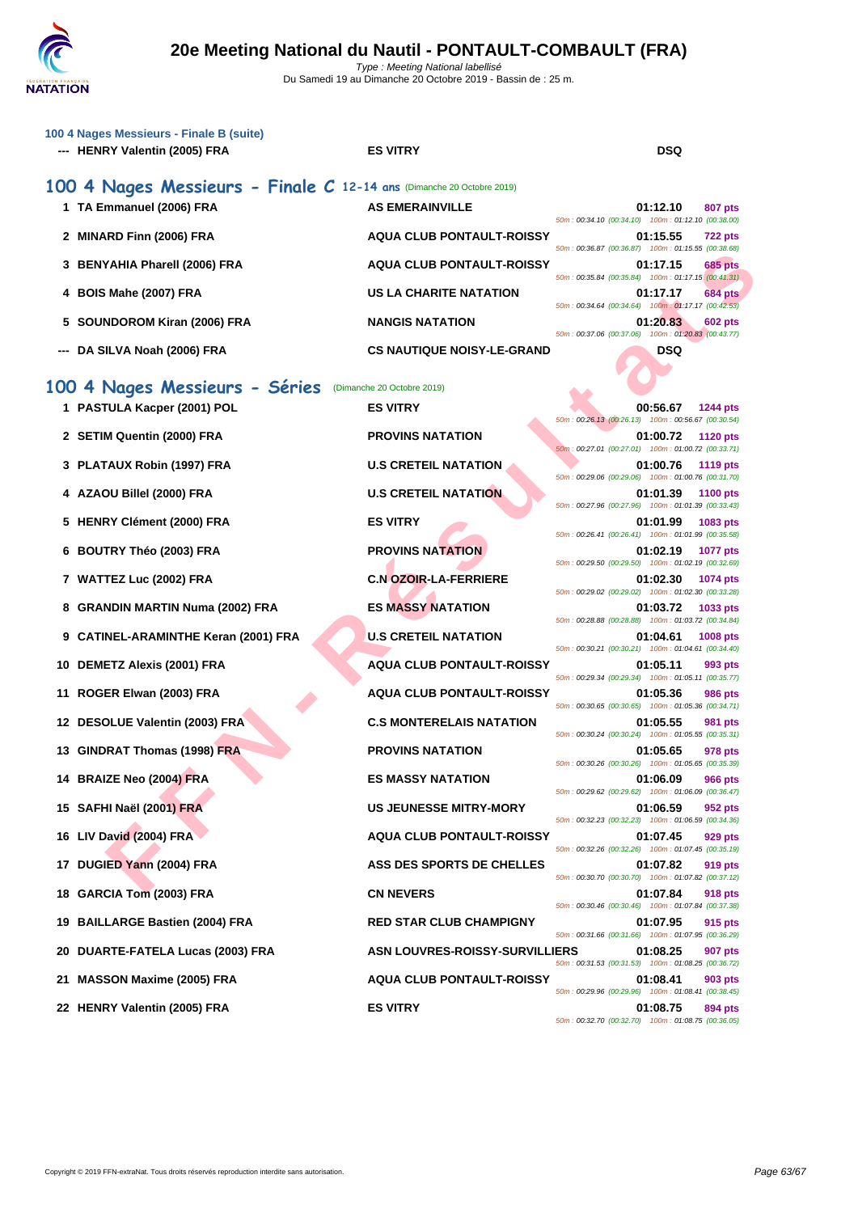## 100 4 Nages Messieurs - Finale B (suite)

| | | | | |
|---|---|---|---|---|
| --- | HENRY Valentin (2005) FRA | ES VITRY | DSQ | |

## 100 4 Nages Messieurs - Finale C 12-14 ans (Dimanche 20 Octobre 2019)

| Rang | Nageur | Club | Temps | Points | Splits |
|---|---|---|---|---|---|
| 1 | TA Emmanuel (2006) FRA | AS EMERAINVILLE | 01:12.10 | 807 pts | 50m : 00:34.10 (00:34.10) 100m : 01:12.10 (00:38.00) |
| 2 | MINARD Finn (2006) FRA | AQUA CLUB PONTAULT-ROISSY | 01:15.55 | 722 pts | 50m : 00:36.87 (00:36.87) 100m : 01:15.55 (00:38.68) |
| 3 | BENYAHIA Pharell (2006) FRA | AQUA CLUB PONTAULT-ROISSY | 01:17.15 | 685 pts | 50m : 00:35.84 (00:35.84) 100m : 01:17.15 (00:41.31) |
| 4 | BOIS Mahe (2007) FRA | US LA CHARITE NATATION | 01:17.17 | 684 pts | 50m : 00:34.64 (00:34.64) 100m : 01:17.17 (00:42.53) |
| 5 | SOUNDOROM Kiran (2006) FRA | NANGIS NATATION | 01:20.83 | 602 pts | 50m : 00:37.06 (00:37.06) 100m : 01:20.83 (00:43.77) |
| --- | DA SILVA Noah (2006) FRA | CS NAUTIQUE NOISY-LE-GRAND | DSQ | | |

## 100 4 Nages Messieurs - Séries (Dimanche 20 Octobre 2019)

| Rang | Nageur | Club | Temps | Points | Splits |
|---|---|---|---|---|---|
| 1 | PASTULA Kacper (2001) POL | ES VITRY | 00:56.67 | 1244 pts | 50m : 00:26.13 (00:26.13) 100m : 00:56.67 (00:30.54) |
| 2 | SETIM Quentin (2000) FRA | PROVINS NATATION | 01:00.72 | 1120 pts | 50m : 00:27.01 (00:27.01) 100m : 01:00.72 (00:33.71) |
| 3 | PLATAUX Robin (1997) FRA | U.S CRETEIL NATATION | 01:00.76 | 1119 pts | 50m : 00:29.06 (00:29.06) 100m : 01:00.76 (00:31.70) |
| 4 | AZAOU Billel (2000) FRA | U.S CRETEIL NATATION | 01:01.39 | 1100 pts | 50m : 00:27.96 (00:27.96) 100m : 01:01.39 (00:33.43) |
| 5 | HENRY Clément (2000) FRA | ES VITRY | 01:01.99 | 1083 pts | 50m : 00:26.41 (00:26.41) 100m : 01:01.99 (00:35.58) |
| 6 | BOUTRY Théo (2003) FRA | PROVINS NATATION | 01:02.19 | 1077 pts | 50m : 00:29.50 (00:29.50) 100m : 01:02.19 (00:32.69) |
| 7 | WATTEZ Luc (2002) FRA | C.N OZOIR-LA-FERRIERE | 01:02.30 | 1074 pts | 50m : 00:29.02 (00:29.02) 100m : 01:02.30 (00:33.28) |
| 8 | GRANDIN MARTIN Numa (2002) FRA | ES MASSY NATATION | 01:03.72 | 1033 pts | 50m : 00:28.88 (00:28.88) 100m : 01:03.72 (00:34.84) |
| 9 | CATINEL-ARAMINTHE Keran (2001) FRA | U.S CRETEIL NATATION | 01:04.61 | 1008 pts | 50m : 00:30.21 (00:30.21) 100m : 01:04.61 (00:34.40) |
| 10 | DEMETZ Alexis (2001) FRA | AQUA CLUB PONTAULT-ROISSY | 01:05.11 | 993 pts | 50m : 00:29.34 (00:29.34) 100m : 01:05.11 (00:35.77) |
| 11 | ROGER Elwan (2003) FRA | AQUA CLUB PONTAULT-ROISSY | 01:05.36 | 986 pts | 50m : 00:30.65 (00:30.65) 100m : 01:05.36 (00:34.71) |
| 12 | DESOLUE Valentin (2003) FRA | C.S MONTERELAIS NATATION | 01:05.55 | 981 pts | 50m : 00:30.24 (00:30.24) 100m : 01:05.55 (00:35.31) |
| 13 | GINDRAT Thomas (1998) FRA | PROVINS NATATION | 01:05.65 | 978 pts | 50m : 00:30.26 (00:30.26) 100m : 01:05.65 (00:35.39) |
| 14 | BRAIZE Neo (2004) FRA | ES MASSY NATATION | 01:06.09 | 966 pts | 50m : 00:29.62 (00:29.62) 100m : 01:06.09 (00:36.47) |
| 15 | SAFHI Naël (2001) FRA | US JEUNESSE MITRY-MORY | 01:06.59 | 952 pts | 50m : 00:32.23 (00:32.23) 100m : 01:06.59 (00:34.36) |
| 16 | LIV David (2004) FRA | AQUA CLUB PONTAULT-ROISSY | 01:07.45 | 929 pts | 50m : 00:32.26 (00:32.26) 100m : 01:07.45 (00:35.19) |
| 17 | DUGIED Yann (2004) FRA | ASS DES SPORTS DE CHELLES | 01:07.82 | 919 pts | 50m : 00:30.70 (00:30.70) 100m : 01:07.82 (00:37.12) |
| 18 | GARCIA Tom (2003) FRA | CN NEVERS | 01:07.84 | 918 pts | 50m : 00:30.46 (00:30.46) 100m : 01:07.84 (00:37.38) |
| 19 | BAILLARGE Bastien (2004) FRA | RED STAR CLUB CHAMPIGNY | 01:07.95 | 915 pts | 50m : 00:31.66 (00:31.66) 100m : 01:07.95 (00:36.29) |
| 20 | DUARTE-FATELA Lucas (2003) FRA | ASN LOUVRES-ROISSY-SURVILLIERS | 01:08.25 | 907 pts | 50m : 00:31.53 (00:31.53) 100m : 01:08.25 (00:36.72) |
| 21 | MASSON Maxime (2005) FRA | AQUA CLUB PONTAULT-ROISSY | 01:08.41 | 903 pts | 50m : 00:29.96 (00:29.96) 100m : 01:08.41 (00:38.45) |
| 22 | HENRY Valentin (2005) FRA | ES VITRY | 01:08.75 | 894 pts | 50m : 00:32.70 (00:32.70) 100m : 01:08.75 (00:36.05) |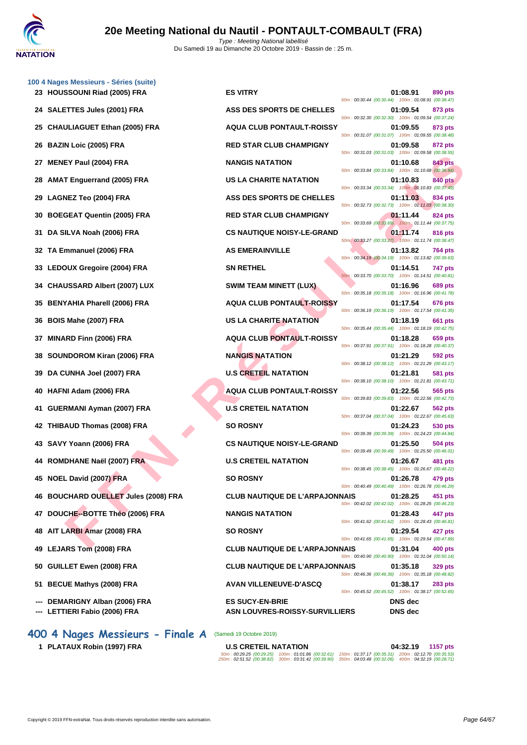### 100 4 Nages Messieurs - Séries (suite)

| Rang | Nom | Club | Temps | Points | Splits |
|---|---|---|---|---|---|
| 23 | HOUSSOUNI Riad (2005) FRA | ES VITRY | 01:08.91 | 890 pts | 50m : 00:30.44 (00:30.44) 100m : 01:08.91 (00:38.47) |
| 24 | SALETTES Jules (2001) FRA | ASS DES SPORTS DE CHELLES | 01:09.54 | 873 pts | 50m : 00:32.30 (00:32.30) 100m : 01:09.54 (00:37.24) |
| 25 | CHAULIAGUET Ethan (2005) FRA | AQUA CLUB PONTAULT-ROISSY | 01:09.55 | 873 pts | 50m : 00:31.07 (00:31.07) 100m : 01:09.55 (00:38.48) |
| 26 | BAZIN Loic (2005) FRA | RED STAR CLUB CHAMPIGNY | 01:09.58 | 872 pts | 50m : 00:31.03 (00:31.03) 100m : 01:09.58 (00:38.55) |
| 27 | MENEY Paul (2004) FRA | NANGIS NATATION | 01:10.68 | 843 pts | 50m : 00:33.84 (00:33.84) 100m : 01:10.68 (00:36.84) |
| 28 | AMAT Enguerrand (2005) FRA | US LA CHARITE NATATION | 01:10.83 | 840 pts | 50m : 00:33.34 (00:33.34) 100m : 01:10.83 (00:37.49) |
| 29 | LAGNEZ Teo (2004) FRA | ASS DES SPORTS DE CHELLES | 01:11.03 | 834 pts | 50m : 00:32.73 (00:32.73) 100m : 01:11.03 (00:38.30) |
| 30 | BOEGEAT Quentin (2005) FRA | RED STAR CLUB CHAMPIGNY | 01:11.44 | 824 pts | 50m : 00:33.69 (00:33.69) 100m : 01:11.44 (00:37.75) |
| 31 | DA SILVA Noah (2006) FRA | CS NAUTIQUE NOISY-LE-GRAND | 01:11.74 | 816 pts | 50m : 00:33.27 (00:33.27) 100m : 01:11.74 (00:38.47) |
| 32 | TA Emmanuel (2006) FRA | AS EMERAINVILLE | 01:13.82 | 764 pts | 50m : 00:34.19 (00:34.19) 100m : 01:13.82 (00:39.63) |
| 33 | LEDOUX Gregoire (2004) FRA | SN RETHEL | 01:14.51 | 747 pts | 50m : 00:33.70 (00:33.70) 100m : 01:14.51 (00:40.81) |
| 34 | CHAUSSARD Albert (2007) LUX | SWIM TEAM MINETT (LUX) | 01:16.96 | 689 pts | 50m : 00:35.18 (00:35.18) 100m : 01:16.96 (00:41.78) |
| 35 | BENYAHIA Pharell (2006) FRA | AQUA CLUB PONTAULT-ROISSY | 01:17.54 | 676 pts | 50m : 00:36.19 (00:36.19) 100m : 01:17.54 (00:41.35) |
| 36 | BOIS Mahe (2007) FRA | US LA CHARITE NATATION | 01:18.19 | 661 pts | 50m : 00:35.44 (00:35.44) 100m : 01:18.19 (00:42.75) |
| 37 | MINARD Finn (2006) FRA | AQUA CLUB PONTAULT-ROISSY | 01:18.28 | 659 pts | 50m : 00:37.91 (00:37.91) 100m : 01:18.28 (00:40.37) |
| 38 | SOUNDOROM Kiran (2006) FRA | NANGIS NATATION | 01:21.29 | 592 pts | 50m : 00:38.12 (00:38.12) 100m : 01:21.29 (00:43.17) |
| 39 | DA CUNHA Joel (2007) FRA | U.S CRETEIL NATATION | 01:21.81 | 581 pts | 50m : 00:38.10 (00:38.10) 100m : 01:21.81 (00:43.71) |
| 40 | HAFNI Adam (2006) FRA | AQUA CLUB PONTAULT-ROISSY | 01:22.56 | 565 pts | 50m : 00:39.83 (00:39.83) 100m : 01:22.56 (00:42.73) |
| 41 | GUERMANI Ayman (2007) FRA | U.S CRETEIL NATATION | 01:22.67 | 562 pts | 50m : 00:37.04 (00:37.04) 100m : 01:22.67 (00:45.63) |
| 42 | THIBAUD Thomas (2008) FRA | SO ROSNY | 01:24.23 | 530 pts | 50m : 00:39.39 (00:39.39) 100m : 01:24.23 (00:44.84) |
| 43 | SAVY Yoann (2006) FRA | CS NAUTIQUE NOISY-LE-GRAND | 01:25.50 | 504 pts | 50m : 00:39.49 (00:39.49) 100m : 01:25.50 (00:46.01) |
| 44 | ROMDHANE Naël (2007) FRA | U.S CRETEIL NATATION | 01:26.67 | 481 pts | 50m : 00:38.45 (00:38.45) 100m : 01:26.67 (00:48.22) |
| 45 | NOEL David (2007) FRA | SO ROSNY | 01:26.78 | 479 pts | 50m : 00:40.49 (00:40.49) 100m : 01:26.78 (00:46.29) |
| 46 | BOUCHARD OUELLET Jules (2008) FRA | CLUB NAUTIQUE DE L'ARPAJONNAIS | 01:28.25 | 451 pts | 50m : 00:42.02 (00:42.02) 100m : 01:28.25 (00:46.23) |
| 47 | DOUCHE--BOTTE Théo (2006) FRA | NANGIS NATATION | 01:28.43 | 447 pts | 50m : 00:41.62 (00:41.62) 100m : 01:28.43 (00:46.81) |
| 48 | AIT LARBI Amar (2008) FRA | SO ROSNY | 01:29.54 | 427 pts | 50m : 00:41.65 (00:41.65) 100m : 01:29.54 (00:47.89) |
| 49 | LEJARS Tom (2008) FRA | CLUB NAUTIQUE DE L'ARPAJONNAIS | 01:31.04 | 400 pts | 50m : 00:40.90 (00:40.90) 100m : 01:31.04 (00:50.14) |
| 50 | GUILLET Ewen (2008) FRA | CLUB NAUTIQUE DE L'ARPAJONNAIS | 01:35.18 | 329 pts | 50m : 00:46.36 (00:46.36) 100m : 01:35.18 (00:48.82) |
| 51 | BECUE Mathys (2008) FRA | AVAN VILLENEUVE-D'ASCQ | 01:38.17 | 283 pts | 50m : 00:45.52 (00:45.52) 100m : 01:38.17 (00:52.65) |
| --- | DEMARIGNY Alban (2006) FRA | ES SUCY-EN-BRIE | DNS dec | | |
| --- | LETTIERI Fabio (2006) FRA | ASN LOUVRES-ROISSY-SURVILLIERS | DNS dec | | |

## 400 4 Nages Messieurs - Finale A (Samedi 19 Octobre 2019)

| Rang | Nom | Club | Temps | Points | Splits |
|---|---|---|---|---|---|
| 1 | PLATAUX Robin (1997) FRA | U.S CRETEIL NATATION | 04:32.19 | 1157 pts | 50m : 00:29.25 (00:29.25) 100m : 01:01.86 (00:32.61) 150m : 01:37.17 (00:35.31) 200m : 02:12.70 (00:35.53) 250m : 02:51.52 (00:38.82) 300m : 03:31.42 (00:39.90) 350m : 04:03.48 (00:32.06) 400m : 04:32.19 (00:28.71) |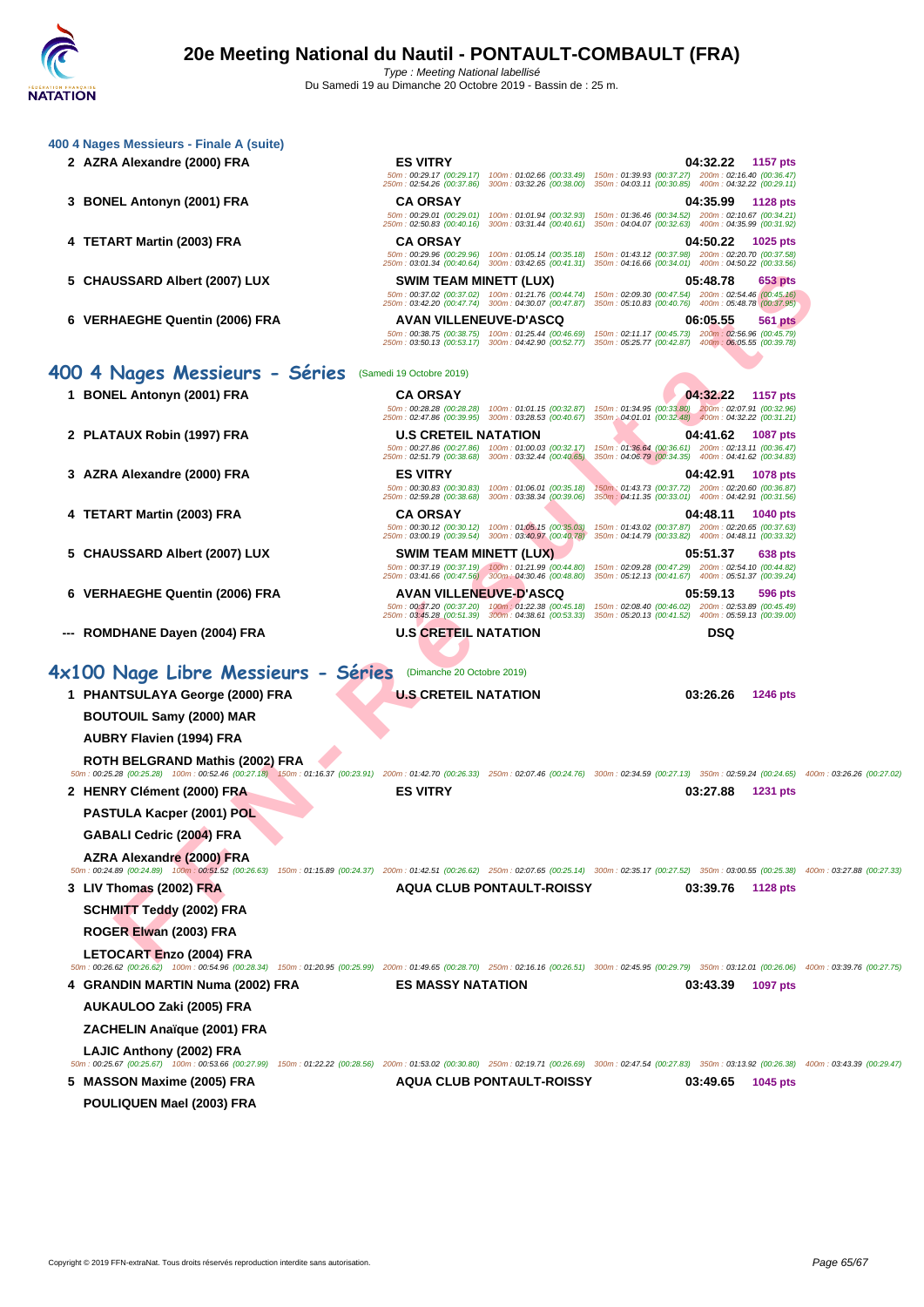### 400 4 Nages Messieurs - Finale A (suite)

| Place | Nom | Club | Temps | Points |
|---|---|---|---|---|
| 2 | AZRA Alexandre (2000) FRA | ES VITRY | 04:32.22 | 1157 pts |
| | | 50m : 00:29.17 (00:29.17) 100m : 01:02.66 (00:33.49) 150m : 01:39.93 (00:37.27) 200m : 02:16.40 (00:36.47) 250m : 02:54.26 (00:37.86) 300m : 03:32.26 (00:38.00) 350m : 04:03.11 (00:30.85) 400m : 04:32.22 (00:29.11) | | |
| 3 | BONEL Antonyn (2001) FRA | CA ORSAY | 04:35.99 | 1128 pts |
| | | 50m : 00:29.01 (00:29.01) 100m : 01:01.94 (00:32.93) 150m : 01:36.46 (00:34.52) 200m : 02:10.67 (00:34.21) 250m : 02:50.83 (00:40.16) 300m : 03:31.44 (00:40.61) 350m : 04:04.07 (00:32.63) 400m : 04:35.99 (00:31.92) | | |
| 4 | TETART Martin (2003) FRA | CA ORSAY | 04:50.22 | 1025 pts |
| | | 50m : 00:29.96 (00:29.96) 100m : 01:05.14 (00:35.18) 150m : 01:43.12 (00:37.98) 200m : 02:20.70 (00:37.58) 250m : 03:01.34 (00:40.64) 300m : 03:42.65 (00:41.31) 350m : 04:16.66 (00:34.01) 400m : 04:50.22 (00:33.56) | | |
| 5 | CHAUSSARD Albert (2007) LUX | SWIM TEAM MINETT (LUX) | 05:48.78 | 653 pts |
| | | 50m : 00:37.02 (00:37.02) 100m : 01:21.76 (00:44.74) 150m : 02:09.30 (00:47.54) 200m : 02:54.46 (00:45.16) 250m : 03:42.20 (00:47.74) 300m : 04:30.07 (00:47.87) 350m : 05:10.83 (00:40.76) 400m : 05:48.78 (00:37.95) | | |
| 6 | VERHAEGHE Quentin (2006) FRA | AVAN VILLENEUVE-D'ASCQ | 06:05.55 | 561 pts |
| | | 50m : 00:38.75 (00:38.75) 100m : 01:25.44 (00:46.69) 150m : 02:11.17 (00:45.73) 200m : 02:56.96 (00:45.79) 250m : 03:50.13 (00:53.17) 300m : 04:42.90 (00:52.77) 350m : 05:25.77 (00:42.87) 400m : 06:05.55 (00:39.78) | | |

## 400 4 Nages Messieurs - Séries (Samedi 19 Octobre 2019)

| Place | Nom | Club | Temps | Points |
|---|---|---|---|---|
| 1 | BONEL Antonyn (2001) FRA | CA ORSAY | 04:32.22 | 1157 pts |
| | | 50m : 00:28.28 (00:28.28) 100m : 01:01.15 (00:32.87) 150m : 01:34.95 (00:33.80) 200m : 02:07.91 (00:32.96) 250m : 02:47.86 (00:39.95) 300m : 03:28.53 (00:40.67) 350m : 04:01.01 (00:32.48) 400m : 04:32.22 (00:31.21) | | |
| 2 | PLATAUX Robin (1997) FRA | U.S CRETEIL NATATION | 04:41.62 | 1087 pts |
| | | 50m : 00:27.86 (00:27.86) 100m : 01:00.03 (00:32.17) 150m : 01:36.64 (00:36.61) 200m : 02:13.11 (00:36.47) 250m : 02:51.79 (00:38.68) 300m : 03:32.44 (00:40.65) 350m : 04:06.79 (00:34.35) 400m : 04:41.62 (00:34.83) | | |
| 3 | AZRA Alexandre (2000) FRA | ES VITRY | 04:42.91 | 1078 pts |
| | | 50m : 00:30.83 (00:30.83) 100m : 01:06.01 (00:35.18) 150m : 01:43.73 (00:37.72) 200m : 02:20.60 (00:36.87) 250m : 02:59.28 (00:38.68) 300m : 03:38.34 (00:39.06) 350m : 04:11.35 (00:33.01) 400m : 04:42.91 (00:31.56) | | |
| 4 | TETART Martin (2003) FRA | CA ORSAY | 04:48.11 | 1040 pts |
| | | 50m : 00:30.12 (00:30.12) 100m : 01:05.15 (00:35.03) 150m : 01:43.02 (00:37.87) 200m : 02:20.65 (00:37.63) 250m : 03:00.19 (00:39.54) 300m : 03:40.97 (00:40.78) 350m : 04:14.79 (00:33.82) 400m : 04:48.11 (00:33.32) | | |
| 5 | CHAUSSARD Albert (2007) LUX | SWIM TEAM MINETT (LUX) | 05:51.37 | 638 pts |
| | | 50m : 00:37.19 (00:37.19) 100m : 01:21.99 (00:44.80) 150m : 02:09.28 (00:47.29) 200m : 02:54.10 (00:44.82) 250m : 03:41.66 (00:47.56) 300m : 04:30.46 (00:48.80) 350m : 05:12.13 (00:41.67) 400m : 05:51.37 (00:39.24) | | |
| 6 | VERHAEGHE Quentin (2006) FRA | AVAN VILLENEUVE-D'ASCQ | 05:59.13 | 596 pts |
| | | 50m : 00:37.20 (00:37.20) 100m : 01:22.38 (00:45.18) 150m : 02:08.40 (00:46.02) 200m : 02:53.89 (00:45.49) 250m : 03:45.28 (00:51.39) 300m : 04:38.61 (00:53.33) 350m : 05:20.13 (00:41.52) 400m : 05:59.13 (00:39.00) | | |
| --- | ROMDHANE Dayen (2004) FRA | U.S CRETEIL NATATION | DSQ | |

## 4x100 Nage Libre Messieurs - Séries (Dimanche 20 Octobre 2019)

| Place | Relayeurs | Club | Temps | Points |
|---|---|---|---|---|
| 1 | PHANTSULAYA George (2000) FRA<br>BOUTOUIL Samy (2000) MAR<br>AUBRY Flavien (1994) FRA<br>ROTH BELGRAND Mathis (2002) FRA | U.S CRETEIL NATATION | 03:26.26 | 1246 pts |
| | | 50m : 00:25.28 (00:25.28) 100m : 00:52.46 (00:27.18) 150m : 01:16.37 (00:23.91) 200m : 01:42.70 (00:26.33) 250m : 02:07.46 (00:24.76) 300m : 02:34.59 (00:27.13) 350m : 02:59.24 (00:24.65) 400m : 03:26.26 (00:27.02) | | |
| 2 | HENRY Clément (2000) FRA<br>PASTULA Kacper (2001) POL<br>GABALI Cedric (2004) FRA<br>AZRA Alexandre (2000) FRA | ES VITRY | 03:27.88 | 1231 pts |
| | | 50m : 00:24.89 (00:24.89) 100m : 00:51.52 (00:26.63) 150m : 01:15.89 (00:24.37) 200m : 01:42.51 (00:26.62) 250m : 02:07.65 (00:25.14) 300m : 02:35.17 (00:27.52) 350m : 03:00.55 (00:25.38) 400m : 03:27.88 (00:27.33) | | |
| 3 | LIV Thomas (2002) FRA<br>SCHMITT Teddy (2002) FRA<br>ROGER Elwan (2003) FRA<br>LETOCART Enzo (2004) FRA | AQUA CLUB PONTAULT-ROISSY | 03:39.76 | 1128 pts |
| | | 50m : 00:26.62 (00:26.62) 100m : 00:54.96 (00:28.34) 150m : 01:20.95 (00:25.99) 200m : 01:49.65 (00:28.70) 250m : 02:16.16 (00:26.51) 300m : 02:45.95 (00:29.79) 350m : 03:12.01 (00:26.06) 400m : 03:39.76 (00:27.75) | | |
| 4 | GRANDIN MARTIN Numa (2002) FRA<br>AUKAULOO Zaki (2005) FRA<br>ZACHELIN Anaïque (2001) FRA<br>LAJIC Anthony (2002) FRA | ES MASSY NATATION | 03:43.39 | 1097 pts |
| | | 50m : 00:25.67 (00:25.67) 100m : 00:53.66 (00:27.99) 150m : 01:22.22 (00:28.56) 200m : 01:53.02 (00:30.80) 250m : 02:19.71 (00:26.69) 300m : 02:47.54 (00:27.83) 350m : 03:13.92 (00:26.38) 400m : 03:43.39 (00:29.47) | | |
| 5 | MASSON Maxime (2005) FRA<br>POULIQUEN Mael (2003) FRA | AQUA CLUB PONTAULT-ROISSY | 03:49.65 | 1045 pts |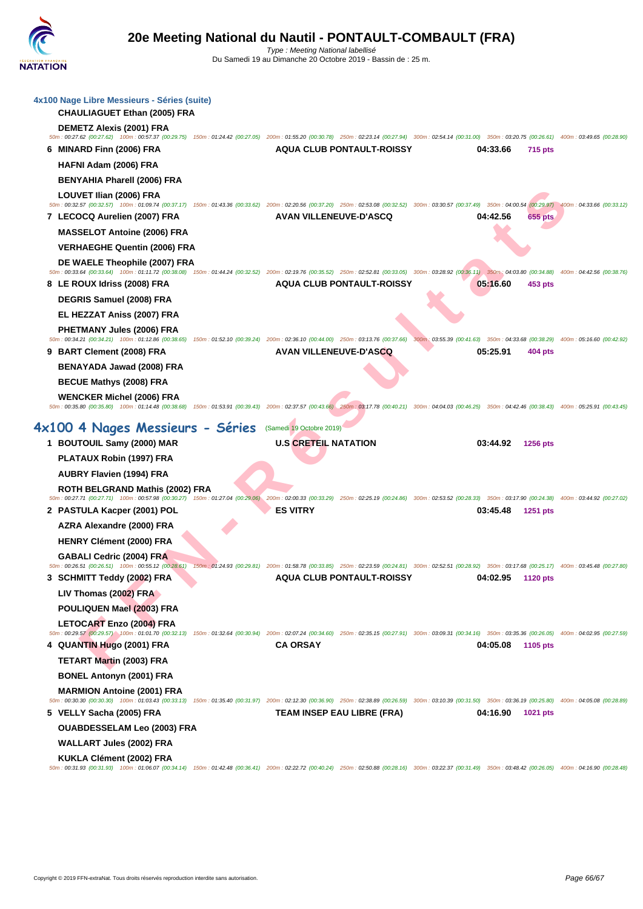# 20e Meeting National du Nautil - PONTAULT-COMBAULT (FRA)

*Type : Meeting National labellisé*

Du Samedi 19 au Dimanche 20 Octobre 2019 - Bassin de : 25 m.

### 4x100 Nage Libre Messieurs - Séries (suite)

**CHAULIAGUET Ethan (2005) FRA**

**DEMETZ Alexis (2001) FRA**

50m : 00:27.62 (00:27.62) 100m : 00:57.37 (00:29.75) 150m : 01:24.42 (00:27.05) 200m : 01:55.20 (00:30.78) 250m : 02:23.14 (00:27.94) 300m : 02:54.14 (00:31.00) 350m : 03:20.75 (00:26.61) 400m : 03:49.65 (00:28.90)

| Rang | Nageur | Club | Temps | Points |
|---|---|---|---|---|
| 6 | MINARD Finn (2006) FRA | AQUA CLUB PONTAULT-ROISSY | 04:33.66 | 715 pts |

**HAFNI Adam (2006) FRA**

**BENYAHIA Pharell (2006) FRA**

**LOUVET Ilian (2006) FRA**

50m : 00:32.57 (00:32.57) 100m : 01:09.74 (00:37.17) 150m : 01:43.36 (00:33.62) 200m : 02:20.56 (00:37.20) 250m : 02:53.08 (00:32.52) 300m : 03:30.57 (00:37.49) 350m : 04:00.54 (00:29.97) 400m : 04:33.66 (00:33.12)

| Rang | Nageur | Club | Temps | Points |
|---|---|---|---|---|
| 7 | LECOCQ Aurelien (2007) FRA | AVAN VILLENEUVE-D'ASCQ | 04:42.56 | 655 pts |

**MASSELOT Antoine (2006) FRA**

**VERHAEGHE Quentin (2006) FRA**

**DE WAELE Theophile (2007) FRA**

50m : 00:33.64 (00:33.64) 100m : 01:11.72 (00:38.08) 150m : 01:44.24 (00:32.52) 200m : 02:19.76 (00:35.52) 250m : 02:52.81 (00:33.05) 300m : 03:28.92 (00:36.11) 350m : 04:03.80 (00:34.88) 400m : 04:42.56 (00:38.76)

| Rang | Nageur | Club | Temps | Points |
|---|---|---|---|---|
| 8 | LE ROUX Idriss (2008) FRA | AQUA CLUB PONTAULT-ROISSY | 05:16.60 | 453 pts |

**DEGRIS Samuel (2008) FRA**

**EL HEZZAT Aniss (2007) FRA**

**PHETMANY Jules (2006) FRA**

50m : 00:34.21 (00:34.21) 100m : 01:12.86 (00:38.65) 150m : 01:52.10 (00:39.24) 200m : 02:36.10 (00:44.00) 250m : 03:13.76 (00:37.66) 300m : 03:55.39 (00:41.63) 350m : 04:33.68 (00:38.29) 400m : 05:16.60 (00:42.92)

| Rang | Nageur | Club | Temps | Points |
|---|---|---|---|---|
| 9 | BART Clement (2008) FRA | AVAN VILLENEUVE-D'ASCQ | 05:25.91 | 404 pts |

**BENAYADA Jawad (2008) FRA**

**BECUE Mathys (2008) FRA**

**WENCKER Michel (2006) FRA**

50m : 00:35.80 (00:35.80) 100m : 01:14.48 (00:38.68) 150m : 01:53.91 (00:39.43) 200m : 02:37.57 (00:43.66) 250m : 03:17.78 (00:40.21) 300m : 04:04.03 (00:46.25) 350m : 04:42.46 (00:38.43) 400m : 05:25.91 (00:43.45)

## 4x100 4 Nages Messieurs - Séries (Samedi 19 Octobre 2019)

| Rang | Nageur | Club | Temps | Points |
|---|---|---|---|---|
| 1 | BOUTOUIL Samy (2000) MAR | U.S CRETEIL NATATION | 03:44.92 | 1256 pts |

**PLATAUX Robin (1997) FRA**

**AUBRY Flavien (1994) FRA**

**ROTH BELGRAND Mathis (2002) FRA**

50m : 00:27.71 (00:27.71) 100m : 00:57.98 (00:30.27) 150m : 01:27.04 (00:29.06) 200m : 02:00.33 (00:33.29) 250m : 02:25.19 (00:24.86) 300m : 02:53.52 (00:28.33) 350m : 03:17.90 (00:24.38) 400m : 03:44.92 (00:27.02)

| Rang | Nageur | Club | Temps | Points |
|---|---|---|---|---|
| 2 | PASTULA Kacper (2001) POL | ES VITRY | 03:45.48 | 1251 pts |

**AZRA Alexandre (2000) FRA**

**HENRY Clément (2000) FRA**

**GABALI Cedric (2004) FRA**

50m : 00:26.51 (00:26.51) 100m : 00:55.12 (00:28.61) 150m : 01:24.93 (00:29.81) 200m : 01:58.78 (00:33.85) 250m : 02:23.59 (00:24.81) 300m : 02:52.51 (00:28.92) 350m : 03:17.68 (00:25.17) 400m : 03:45.48 (00:27.80)

| Rang | Nageur | Club | Temps | Points |
|---|---|---|---|---|
| 3 | SCHMITT Teddy (2002) FRA | AQUA CLUB PONTAULT-ROISSY | 04:02.95 | 1120 pts |

**LIV Thomas (2002) FRA**

**POULIQUEN Mael (2003) FRA**

**LETOCART Enzo (2004) FRA**

50m : 00:29.57 (00:29.57) 100m : 01:01.70 (00:32.13) 150m : 01:32.64 (00:30.94) 200m : 02:07.24 (00:34.60) 250m : 02:35.15 (00:27.91) 300m : 03:09.31 (00:34.16) 350m : 03:35.36 (00:26.05) 400m : 04:02.95 (00:27.59)

| Rang | Nageur | Club | Temps | Points |
|---|---|---|---|---|
| 4 | QUANTIN Hugo (2001) FRA | CA ORSAY | 04:05.08 | 1105 pts |

**TETART Martin (2003) FRA**

**BONEL Antonyn (2001) FRA**

**MARMION Antoine (2001) FRA**

50m : 00:30.30 (00:30.30) 100m : 01:03.43 (00:33.13) 150m : 01:35.40 (00:31.97) 200m : 02:12.30 (00:36.90) 250m : 02:38.89 (00:26.59) 300m : 03:10.39 (00:31.50) 350m : 03:36.19 (00:25.80) 400m : 04:05.08 (00:28.89)

| Rang | Nageur | Club | Temps | Points |
|---|---|---|---|---|
| 5 | VELLY Sacha (2005) FRA | TEAM INSEP EAU LIBRE (FRA) | 04:16.90 | 1021 pts |

**OUABDESSELAM Leo (2003) FRA**

**WALLART Jules (2002) FRA**

**KUKLA Clément (2002) FRA**

50m : 00:31.93 (00:31.93) 100m : 01:06.07 (00:34.14) 150m : 01:42.48 (00:36.41) 200m : 02:22.72 (00:40.24) 250m : 02:50.88 (00:28.16) 300m : 03:22.37 (00:31.49) 350m : 03:48.42 (00:26.05) 400m : 04:16.90 (00:28.48)

Copyright © 2019 FFN-extraNat. Tous droits réservés reproduction interdite sans autorisation.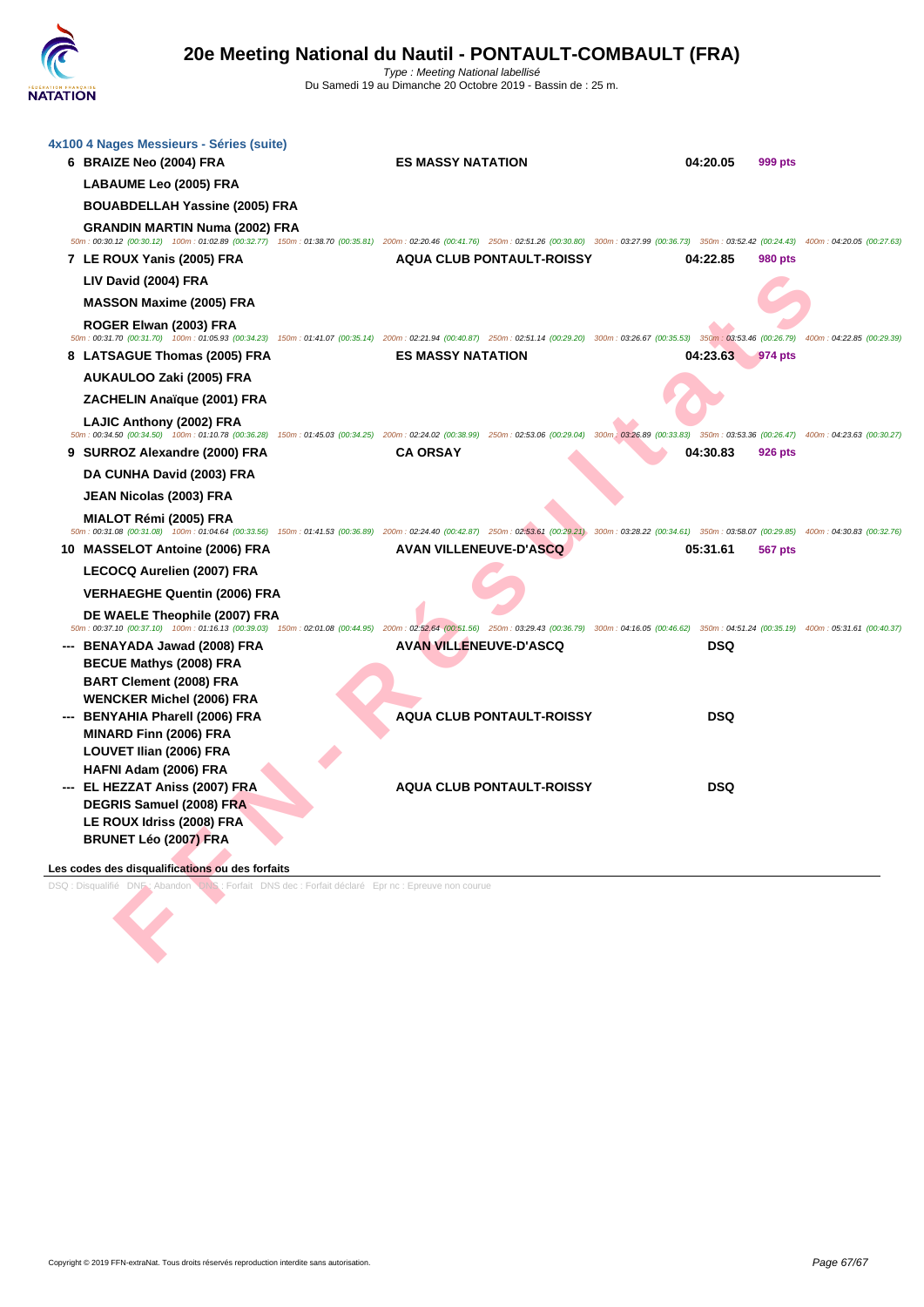# 20e Meeting National du Nautil - PONTAULT-COMBAULT (FRA)

*Type : Meeting National labellisé*

Du Samedi 19 au Dimanche 20 Octobre 2019 - Bassin de : 25 m.

### 4x100 4 Nages Messieurs - Séries (suite)

**6 BRAIZE Neo (2004) FRA** — **ES MASSY NATATION** — **04:20.05** — **999 pts**

**LABAUME Leo (2005) FRA**

**BOUABDELLAH Yassine (2005) FRA**

**GRANDIN MARTIN Numa (2002) FRA**

50m : 00:30.12 (00:30.12) 100m : 01:02.89 (00:32.77) 150m : 01:38.70 (00:35.81) 200m : 02:20.46 (00:41.76) 250m : 02:51.26 (00:30.80) 300m : 03:27.99 (00:36.73) 350m : 03:52.42 (00:24.43) 400m : 04:20.05 (00:27.63)

**7 LE ROUX Yanis (2005) FRA** — **AQUA CLUB PONTAULT-ROISSY** — **04:22.85** — **980 pts**

**LIV David (2004) FRA**

**MASSON Maxime (2005) FRA**

**ROGER Elwan (2003) FRA**

50m : 00:31.70 (00:31.70) 100m : 01:05.93 (00:34.23) 150m : 01:41.07 (00:35.14) 200m : 02:21.94 (00:40.87) 250m : 02:51.14 (00:29.20) 300m : 03:26.67 (00:35.53) 350m : 03:53.46 (00:26.79) 400m : 04:22.85 (00:29.39)

**8 LATSAGUE Thomas (2005) FRA** — **ES MASSY NATATION** — **04:23.63** — **974 pts**

**AUKAULOO Zaki (2005) FRA**

**ZACHELIN Anaïque (2001) FRA**

**LAJIC Anthony (2002) FRA**

50m : 00:34.50 (00:34.50) 100m : 01:10.78 (00:36.28) 150m : 01:45.03 (00:34.25) 200m : 02:24.02 (00:38.99) 250m : 02:53.06 (00:29.04) 300m : 03:26.89 (00:33.83) 350m : 03:53.36 (00:26.47) 400m : 04:23.63 (00:30.27)

**9 SURROZ Alexandre (2000) FRA** — **CA ORSAY** — **04:30.83** — **926 pts**

**DA CUNHA David (2003) FRA**

**JEAN Nicolas (2003) FRA**

**MIALOT Rémi (2005) FRA**

50m : 00:31.08 (00:31.08) 100m : 01:04.64 (00:33.56) 150m : 01:41.53 (00:36.89) 200m : 02:24.40 (00:42.87) 250m : 02:53.61 (00:29.21) 300m : 03:28.22 (00:34.61) 350m : 03:58.07 (00:29.85) 400m : 04:30.83 (00:32.76)

**10 MASSELOT Antoine (2006) FRA** — **AVAN VILLENEUVE-D'ASCQ** — **05:31.61** — **567 pts**

**LECOCQ Aurelien (2007) FRA**

**VERHAEGHE Quentin (2006) FRA**

**DE WAELE Theophile (2007) FRA**

50m : 00:37.10 (00:37.10) 100m : 01:16.13 (00:39.03) 150m : 02:01.08 (00:44.95) 200m : 02:52.64 (00:51.56) 250m : 03:29.43 (00:36.79) 300m : 04:16.05 (00:46.62) 350m : 04:51.24 (00:35.19) 400m : 05:31.61 (00:40.37)

**--- BENAYADA Jawad (2008) FRA** — **AVAN VILLENEUVE-D'ASCQ** — **DSQ**

**BECUE Mathys (2008) FRA**

**BART Clement (2008) FRA**

**WENCKER Michel (2006) FRA**

**--- BENYAHIA Pharell (2006) FRA** — **AQUA CLUB PONTAULT-ROISSY** — **DSQ**

**MINARD Finn (2006) FRA**

**LOUVET Ilian (2006) FRA**

**HAFNI Adam (2006) FRA**

**--- EL HEZZAT Aniss (2007) FRA** — **AQUA CLUB PONTAULT-ROISSY** — **DSQ**

**DEGRIS Samuel (2008) FRA**

**LE ROUX Idriss (2008) FRA**

**BRUNET Léo (2007) FRA**

**Les codes des disqualifications ou des forfaits**

DSQ : Disqualifié DNF : Abandon DNS : Forfait DNS dec : Forfait déclaré Epr nc : Epreuve non courue

Copyright © 2019 FFN-extraNat. Tous droits réservés reproduction interdite sans autorisation.